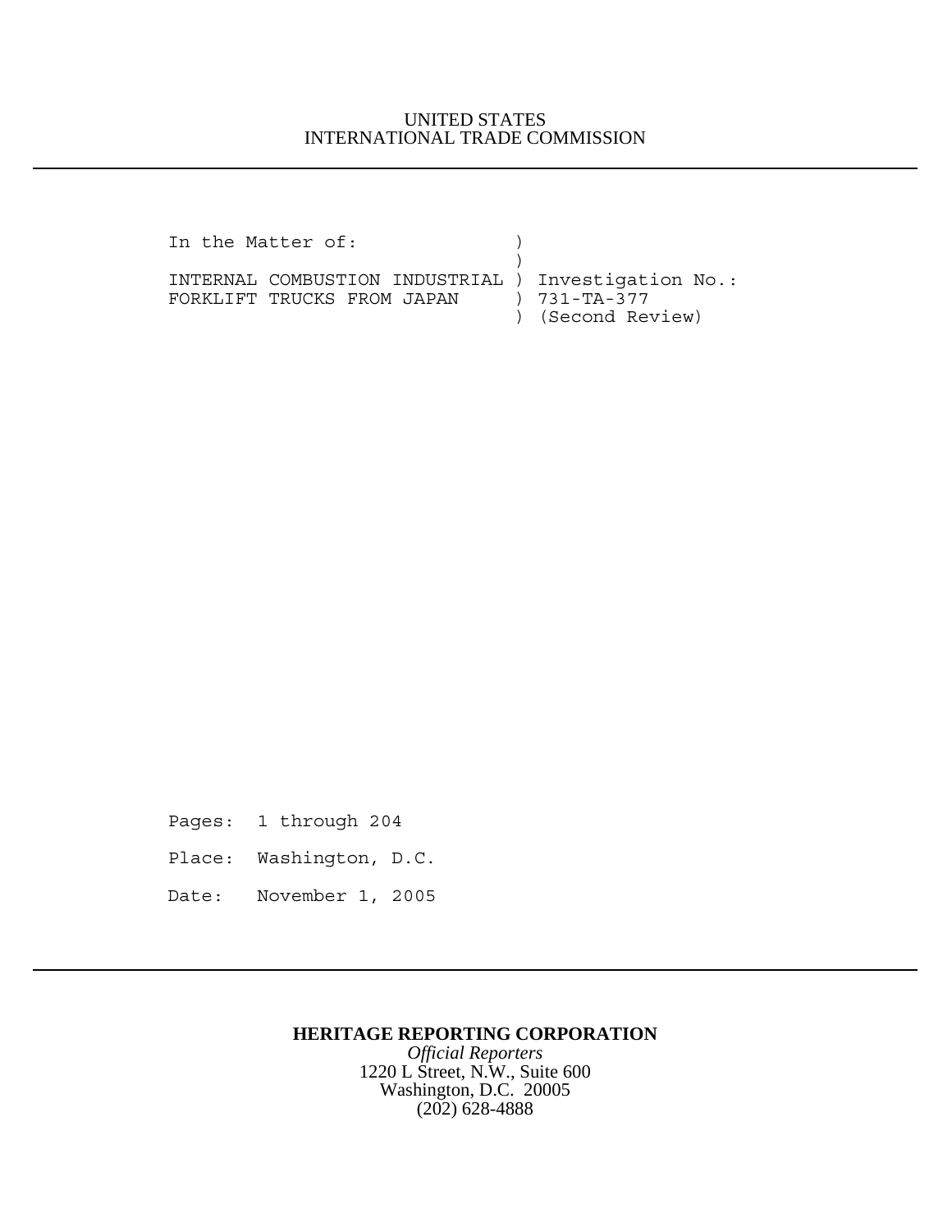UNITED STATES
INTERNATIONAL TRADE COMMISSION

---

```
In the Matter of:               )
                                )
INTERNAL COMBUSTION INDUSTRIAL  ) Investigation No.:
FORKLIFT TRUCKS FROM JAPAN      ) 731-TA-377
                                ) (Second Review)
```

Pages: 1 through 204

Place: Washington, D.C.

Date: November 1, 2005

---

**HERITAGE REPORTING CORPORATION**
*Official Reporters*
1220 L Street, N.W., Suite 600
Washington, D.C. 20005
(202) 628-4888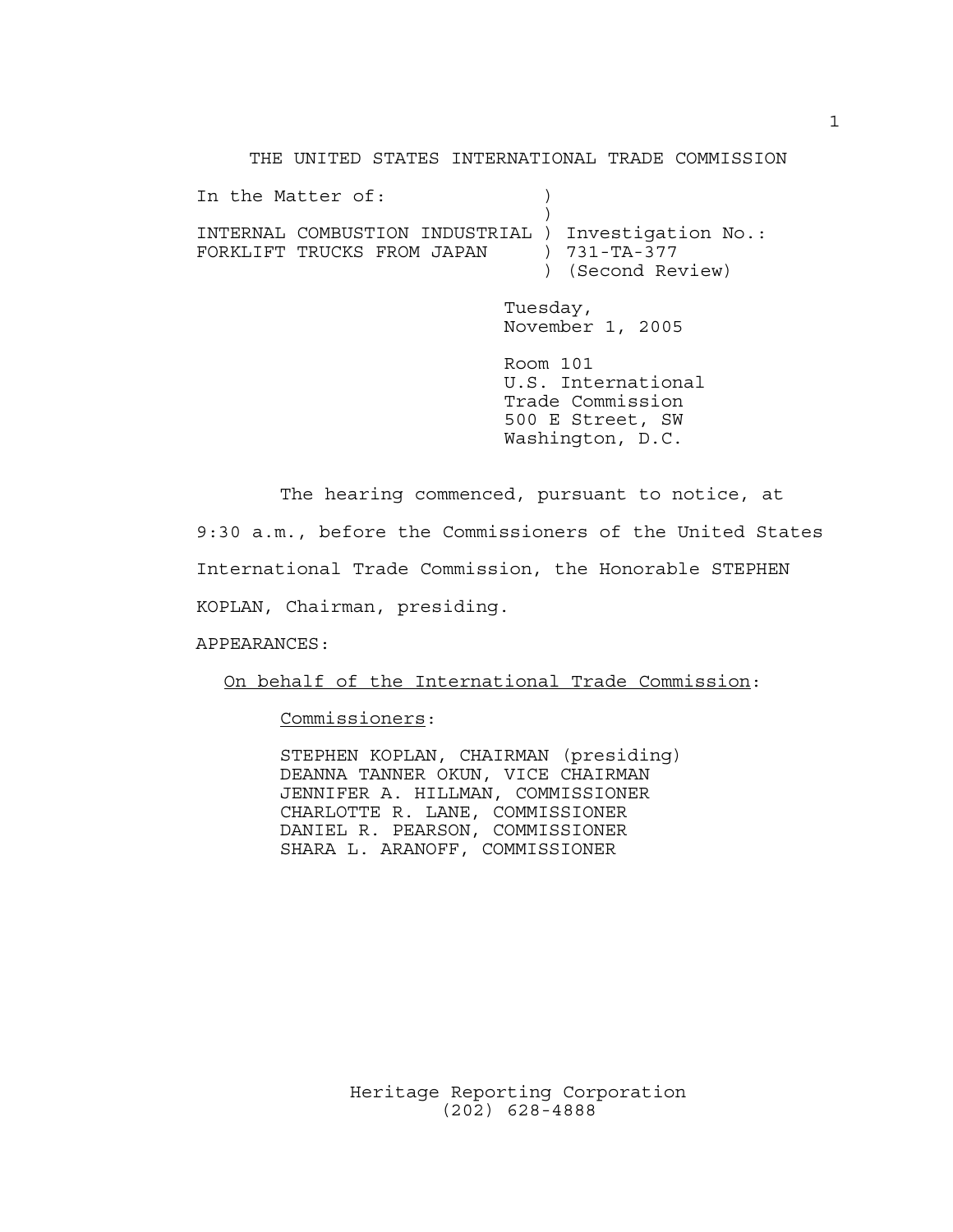THE UNITED STATES INTERNATIONAL TRADE COMMISSION

```
In the Matter of:              )
                               )
INTERNAL COMBUSTION INDUSTRIAL ) Investigation No.:
FORKLIFT TRUCKS FROM JAPAN     ) 731-TA-377
                               ) (Second Review)
```

Tuesday,
November 1, 2005

Room 101
U.S. International
Trade Commission
500 E Street, SW
Washington, D.C.

The hearing commenced, pursuant to notice, at 9:30 a.m., before the Commissioners of the United States International Trade Commission, the Honorable STEPHEN KOPLAN, Chairman, presiding.

APPEARANCES:

On behalf of the International Trade Commission:

Commissioners:

STEPHEN KOPLAN, CHAIRMAN (presiding)
DEANNA TANNER OKUN, VICE CHAIRMAN
JENNIFER A. HILLMAN, COMMISSIONER
CHARLOTTE R. LANE, COMMISSIONER
DANIEL R. PEARSON, COMMISSIONER
SHARA L. ARANOFF, COMMISSIONER

Heritage Reporting Corporation
(202) 628-4888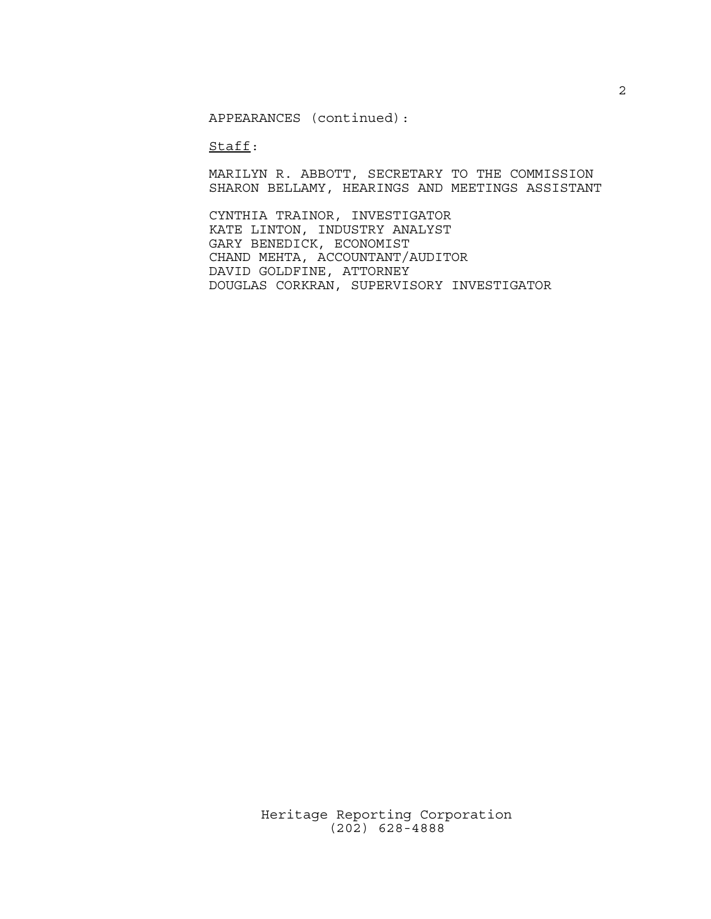APPEARANCES (continued):

<u>Staff</u>:

MARILYN R. ABBOTT, SECRETARY TO THE COMMISSION
SHARON BELLAMY, HEARINGS AND MEETINGS ASSISTANT

CYNTHIA TRAINOR, INVESTIGATOR
KATE LINTON, INDUSTRY ANALYST
GARY BENEDICK, ECONOMIST
CHAND MEHTA, ACCOUNTANT/AUDITOR
DAVID GOLDFINE, ATTORNEY
DOUGLAS CORKRAN, SUPERVISORY INVESTIGATOR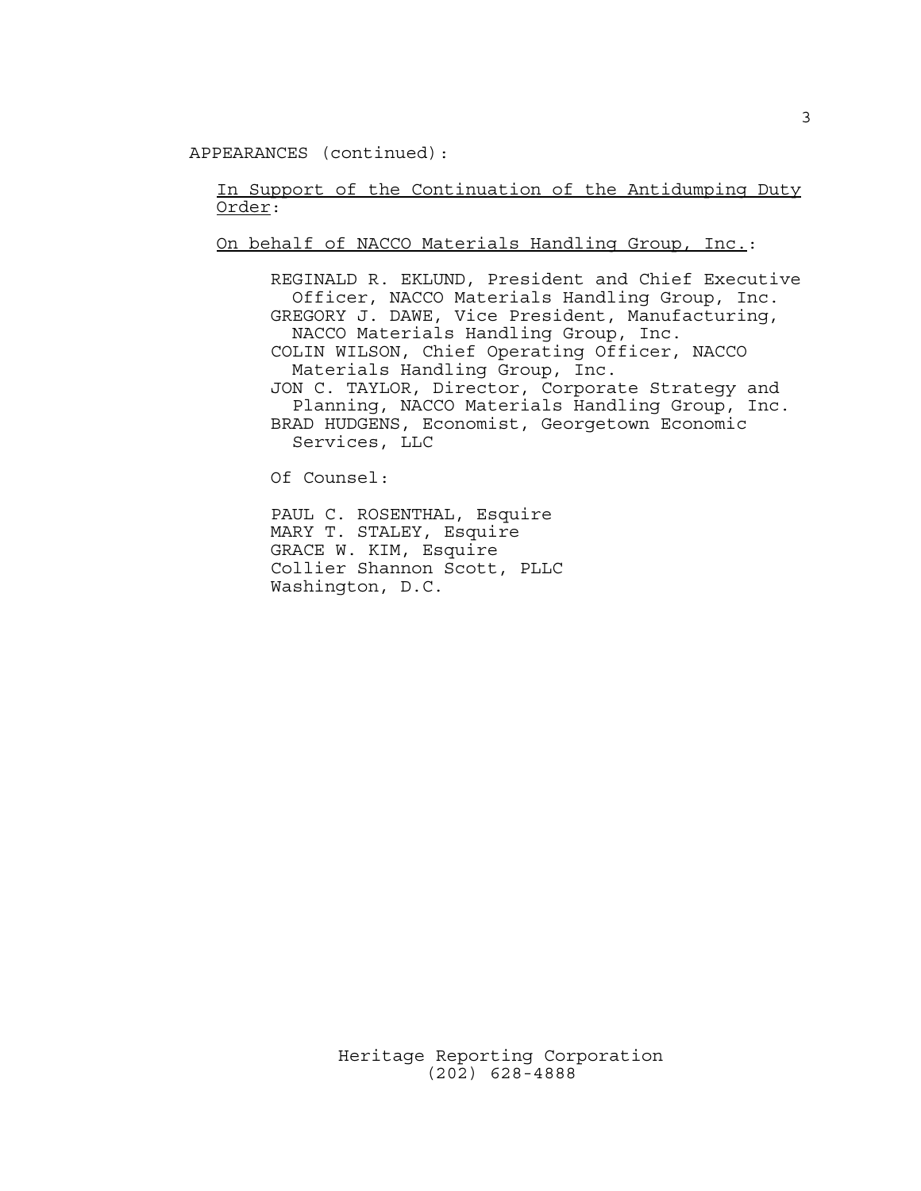APPEARANCES (continued):

In Support of the Continuation of the Antidumping Duty Order:

On behalf of NACCO Materials Handling Group, Inc.:

REGINALD R. EKLUND, President and Chief Executive Officer, NACCO Materials Handling Group, Inc.
GREGORY J. DAWE, Vice President, Manufacturing, NACCO Materials Handling Group, Inc.
COLIN WILSON, Chief Operating Officer, NACCO Materials Handling Group, Inc.
JON C. TAYLOR, Director, Corporate Strategy and Planning, NACCO Materials Handling Group, Inc.
BRAD HUDGENS, Economist, Georgetown Economic Services, LLC

Of Counsel:

PAUL C. ROSENTHAL, Esquire
MARY T. STALEY, Esquire
GRACE W. KIM, Esquire
Collier Shannon Scott, PLLC
Washington, D.C.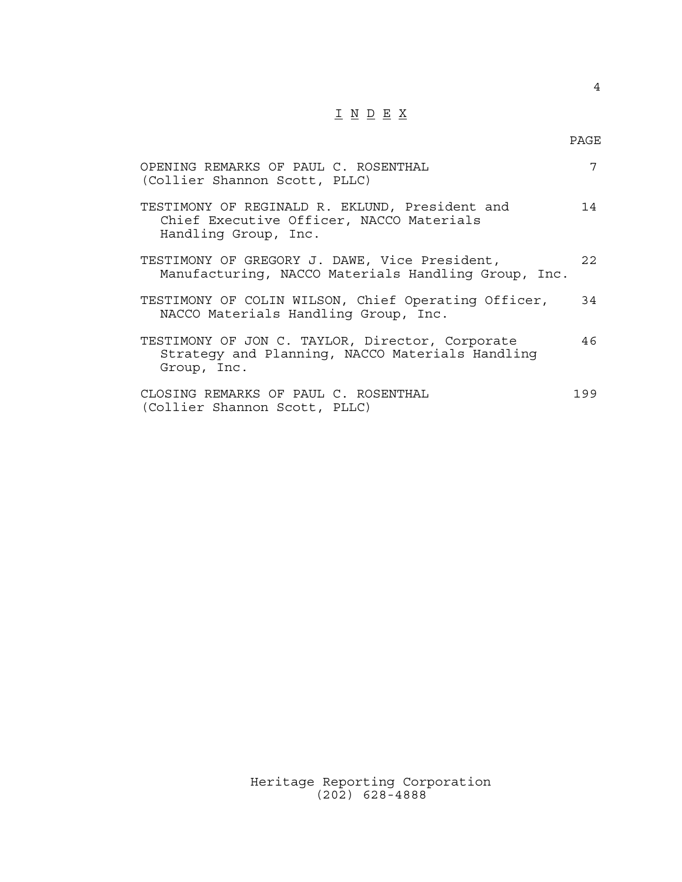# I N D E X

| | PAGE |
|---|---|
| OPENING REMARKS OF PAUL C. ROSENTHAL (Collier Shannon Scott, PLLC) | 7 |
| TESTIMONY OF REGINALD R. EKLUND, President and Chief Executive Officer, NACCO Materials Handling Group, Inc. | 14 |
| TESTIMONY OF GREGORY J. DAWE, Vice President, Manufacturing, NACCO Materials Handling Group, Inc. | 22 |
| TESTIMONY OF COLIN WILSON, Chief Operating Officer, NACCO Materials Handling Group, Inc. | 34 |
| TESTIMONY OF JON C. TAYLOR, Director, Corporate Strategy and Planning, NACCO Materials Handling Group, Inc. | 46 |
| CLOSING REMARKS OF PAUL C. ROSENTHAL (Collier Shannon Scott, PLLC) | 199 |

Heritage Reporting Corporation
(202) 628-4888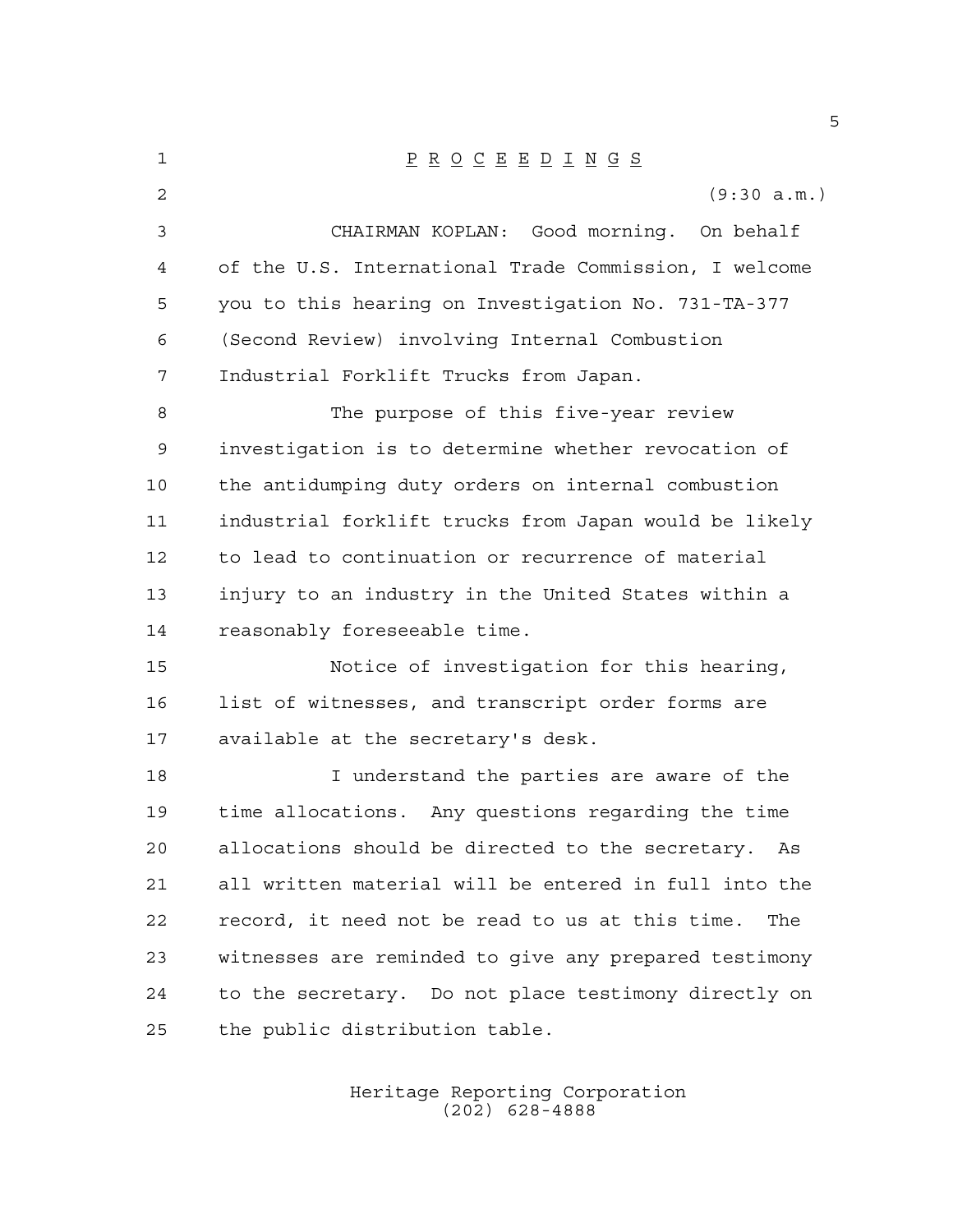P R O C E E D I N G S

(9:30 a.m.)

CHAIRMAN KOPLAN: Good morning. On behalf of the U.S. International Trade Commission, I welcome you to this hearing on Investigation No. 731-TA-377 (Second Review) involving Internal Combustion Industrial Forklift Trucks from Japan.

The purpose of this five-year review investigation is to determine whether revocation of the antidumping duty orders on internal combustion industrial forklift trucks from Japan would be likely to lead to continuation or recurrence of material injury to an industry in the United States within a reasonably foreseeable time.

Notice of investigation for this hearing, list of witnesses, and transcript order forms are available at the secretary's desk.

I understand the parties are aware of the time allocations. Any questions regarding the time allocations should be directed to the secretary. As all written material will be entered in full into the record, it need not be read to us at this time. The witnesses are reminded to give any prepared testimony to the secretary. Do not place testimony directly on the public distribution table.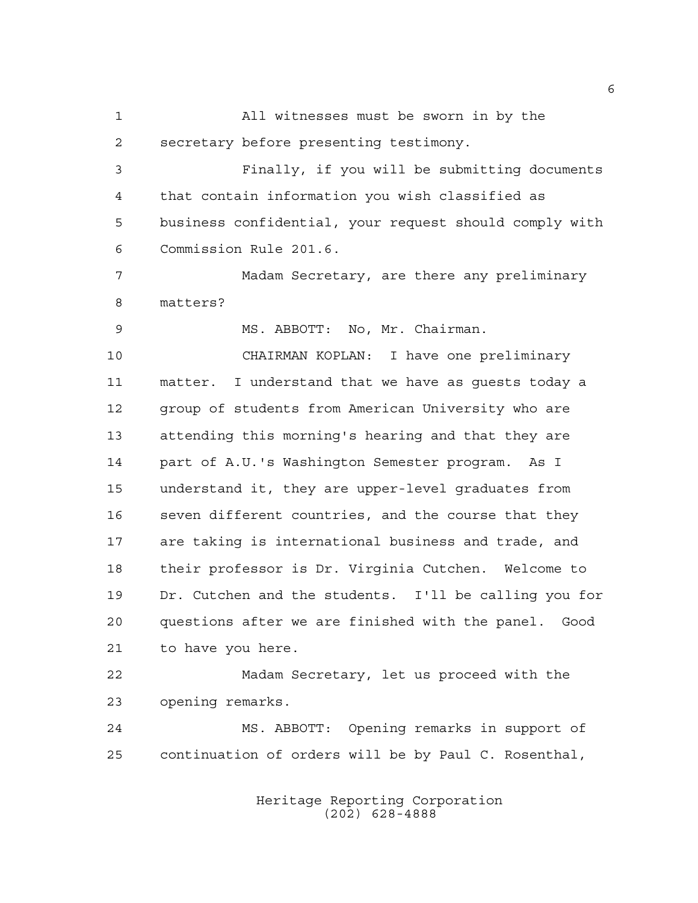All witnesses must be sworn in by the secretary before presenting testimony.

Finally, if you will be submitting documents that contain information you wish classified as business confidential, your request should comply with Commission Rule 201.6.

Madam Secretary, are there any preliminary matters?

MS. ABBOTT: No, Mr. Chairman.

CHAIRMAN KOPLAN: I have one preliminary matter. I understand that we have as guests today a group of students from American University who are attending this morning's hearing and that they are part of A.U.'s Washington Semester program. As I understand it, they are upper-level graduates from seven different countries, and the course that they are taking is international business and trade, and their professor is Dr. Virginia Cutchen. Welcome to Dr. Cutchen and the students. I'll be calling you for questions after we are finished with the panel. Good to have you here.

Madam Secretary, let us proceed with the opening remarks.

MS. ABBOTT: Opening remarks in support of continuation of orders will be by Paul C. Rosenthal,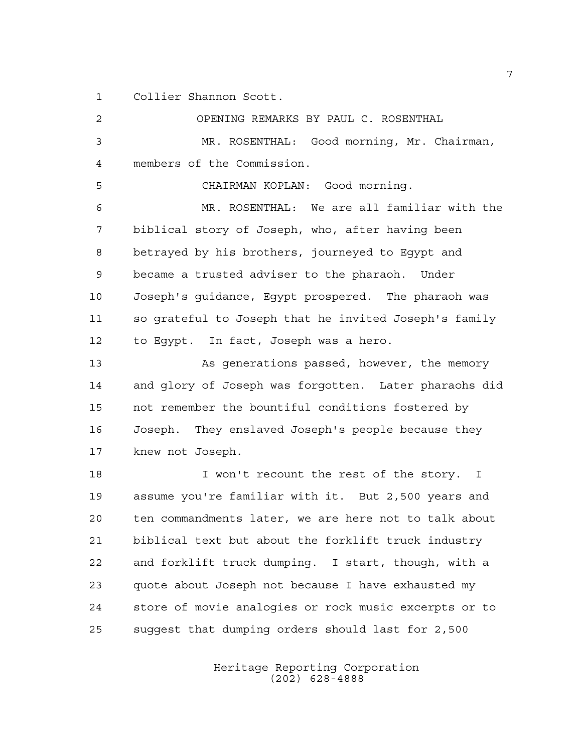Collier Shannon Scott.

OPENING REMARKS BY PAUL C. ROSENTHAL

MR. ROSENTHAL: Good morning, Mr. Chairman, members of the Commission.

CHAIRMAN KOPLAN: Good morning.

MR. ROSENTHAL: We are all familiar with the biblical story of Joseph, who, after having been betrayed by his brothers, journeyed to Egypt and became a trusted adviser to the pharaoh. Under Joseph's guidance, Egypt prospered. The pharaoh was so grateful to Joseph that he invited Joseph's family to Egypt. In fact, Joseph was a hero.

As generations passed, however, the memory and glory of Joseph was forgotten. Later pharaohs did not remember the bountiful conditions fostered by Joseph. They enslaved Joseph's people because they knew not Joseph.

I won't recount the rest of the story. I assume you're familiar with it. But 2,500 years and ten commandments later, we are here not to talk about biblical text but about the forklift truck industry and forklift truck dumping. I start, though, with a quote about Joseph not because I have exhausted my store of movie analogies or rock music excerpts or to suggest that dumping orders should last for 2,500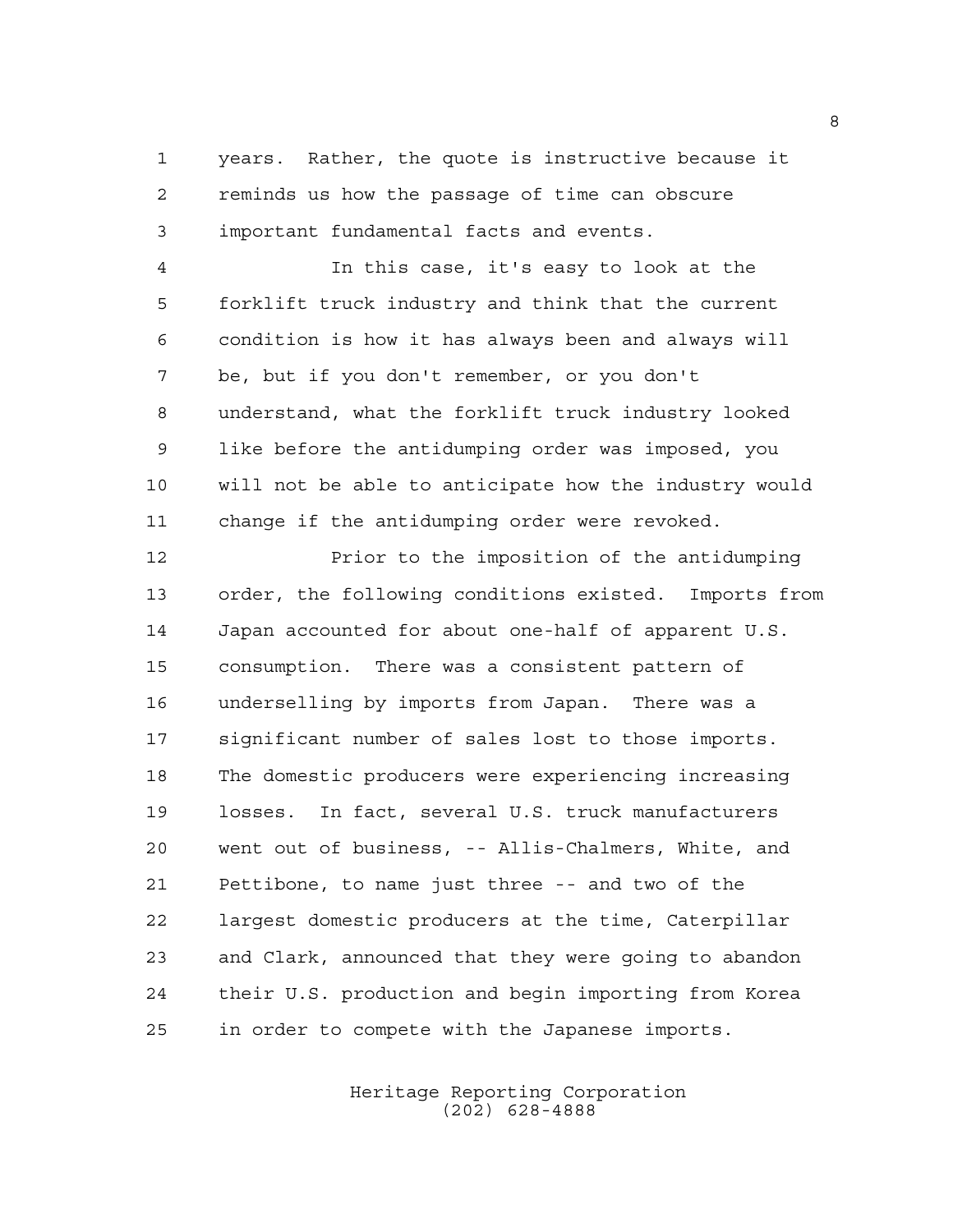years. Rather, the quote is instructive because it reminds us how the passage of time can obscure important fundamental facts and events.

In this case, it's easy to look at the forklift truck industry and think that the current condition is how it has always been and always will be, but if you don't remember, or you don't understand, what the forklift truck industry looked like before the antidumping order was imposed, you will not be able to anticipate how the industry would change if the antidumping order were revoked.

Prior to the imposition of the antidumping order, the following conditions existed. Imports from Japan accounted for about one-half of apparent U.S. consumption. There was a consistent pattern of underselling by imports from Japan. There was a significant number of sales lost to those imports. The domestic producers were experiencing increasing losses. In fact, several U.S. truck manufacturers went out of business, -- Allis-Chalmers, White, and Pettibone, to name just three -- and two of the largest domestic producers at the time, Caterpillar and Clark, announced that they were going to abandon their U.S. production and begin importing from Korea in order to compete with the Japanese imports.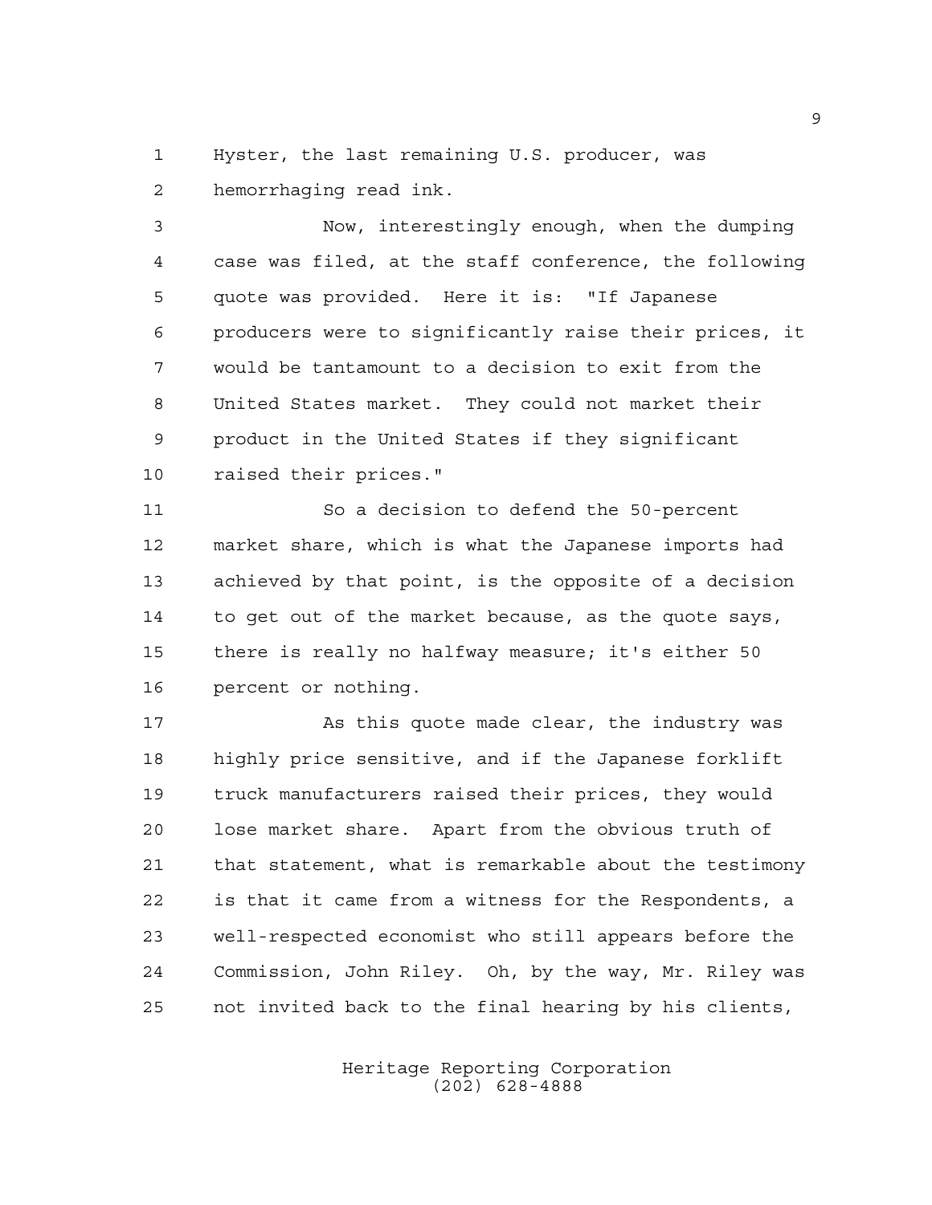Hyster, the last remaining U.S. producer, was hemorrhaging read ink.

Now, interestingly enough, when the dumping case was filed, at the staff conference, the following quote was provided. Here it is: "If Japanese producers were to significantly raise their prices, it would be tantamount to a decision to exit from the United States market. They could not market their product in the United States if they significant raised their prices."

So a decision to defend the 50-percent market share, which is what the Japanese imports had achieved by that point, is the opposite of a decision to get out of the market because, as the quote says, there is really no halfway measure; it's either 50 percent or nothing.

As this quote made clear, the industry was highly price sensitive, and if the Japanese forklift truck manufacturers raised their prices, they would lose market share. Apart from the obvious truth of that statement, what is remarkable about the testimony is that it came from a witness for the Respondents, a well-respected economist who still appears before the Commission, John Riley. Oh, by the way, Mr. Riley was not invited back to the final hearing by his clients,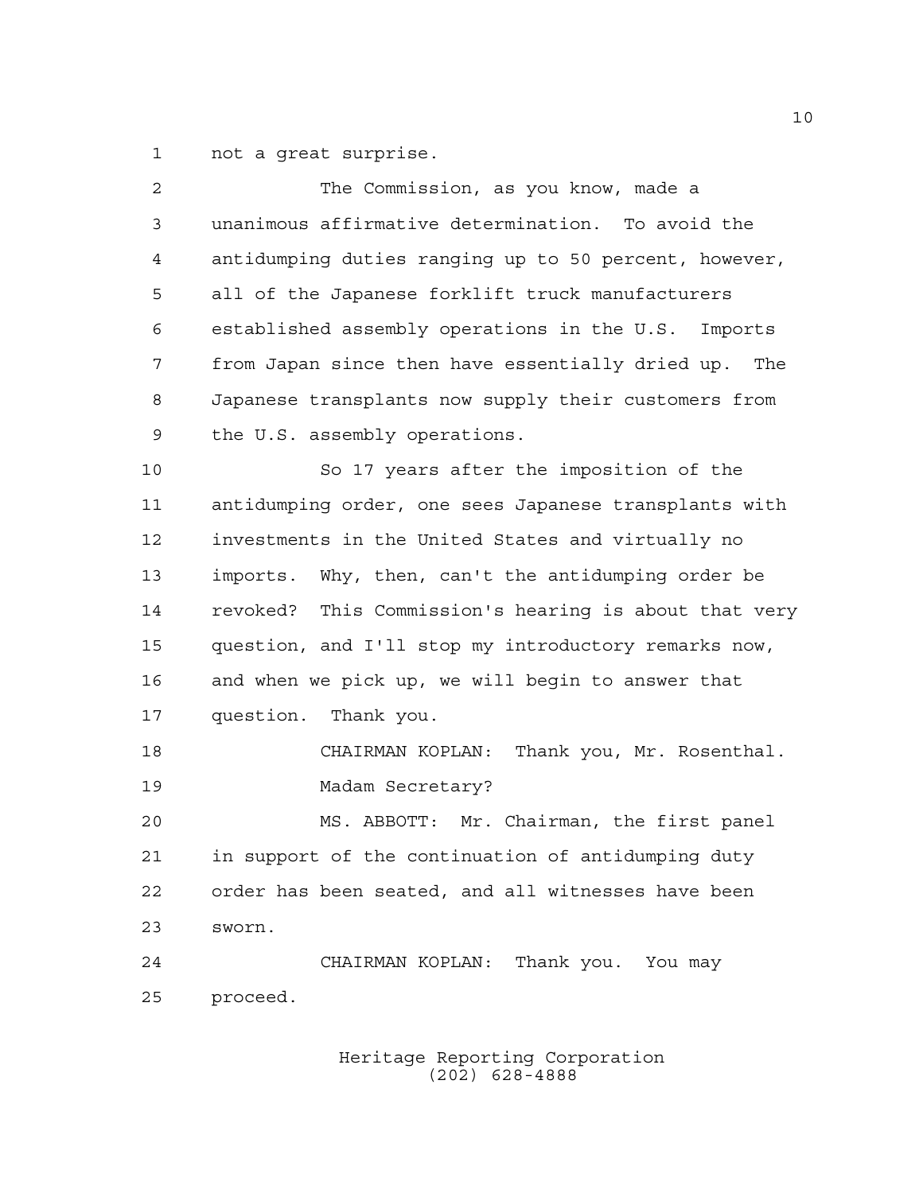not a great surprise.

The Commission, as you know, made a unanimous affirmative determination. To avoid the antidumping duties ranging up to 50 percent, however, all of the Japanese forklift truck manufacturers established assembly operations in the U.S. Imports from Japan since then have essentially dried up. The Japanese transplants now supply their customers from the U.S. assembly operations.

So 17 years after the imposition of the antidumping order, one sees Japanese transplants with investments in the United States and virtually no imports. Why, then, can't the antidumping order be revoked? This Commission's hearing is about that very question, and I'll stop my introductory remarks now, and when we pick up, we will begin to answer that question. Thank you.

CHAIRMAN KOPLAN: Thank you, Mr. Rosenthal. Madam Secretary?

MS. ABBOTT: Mr. Chairman, the first panel in support of the continuation of antidumping duty order has been seated, and all witnesses have been sworn.

CHAIRMAN KOPLAN: Thank you. You may proceed.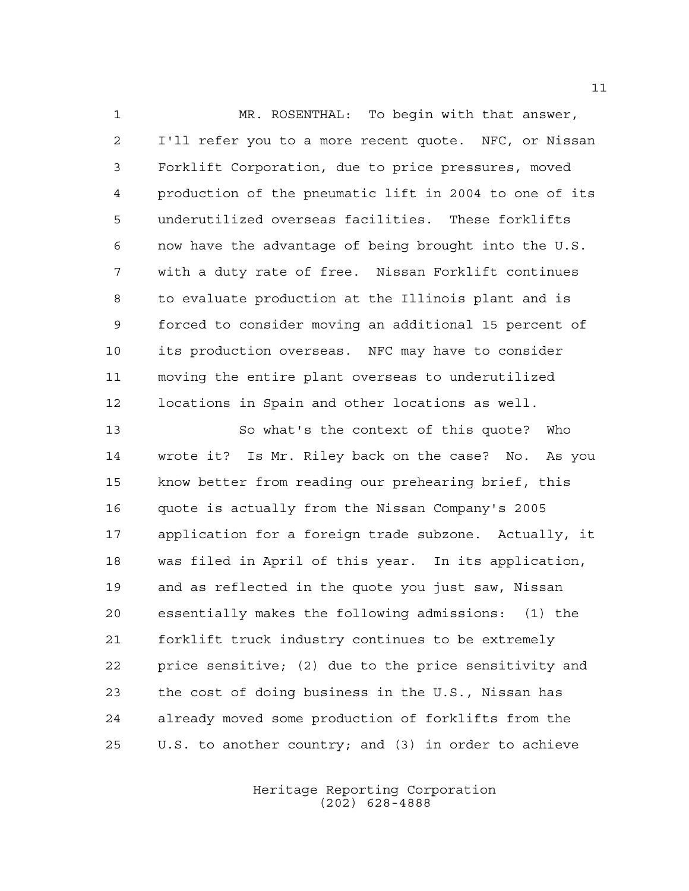MR. ROSENTHAL: To begin with that answer, I'll refer you to a more recent quote. NFC, or Nissan Forklift Corporation, due to price pressures, moved production of the pneumatic lift in 2004 to one of its underutilized overseas facilities. These forklifts now have the advantage of being brought into the U.S. with a duty rate of free. Nissan Forklift continues to evaluate production at the Illinois plant and is forced to consider moving an additional 15 percent of its production overseas. NFC may have to consider moving the entire plant overseas to underutilized locations in Spain and other locations as well.

So what's the context of this quote? Who wrote it? Is Mr. Riley back on the case? No. As you know better from reading our prehearing brief, this quote is actually from the Nissan Company's 2005 application for a foreign trade subzone. Actually, it was filed in April of this year. In its application, and as reflected in the quote you just saw, Nissan essentially makes the following admissions: (1) the forklift truck industry continues to be extremely price sensitive; (2) due to the price sensitivity and the cost of doing business in the U.S., Nissan has already moved some production of forklifts from the U.S. to another country; and (3) in order to achieve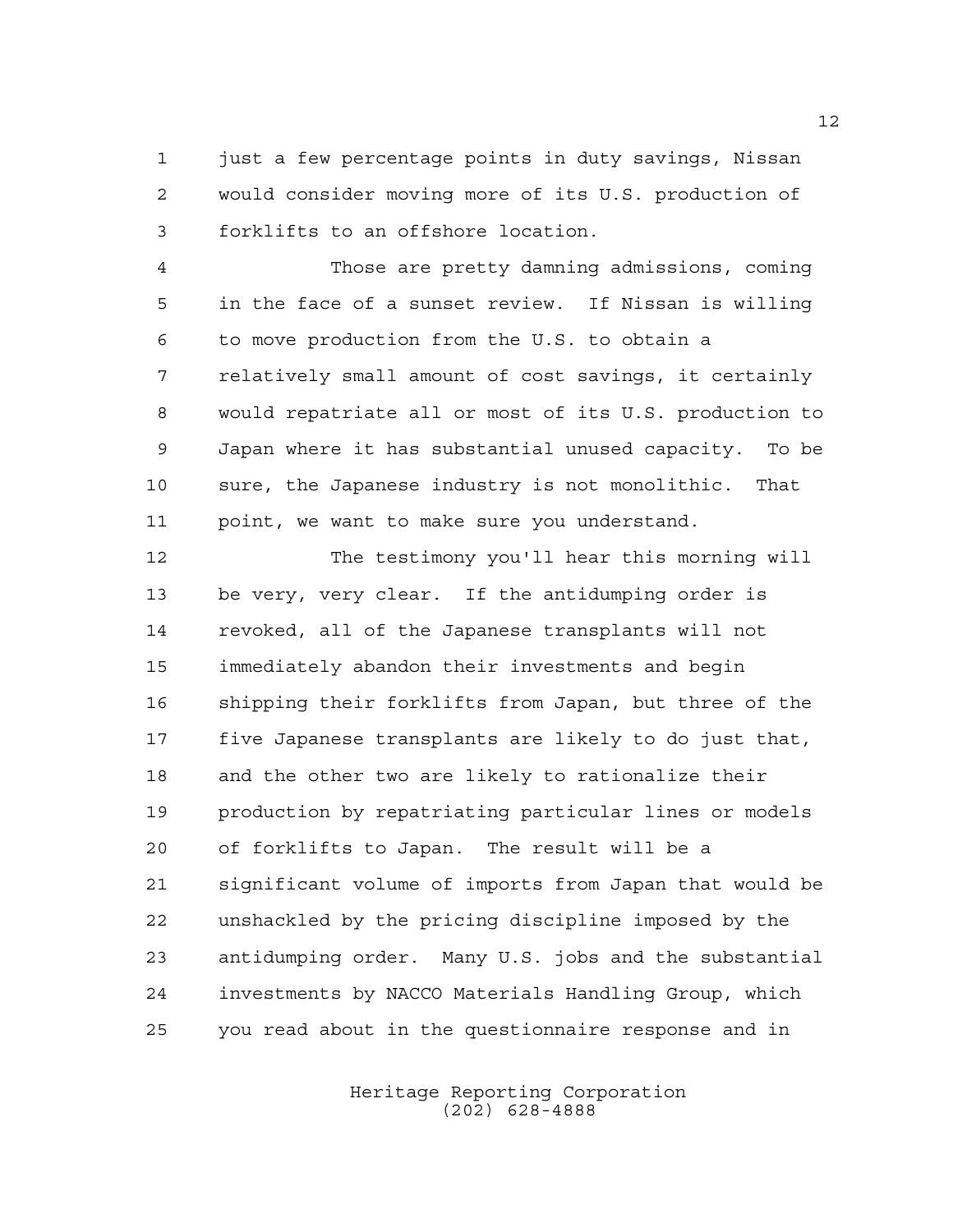just a few percentage points in duty savings, Nissan would consider moving more of its U.S. production of forklifts to an offshore location.

Those are pretty damning admissions, coming in the face of a sunset review. If Nissan is willing to move production from the U.S. to obtain a relatively small amount of cost savings, it certainly would repatriate all or most of its U.S. production to Japan where it has substantial unused capacity. To be sure, the Japanese industry is not monolithic. That point, we want to make sure you understand.

The testimony you'll hear this morning will be very, very clear. If the antidumping order is revoked, all of the Japanese transplants will not immediately abandon their investments and begin shipping their forklifts from Japan, but three of the five Japanese transplants are likely to do just that, and the other two are likely to rationalize their production by repatriating particular lines or models of forklifts to Japan. The result will be a significant volume of imports from Japan that would be unshackled by the pricing discipline imposed by the antidumping order. Many U.S. jobs and the substantial investments by NACCO Materials Handling Group, which you read about in the questionnaire response and in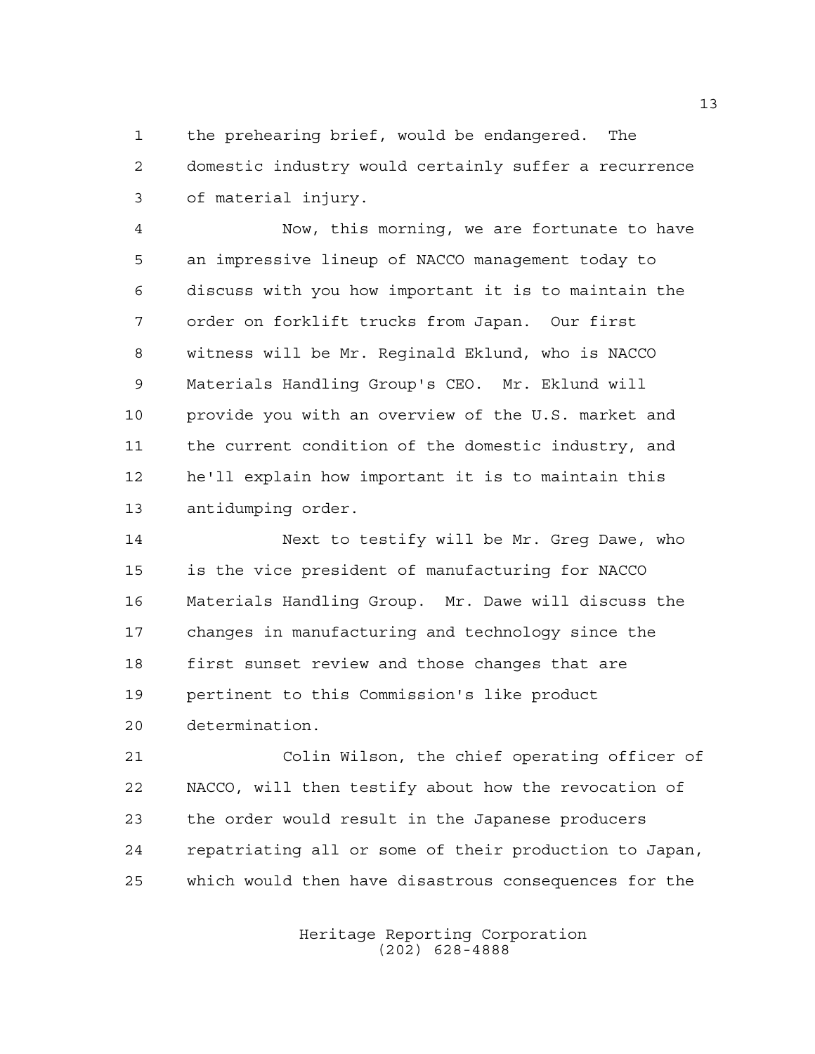the prehearing brief, would be endangered. The domestic industry would certainly suffer a recurrence of material injury.

Now, this morning, we are fortunate to have an impressive lineup of NACCO management today to discuss with you how important it is to maintain the order on forklift trucks from Japan. Our first witness will be Mr. Reginald Eklund, who is NACCO Materials Handling Group's CEO. Mr. Eklund will provide you with an overview of the U.S. market and the current condition of the domestic industry, and he'll explain how important it is to maintain this antidumping order.

Next to testify will be Mr. Greg Dawe, who is the vice president of manufacturing for NACCO Materials Handling Group. Mr. Dawe will discuss the changes in manufacturing and technology since the first sunset review and those changes that are pertinent to this Commission's like product determination.

Colin Wilson, the chief operating officer of NACCO, will then testify about how the revocation of the order would result in the Japanese producers repatriating all or some of their production to Japan, which would then have disastrous consequences for the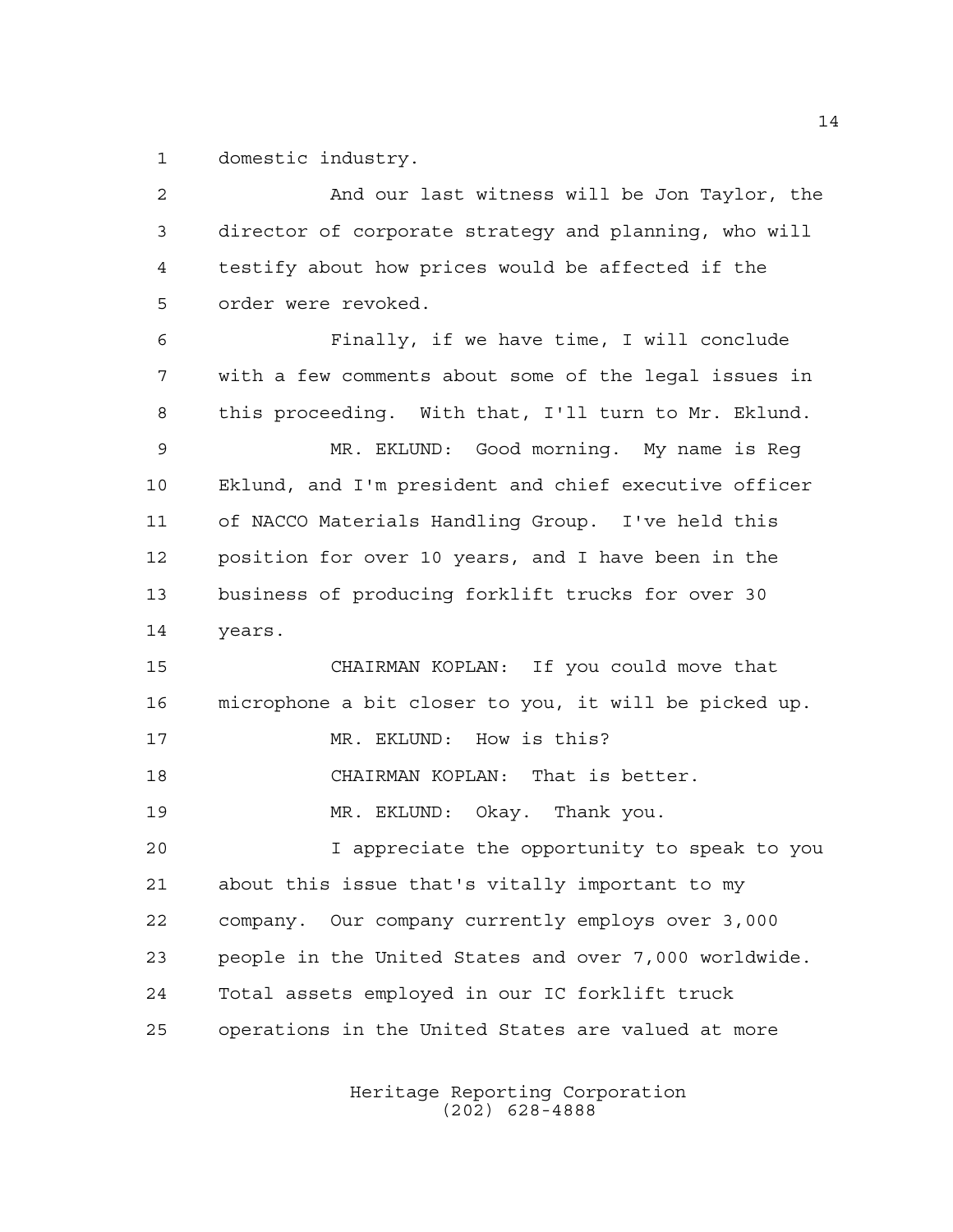domestic industry.

And our last witness will be Jon Taylor, the director of corporate strategy and planning, who will testify about how prices would be affected if the order were revoked.

Finally, if we have time, I will conclude with a few comments about some of the legal issues in this proceeding. With that, I'll turn to Mr. Eklund.

MR. EKLUND: Good morning. My name is Reg Eklund, and I'm president and chief executive officer of NACCO Materials Handling Group. I've held this position for over 10 years, and I have been in the business of producing forklift trucks for over 30 years.

CHAIRMAN KOPLAN: If you could move that microphone a bit closer to you, it will be picked up.

MR. EKLUND: How is this?

CHAIRMAN KOPLAN: That is better.

MR. EKLUND: Okay. Thank you.

I appreciate the opportunity to speak to you about this issue that's vitally important to my company. Our company currently employs over 3,000 people in the United States and over 7,000 worldwide. Total assets employed in our IC forklift truck operations in the United States are valued at more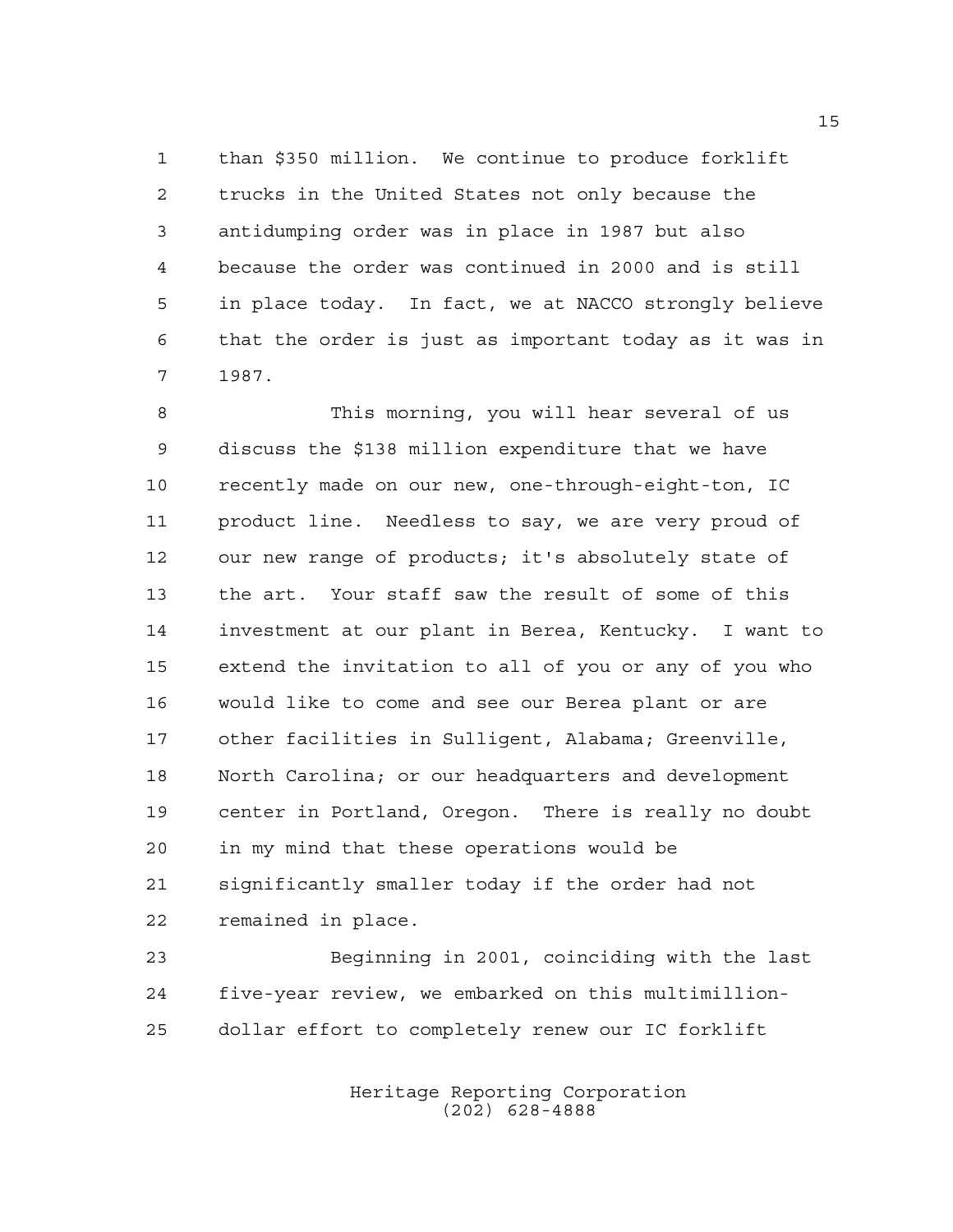than $350 million. We continue to produce forklift trucks in the United States not only because the antidumping order was in place in 1987 but also because the order was continued in 2000 and is still in place today. In fact, we at NACCO strongly believe that the order is just as important today as it was in 1987.

This morning, you will hear several of us discuss the $138 million expenditure that we have recently made on our new, one-through-eight-ton, IC product line. Needless to say, we are very proud of our new range of products; it's absolutely state of the art. Your staff saw the result of some of this investment at our plant in Berea, Kentucky. I want to extend the invitation to all of you or any of you who would like to come and see our Berea plant or are other facilities in Sulligent, Alabama; Greenville, North Carolina; or our headquarters and development center in Portland, Oregon. There is really no doubt in my mind that these operations would be significantly smaller today if the order had not remained in place.

Beginning in 2001, coinciding with the last five-year review, we embarked on this multimillion-dollar effort to completely renew our IC forklift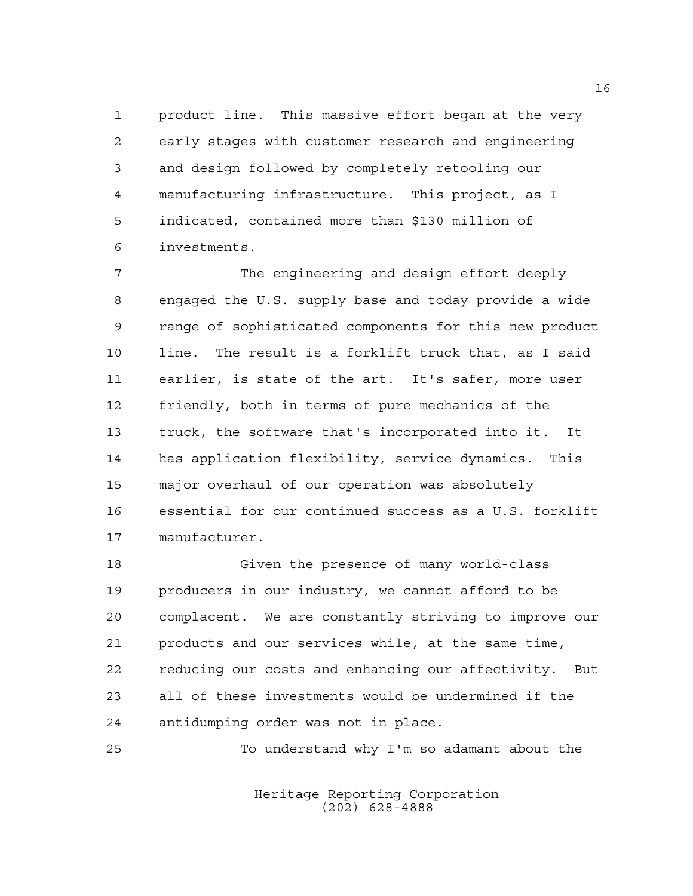product line. This massive effort began at the very early stages with customer research and engineering and design followed by completely retooling our manufacturing infrastructure. This project, as I indicated, contained more than $130 million of investments.

The engineering and design effort deeply engaged the U.S. supply base and today provide a wide range of sophisticated components for this new product line. The result is a forklift truck that, as I said earlier, is state of the art. It's safer, more user friendly, both in terms of pure mechanics of the truck, the software that's incorporated into it. It has application flexibility, service dynamics. This major overhaul of our operation was absolutely essential for our continued success as a U.S. forklift manufacturer.

Given the presence of many world-class producers in our industry, we cannot afford to be complacent. We are constantly striving to improve our products and our services while, at the same time, reducing our costs and enhancing our affectivity. But all of these investments would be undermined if the antidumping order was not in place.

To understand why I'm so adamant about the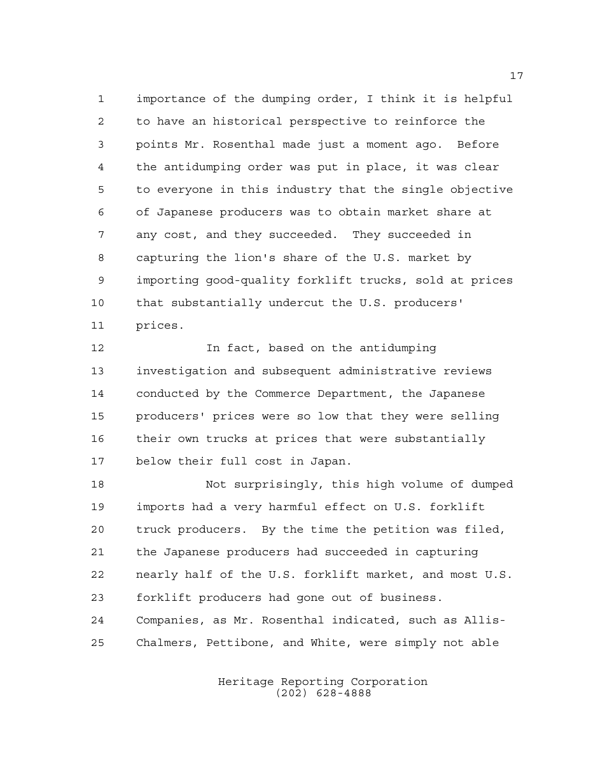importance of the dumping order, I think it is helpful to have an historical perspective to reinforce the points Mr. Rosenthal made just a moment ago. Before the antidumping order was put in place, it was clear to everyone in this industry that the single objective of Japanese producers was to obtain market share at any cost, and they succeeded. They succeeded in capturing the lion's share of the U.S. market by importing good-quality forklift trucks, sold at prices that substantially undercut the U.S. producers' prices.

In fact, based on the antidumping investigation and subsequent administrative reviews conducted by the Commerce Department, the Japanese producers' prices were so low that they were selling their own trucks at prices that were substantially below their full cost in Japan.

Not surprisingly, this high volume of dumped imports had a very harmful effect on U.S. forklift truck producers. By the time the petition was filed, the Japanese producers had succeeded in capturing nearly half of the U.S. forklift market, and most U.S. forklift producers had gone out of business. Companies, as Mr. Rosenthal indicated, such as Allis-Chalmers, Pettibone, and White, were simply not able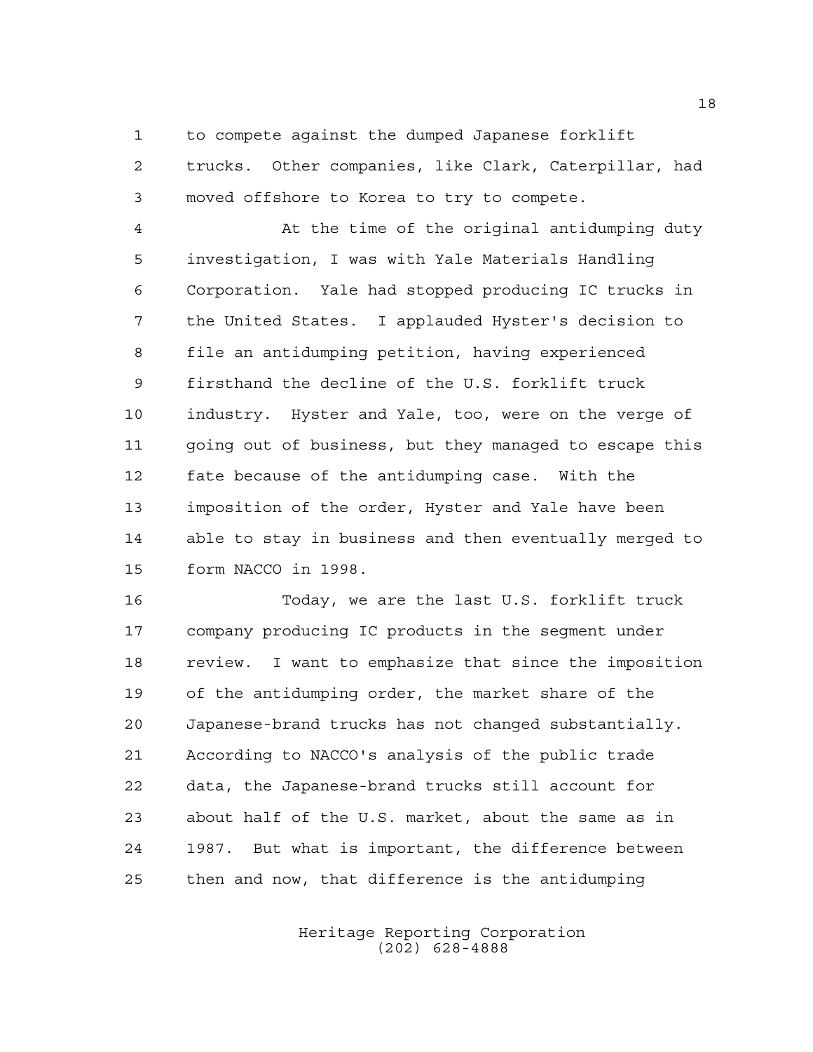to compete against the dumped Japanese forklift trucks. Other companies, like Clark, Caterpillar, had moved offshore to Korea to try to compete.

At the time of the original antidumping duty investigation, I was with Yale Materials Handling Corporation. Yale had stopped producing IC trucks in the United States. I applauded Hyster's decision to file an antidumping petition, having experienced firsthand the decline of the U.S. forklift truck industry. Hyster and Yale, too, were on the verge of going out of business, but they managed to escape this fate because of the antidumping case. With the imposition of the order, Hyster and Yale have been able to stay in business and then eventually merged to form NACCO in 1998.

Today, we are the last U.S. forklift truck company producing IC products in the segment under review. I want to emphasize that since the imposition of the antidumping order, the market share of the Japanese-brand trucks has not changed substantially. According to NACCO's analysis of the public trade data, the Japanese-brand trucks still account for about half of the U.S. market, about the same as in 1987. But what is important, the difference between then and now, that difference is the antidumping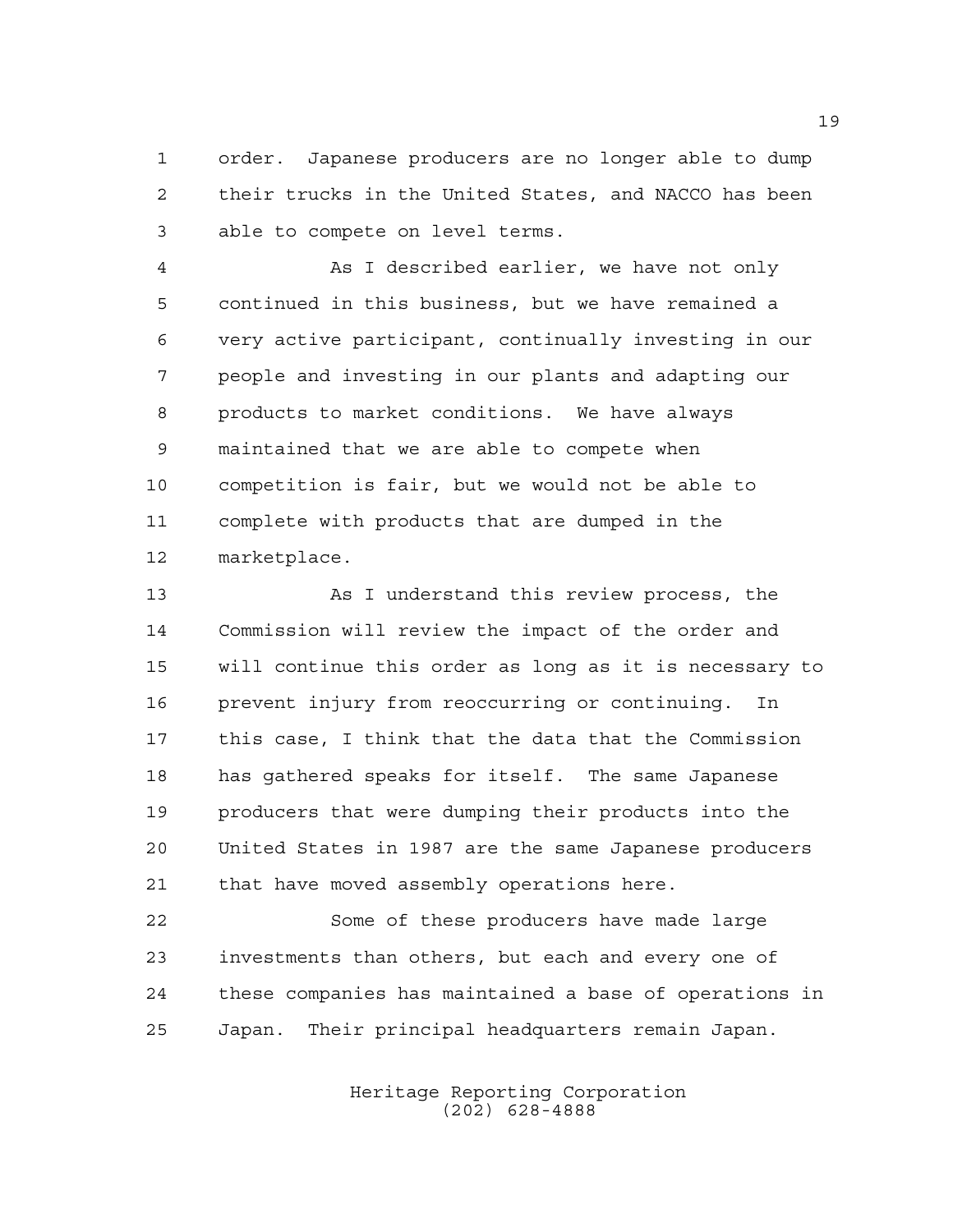order. Japanese producers are no longer able to dump their trucks in the United States, and NACCO has been able to compete on level terms.

As I described earlier, we have not only continued in this business, but we have remained a very active participant, continually investing in our people and investing in our plants and adapting our products to market conditions. We have always maintained that we are able to compete when competition is fair, but we would not be able to complete with products that are dumped in the marketplace.

As I understand this review process, the Commission will review the impact of the order and will continue this order as long as it is necessary to prevent injury from reoccurring or continuing. In this case, I think that the data that the Commission has gathered speaks for itself. The same Japanese producers that were dumping their products into the United States in 1987 are the same Japanese producers that have moved assembly operations here.

Some of these producers have made large investments than others, but each and every one of these companies has maintained a base of operations in Japan. Their principal headquarters remain Japan.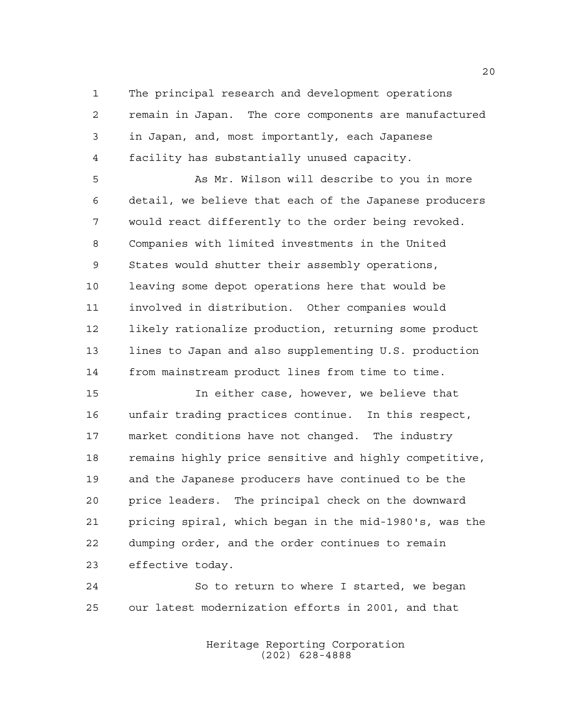The principal research and development operations remain in Japan. The core components are manufactured in Japan, and, most importantly, each Japanese facility has substantially unused capacity.

As Mr. Wilson will describe to you in more detail, we believe that each of the Japanese producers would react differently to the order being revoked. Companies with limited investments in the United States would shutter their assembly operations, leaving some depot operations here that would be involved in distribution. Other companies would likely rationalize production, returning some product lines to Japan and also supplementing U.S. production from mainstream product lines from time to time.

In either case, however, we believe that unfair trading practices continue. In this respect, market conditions have not changed. The industry remains highly price sensitive and highly competitive, and the Japanese producers have continued to be the price leaders. The principal check on the downward pricing spiral, which began in the mid-1980's, was the dumping order, and the order continues to remain effective today.

So to return to where I started, we began our latest modernization efforts in 2001, and that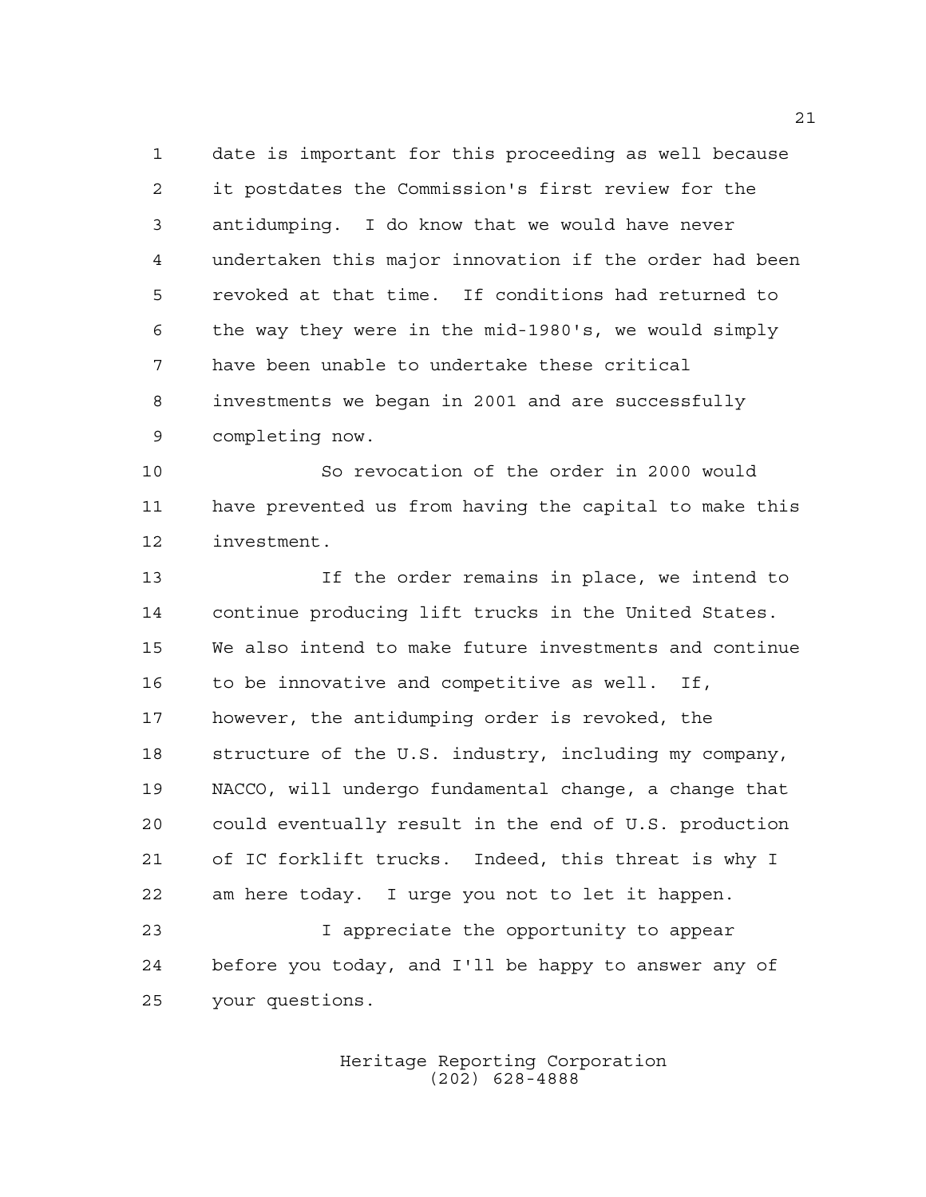date is important for this proceeding as well because it postdates the Commission's first review for the antidumping. I do know that we would have never undertaken this major innovation if the order had been revoked at that time. If conditions had returned to the way they were in the mid-1980's, we would simply have been unable to undertake these critical investments we began in 2001 and are successfully completing now.

So revocation of the order in 2000 would have prevented us from having the capital to make this investment.

If the order remains in place, we intend to continue producing lift trucks in the United States. We also intend to make future investments and continue to be innovative and competitive as well. If, however, the antidumping order is revoked, the structure of the U.S. industry, including my company, NACCO, will undergo fundamental change, a change that could eventually result in the end of U.S. production of IC forklift trucks. Indeed, this threat is why I am here today. I urge you not to let it happen.

I appreciate the opportunity to appear before you today, and I'll be happy to answer any of your questions.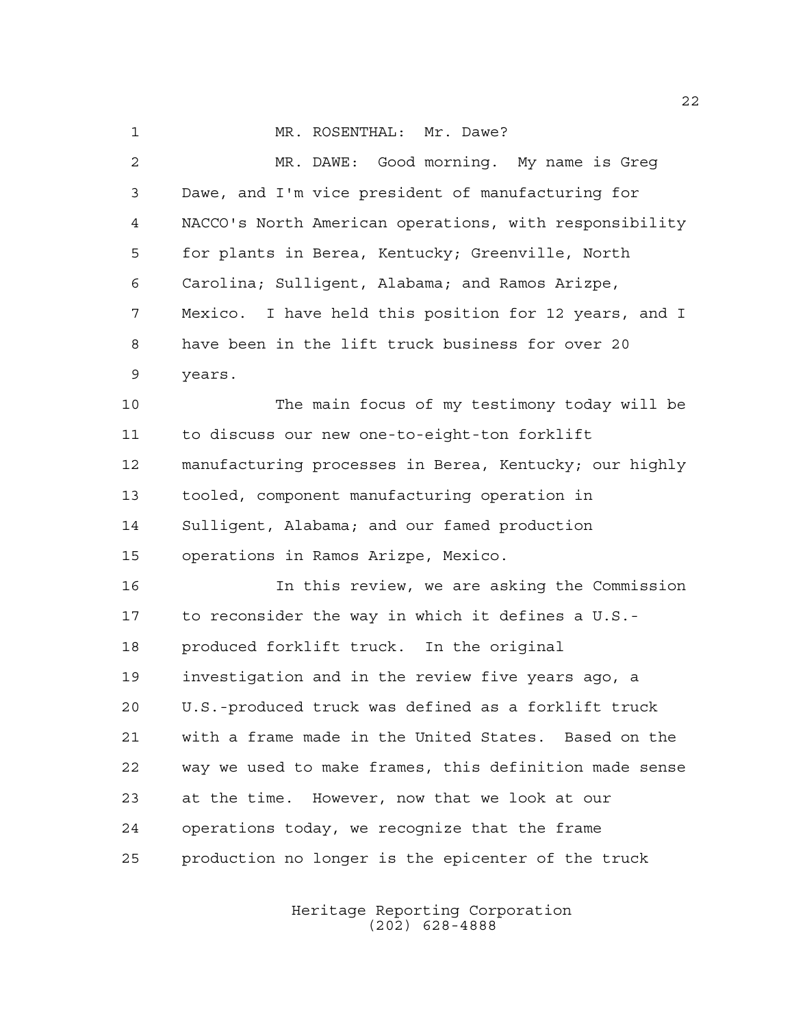MR. ROSENTHAL: Mr. Dawe?

MR. DAWE: Good morning. My name is Greg Dawe, and I'm vice president of manufacturing for NACCO's North American operations, with responsibility for plants in Berea, Kentucky; Greenville, North Carolina; Sulligent, Alabama; and Ramos Arizpe, Mexico. I have held this position for 12 years, and I have been in the lift truck business for over 20 years.

The main focus of my testimony today will be to discuss our new one-to-eight-ton forklift manufacturing processes in Berea, Kentucky; our highly tooled, component manufacturing operation in Sulligent, Alabama; and our famed production operations in Ramos Arizpe, Mexico.

In this review, we are asking the Commission to reconsider the way in which it defines a U.S.-produced forklift truck. In the original investigation and in the review five years ago, a U.S.-produced truck was defined as a forklift truck with a frame made in the United States. Based on the way we used to make frames, this definition made sense at the time. However, now that we look at our operations today, we recognize that the frame production no longer is the epicenter of the truck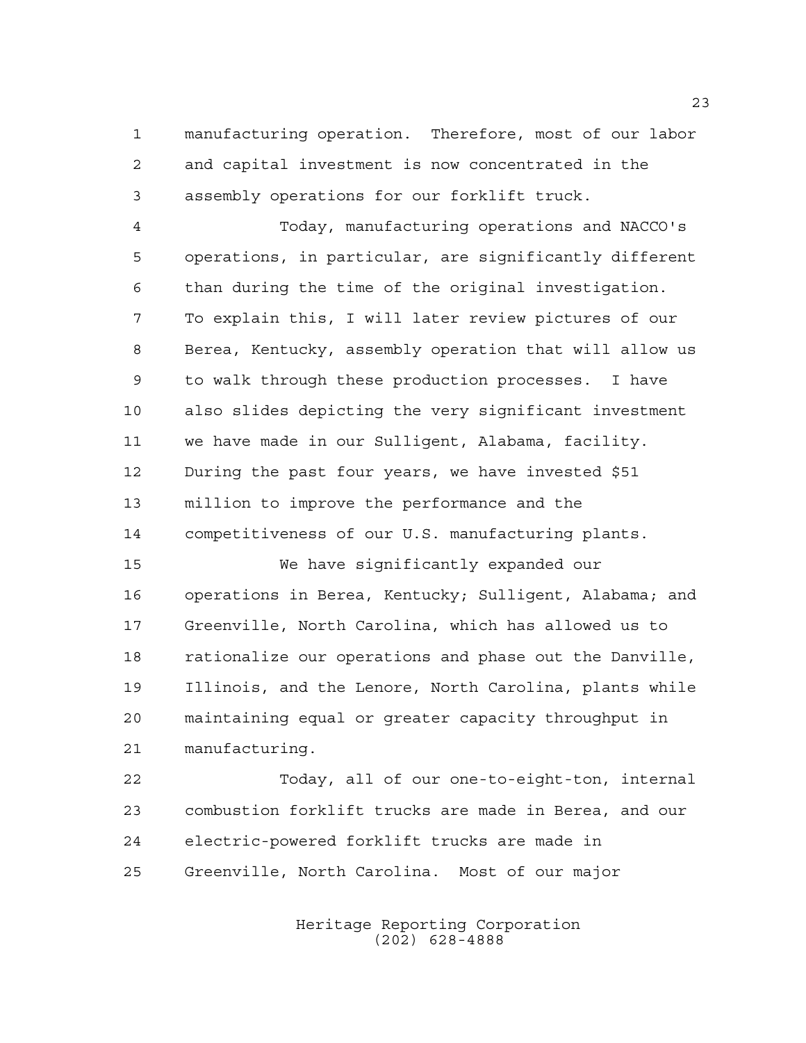manufacturing operation. Therefore, most of our labor and capital investment is now concentrated in the assembly operations for our forklift truck.

Today, manufacturing operations and NACCO's operations, in particular, are significantly different than during the time of the original investigation. To explain this, I will later review pictures of our Berea, Kentucky, assembly operation that will allow us to walk through these production processes. I have also slides depicting the very significant investment we have made in our Sulligent, Alabama, facility. During the past four years, we have invested $51 million to improve the performance and the competitiveness of our U.S. manufacturing plants.

We have significantly expanded our operations in Berea, Kentucky; Sulligent, Alabama; and Greenville, North Carolina, which has allowed us to rationalize our operations and phase out the Danville, Illinois, and the Lenore, North Carolina, plants while maintaining equal or greater capacity throughput in manufacturing.

Today, all of our one-to-eight-ton, internal combustion forklift trucks are made in Berea, and our electric-powered forklift trucks are made in Greenville, North Carolina. Most of our major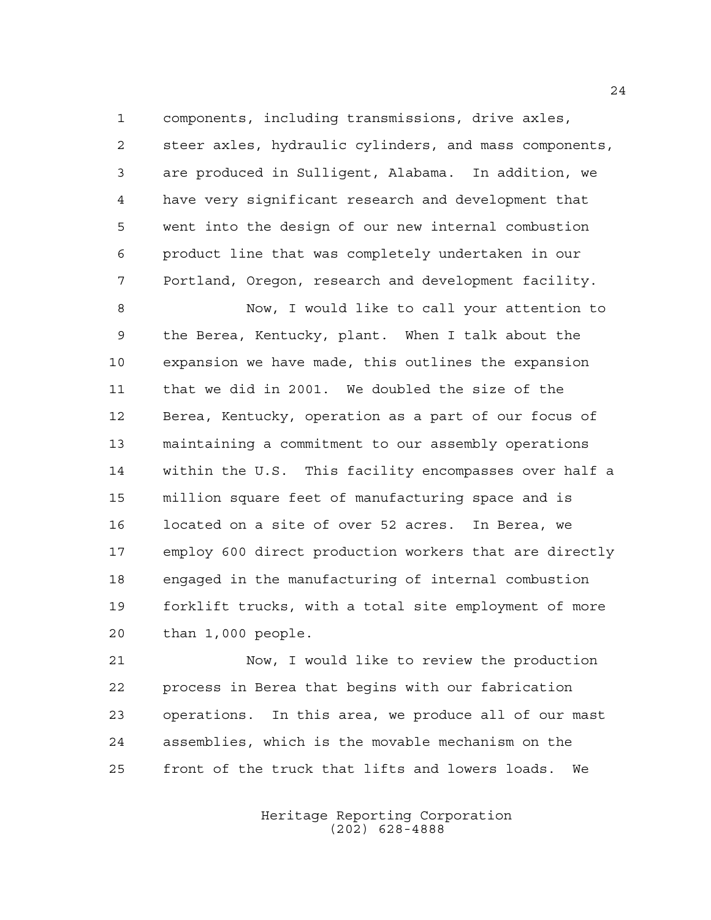components, including transmissions, drive axles, steer axles, hydraulic cylinders, and mass components, are produced in Sulligent, Alabama. In addition, we have very significant research and development that went into the design of our new internal combustion product line that was completely undertaken in our Portland, Oregon, research and development facility.

Now, I would like to call your attention to the Berea, Kentucky, plant. When I talk about the expansion we have made, this outlines the expansion that we did in 2001. We doubled the size of the Berea, Kentucky, operation as a part of our focus of maintaining a commitment to our assembly operations within the U.S. This facility encompasses over half a million square feet of manufacturing space and is located on a site of over 52 acres. In Berea, we employ 600 direct production workers that are directly engaged in the manufacturing of internal combustion forklift trucks, with a total site employment of more than 1,000 people.

Now, I would like to review the production process in Berea that begins with our fabrication operations. In this area, we produce all of our mast assemblies, which is the movable mechanism on the front of the truck that lifts and lowers loads. We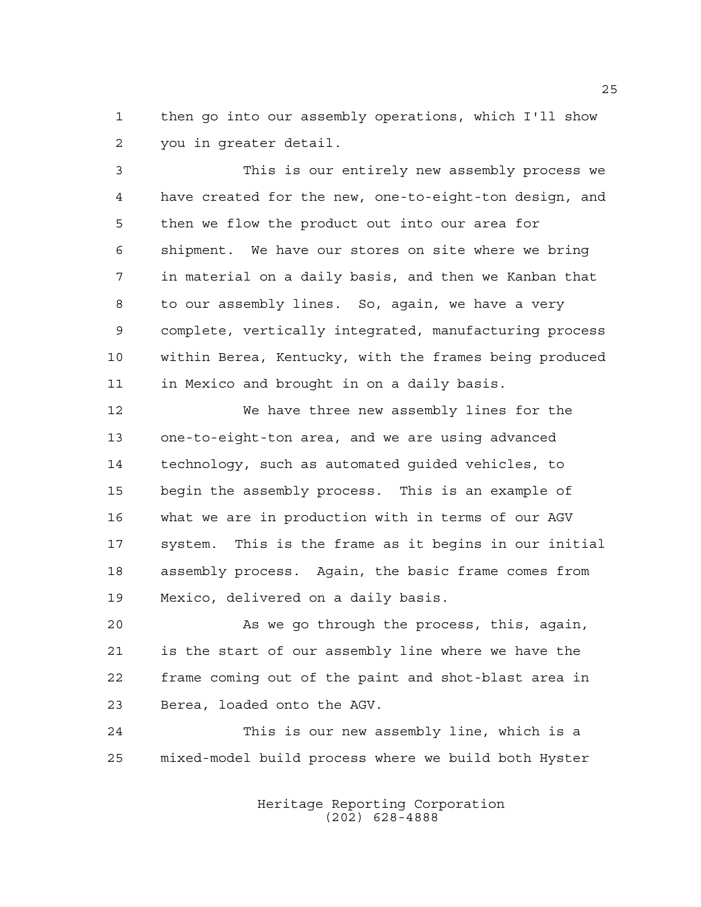then go into our assembly operations, which I'll show you in greater detail.

This is our entirely new assembly process we have created for the new, one-to-eight-ton design, and then we flow the product out into our area for shipment. We have our stores on site where we bring in material on a daily basis, and then we Kanban that to our assembly lines. So, again, we have a very complete, vertically integrated, manufacturing process within Berea, Kentucky, with the frames being produced in Mexico and brought in on a daily basis.

We have three new assembly lines for the one-to-eight-ton area, and we are using advanced technology, such as automated guided vehicles, to begin the assembly process. This is an example of what we are in production with in terms of our AGV system. This is the frame as it begins in our initial assembly process. Again, the basic frame comes from Mexico, delivered on a daily basis.

As we go through the process, this, again, is the start of our assembly line where we have the frame coming out of the paint and shot-blast area in Berea, loaded onto the AGV.

This is our new assembly line, which is a mixed-model build process where we build both Hyster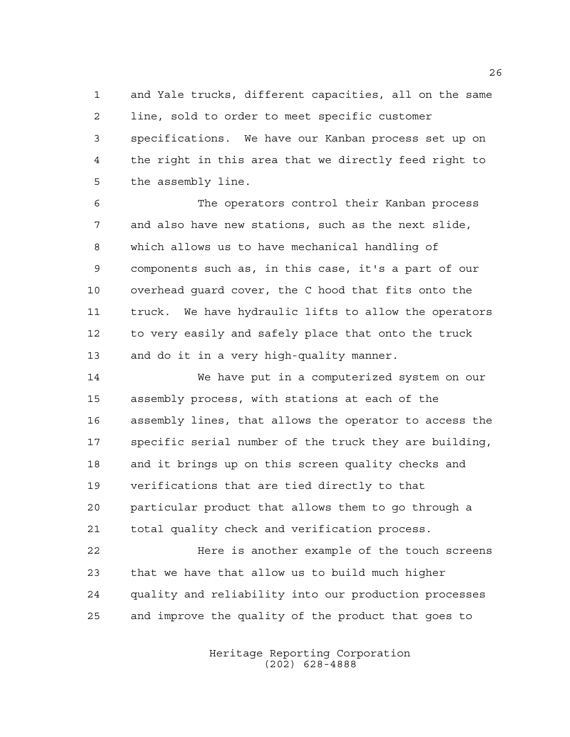and Yale trucks, different capacities, all on the same line, sold to order to meet specific customer specifications. We have our Kanban process set up on the right in this area that we directly feed right to the assembly line.

The operators control their Kanban process and also have new stations, such as the next slide, which allows us to have mechanical handling of components such as, in this case, it's a part of our overhead guard cover, the C hood that fits onto the truck. We have hydraulic lifts to allow the operators to very easily and safely place that onto the truck and do it in a very high-quality manner.

We have put in a computerized system on our assembly process, with stations at each of the assembly lines, that allows the operator to access the specific serial number of the truck they are building, and it brings up on this screen quality checks and verifications that are tied directly to that particular product that allows them to go through a total quality check and verification process.

Here is another example of the touch screens that we have that allow us to build much higher quality and reliability into our production processes and improve the quality of the product that goes to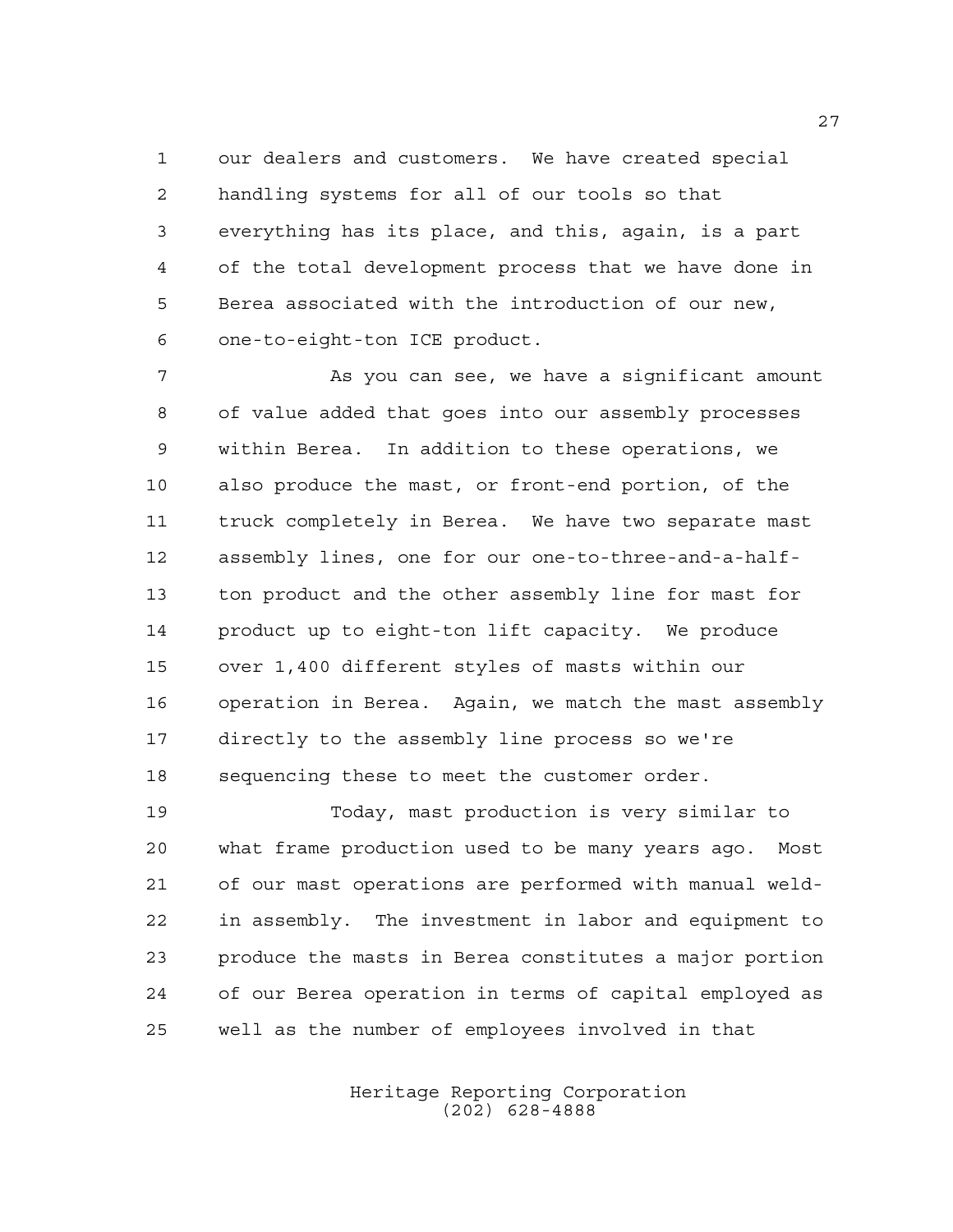our dealers and customers. We have created special handling systems for all of our tools so that everything has its place, and this, again, is a part of the total development process that we have done in Berea associated with the introduction of our new, one-to-eight-ton ICE product.

As you can see, we have a significant amount of value added that goes into our assembly processes within Berea. In addition to these operations, we also produce the mast, or front-end portion, of the truck completely in Berea. We have two separate mast assembly lines, one for our one-to-three-and-a-half-ton product and the other assembly line for mast for product up to eight-ton lift capacity. We produce over 1,400 different styles of masts within our operation in Berea. Again, we match the mast assembly directly to the assembly line process so we're sequencing these to meet the customer order.

Today, mast production is very similar to what frame production used to be many years ago. Most of our mast operations are performed with manual weld-in assembly. The investment in labor and equipment to produce the masts in Berea constitutes a major portion of our Berea operation in terms of capital employed as well as the number of employees involved in that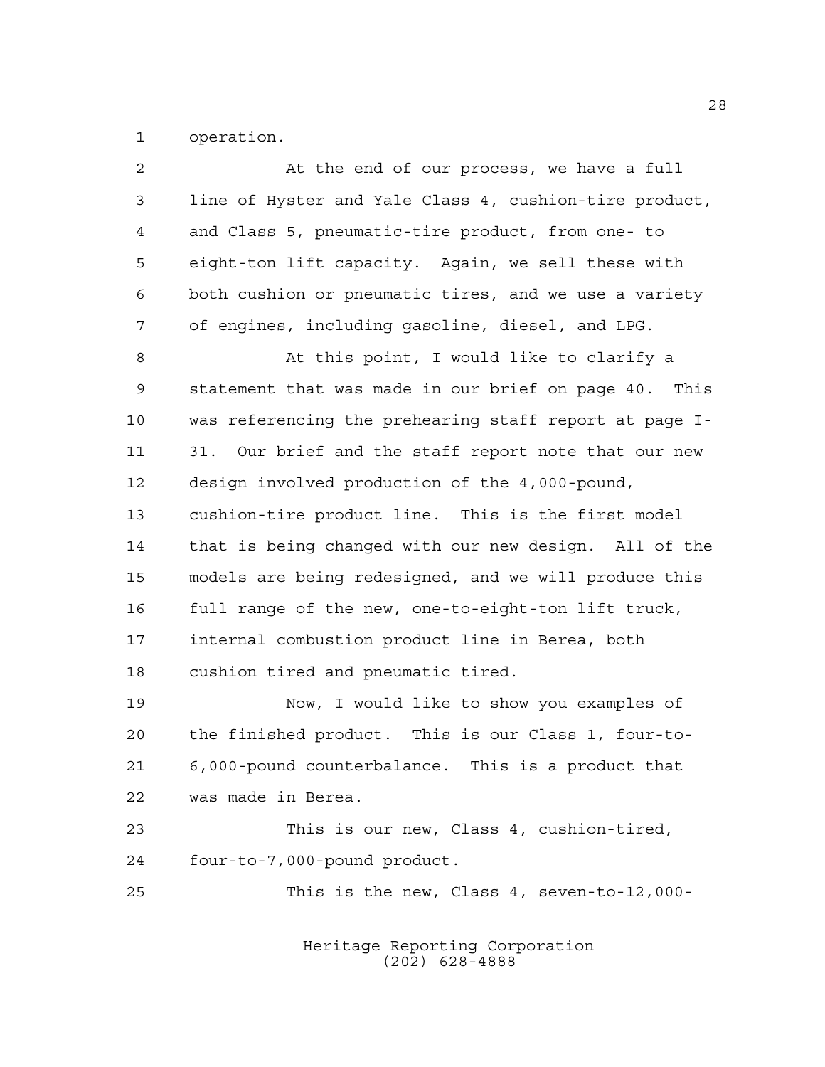operation.

At the end of our process, we have a full line of Hyster and Yale Class 4, cushion-tire product, and Class 5, pneumatic-tire product, from one- to eight-ton lift capacity. Again, we sell these with both cushion or pneumatic tires, and we use a variety of engines, including gasoline, diesel, and LPG.

At this point, I would like to clarify a statement that was made in our brief on page 40. This was referencing the prehearing staff report at page I-31. Our brief and the staff report note that our new design involved production of the 4,000-pound, cushion-tire product line. This is the first model that is being changed with our new design. All of the models are being redesigned, and we will produce this full range of the new, one-to-eight-ton lift truck, internal combustion product line in Berea, both cushion tired and pneumatic tired.

Now, I would like to show you examples of the finished product. This is our Class 1, four-to-6,000-pound counterbalance. This is a product that was made in Berea.

This is our new, Class 4, cushion-tired, four-to-7,000-pound product.

This is the new, Class 4, seven-to-12,000-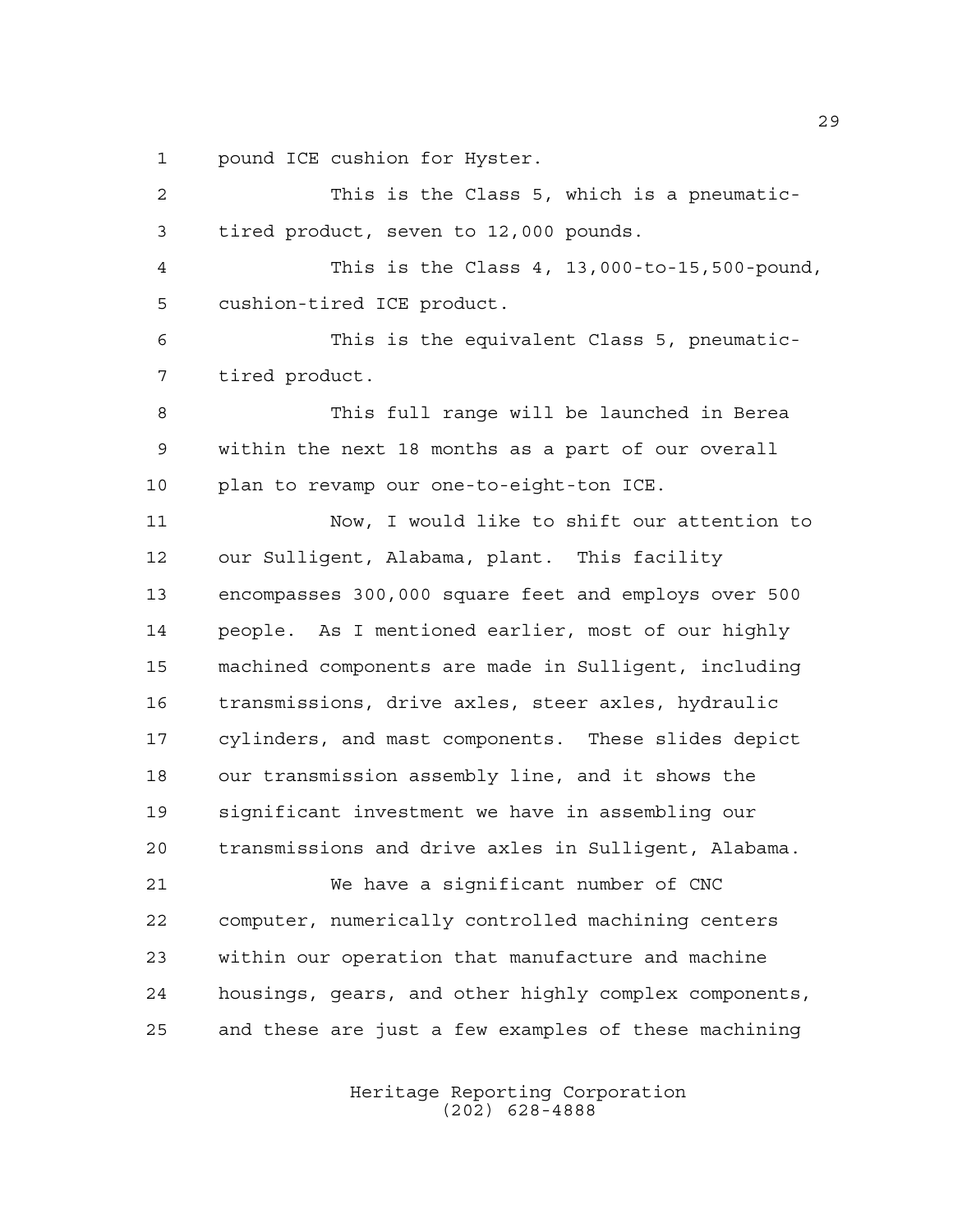pound ICE cushion for Hyster.

This is the Class 5, which is a pneumatic-tired product, seven to 12,000 pounds.

This is the Class 4, 13,000-to-15,500-pound, cushion-tired ICE product.

This is the equivalent Class 5, pneumatic-tired product.

This full range will be launched in Berea within the next 18 months as a part of our overall plan to revamp our one-to-eight-ton ICE.

Now, I would like to shift our attention to our Sulligent, Alabama, plant. This facility encompasses 300,000 square feet and employs over 500 people. As I mentioned earlier, most of our highly machined components are made in Sulligent, including transmissions, drive axles, steer axles, hydraulic cylinders, and mast components. These slides depict our transmission assembly line, and it shows the significant investment we have in assembling our transmissions and drive axles in Sulligent, Alabama.

We have a significant number of CNC computer, numerically controlled machining centers within our operation that manufacture and machine housings, gears, and other highly complex components, and these are just a few examples of these machining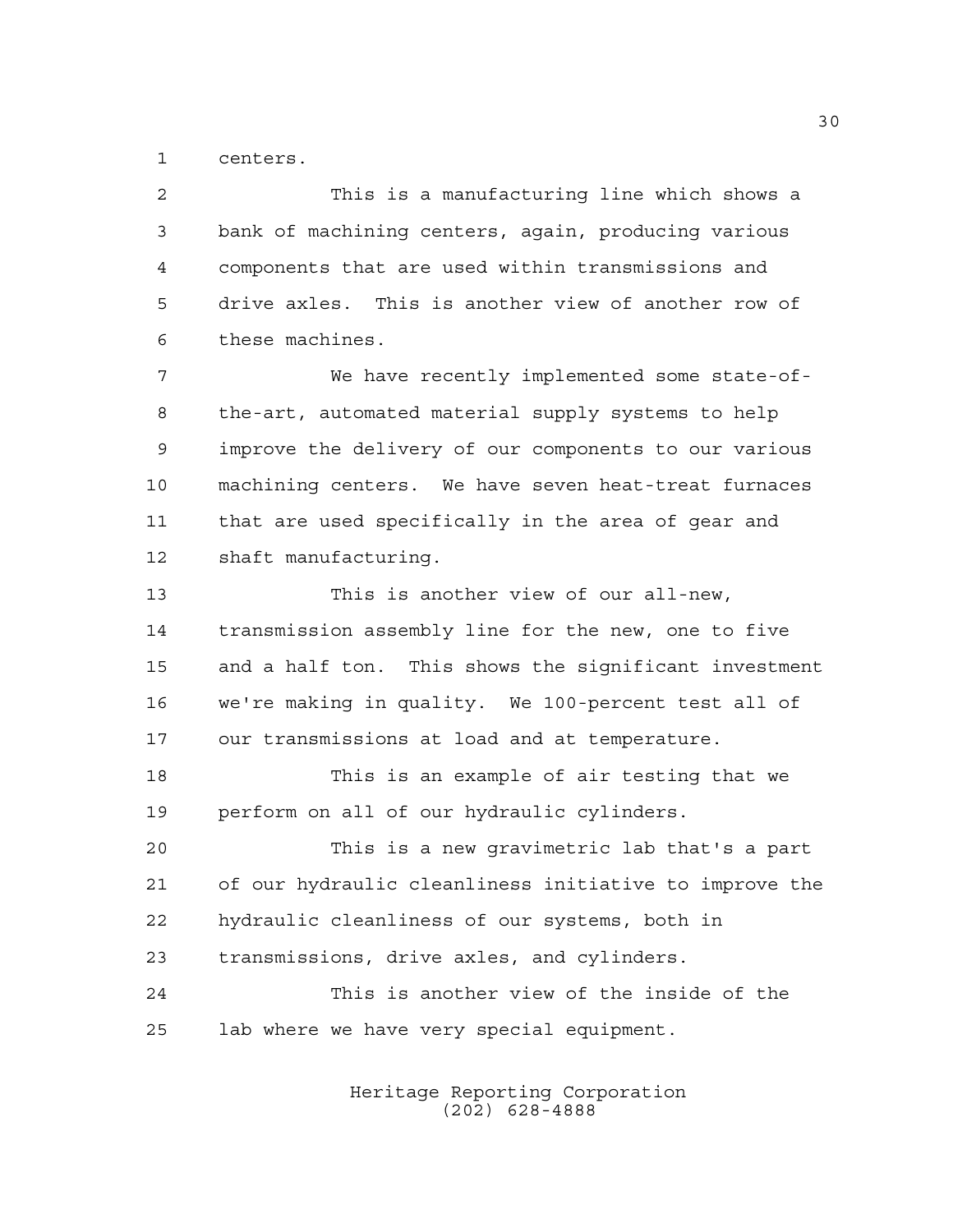centers.

This is a manufacturing line which shows a bank of machining centers, again, producing various components that are used within transmissions and drive axles. This is another view of another row of these machines.

We have recently implemented some state-of-the-art, automated material supply systems to help improve the delivery of our components to our various machining centers. We have seven heat-treat furnaces that are used specifically in the area of gear and shaft manufacturing.

This is another view of our all-new, transmission assembly line for the new, one to five and a half ton. This shows the significant investment we're making in quality. We 100-percent test all of our transmissions at load and at temperature.

This is an example of air testing that we perform on all of our hydraulic cylinders.

This is a new gravimetric lab that's a part of our hydraulic cleanliness initiative to improve the hydraulic cleanliness of our systems, both in transmissions, drive axles, and cylinders.

This is another view of the inside of the lab where we have very special equipment.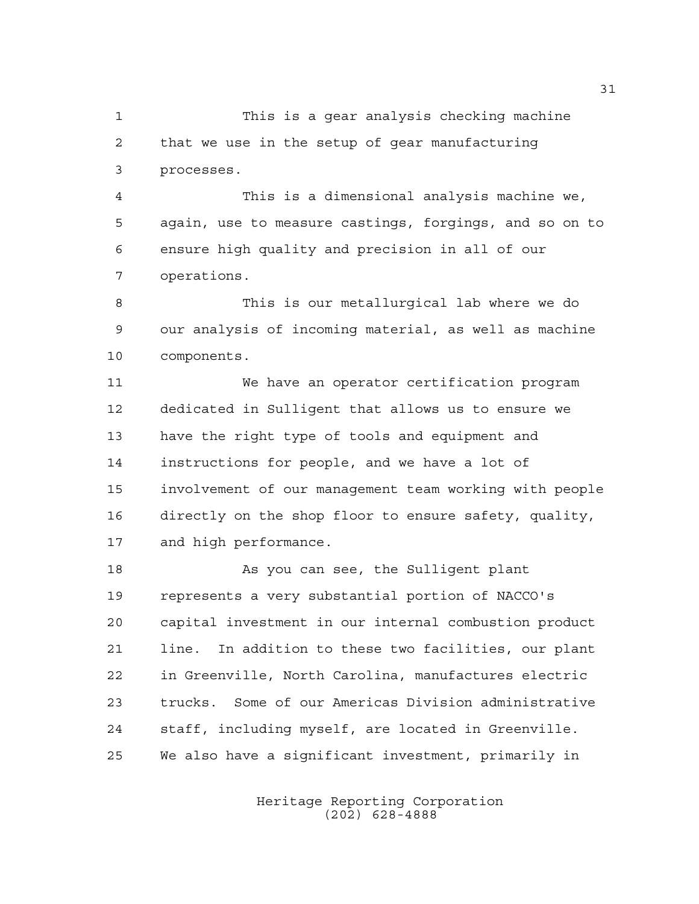This is a gear analysis checking machine that we use in the setup of gear manufacturing processes.

This is a dimensional analysis machine we, again, use to measure castings, forgings, and so on to ensure high quality and precision in all of our operations.

This is our metallurgical lab where we do our analysis of incoming material, as well as machine components.

We have an operator certification program dedicated in Sulligent that allows us to ensure we have the right type of tools and equipment and instructions for people, and we have a lot of involvement of our management team working with people directly on the shop floor to ensure safety, quality, and high performance.

As you can see, the Sulligent plant represents a very substantial portion of NACCO's capital investment in our internal combustion product line. In addition to these two facilities, our plant in Greenville, North Carolina, manufactures electric trucks. Some of our Americas Division administrative staff, including myself, are located in Greenville. We also have a significant investment, primarily in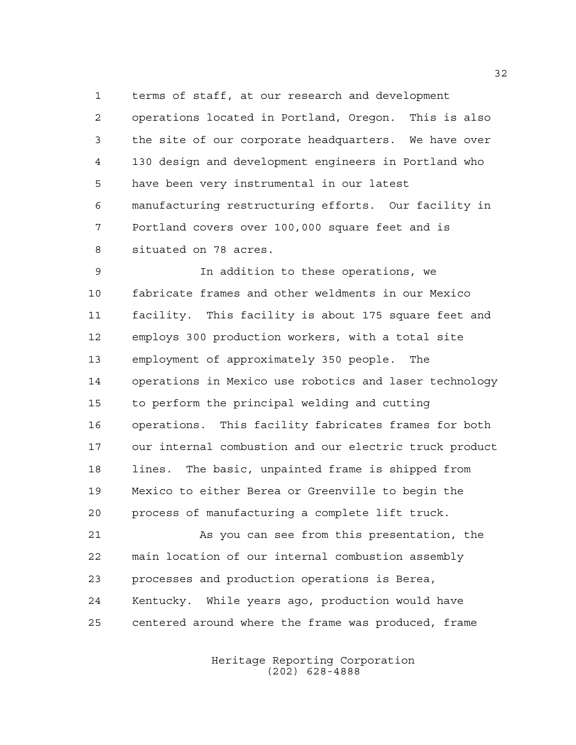terms of staff, at our research and development operations located in Portland, Oregon. This is also the site of our corporate headquarters. We have over 130 design and development engineers in Portland who have been very instrumental in our latest manufacturing restructuring efforts. Our facility in Portland covers over 100,000 square feet and is situated on 78 acres.

In addition to these operations, we fabricate frames and other weldments in our Mexico facility. This facility is about 175 square feet and employs 300 production workers, with a total site employment of approximately 350 people. The operations in Mexico use robotics and laser technology to perform the principal welding and cutting operations. This facility fabricates frames for both our internal combustion and our electric truck product lines. The basic, unpainted frame is shipped from Mexico to either Berea or Greenville to begin the process of manufacturing a complete lift truck.

As you can see from this presentation, the main location of our internal combustion assembly processes and production operations is Berea, Kentucky. While years ago, production would have centered around where the frame was produced, frame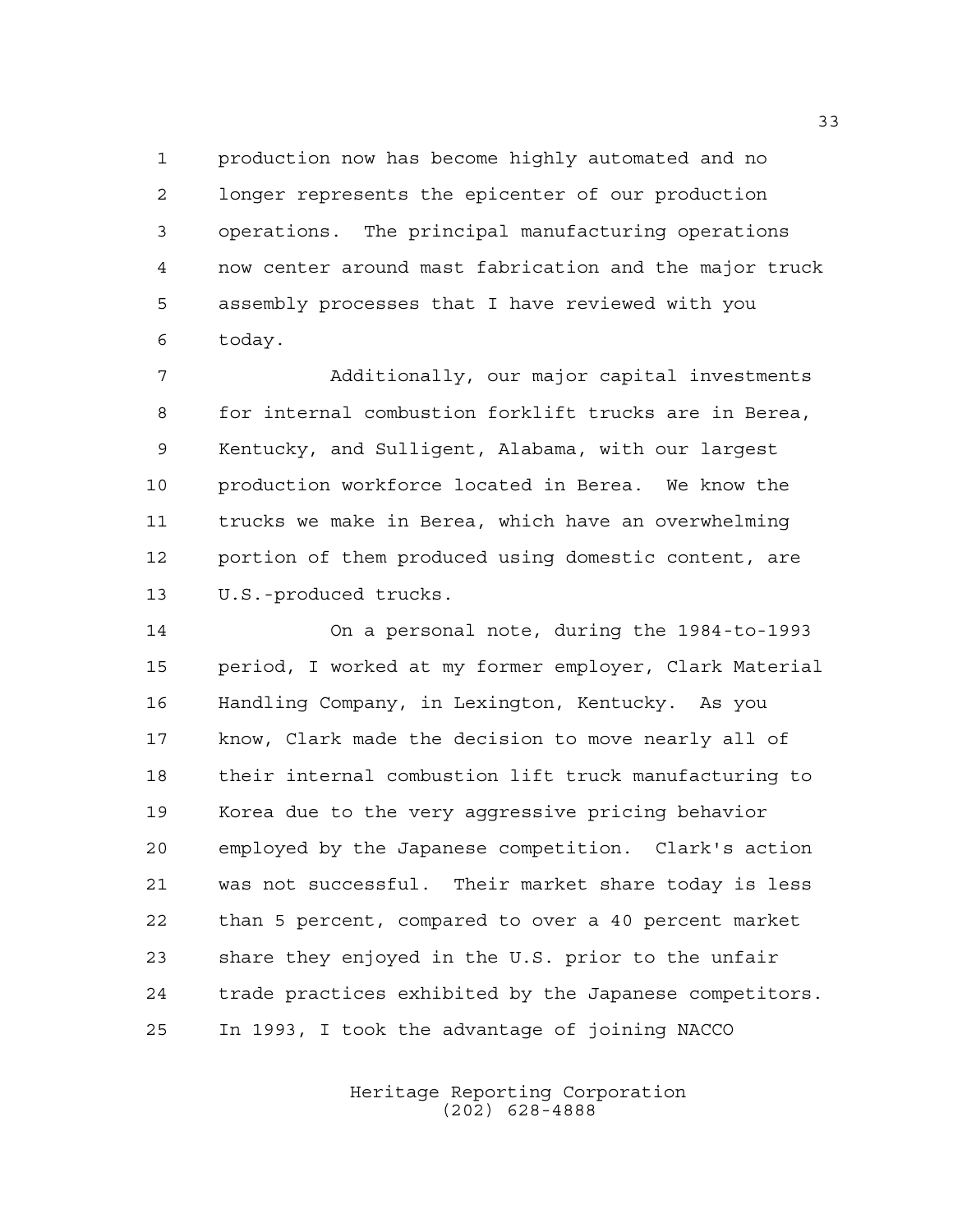production now has become highly automated and no longer represents the epicenter of our production operations. The principal manufacturing operations now center around mast fabrication and the major truck assembly processes that I have reviewed with you today.

Additionally, our major capital investments for internal combustion forklift trucks are in Berea, Kentucky, and Sulligent, Alabama, with our largest production workforce located in Berea. We know the trucks we make in Berea, which have an overwhelming portion of them produced using domestic content, are U.S.-produced trucks.

On a personal note, during the 1984-to-1993 period, I worked at my former employer, Clark Material Handling Company, in Lexington, Kentucky. As you know, Clark made the decision to move nearly all of their internal combustion lift truck manufacturing to Korea due to the very aggressive pricing behavior employed by the Japanese competition. Clark's action was not successful. Their market share today is less than 5 percent, compared to over a 40 percent market share they enjoyed in the U.S. prior to the unfair trade practices exhibited by the Japanese competitors. In 1993, I took the advantage of joining NACCO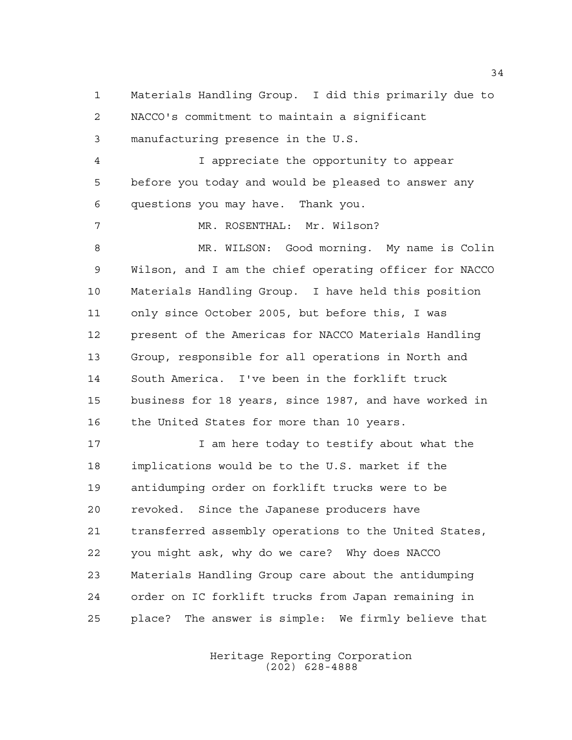Materials Handling Group. I did this primarily due to NACCO's commitment to maintain a significant manufacturing presence in the U.S.

I appreciate the opportunity to appear before you today and would be pleased to answer any questions you may have. Thank you.

MR. ROSENTHAL: Mr. Wilson?

MR. WILSON: Good morning. My name is Colin Wilson, and I am the chief operating officer for NACCO Materials Handling Group. I have held this position only since October 2005, but before this, I was present of the Americas for NACCO Materials Handling Group, responsible for all operations in North and South America. I've been in the forklift truck business for 18 years, since 1987, and have worked in the United States for more than 10 years.

I am here today to testify about what the implications would be to the U.S. market if the antidumping order on forklift trucks were to be revoked. Since the Japanese producers have transferred assembly operations to the United States, you might ask, why do we care? Why does NACCO Materials Handling Group care about the antidumping order on IC forklift trucks from Japan remaining in place? The answer is simple: We firmly believe that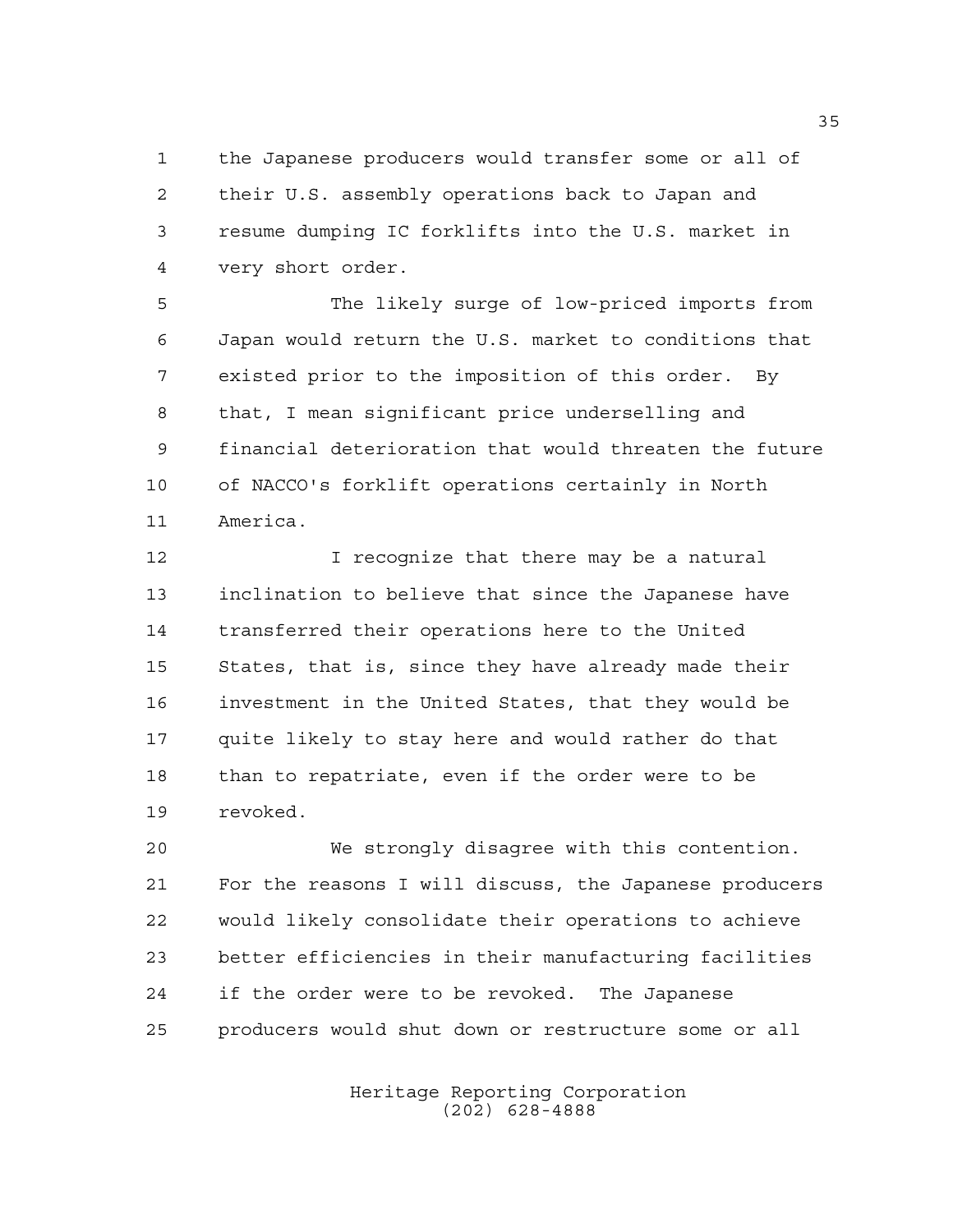the Japanese producers would transfer some or all of their U.S. assembly operations back to Japan and resume dumping IC forklifts into the U.S. market in very short order.

The likely surge of low-priced imports from Japan would return the U.S. market to conditions that existed prior to the imposition of this order. By that, I mean significant price underselling and financial deterioration that would threaten the future of NACCO's forklift operations certainly in North America.

I recognize that there may be a natural inclination to believe that since the Japanese have transferred their operations here to the United States, that is, since they have already made their investment in the United States, that they would be quite likely to stay here and would rather do that than to repatriate, even if the order were to be revoked.

We strongly disagree with this contention. For the reasons I will discuss, the Japanese producers would likely consolidate their operations to achieve better efficiencies in their manufacturing facilities if the order were to be revoked. The Japanese producers would shut down or restructure some or all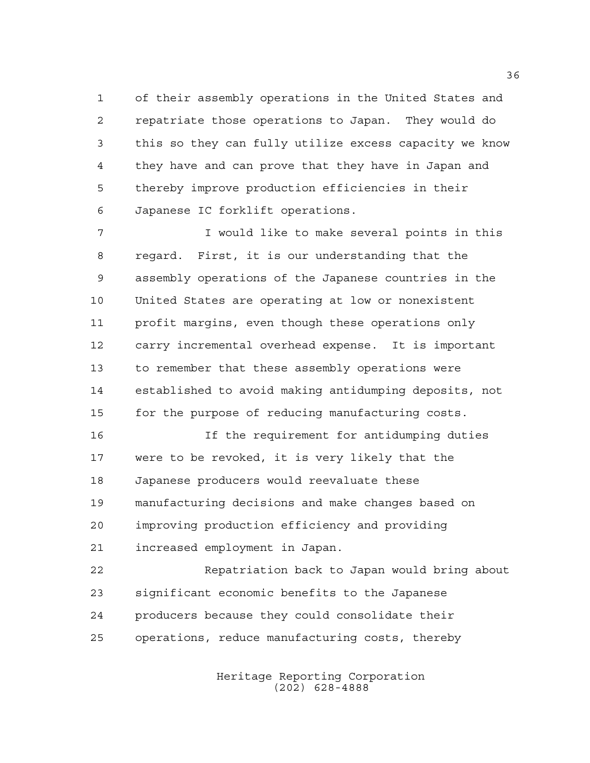of their assembly operations in the United States and repatriate those operations to Japan. They would do this so they can fully utilize excess capacity we know they have and can prove that they have in Japan and thereby improve production efficiencies in their Japanese IC forklift operations.

I would like to make several points in this regard. First, it is our understanding that the assembly operations of the Japanese countries in the United States are operating at low or nonexistent profit margins, even though these operations only carry incremental overhead expense. It is important to remember that these assembly operations were established to avoid making antidumping deposits, not for the purpose of reducing manufacturing costs.

If the requirement for antidumping duties were to be revoked, it is very likely that the Japanese producers would reevaluate these manufacturing decisions and make changes based on improving production efficiency and providing increased employment in Japan.

Repatriation back to Japan would bring about significant economic benefits to the Japanese producers because they could consolidate their operations, reduce manufacturing costs, thereby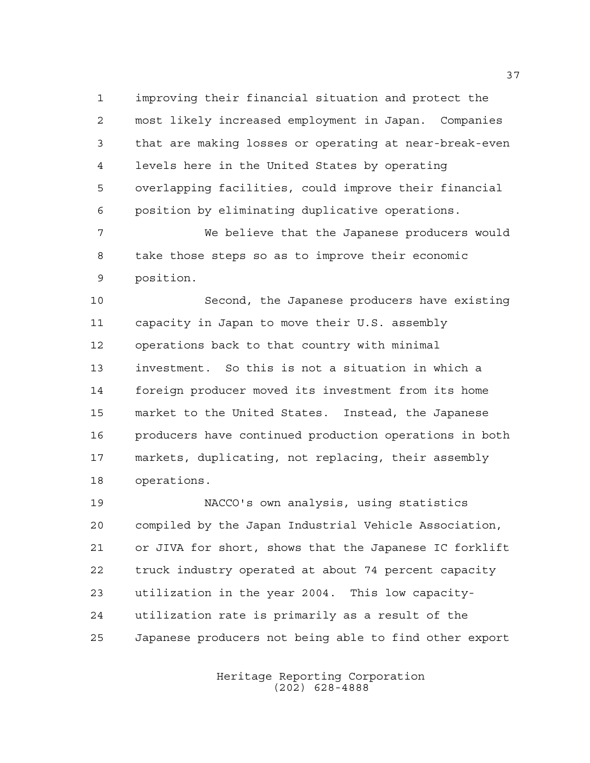improving their financial situation and protect the most likely increased employment in Japan. Companies that are making losses or operating at near-break-even levels here in the United States by operating overlapping facilities, could improve their financial position by eliminating duplicative operations.

We believe that the Japanese producers would take those steps so as to improve their economic position.

Second, the Japanese producers have existing capacity in Japan to move their U.S. assembly operations back to that country with minimal investment. So this is not a situation in which a foreign producer moved its investment from its home market to the United States. Instead, the Japanese producers have continued production operations in both markets, duplicating, not replacing, their assembly operations.

NACCO's own analysis, using statistics compiled by the Japan Industrial Vehicle Association, or JIVA for short, shows that the Japanese IC forklift truck industry operated at about 74 percent capacity utilization in the year 2004. This low capacity-utilization rate is primarily as a result of the Japanese producers not being able to find other export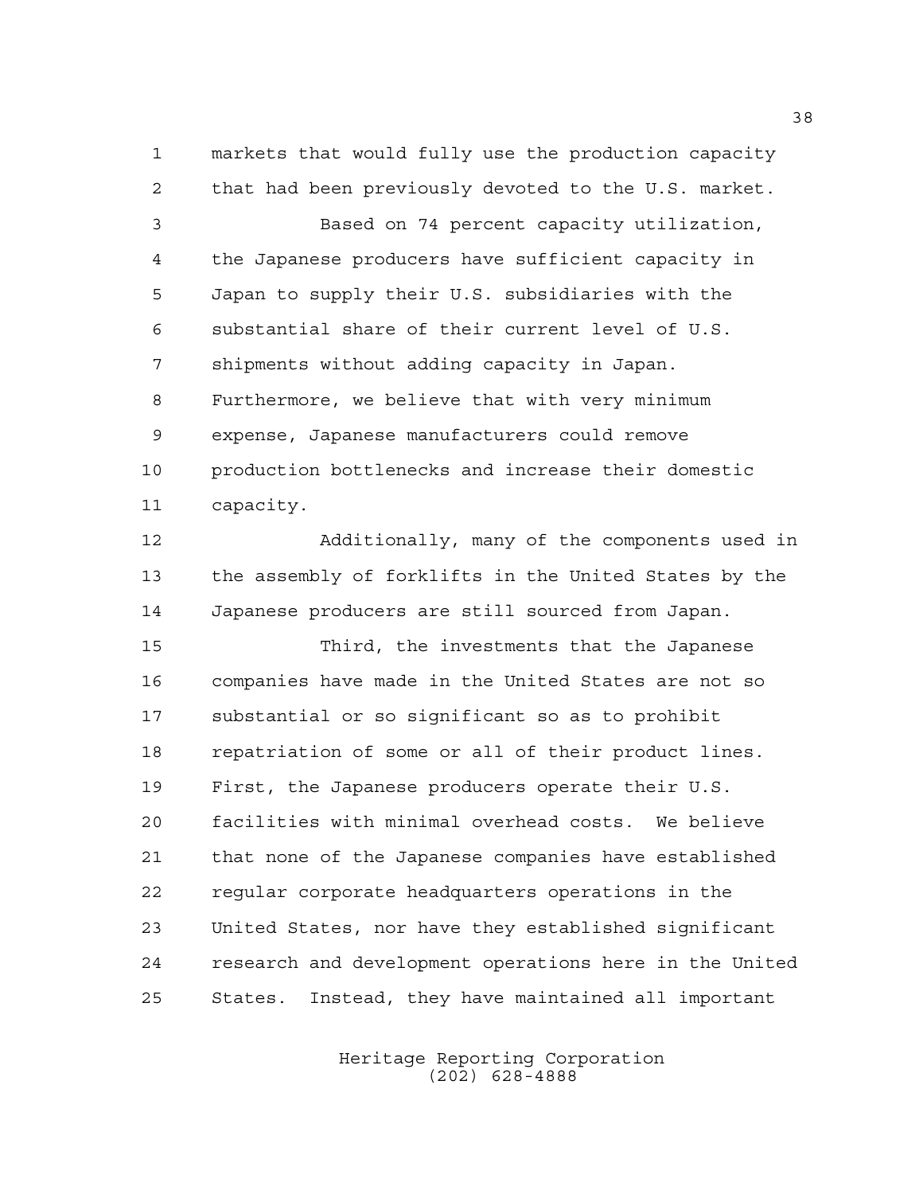markets that would fully use the production capacity that had been previously devoted to the U.S. market.

Based on 74 percent capacity utilization, the Japanese producers have sufficient capacity in Japan to supply their U.S. subsidiaries with the substantial share of their current level of U.S. shipments without adding capacity in Japan. Furthermore, we believe that with very minimum expense, Japanese manufacturers could remove production bottlenecks and increase their domestic capacity.

Additionally, many of the components used in the assembly of forklifts in the United States by the Japanese producers are still sourced from Japan.

Third, the investments that the Japanese companies have made in the United States are not so substantial or so significant so as to prohibit repatriation of some or all of their product lines. First, the Japanese producers operate their U.S. facilities with minimal overhead costs. We believe that none of the Japanese companies have established regular corporate headquarters operations in the United States, nor have they established significant research and development operations here in the United States. Instead, they have maintained all important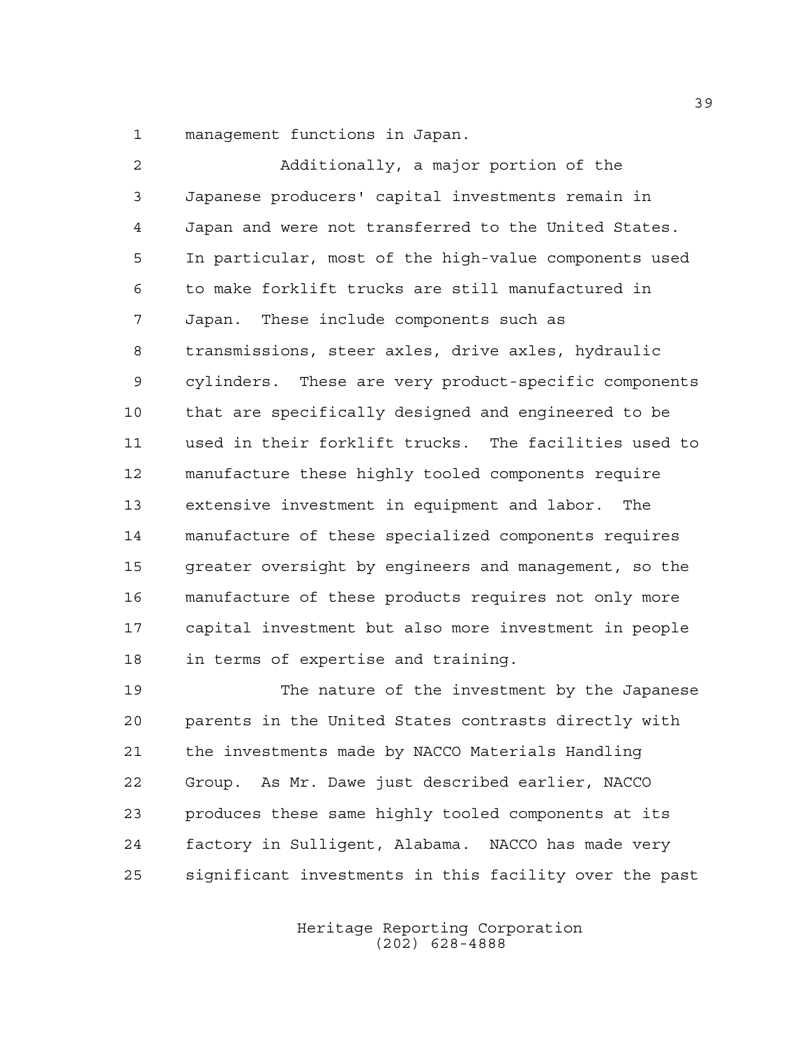management functions in Japan.

Additionally, a major portion of the Japanese producers' capital investments remain in Japan and were not transferred to the United States. In particular, most of the high-value components used to make forklift trucks are still manufactured in Japan. These include components such as transmissions, steer axles, drive axles, hydraulic cylinders. These are very product-specific components that are specifically designed and engineered to be used in their forklift trucks. The facilities used to manufacture these highly tooled components require extensive investment in equipment and labor. The manufacture of these specialized components requires greater oversight by engineers and management, so the manufacture of these products requires not only more capital investment but also more investment in people in terms of expertise and training.

The nature of the investment by the Japanese parents in the United States contrasts directly with the investments made by NACCO Materials Handling Group. As Mr. Dawe just described earlier, NACCO produces these same highly tooled components at its factory in Sulligent, Alabama. NACCO has made very significant investments in this facility over the past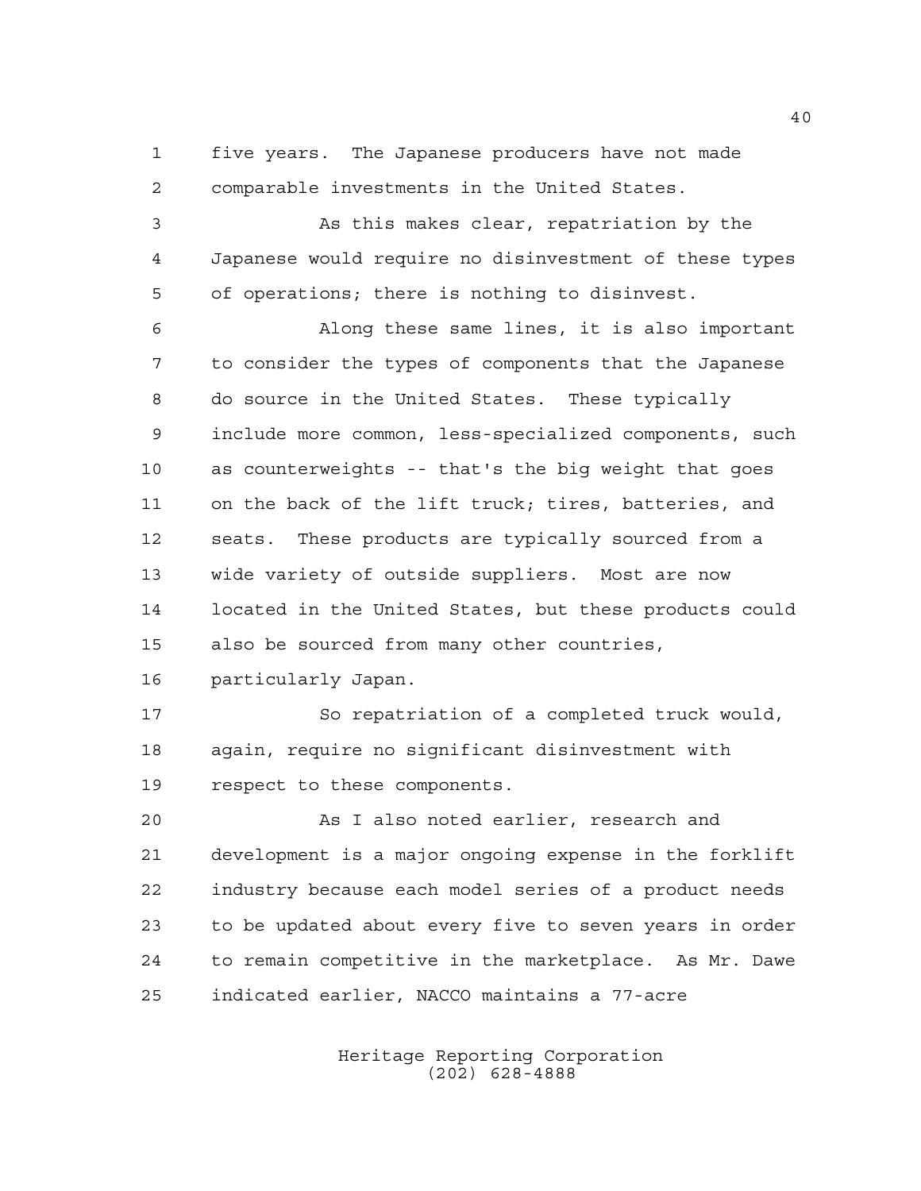five years. The Japanese producers have not made comparable investments in the United States.

As this makes clear, repatriation by the Japanese would require no disinvestment of these types of operations; there is nothing to disinvest.

Along these same lines, it is also important to consider the types of components that the Japanese do source in the United States. These typically include more common, less-specialized components, such as counterweights -- that's the big weight that goes on the back of the lift truck; tires, batteries, and seats. These products are typically sourced from a wide variety of outside suppliers. Most are now located in the United States, but these products could also be sourced from many other countries, particularly Japan.

So repatriation of a completed truck would, again, require no significant disinvestment with respect to these components.

As I also noted earlier, research and development is a major ongoing expense in the forklift industry because each model series of a product needs to be updated about every five to seven years in order to remain competitive in the marketplace. As Mr. Dawe indicated earlier, NACCO maintains a 77-acre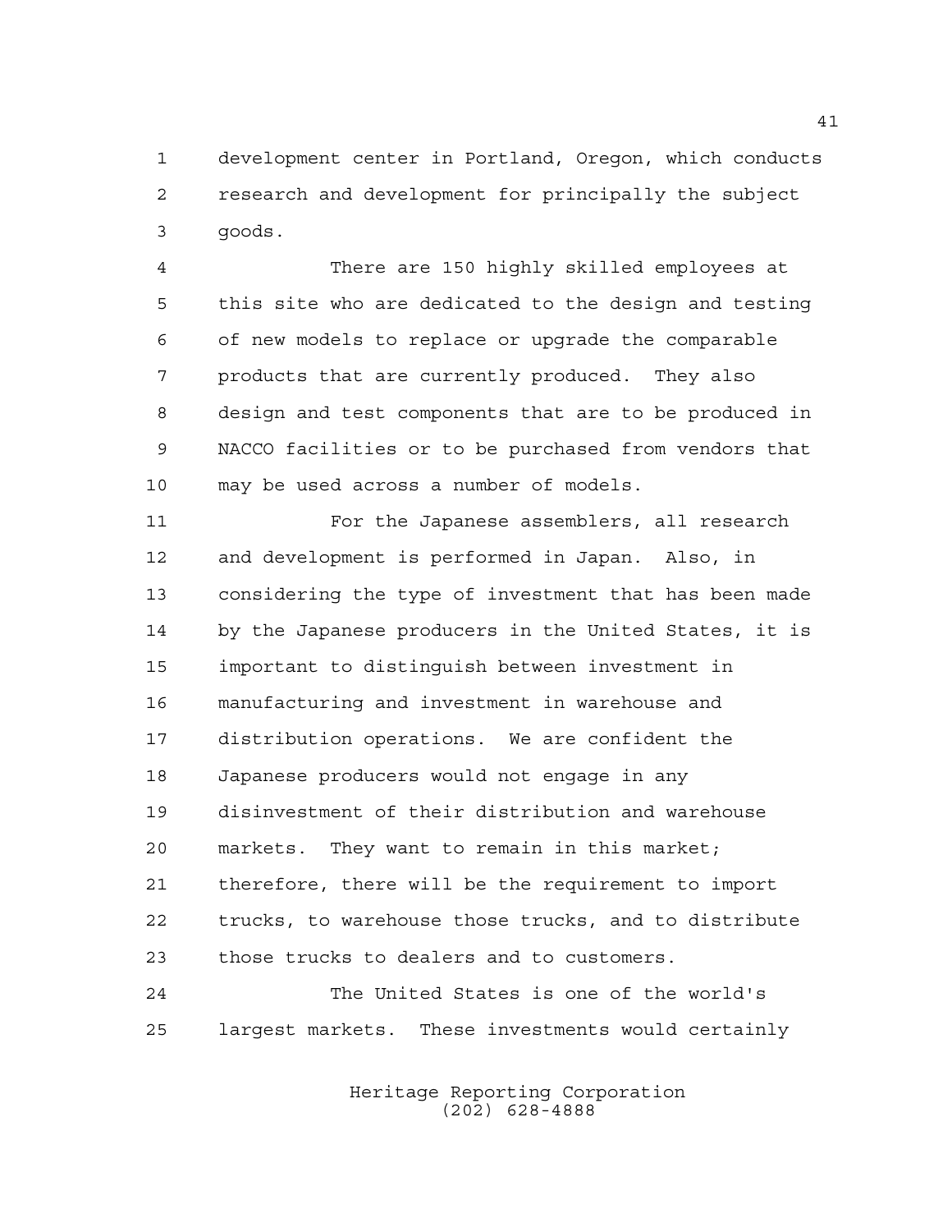development center in Portland, Oregon, which conducts research and development for principally the subject goods.

There are 150 highly skilled employees at this site who are dedicated to the design and testing of new models to replace or upgrade the comparable products that are currently produced. They also design and test components that are to be produced in NACCO facilities or to be purchased from vendors that may be used across a number of models.

For the Japanese assemblers, all research and development is performed in Japan. Also, in considering the type of investment that has been made by the Japanese producers in the United States, it is important to distinguish between investment in manufacturing and investment in warehouse and distribution operations. We are confident the Japanese producers would not engage in any disinvestment of their distribution and warehouse markets. They want to remain in this market; therefore, there will be the requirement to import trucks, to warehouse those trucks, and to distribute those trucks to dealers and to customers.

The United States is one of the world's largest markets. These investments would certainly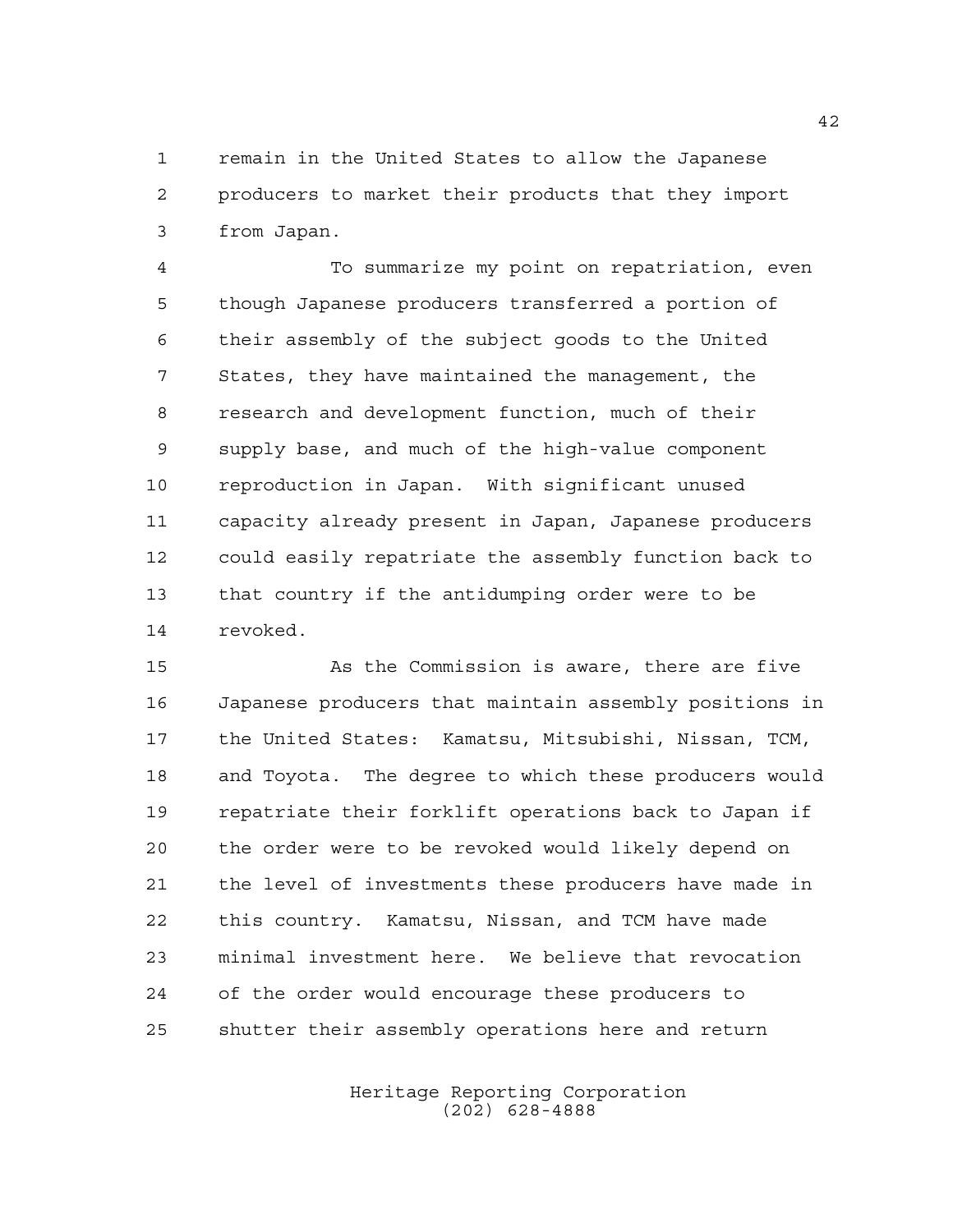remain in the United States to allow the Japanese producers to market their products that they import from Japan.

To summarize my point on repatriation, even though Japanese producers transferred a portion of their assembly of the subject goods to the United States, they have maintained the management, the research and development function, much of their supply base, and much of the high-value component reproduction in Japan. With significant unused capacity already present in Japan, Japanese producers could easily repatriate the assembly function back to that country if the antidumping order were to be revoked.

As the Commission is aware, there are five Japanese producers that maintain assembly positions in the United States: Kamatsu, Mitsubishi, Nissan, TCM, and Toyota. The degree to which these producers would repatriate their forklift operations back to Japan if the order were to be revoked would likely depend on the level of investments these producers have made in this country. Kamatsu, Nissan, and TCM have made minimal investment here. We believe that revocation of the order would encourage these producers to shutter their assembly operations here and return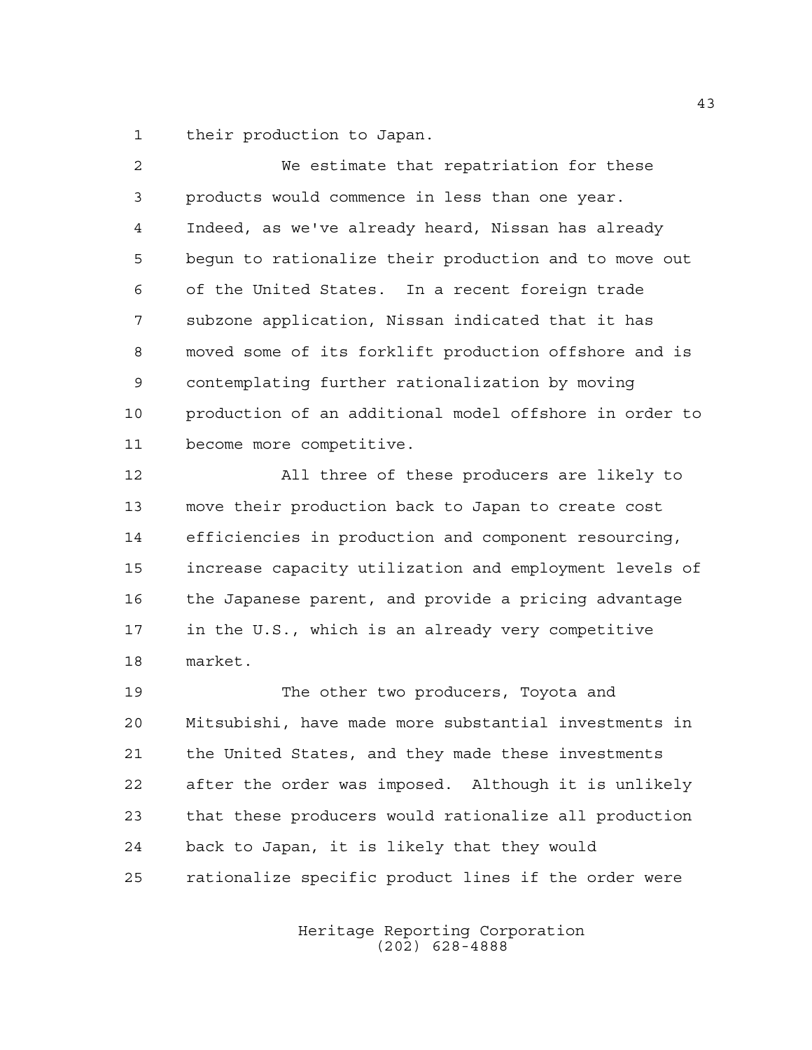their production to Japan.

We estimate that repatriation for these products would commence in less than one year. Indeed, as we've already heard, Nissan has already begun to rationalize their production and to move out of the United States. In a recent foreign trade subzone application, Nissan indicated that it has moved some of its forklift production offshore and is contemplating further rationalization by moving production of an additional model offshore in order to become more competitive.

All three of these producers are likely to move their production back to Japan to create cost efficiencies in production and component resourcing, increase capacity utilization and employment levels of the Japanese parent, and provide a pricing advantage in the U.S., which is an already very competitive market.

The other two producers, Toyota and Mitsubishi, have made more substantial investments in the United States, and they made these investments after the order was imposed. Although it is unlikely that these producers would rationalize all production back to Japan, it is likely that they would rationalize specific product lines if the order were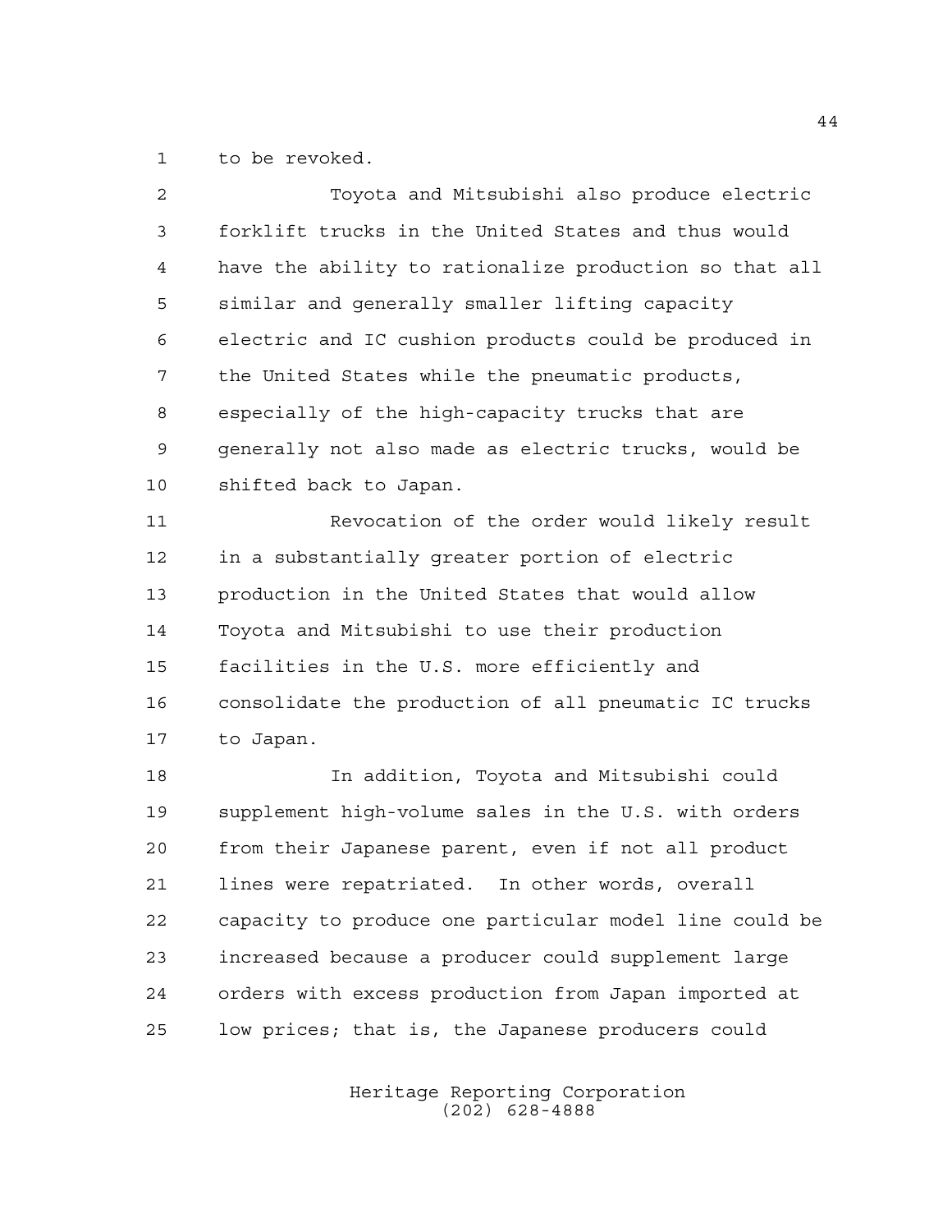to be revoked.

Toyota and Mitsubishi also produce electric forklift trucks in the United States and thus would have the ability to rationalize production so that all similar and generally smaller lifting capacity electric and IC cushion products could be produced in the United States while the pneumatic products, especially of the high-capacity trucks that are generally not also made as electric trucks, would be shifted back to Japan.

Revocation of the order would likely result in a substantially greater portion of electric production in the United States that would allow Toyota and Mitsubishi to use their production facilities in the U.S. more efficiently and consolidate the production of all pneumatic IC trucks to Japan.

In addition, Toyota and Mitsubishi could supplement high-volume sales in the U.S. with orders from their Japanese parent, even if not all product lines were repatriated. In other words, overall capacity to produce one particular model line could be increased because a producer could supplement large orders with excess production from Japan imported at low prices; that is, the Japanese producers could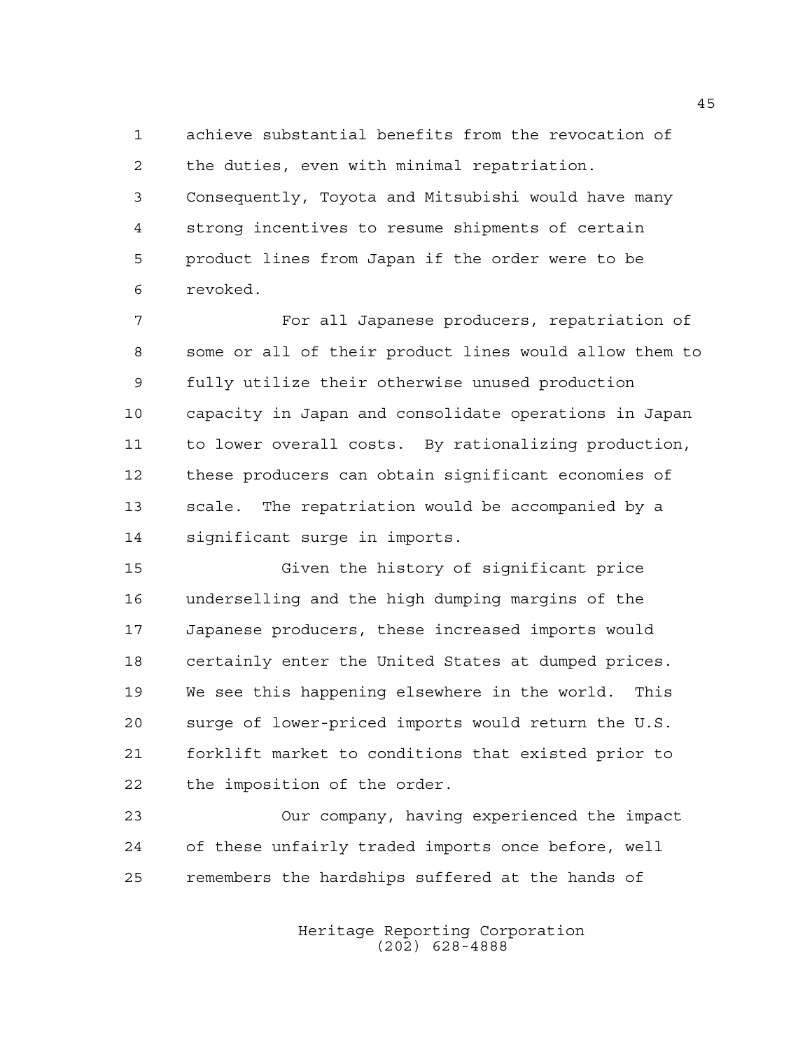achieve substantial benefits from the revocation of the duties, even with minimal repatriation. Consequently, Toyota and Mitsubishi would have many strong incentives to resume shipments of certain product lines from Japan if the order were to be revoked.

For all Japanese producers, repatriation of some or all of their product lines would allow them to fully utilize their otherwise unused production capacity in Japan and consolidate operations in Japan to lower overall costs. By rationalizing production, these producers can obtain significant economies of scale. The repatriation would be accompanied by a significant surge in imports.

Given the history of significant price underselling and the high dumping margins of the Japanese producers, these increased imports would certainly enter the United States at dumped prices. We see this happening elsewhere in the world. This surge of lower-priced imports would return the U.S. forklift market to conditions that existed prior to the imposition of the order.

Our company, having experienced the impact of these unfairly traded imports once before, well remembers the hardships suffered at the hands of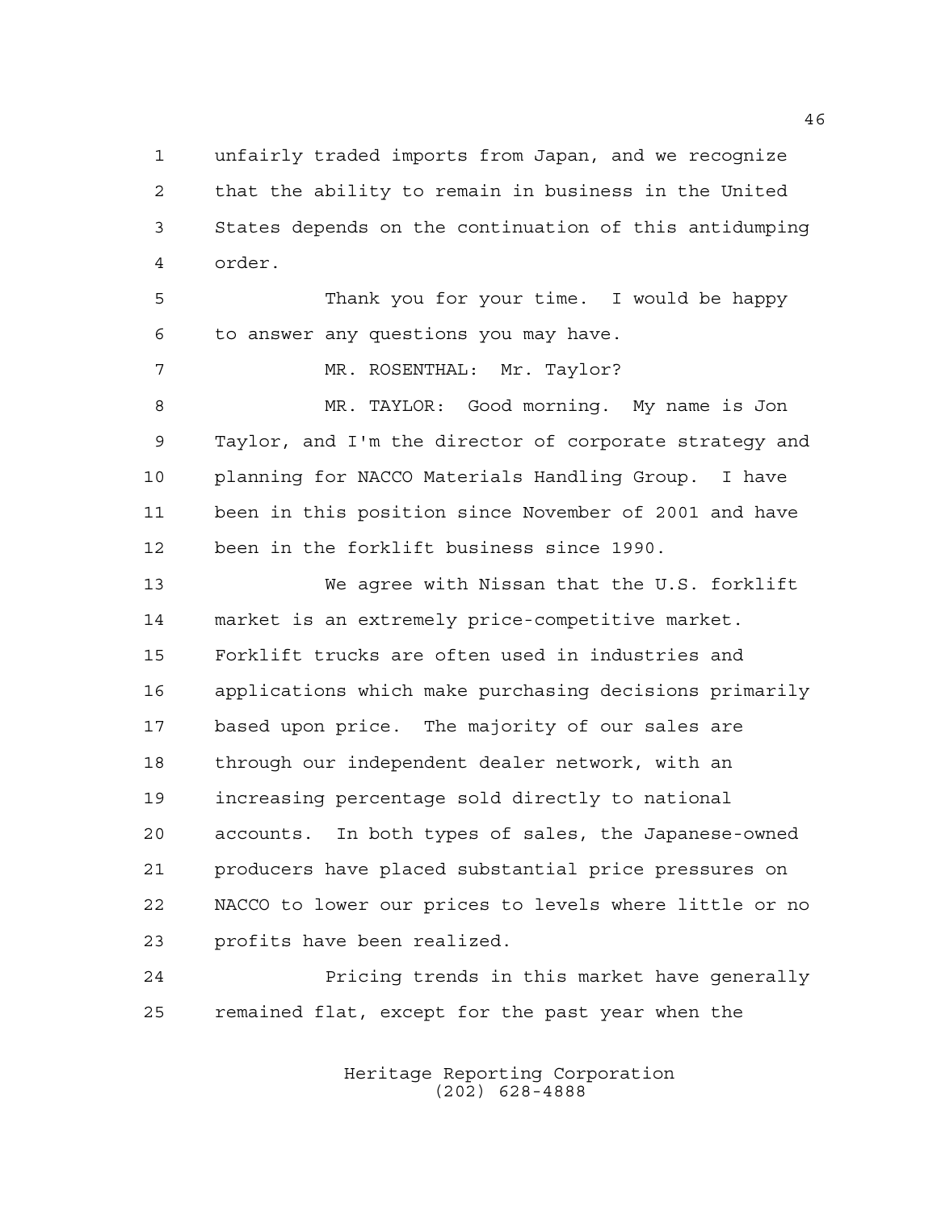unfairly traded imports from Japan, and we recognize that the ability to remain in business in the United States depends on the continuation of this antidumping order.

Thank you for your time. I would be happy to answer any questions you may have.

MR. ROSENTHAL: Mr. Taylor?

MR. TAYLOR: Good morning. My name is Jon Taylor, and I'm the director of corporate strategy and planning for NACCO Materials Handling Group. I have been in this position since November of 2001 and have been in the forklift business since 1990.

We agree with Nissan that the U.S. forklift market is an extremely price-competitive market. Forklift trucks are often used in industries and applications which make purchasing decisions primarily based upon price. The majority of our sales are through our independent dealer network, with an increasing percentage sold directly to national accounts. In both types of sales, the Japanese-owned producers have placed substantial price pressures on NACCO to lower our prices to levels where little or no profits have been realized.

Pricing trends in this market have generally remained flat, except for the past year when the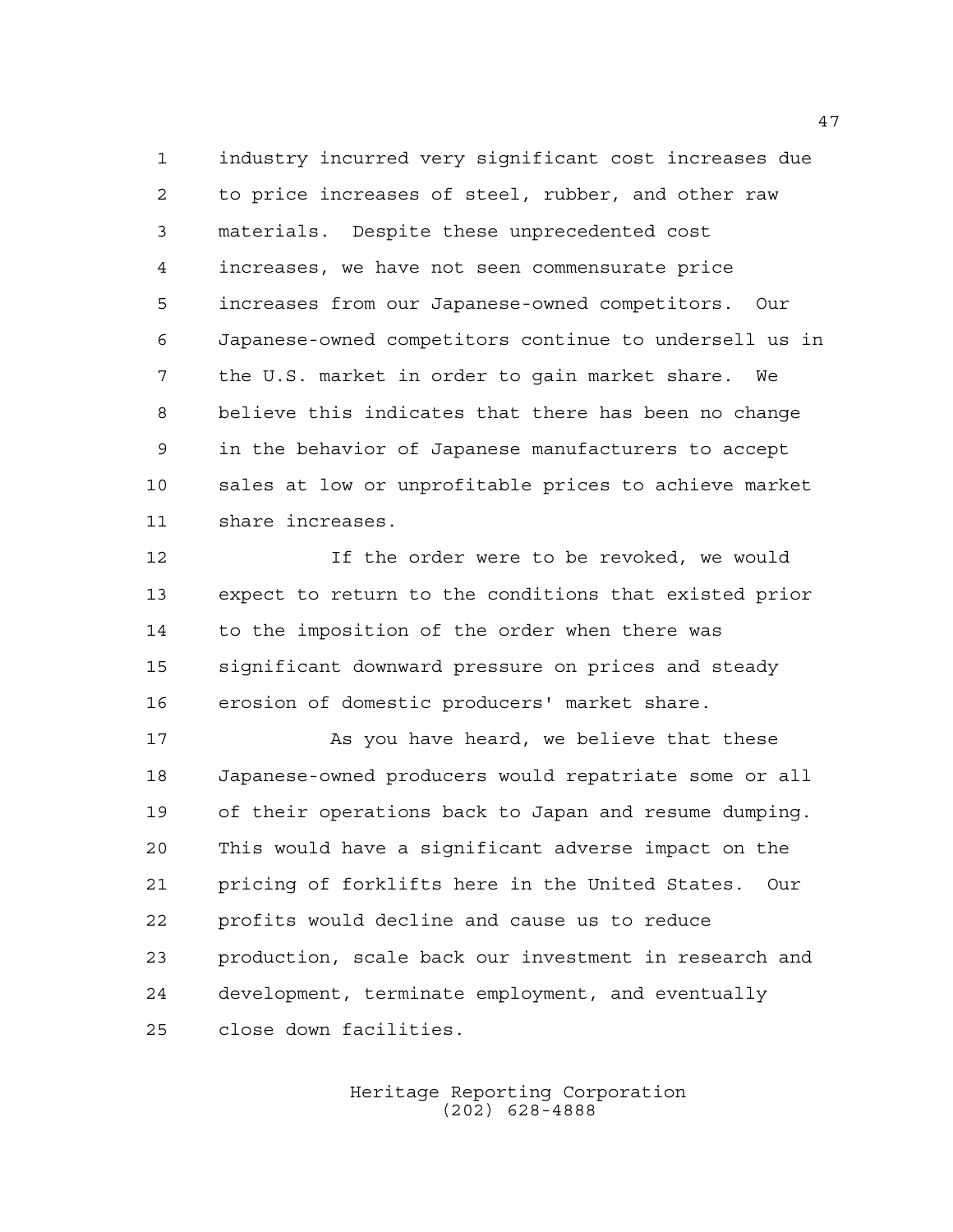industry incurred very significant cost increases due to price increases of steel, rubber, and other raw materials. Despite these unprecedented cost increases, we have not seen commensurate price increases from our Japanese-owned competitors. Our Japanese-owned competitors continue to undersell us in the U.S. market in order to gain market share. We believe this indicates that there has been no change in the behavior of Japanese manufacturers to accept sales at low or unprofitable prices to achieve market share increases.

If the order were to be revoked, we would expect to return to the conditions that existed prior to the imposition of the order when there was significant downward pressure on prices and steady erosion of domestic producers' market share.

As you have heard, we believe that these Japanese-owned producers would repatriate some or all of their operations back to Japan and resume dumping. This would have a significant adverse impact on the pricing of forklifts here in the United States. Our profits would decline and cause us to reduce production, scale back our investment in research and development, terminate employment, and eventually close down facilities.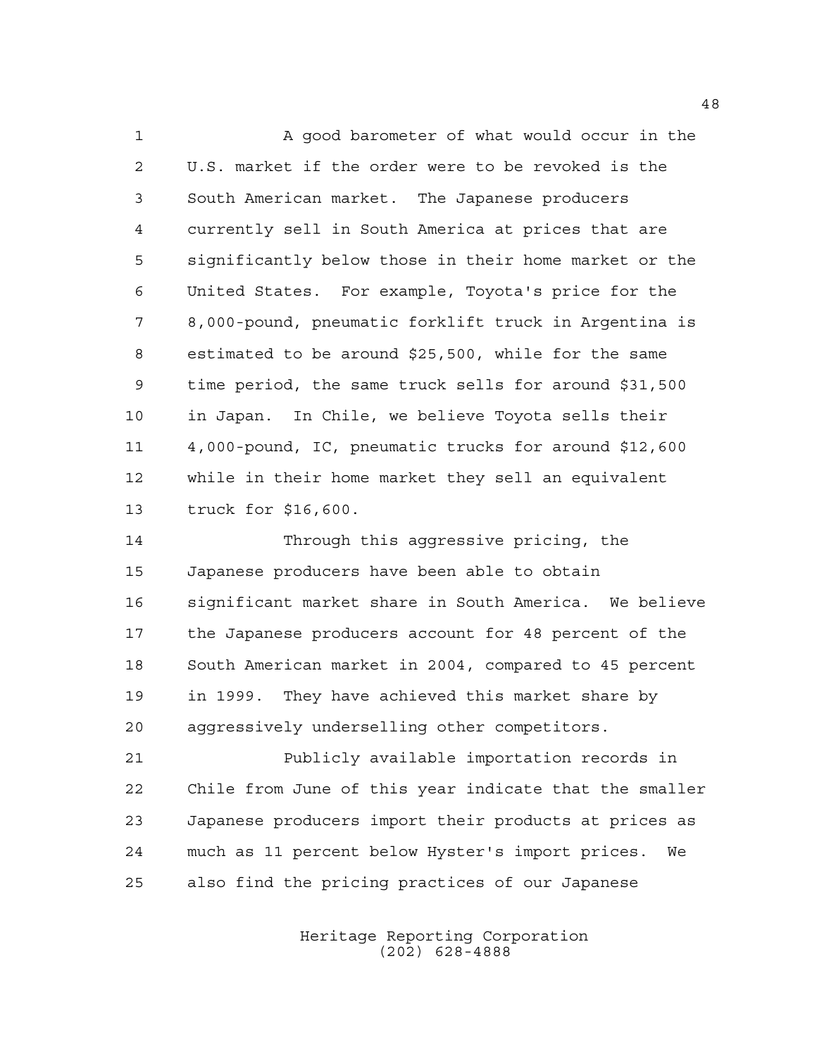A good barometer of what would occur in the U.S. market if the order were to be revoked is the South American market. The Japanese producers currently sell in South America at prices that are significantly below those in their home market or the United States. For example, Toyota's price for the 8,000-pound, pneumatic forklift truck in Argentina is estimated to be around $25,500, while for the same time period, the same truck sells for around $31,500 in Japan. In Chile, we believe Toyota sells their 4,000-pound, IC, pneumatic trucks for around $12,600 while in their home market they sell an equivalent truck for $16,600.

Through this aggressive pricing, the Japanese producers have been able to obtain significant market share in South America. We believe the Japanese producers account for 48 percent of the South American market in 2004, compared to 45 percent in 1999. They have achieved this market share by aggressively underselling other competitors.

Publicly available importation records in Chile from June of this year indicate that the smaller Japanese producers import their products at prices as much as 11 percent below Hyster's import prices. We also find the pricing practices of our Japanese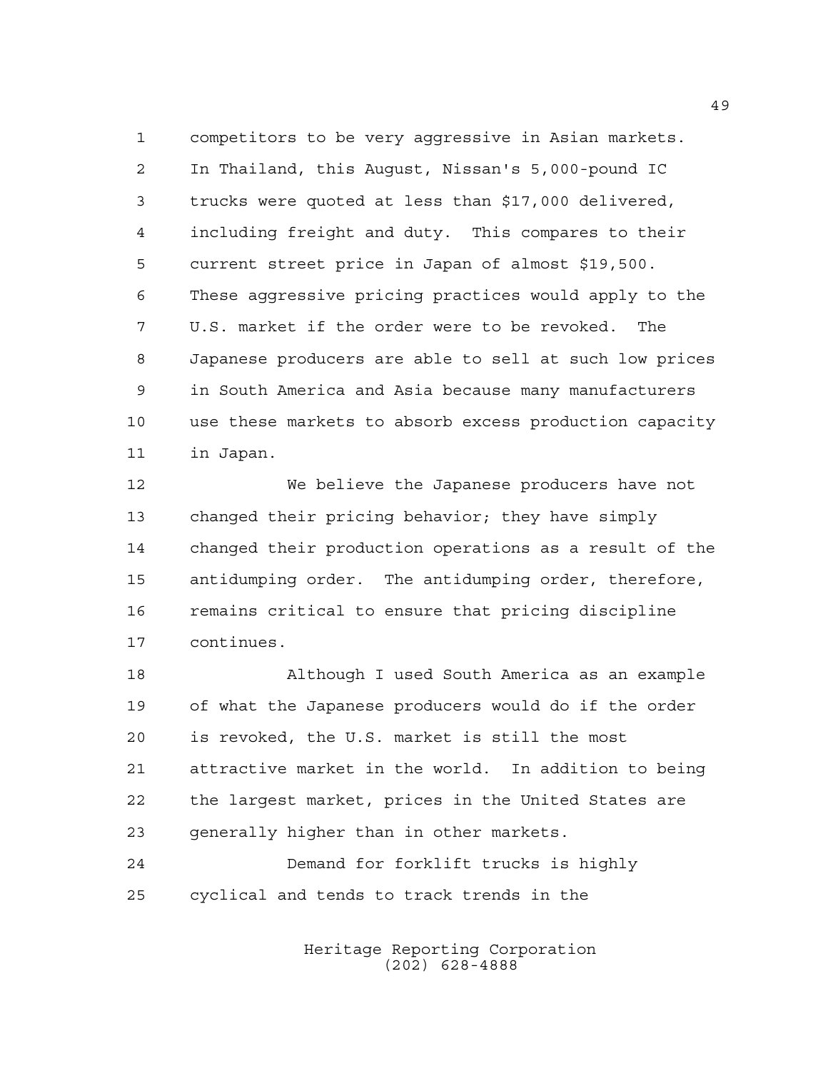competitors to be very aggressive in Asian markets. In Thailand, this August, Nissan's 5,000-pound IC trucks were quoted at less than $17,000 delivered, including freight and duty. This compares to their current street price in Japan of almost $19,500. These aggressive pricing practices would apply to the U.S. market if the order were to be revoked. The Japanese producers are able to sell at such low prices in South America and Asia because many manufacturers use these markets to absorb excess production capacity in Japan.

We believe the Japanese producers have not changed their pricing behavior; they have simply changed their production operations as a result of the antidumping order. The antidumping order, therefore, remains critical to ensure that pricing discipline continues.

Although I used South America as an example of what the Japanese producers would do if the order is revoked, the U.S. market is still the most attractive market in the world. In addition to being the largest market, prices in the United States are generally higher than in other markets.

Demand for forklift trucks is highly cyclical and tends to track trends in the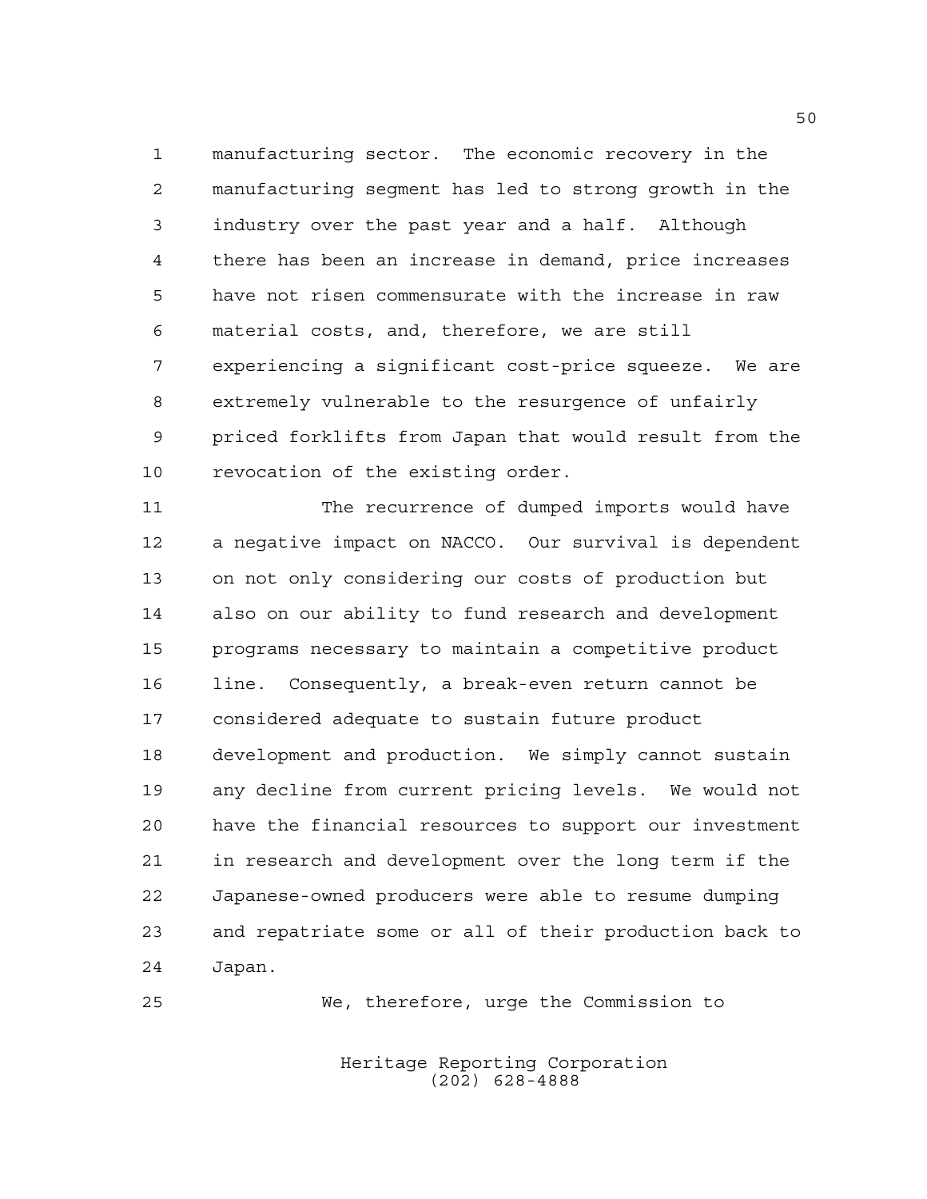manufacturing sector. The economic recovery in the manufacturing segment has led to strong growth in the industry over the past year and a half. Although there has been an increase in demand, price increases have not risen commensurate with the increase in raw material costs, and, therefore, we are still experiencing a significant cost-price squeeze. We are extremely vulnerable to the resurgence of unfairly priced forklifts from Japan that would result from the revocation of the existing order.

The recurrence of dumped imports would have a negative impact on NACCO. Our survival is dependent on not only considering our costs of production but also on our ability to fund research and development programs necessary to maintain a competitive product line. Consequently, a break-even return cannot be considered adequate to sustain future product development and production. We simply cannot sustain any decline from current pricing levels. We would not have the financial resources to support our investment in research and development over the long term if the Japanese-owned producers were able to resume dumping and repatriate some or all of their production back to Japan.

We, therefore, urge the Commission to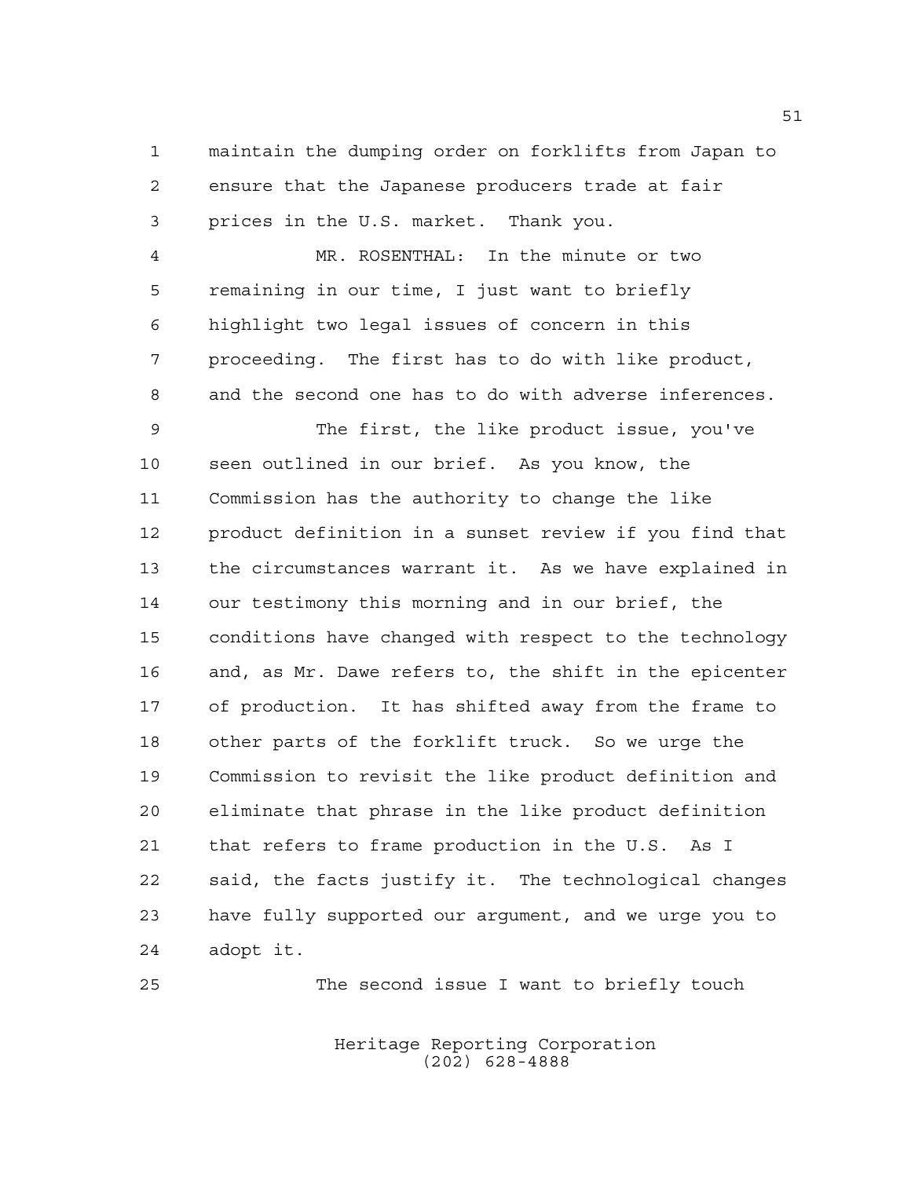maintain the dumping order on forklifts from Japan to ensure that the Japanese producers trade at fair prices in the U.S. market. Thank you.

MR. ROSENTHAL: In the minute or two remaining in our time, I just want to briefly highlight two legal issues of concern in this proceeding. The first has to do with like product, and the second one has to do with adverse inferences.

The first, the like product issue, you've seen outlined in our brief. As you know, the Commission has the authority to change the like product definition in a sunset review if you find that the circumstances warrant it. As we have explained in our testimony this morning and in our brief, the conditions have changed with respect to the technology and, as Mr. Dawe refers to, the shift in the epicenter of production. It has shifted away from the frame to other parts of the forklift truck. So we urge the Commission to revisit the like product definition and eliminate that phrase in the like product definition that refers to frame production in the U.S. As I said, the facts justify it. The technological changes have fully supported our argument, and we urge you to adopt it.

The second issue I want to briefly touch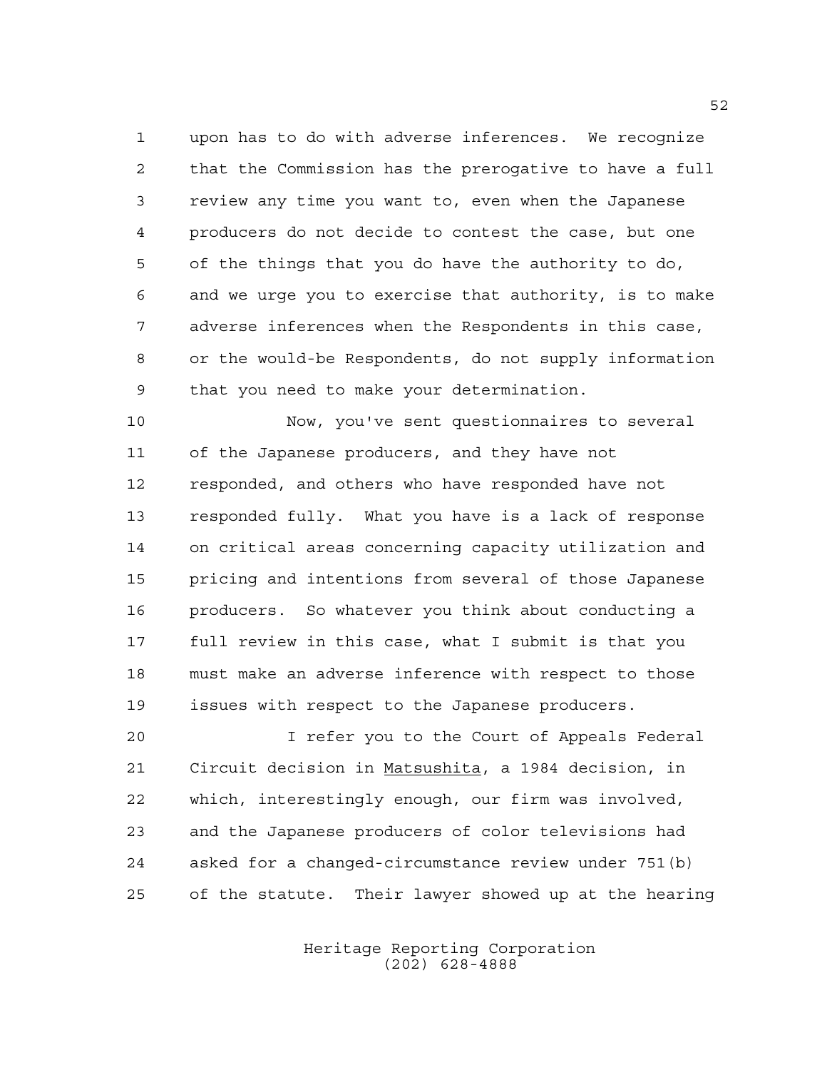upon has to do with adverse inferences. We recognize that the Commission has the prerogative to have a full review any time you want to, even when the Japanese producers do not decide to contest the case, but one of the things that you do have the authority to do, and we urge you to exercise that authority, is to make adverse inferences when the Respondents in this case, or the would-be Respondents, do not supply information that you need to make your determination.

Now, you've sent questionnaires to several of the Japanese producers, and they have not responded, and others who have responded have not responded fully. What you have is a lack of response on critical areas concerning capacity utilization and pricing and intentions from several of those Japanese producers. So whatever you think about conducting a full review in this case, what I submit is that you must make an adverse inference with respect to those issues with respect to the Japanese producers.

I refer you to the Court of Appeals Federal Circuit decision in Matsushita, a 1984 decision, in which, interestingly enough, our firm was involved, and the Japanese producers of color televisions had asked for a changed-circumstance review under 751(b) of the statute. Their lawyer showed up at the hearing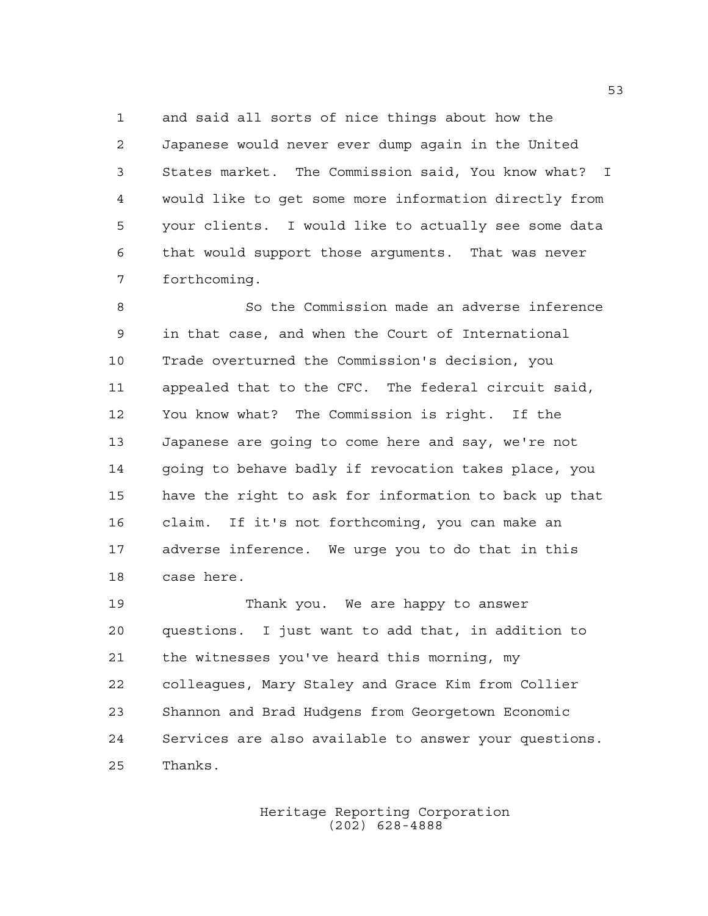and said all sorts of nice things about how the Japanese would never ever dump again in the United States market. The Commission said, You know what? I would like to get some more information directly from your clients. I would like to actually see some data that would support those arguments. That was never forthcoming.

So the Commission made an adverse inference in that case, and when the Court of International Trade overturned the Commission's decision, you appealed that to the CFC. The federal circuit said, You know what? The Commission is right. If the Japanese are going to come here and say, we're not going to behave badly if revocation takes place, you have the right to ask for information to back up that claim. If it's not forthcoming, you can make an adverse inference. We urge you to do that in this case here.

Thank you. We are happy to answer questions. I just want to add that, in addition to the witnesses you've heard this morning, my colleagues, Mary Staley and Grace Kim from Collier Shannon and Brad Hudgens from Georgetown Economic Services are also available to answer your questions. Thanks.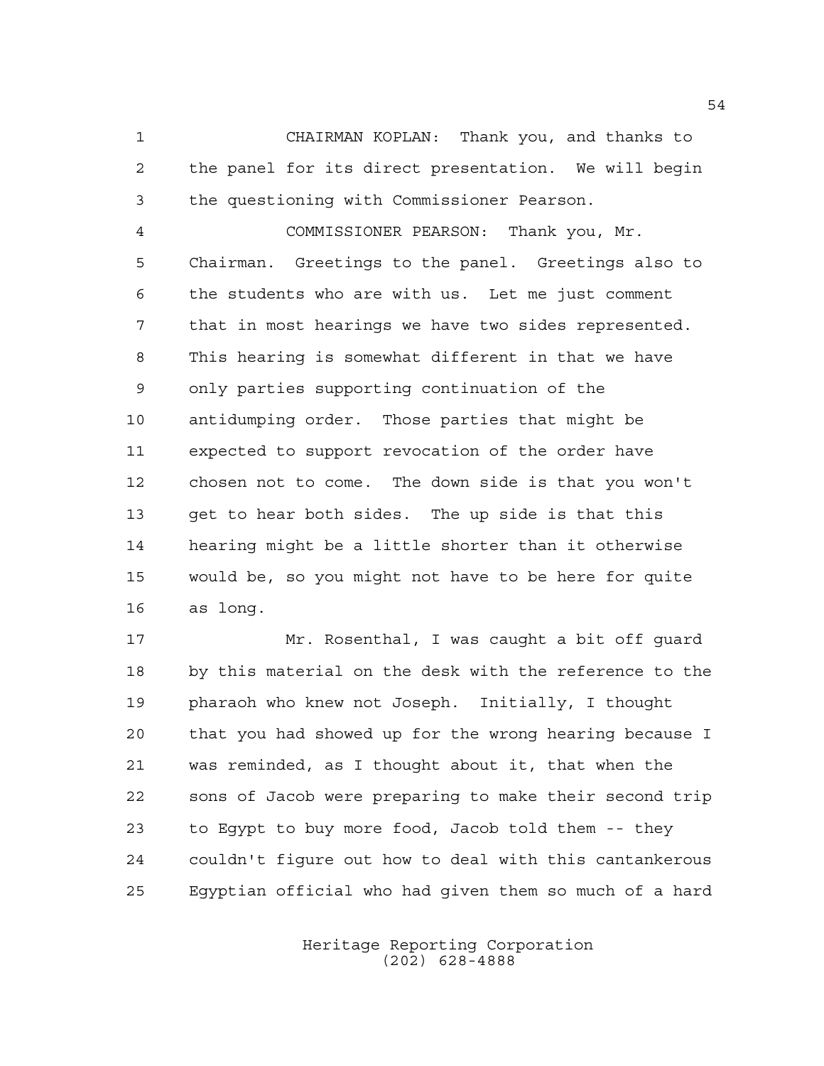CHAIRMAN KOPLAN: Thank you, and thanks to the panel for its direct presentation. We will begin the questioning with Commissioner Pearson.

COMMISSIONER PEARSON: Thank you, Mr. Chairman. Greetings to the panel. Greetings also to the students who are with us. Let me just comment that in most hearings we have two sides represented. This hearing is somewhat different in that we have only parties supporting continuation of the antidumping order. Those parties that might be expected to support revocation of the order have chosen not to come. The down side is that you won't get to hear both sides. The up side is that this hearing might be a little shorter than it otherwise would be, so you might not have to be here for quite as long.

Mr. Rosenthal, I was caught a bit off guard by this material on the desk with the reference to the pharaoh who knew not Joseph. Initially, I thought that you had showed up for the wrong hearing because I was reminded, as I thought about it, that when the sons of Jacob were preparing to make their second trip to Egypt to buy more food, Jacob told them -- they couldn't figure out how to deal with this cantankerous Egyptian official who had given them so much of a hard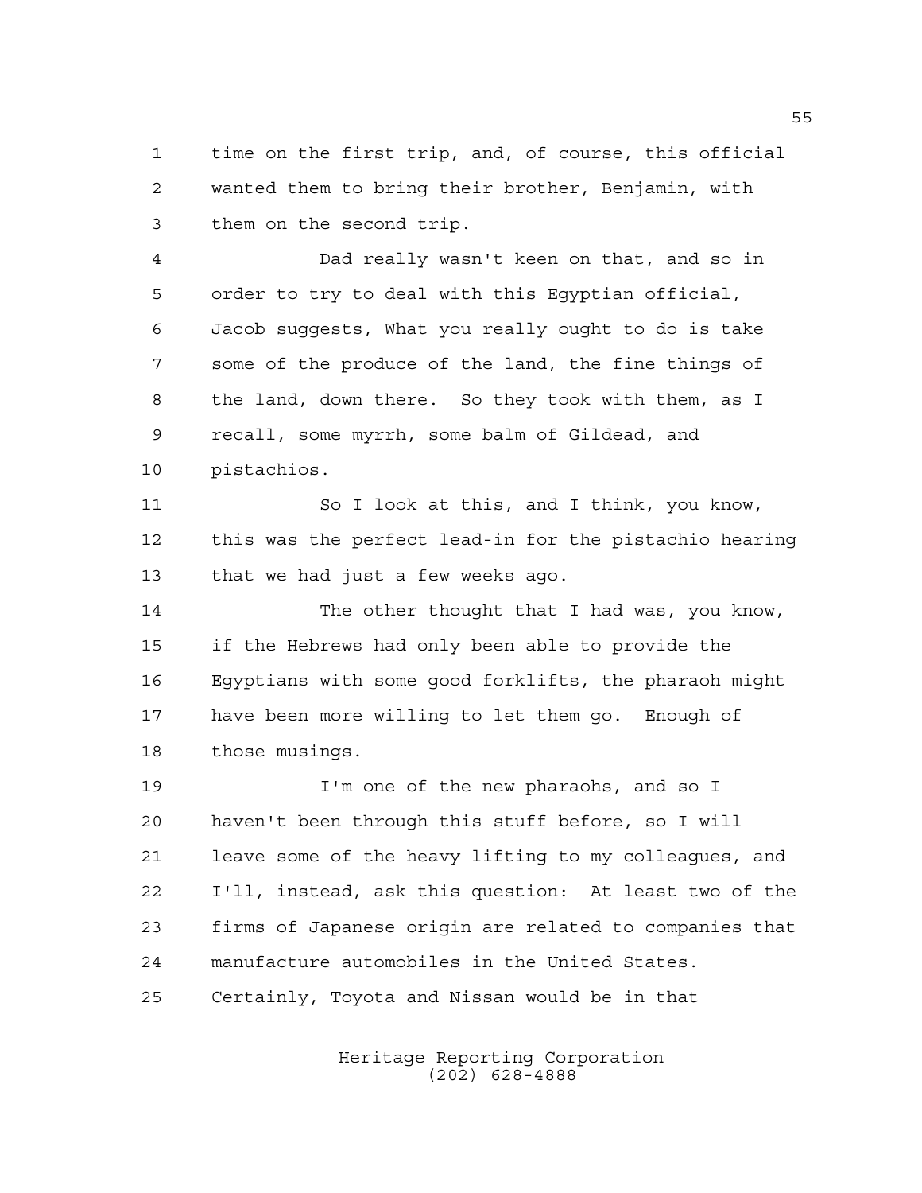time on the first trip, and, of course, this official wanted them to bring their brother, Benjamin, with them on the second trip.

Dad really wasn't keen on that, and so in order to try to deal with this Egyptian official, Jacob suggests, What you really ought to do is take some of the produce of the land, the fine things of the land, down there. So they took with them, as I recall, some myrrh, some balm of Gildead, and pistachios.

So I look at this, and I think, you know, this was the perfect lead-in for the pistachio hearing that we had just a few weeks ago.

The other thought that I had was, you know, if the Hebrews had only been able to provide the Egyptians with some good forklifts, the pharaoh might have been more willing to let them go. Enough of those musings.

I'm one of the new pharaohs, and so I haven't been through this stuff before, so I will leave some of the heavy lifting to my colleagues, and I'll, instead, ask this question: At least two of the firms of Japanese origin are related to companies that manufacture automobiles in the United States. Certainly, Toyota and Nissan would be in that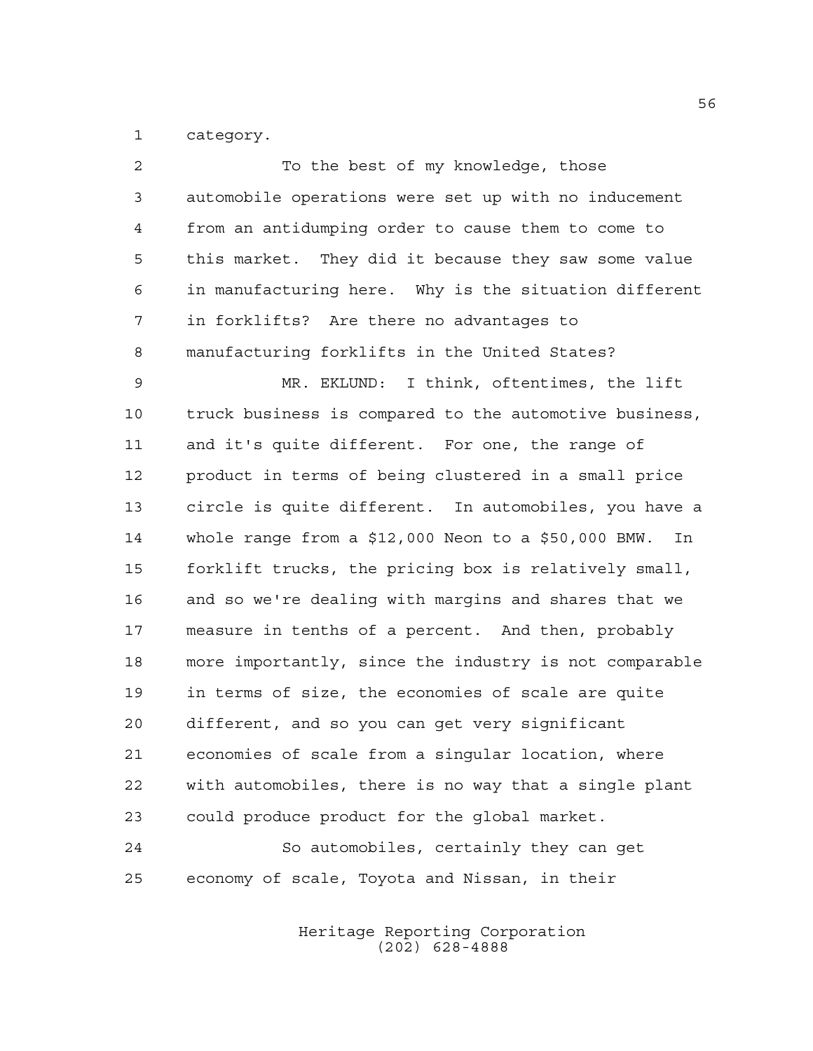category.

To the best of my knowledge, those automobile operations were set up with no inducement from an antidumping order to cause them to come to this market. They did it because they saw some value in manufacturing here. Why is the situation different in forklifts? Are there no advantages to manufacturing forklifts in the United States?

MR. EKLUND: I think, oftentimes, the lift truck business is compared to the automotive business, and it's quite different. For one, the range of product in terms of being clustered in a small price circle is quite different. In automobiles, you have a whole range from a $12,000 Neon to a $50,000 BMW. In forklift trucks, the pricing box is relatively small, and so we're dealing with margins and shares that we measure in tenths of a percent. And then, probably more importantly, since the industry is not comparable in terms of size, the economies of scale are quite different, and so you can get very significant economies of scale from a singular location, where with automobiles, there is no way that a single plant could produce product for the global market.

So automobiles, certainly they can get economy of scale, Toyota and Nissan, in their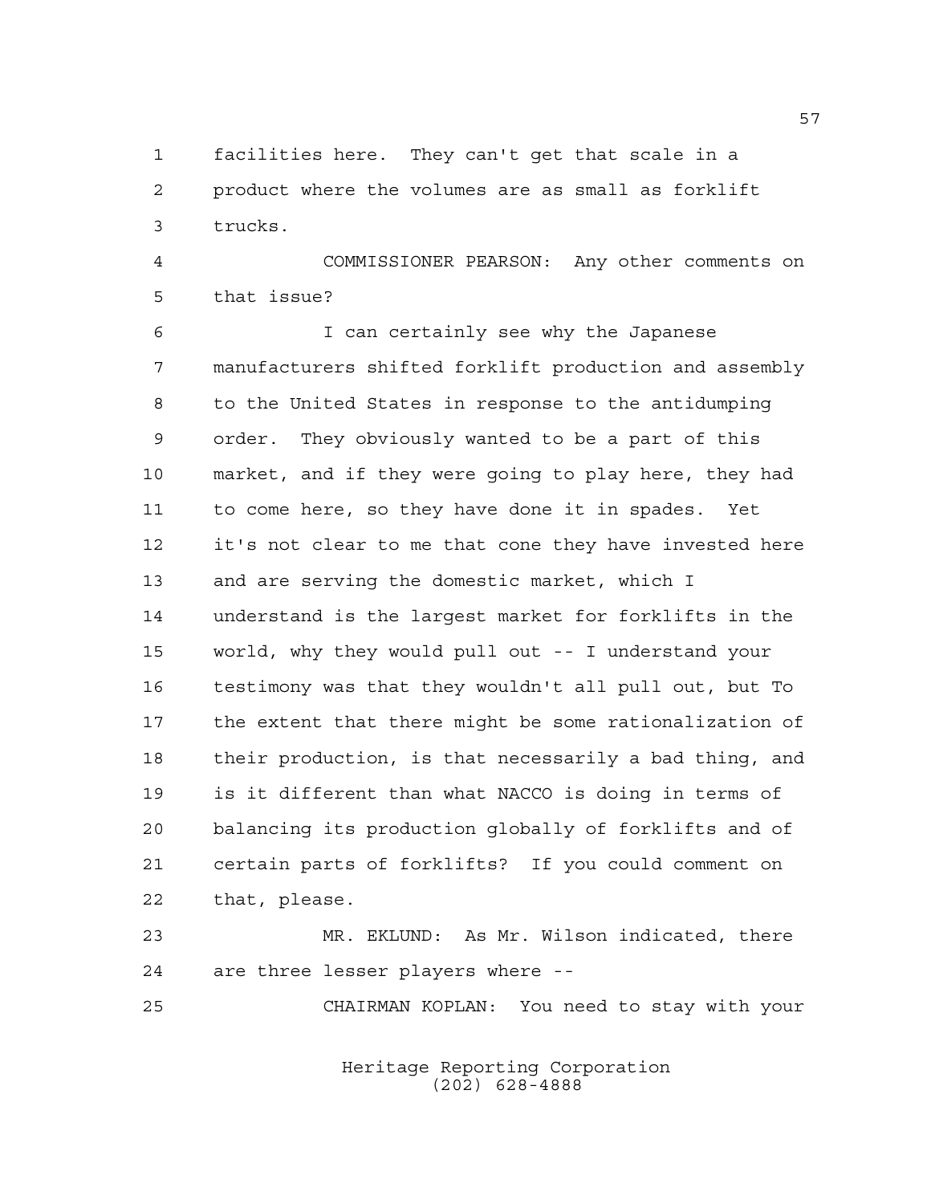facilities here. They can't get that scale in a product where the volumes are as small as forklift trucks.

COMMISSIONER PEARSON: Any other comments on that issue?

I can certainly see why the Japanese manufacturers shifted forklift production and assembly to the United States in response to the antidumping order. They obviously wanted to be a part of this market, and if they were going to play here, they had to come here, so they have done it in spades. Yet it's not clear to me that cone they have invested here and are serving the domestic market, which I understand is the largest market for forklifts in the world, why they would pull out -- I understand your testimony was that they wouldn't all pull out, but To the extent that there might be some rationalization of their production, is that necessarily a bad thing, and is it different than what NACCO is doing in terms of balancing its production globally of forklifts and of certain parts of forklifts? If you could comment on that, please.

MR. EKLUND: As Mr. Wilson indicated, there are three lesser players where --

CHAIRMAN KOPLAN: You need to stay with your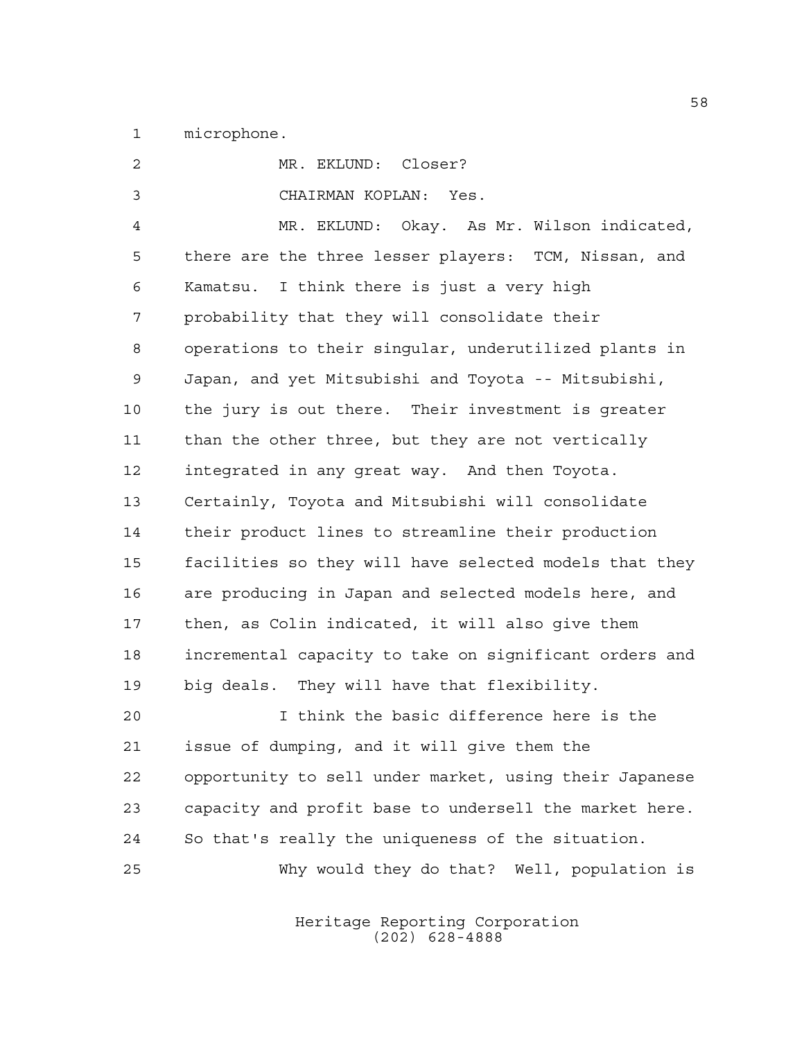microphone.

MR. EKLUND: Closer?

CHAIRMAN KOPLAN: Yes.

MR. EKLUND: Okay. As Mr. Wilson indicated, there are the three lesser players: TCM, Nissan, and Kamatsu. I think there is just a very high probability that they will consolidate their operations to their singular, underutilized plants in Japan, and yet Mitsubishi and Toyota -- Mitsubishi, the jury is out there. Their investment is greater than the other three, but they are not vertically integrated in any great way. And then Toyota. Certainly, Toyota and Mitsubishi will consolidate their product lines to streamline their production facilities so they will have selected models that they are producing in Japan and selected models here, and then, as Colin indicated, it will also give them incremental capacity to take on significant orders and big deals. They will have that flexibility.

I think the basic difference here is the issue of dumping, and it will give them the opportunity to sell under market, using their Japanese capacity and profit base to undersell the market here. So that's really the uniqueness of the situation.

Why would they do that? Well, population is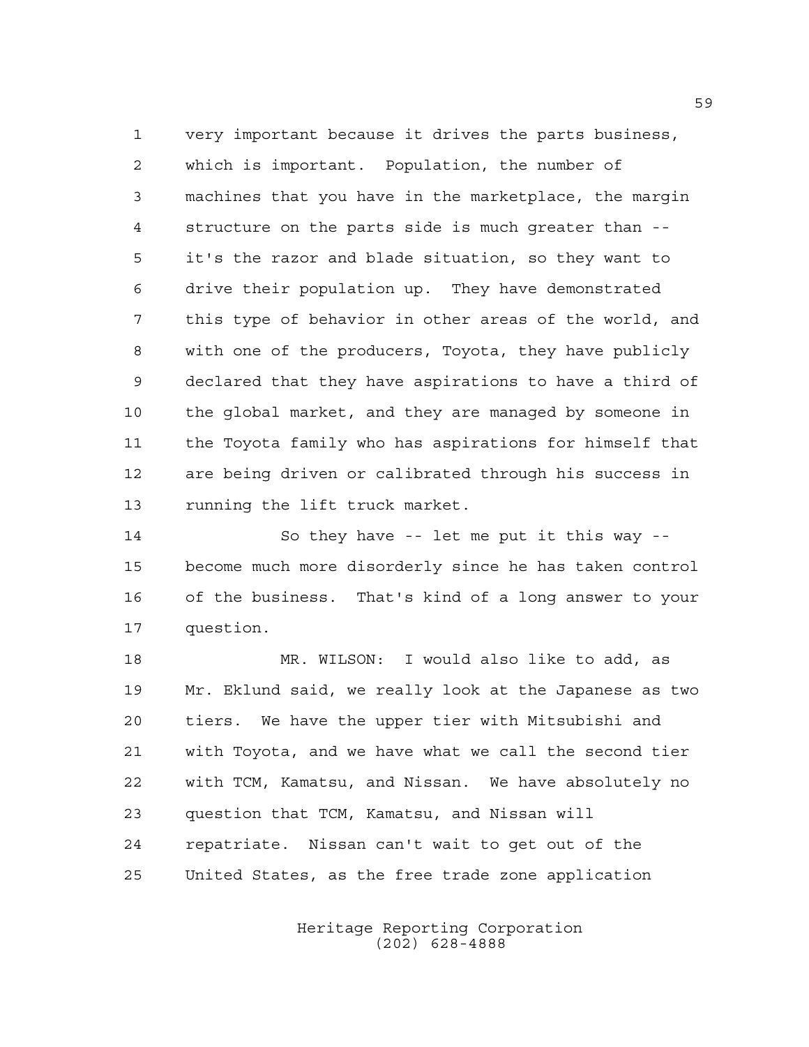very important because it drives the parts business, which is important. Population, the number of machines that you have in the marketplace, the margin structure on the parts side is much greater than -- it's the razor and blade situation, so they want to drive their population up. They have demonstrated this type of behavior in other areas of the world, and with one of the producers, Toyota, they have publicly declared that they have aspirations to have a third of the global market, and they are managed by someone in the Toyota family who has aspirations for himself that are being driven or calibrated through his success in running the lift truck market.

So they have -- let me put it this way -- become much more disorderly since he has taken control of the business. That's kind of a long answer to your question.

MR. WILSON: I would also like to add, as Mr. Eklund said, we really look at the Japanese as two tiers. We have the upper tier with Mitsubishi and with Toyota, and we have what we call the second tier with TCM, Kamatsu, and Nissan. We have absolutely no question that TCM, Kamatsu, and Nissan will repatriate. Nissan can't wait to get out of the United States, as the free trade zone application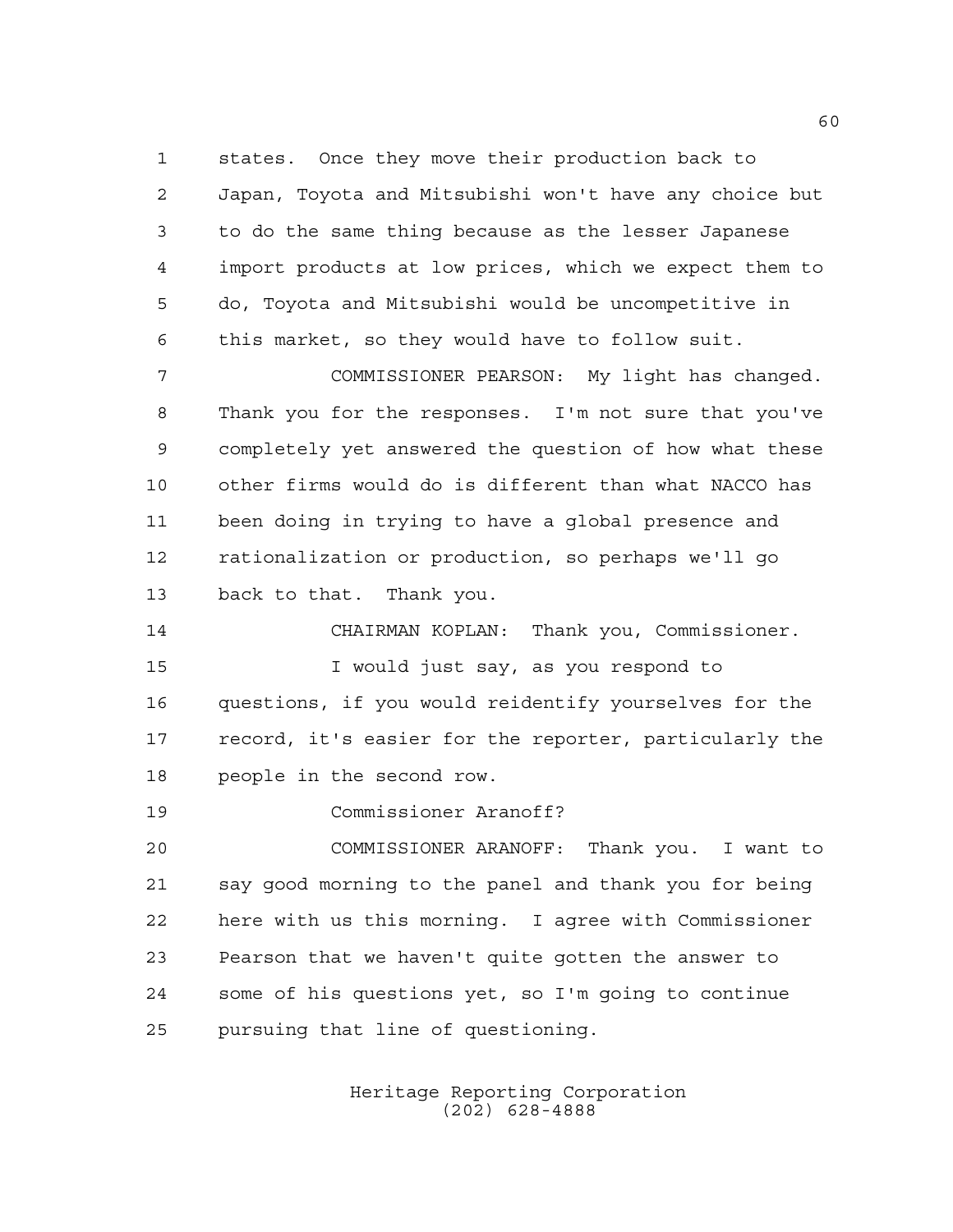states. Once they move their production back to Japan, Toyota and Mitsubishi won't have any choice but to do the same thing because as the lesser Japanese import products at low prices, which we expect them to do, Toyota and Mitsubishi would be uncompetitive in this market, so they would have to follow suit.

COMMISSIONER PEARSON: My light has changed. Thank you for the responses. I'm not sure that you've completely yet answered the question of how what these other firms would do is different than what NACCO has been doing in trying to have a global presence and rationalization or production, so perhaps we'll go back to that. Thank you.

CHAIRMAN KOPLAN: Thank you, Commissioner.

I would just say, as you respond to questions, if you would reidentify yourselves for the record, it's easier for the reporter, particularly the people in the second row.

Commissioner Aranoff?

COMMISSIONER ARANOFF: Thank you. I want to say good morning to the panel and thank you for being here with us this morning. I agree with Commissioner Pearson that we haven't quite gotten the answer to some of his questions yet, so I'm going to continue pursuing that line of questioning.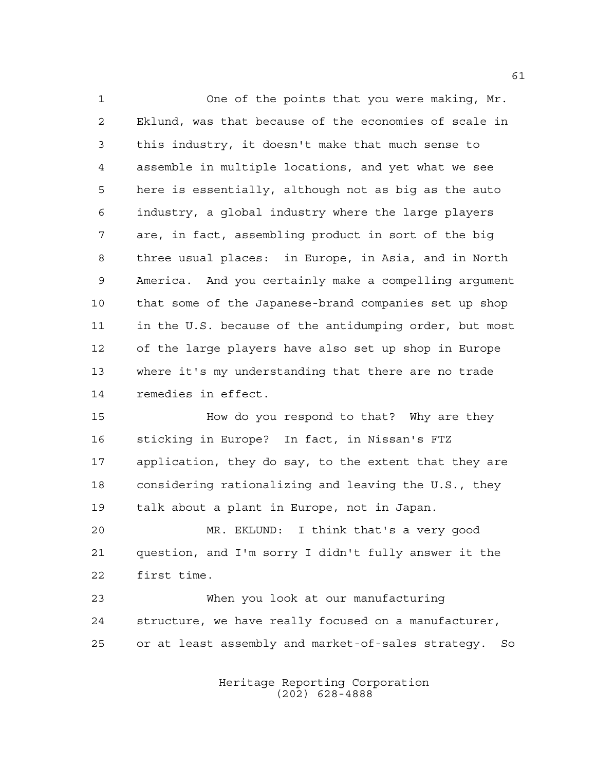One of the points that you were making, Mr. Eklund, was that because of the economies of scale in this industry, it doesn't make that much sense to assemble in multiple locations, and yet what we see here is essentially, although not as big as the auto industry, a global industry where the large players are, in fact, assembling product in sort of the big three usual places: in Europe, in Asia, and in North America. And you certainly make a compelling argument that some of the Japanese-brand companies set up shop in the U.S. because of the antidumping order, but most of the large players have also set up shop in Europe where it's my understanding that there are no trade remedies in effect.

How do you respond to that? Why are they sticking in Europe? In fact, in Nissan's FTZ application, they do say, to the extent that they are considering rationalizing and leaving the U.S., they talk about a plant in Europe, not in Japan.

MR. EKLUND: I think that's a very good question, and I'm sorry I didn't fully answer it the first time.

When you look at our manufacturing structure, we have really focused on a manufacturer, or at least assembly and market-of-sales strategy. So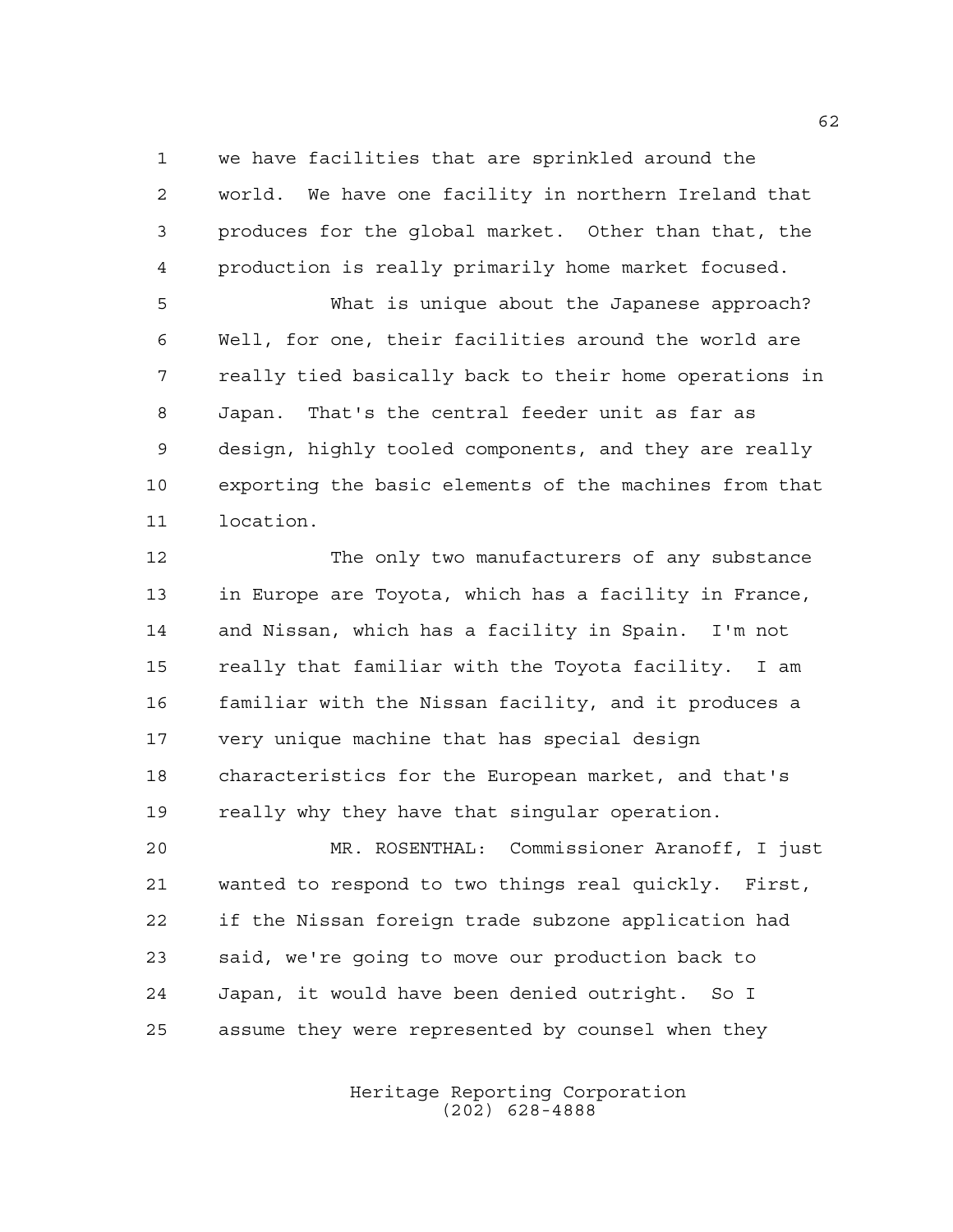we have facilities that are sprinkled around the world. We have one facility in northern Ireland that produces for the global market. Other than that, the production is really primarily home market focused.

What is unique about the Japanese approach? Well, for one, their facilities around the world are really tied basically back to their home operations in Japan. That's the central feeder unit as far as design, highly tooled components, and they are really exporting the basic elements of the machines from that location.

The only two manufacturers of any substance in Europe are Toyota, which has a facility in France, and Nissan, which has a facility in Spain. I'm not really that familiar with the Toyota facility. I am familiar with the Nissan facility, and it produces a very unique machine that has special design characteristics for the European market, and that's really why they have that singular operation.

MR. ROSENTHAL: Commissioner Aranoff, I just wanted to respond to two things real quickly. First, if the Nissan foreign trade subzone application had said, we're going to move our production back to Japan, it would have been denied outright. So I assume they were represented by counsel when they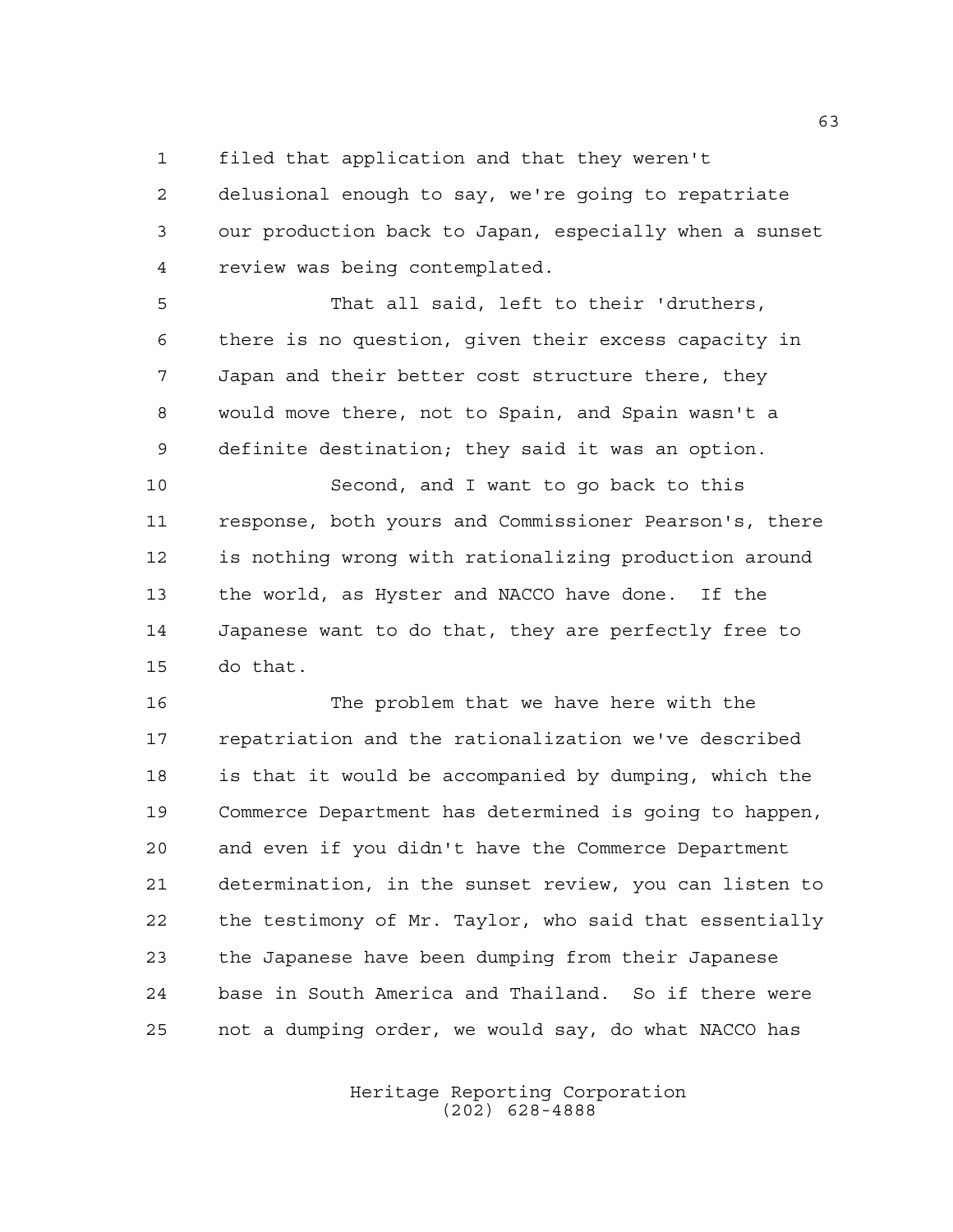filed that application and that they weren't delusional enough to say, we're going to repatriate our production back to Japan, especially when a sunset review was being contemplated.

That all said, left to their 'druthers, there is no question, given their excess capacity in Japan and their better cost structure there, they would move there, not to Spain, and Spain wasn't a definite destination; they said it was an option.

Second, and I want to go back to this response, both yours and Commissioner Pearson's, there is nothing wrong with rationalizing production around the world, as Hyster and NACCO have done. If the Japanese want to do that, they are perfectly free to do that.

The problem that we have here with the repatriation and the rationalization we've described is that it would be accompanied by dumping, which the Commerce Department has determined is going to happen, and even if you didn't have the Commerce Department determination, in the sunset review, you can listen to the testimony of Mr. Taylor, who said that essentially the Japanese have been dumping from their Japanese base in South America and Thailand. So if there were not a dumping order, we would say, do what NACCO has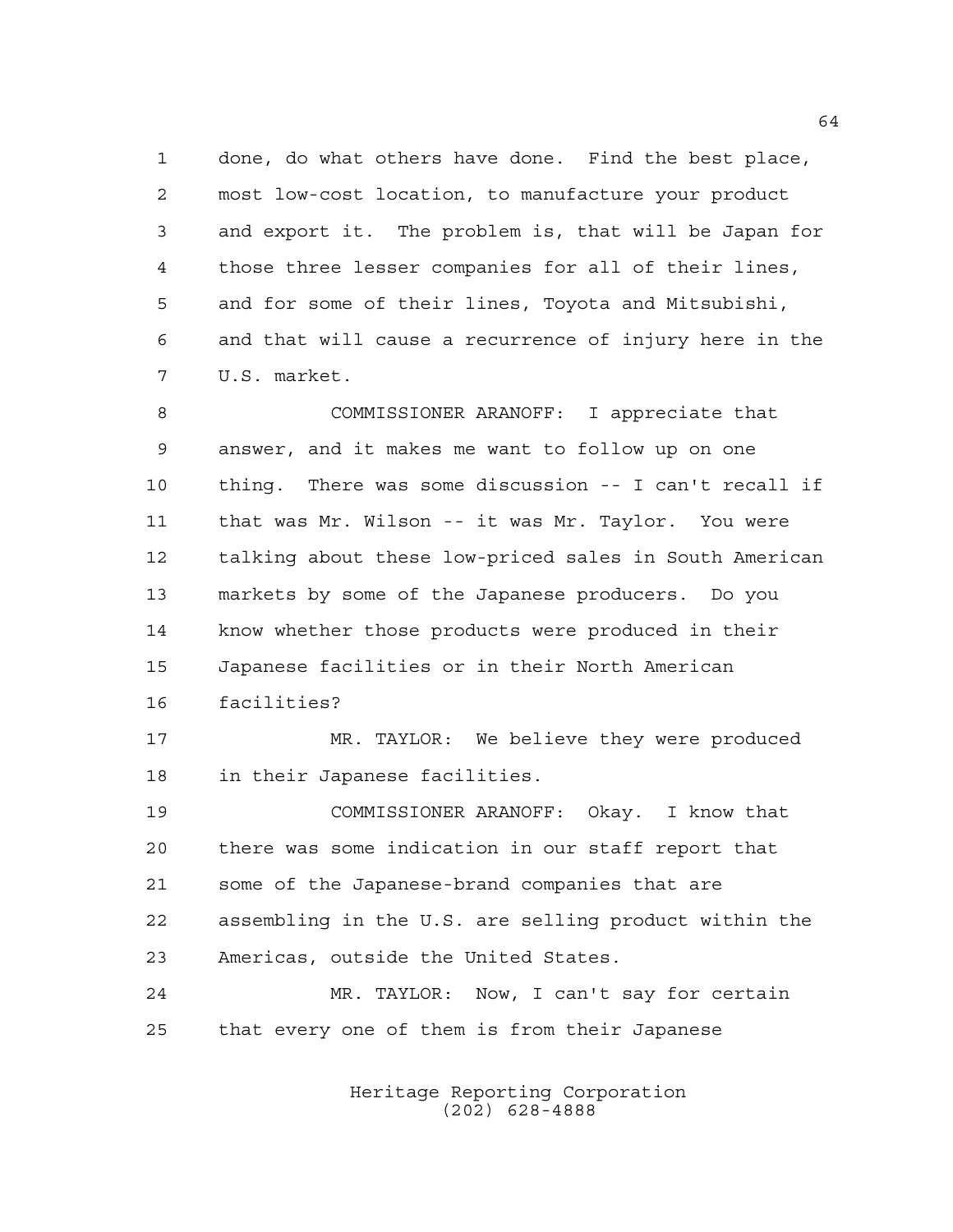done, do what others have done. Find the best place, most low-cost location, to manufacture your product and export it. The problem is, that will be Japan for those three lesser companies for all of their lines, and for some of their lines, Toyota and Mitsubishi, and that will cause a recurrence of injury here in the U.S. market.

COMMISSIONER ARANOFF: I appreciate that answer, and it makes me want to follow up on one thing. There was some discussion -- I can't recall if that was Mr. Wilson -- it was Mr. Taylor. You were talking about these low-priced sales in South American markets by some of the Japanese producers. Do you know whether those products were produced in their Japanese facilities or in their North American facilities?

MR. TAYLOR: We believe they were produced in their Japanese facilities.

COMMISSIONER ARANOFF: Okay. I know that there was some indication in our staff report that some of the Japanese-brand companies that are assembling in the U.S. are selling product within the Americas, outside the United States.

MR. TAYLOR: Now, I can't say for certain that every one of them is from their Japanese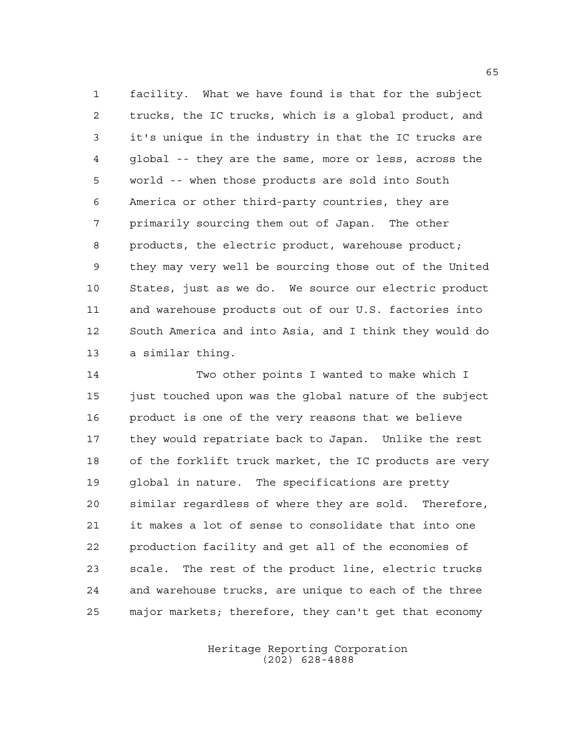facility. What we have found is that for the subject trucks, the IC trucks, which is a global product, and it's unique in the industry in that the IC trucks are global -- they are the same, more or less, across the world -- when those products are sold into South America or other third-party countries, they are primarily sourcing them out of Japan. The other products, the electric product, warehouse product; they may very well be sourcing those out of the United States, just as we do. We source our electric product and warehouse products out of our U.S. factories into South America and into Asia, and I think they would do a similar thing.

Two other points I wanted to make which I just touched upon was the global nature of the subject product is one of the very reasons that we believe they would repatriate back to Japan. Unlike the rest of the forklift truck market, the IC products are very global in nature. The specifications are pretty similar regardless of where they are sold. Therefore, it makes a lot of sense to consolidate that into one production facility and get all of the economies of scale. The rest of the product line, electric trucks and warehouse trucks, are unique to each of the three major markets; therefore, they can't get that economy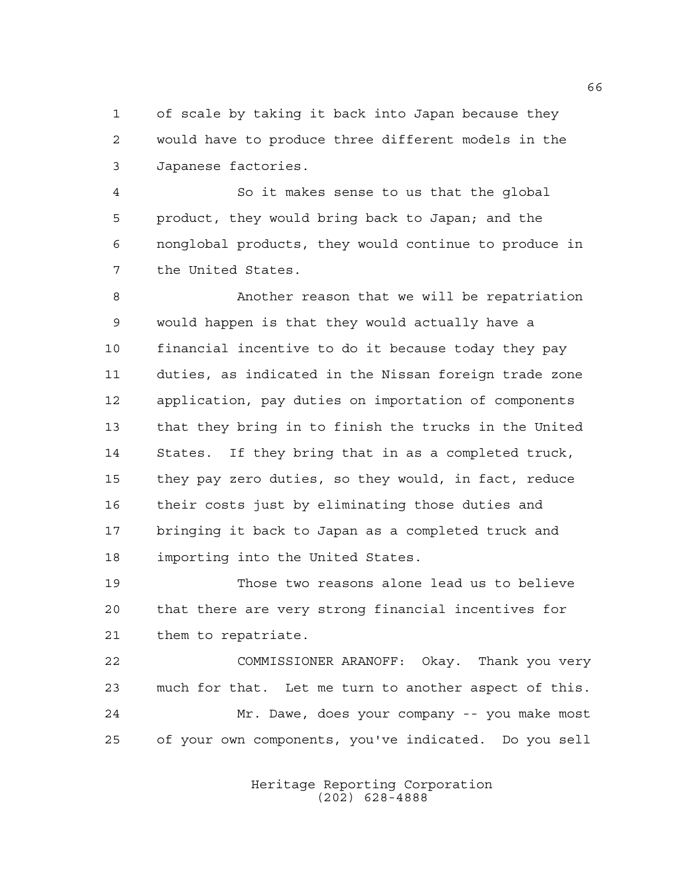of scale by taking it back into Japan because they would have to produce three different models in the Japanese factories.

So it makes sense to us that the global product, they would bring back to Japan; and the nonglobal products, they would continue to produce in the United States.

Another reason that we will be repatriation would happen is that they would actually have a financial incentive to do it because today they pay duties, as indicated in the Nissan foreign trade zone application, pay duties on importation of components that they bring in to finish the trucks in the United States. If they bring that in as a completed truck, they pay zero duties, so they would, in fact, reduce their costs just by eliminating those duties and bringing it back to Japan as a completed truck and importing into the United States.

Those two reasons alone lead us to believe that there are very strong financial incentives for them to repatriate.

COMMISSIONER ARANOFF: Okay. Thank you very much for that. Let me turn to another aspect of this.

Mr. Dawe, does your company -- you make most of your own components, you've indicated. Do you sell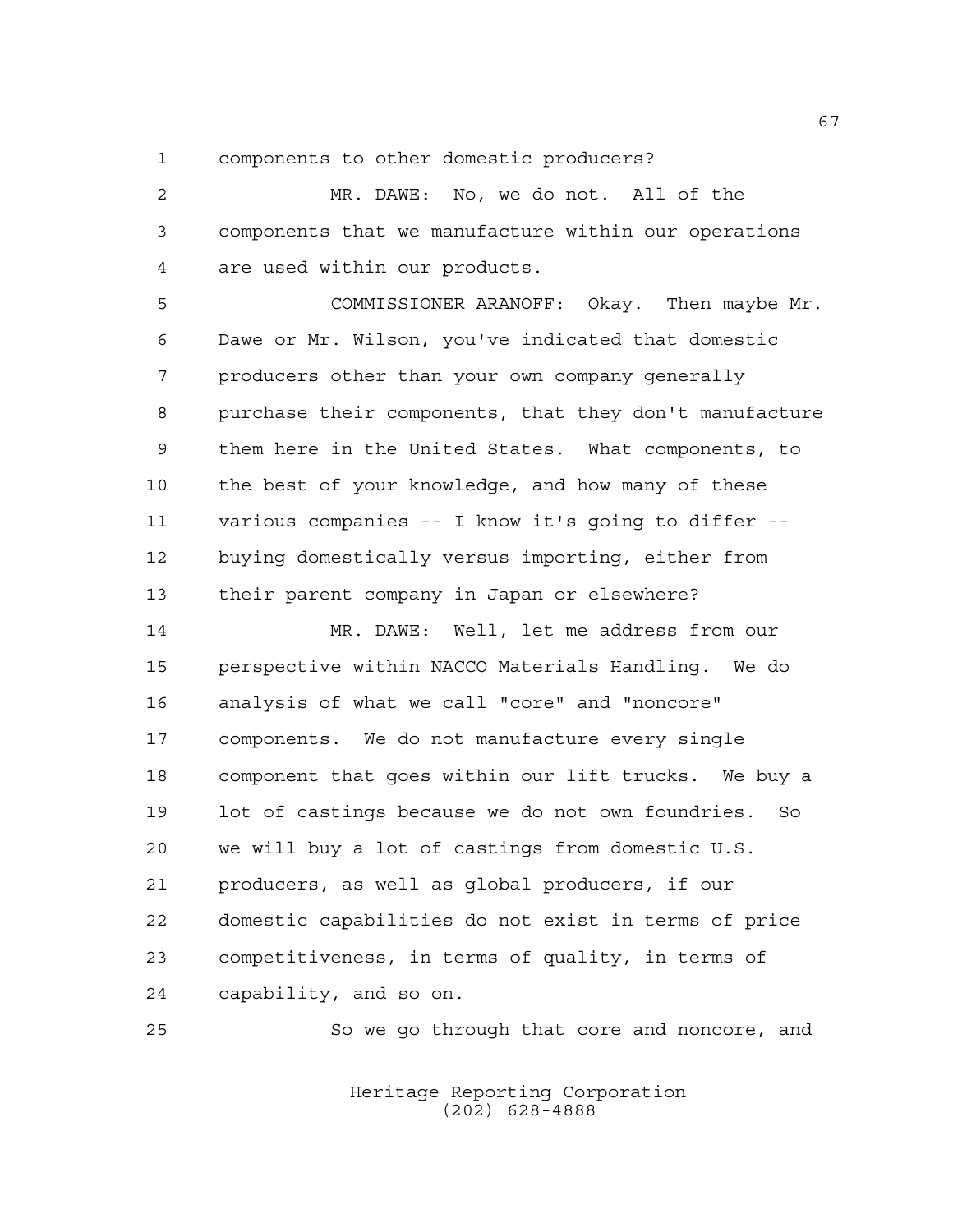components to other domestic producers?

MR. DAWE: No, we do not. All of the components that we manufacture within our operations are used within our products.

COMMISSIONER ARANOFF: Okay. Then maybe Mr. Dawe or Mr. Wilson, you've indicated that domestic producers other than your own company generally purchase their components, that they don't manufacture them here in the United States. What components, to the best of your knowledge, and how many of these various companies -- I know it's going to differ -- buying domestically versus importing, either from their parent company in Japan or elsewhere?

MR. DAWE: Well, let me address from our perspective within NACCO Materials Handling. We do analysis of what we call "core" and "noncore" components. We do not manufacture every single component that goes within our lift trucks. We buy a lot of castings because we do not own foundries. So we will buy a lot of castings from domestic U.S. producers, as well as global producers, if our domestic capabilities do not exist in terms of price competitiveness, in terms of quality, in terms of capability, and so on.

So we go through that core and noncore, and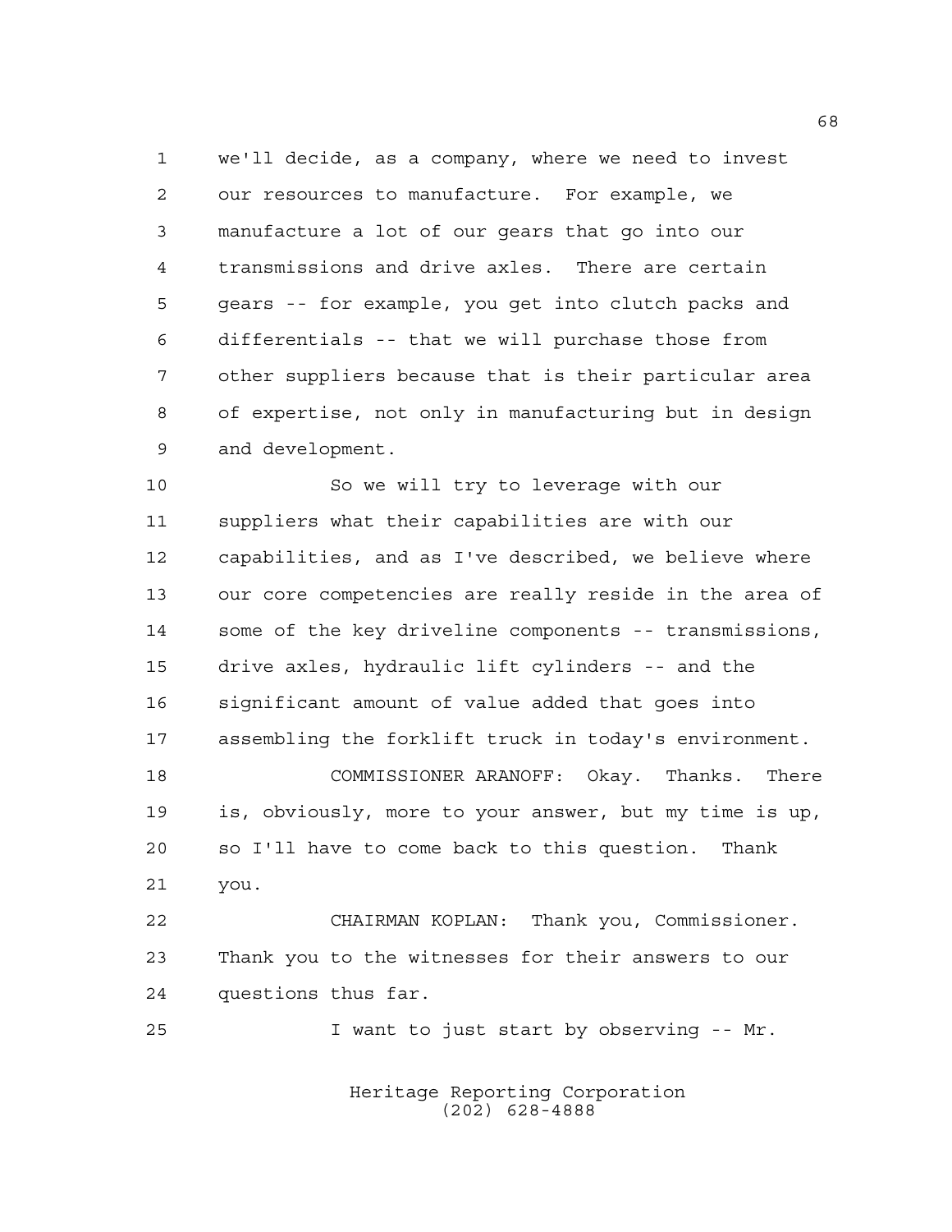we'll decide, as a company, where we need to invest our resources to manufacture. For example, we manufacture a lot of our gears that go into our transmissions and drive axles. There are certain gears -- for example, you get into clutch packs and differentials -- that we will purchase those from other suppliers because that is their particular area of expertise, not only in manufacturing but in design and development.

So we will try to leverage with our suppliers what their capabilities are with our capabilities, and as I've described, we believe where our core competencies are really reside in the area of some of the key driveline components -- transmissions, drive axles, hydraulic lift cylinders -- and the significant amount of value added that goes into assembling the forklift truck in today's environment.

COMMISSIONER ARANOFF: Okay. Thanks. There is, obviously, more to your answer, but my time is up, so I'll have to come back to this question. Thank you.

CHAIRMAN KOPLAN: Thank you, Commissioner. Thank you to the witnesses for their answers to our questions thus far.

I want to just start by observing -- Mr.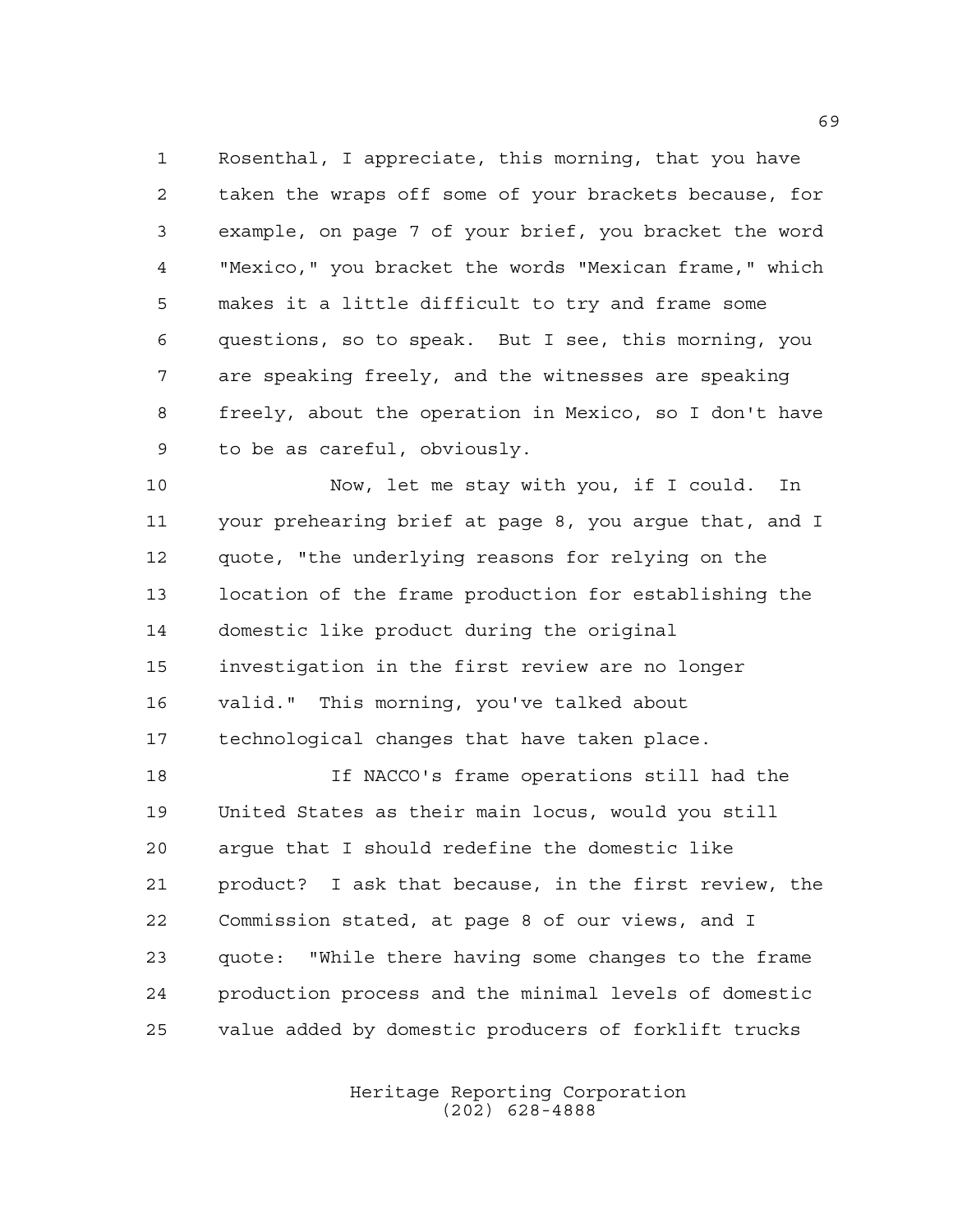Rosenthal, I appreciate, this morning, that you have taken the wraps off some of your brackets because, for example, on page 7 of your brief, you bracket the word "Mexico," you bracket the words "Mexican frame," which makes it a little difficult to try and frame some questions, so to speak. But I see, this morning, you are speaking freely, and the witnesses are speaking freely, about the operation in Mexico, so I don't have to be as careful, obviously.

Now, let me stay with you, if I could. In your prehearing brief at page 8, you argue that, and I quote, "the underlying reasons for relying on the location of the frame production for establishing the domestic like product during the original investigation in the first review are no longer valid." This morning, you've talked about technological changes that have taken place.

If NACCO's frame operations still had the United States as their main locus, would you still argue that I should redefine the domestic like product? I ask that because, in the first review, the Commission stated, at page 8 of our views, and I quote: "While there having some changes to the frame production process and the minimal levels of domestic value added by domestic producers of forklift trucks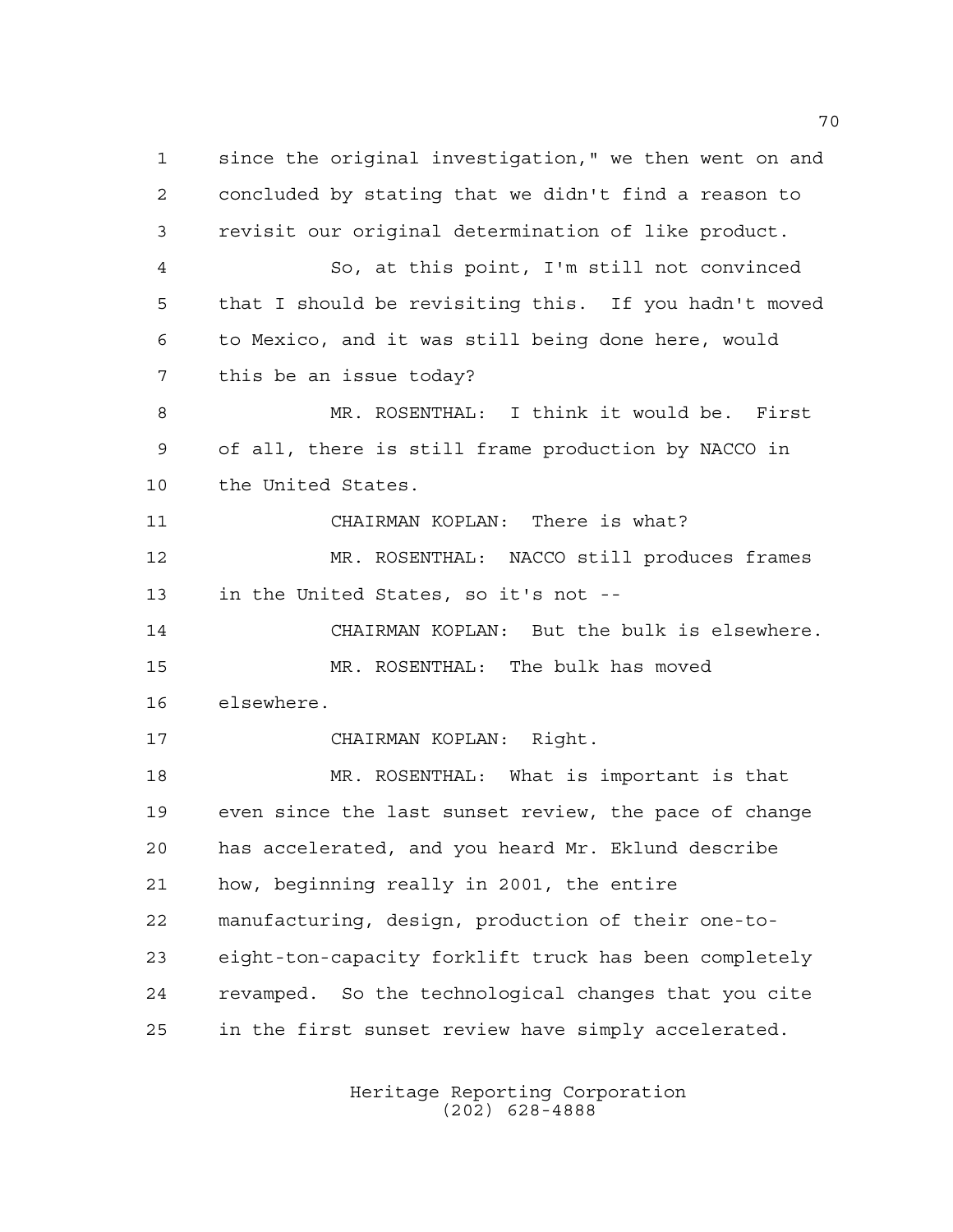since the original investigation," we then went on and concluded by stating that we didn't find a reason to revisit our original determination of like product.

So, at this point, I'm still not convinced that I should be revisiting this. If you hadn't moved to Mexico, and it was still being done here, would this be an issue today?

MR. ROSENTHAL: I think it would be. First of all, there is still frame production by NACCO in the United States.

CHAIRMAN KOPLAN: There is what?

MR. ROSENTHAL: NACCO still produces frames in the United States, so it's not --

CHAIRMAN KOPLAN: But the bulk is elsewhere.

MR. ROSENTHAL: The bulk has moved elsewhere.

CHAIRMAN KOPLAN: Right.

MR. ROSENTHAL: What is important is that even since the last sunset review, the pace of change has accelerated, and you heard Mr. Eklund describe how, beginning really in 2001, the entire manufacturing, design, production of their one-to-eight-ton-capacity forklift truck has been completely revamped. So the technological changes that you cite in the first sunset review have simply accelerated.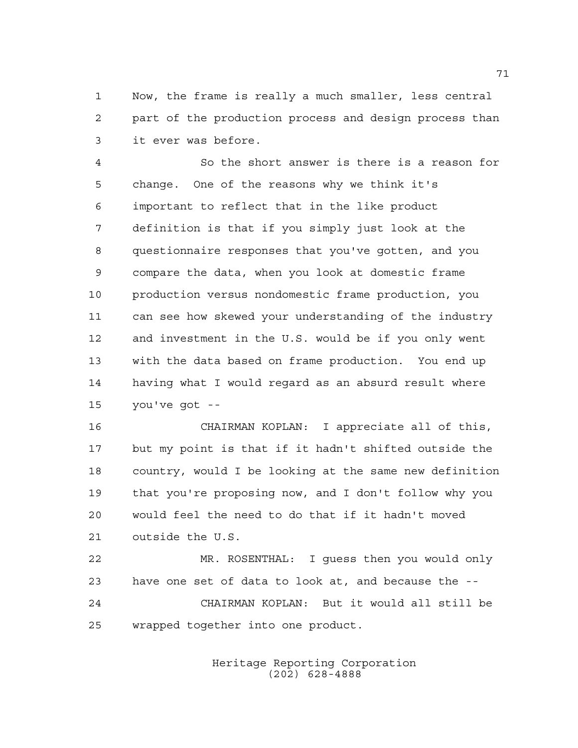Now, the frame is really a much smaller, less central part of the production process and design process than it ever was before.

So the short answer is there is a reason for change. One of the reasons why we think it's important to reflect that in the like product definition is that if you simply just look at the questionnaire responses that you've gotten, and you compare the data, when you look at domestic frame production versus nondomestic frame production, you can see how skewed your understanding of the industry and investment in the U.S. would be if you only went with the data based on frame production. You end up having what I would regard as an absurd result where you've got --

CHAIRMAN KOPLAN: I appreciate all of this, but my point is that if it hadn't shifted outside the country, would I be looking at the same new definition that you're proposing now, and I don't follow why you would feel the need to do that if it hadn't moved outside the U.S.

MR. ROSENTHAL: I guess then you would only have one set of data to look at, and because the --

CHAIRMAN KOPLAN: But it would all still be wrapped together into one product.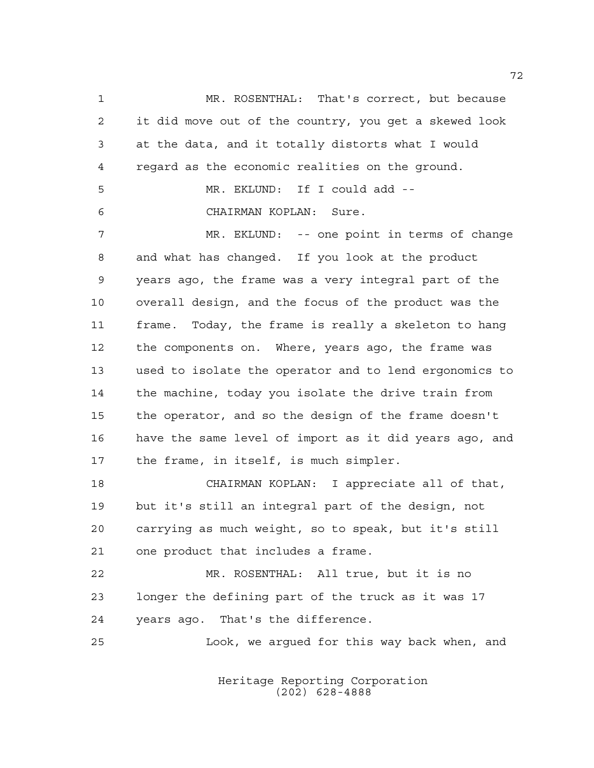MR. ROSENTHAL: That's correct, but because it did move out of the country, you get a skewed look at the data, and it totally distorts what I would regard as the economic realities on the ground.

MR. EKLUND: If I could add --

CHAIRMAN KOPLAN: Sure.

MR. EKLUND: -- one point in terms of change and what has changed. If you look at the product years ago, the frame was a very integral part of the overall design, and the focus of the product was the frame. Today, the frame is really a skeleton to hang the components on. Where, years ago, the frame was used to isolate the operator and to lend ergonomics to the machine, today you isolate the drive train from the operator, and so the design of the frame doesn't have the same level of import as it did years ago, and the frame, in itself, is much simpler.

CHAIRMAN KOPLAN: I appreciate all of that, but it's still an integral part of the design, not carrying as much weight, so to speak, but it's still one product that includes a frame.

MR. ROSENTHAL: All true, but it is no longer the defining part of the truck as it was 17 years ago. That's the difference.

Look, we argued for this way back when, and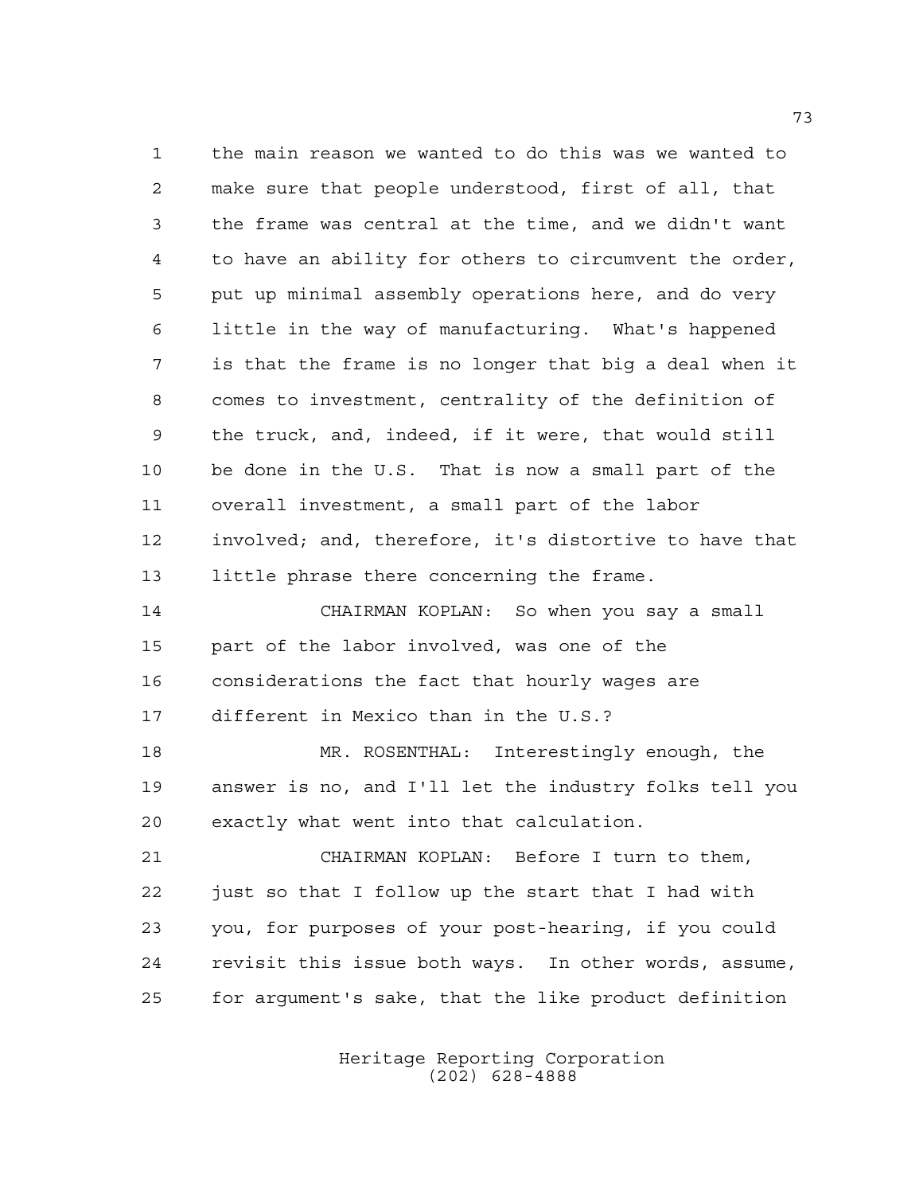the main reason we wanted to do this was we wanted to make sure that people understood, first of all, that the frame was central at the time, and we didn't want to have an ability for others to circumvent the order, put up minimal assembly operations here, and do very little in the way of manufacturing. What's happened is that the frame is no longer that big a deal when it comes to investment, centrality of the definition of the truck, and, indeed, if it were, that would still be done in the U.S. That is now a small part of the overall investment, a small part of the labor involved; and, therefore, it's distortive to have that little phrase there concerning the frame.

CHAIRMAN KOPLAN: So when you say a small part of the labor involved, was one of the considerations the fact that hourly wages are different in Mexico than in the U.S.?

MR. ROSENTHAL: Interestingly enough, the answer is no, and I'll let the industry folks tell you exactly what went into that calculation.

CHAIRMAN KOPLAN: Before I turn to them, just so that I follow up the start that I had with you, for purposes of your post-hearing, if you could revisit this issue both ways. In other words, assume, for argument's sake, that the like product definition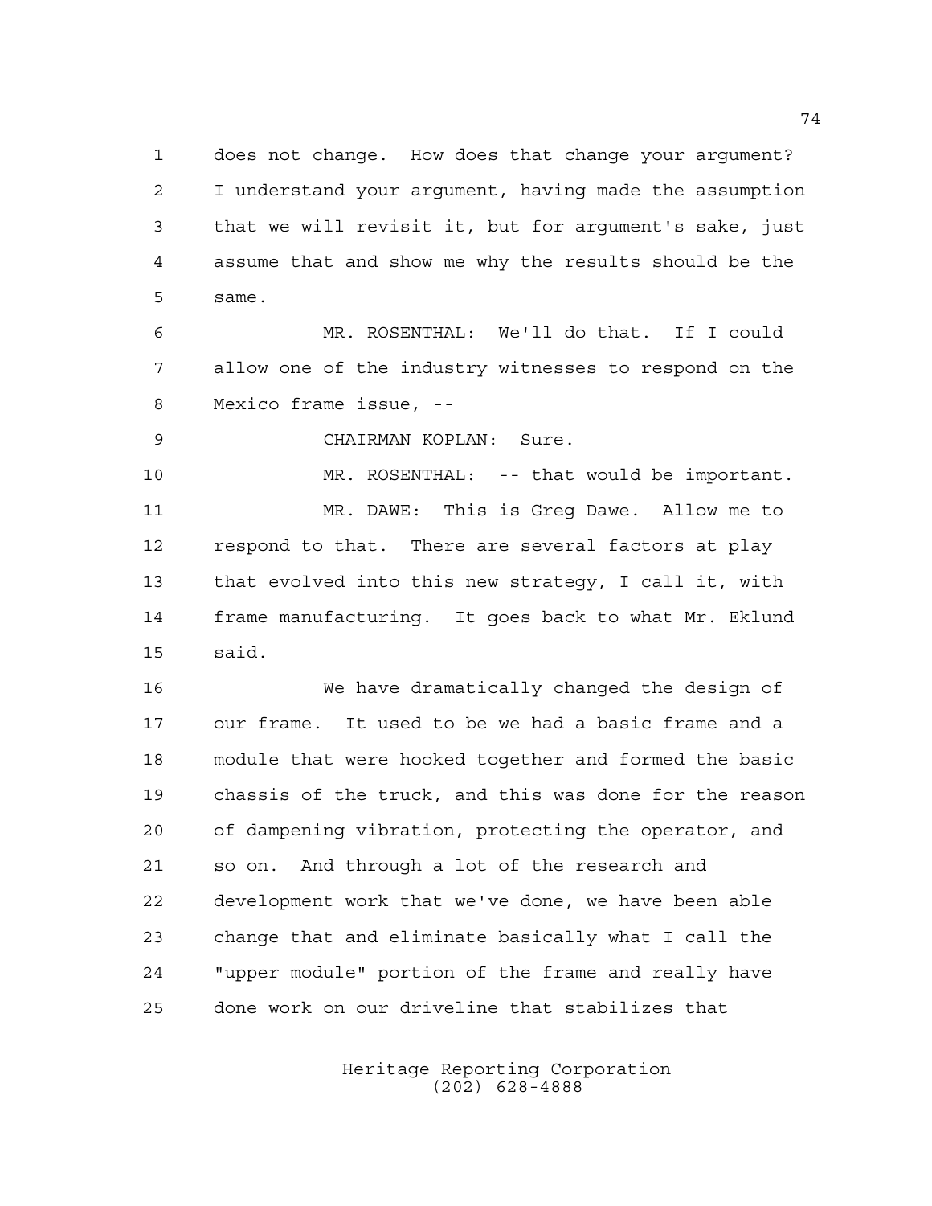does not change. How does that change your argument? I understand your argument, having made the assumption that we will revisit it, but for argument's sake, just assume that and show me why the results should be the same.

MR. ROSENTHAL: We'll do that. If I could allow one of the industry witnesses to respond on the Mexico frame issue, --

CHAIRMAN KOPLAN: Sure.

MR. ROSENTHAL: -- that would be important.

MR. DAWE: This is Greg Dawe. Allow me to respond to that. There are several factors at play that evolved into this new strategy, I call it, with frame manufacturing. It goes back to what Mr. Eklund said.

We have dramatically changed the design of our frame. It used to be we had a basic frame and a module that were hooked together and formed the basic chassis of the truck, and this was done for the reason of dampening vibration, protecting the operator, and so on. And through a lot of the research and development work that we've done, we have been able change that and eliminate basically what I call the "upper module" portion of the frame and really have done work on our driveline that stabilizes that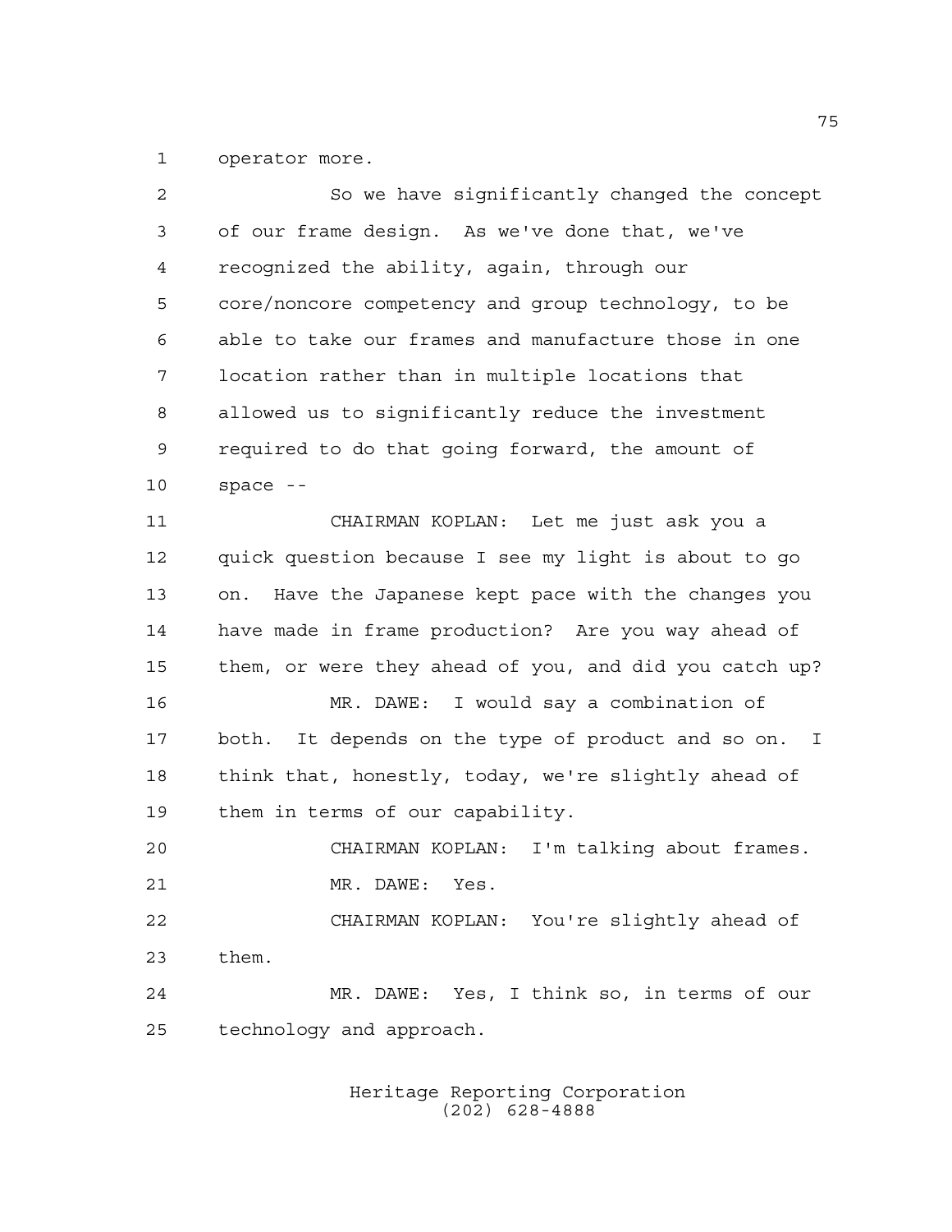operator more.

So we have significantly changed the concept of our frame design. As we've done that, we've recognized the ability, again, through our core/noncore competency and group technology, to be able to take our frames and manufacture those in one location rather than in multiple locations that allowed us to significantly reduce the investment required to do that going forward, the amount of space --

CHAIRMAN KOPLAN: Let me just ask you a quick question because I see my light is about to go on. Have the Japanese kept pace with the changes you have made in frame production? Are you way ahead of them, or were they ahead of you, and did you catch up?

MR. DAWE: I would say a combination of both. It depends on the type of product and so on. I think that, honestly, today, we're slightly ahead of them in terms of our capability.

CHAIRMAN KOPLAN: I'm talking about frames.

MR. DAWE: Yes.

CHAIRMAN KOPLAN: You're slightly ahead of them.

MR. DAWE: Yes, I think so, in terms of our technology and approach.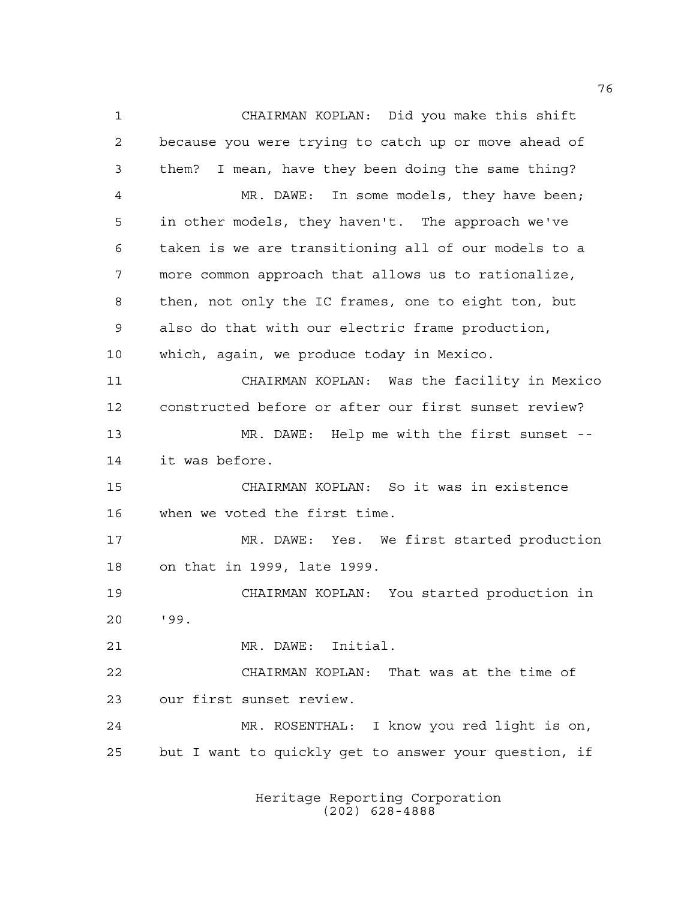CHAIRMAN KOPLAN: Did you make this shift because you were trying to catch up or move ahead of them? I mean, have they been doing the same thing?

MR. DAWE: In some models, they have been; in other models, they haven't. The approach we've taken is we are transitioning all of our models to a more common approach that allows us to rationalize, then, not only the IC frames, one to eight ton, but also do that with our electric frame production, which, again, we produce today in Mexico.

CHAIRMAN KOPLAN: Was the facility in Mexico constructed before or after our first sunset review?

MR. DAWE: Help me with the first sunset -- it was before.

CHAIRMAN KOPLAN: So it was in existence when we voted the first time.

MR. DAWE: Yes. We first started production on that in 1999, late 1999.

CHAIRMAN KOPLAN: You started production in '99.

MR. DAWE: Initial.

CHAIRMAN KOPLAN: That was at the time of our first sunset review.

MR. ROSENTHAL: I know you red light is on, but I want to quickly get to answer your question, if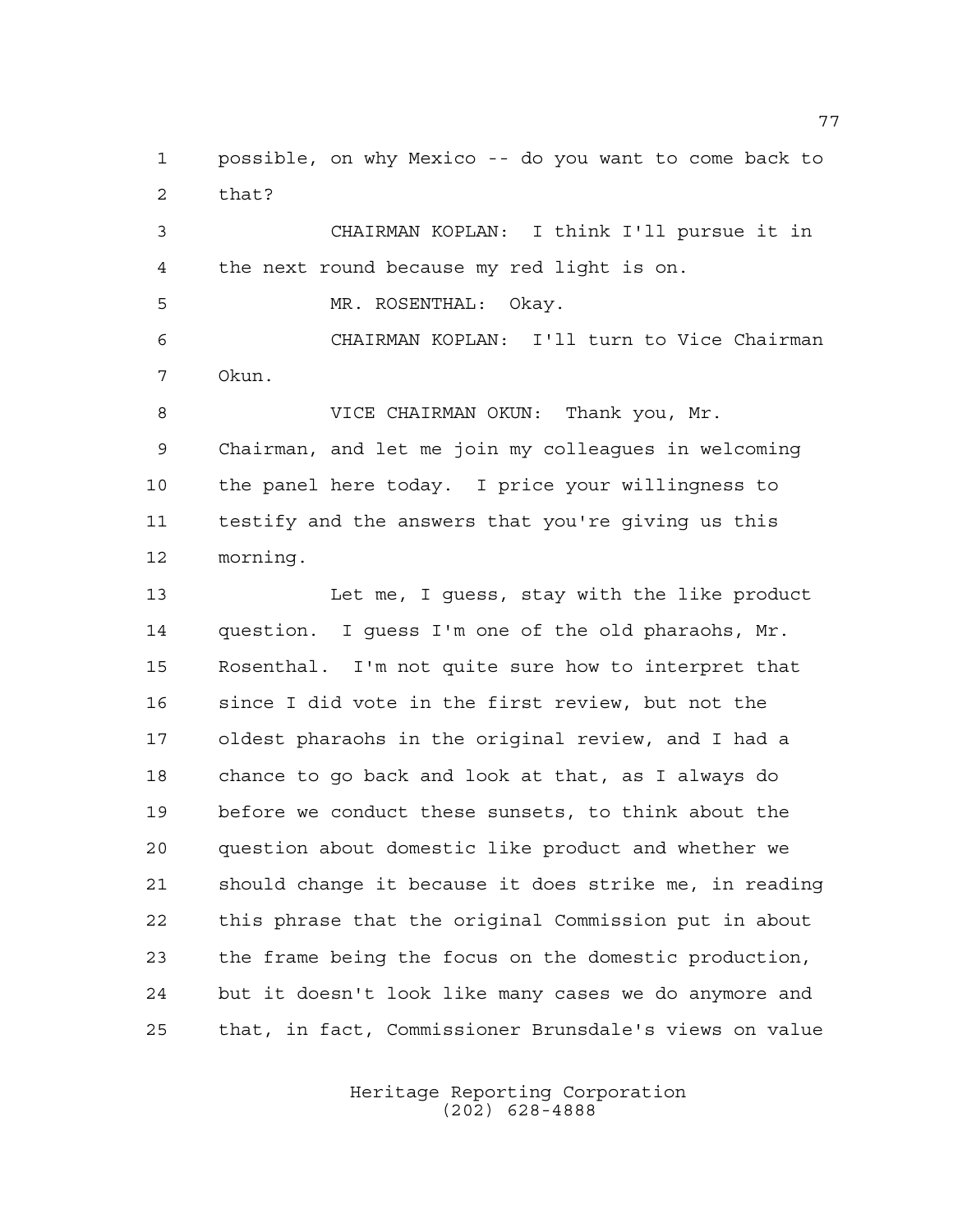possible, on why Mexico -- do you want to come back to that?

CHAIRMAN KOPLAN: I think I'll pursue it in the next round because my red light is on.

MR. ROSENTHAL: Okay.

CHAIRMAN KOPLAN: I'll turn to Vice Chairman Okun.

VICE CHAIRMAN OKUN: Thank you, Mr. Chairman, and let me join my colleagues in welcoming the panel here today. I price your willingness to testify and the answers that you're giving us this morning.

Let me, I guess, stay with the like product question. I guess I'm one of the old pharaohs, Mr. Rosenthal. I'm not quite sure how to interpret that since I did vote in the first review, but not the oldest pharaohs in the original review, and I had a chance to go back and look at that, as I always do before we conduct these sunsets, to think about the question about domestic like product and whether we should change it because it does strike me, in reading this phrase that the original Commission put in about the frame being the focus on the domestic production, but it doesn't look like many cases we do anymore and that, in fact, Commissioner Brunsdale's views on value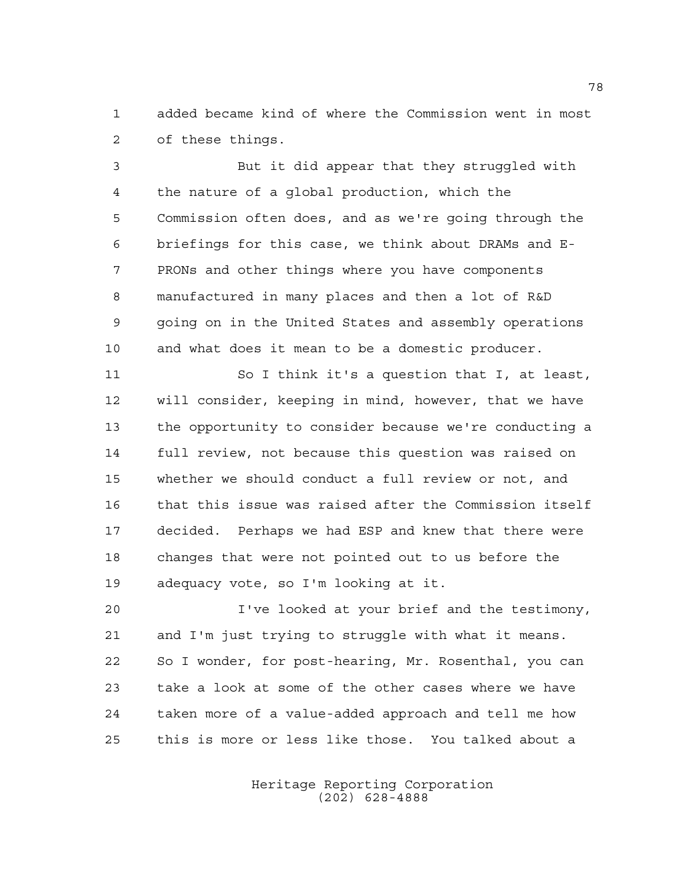added became kind of where the Commission went in most of these things.

But it did appear that they struggled with the nature of a global production, which the Commission often does, and as we're going through the briefings for this case, we think about DRAMs and E-PRONs and other things where you have components manufactured in many places and then a lot of R&D going on in the United States and assembly operations and what does it mean to be a domestic producer.

So I think it's a question that I, at least, will consider, keeping in mind, however, that we have the opportunity to consider because we're conducting a full review, not because this question was raised on whether we should conduct a full review or not, and that this issue was raised after the Commission itself decided. Perhaps we had ESP and knew that there were changes that were not pointed out to us before the adequacy vote, so I'm looking at it.

I've looked at your brief and the testimony, and I'm just trying to struggle with what it means. So I wonder, for post-hearing, Mr. Rosenthal, you can take a look at some of the other cases where we have taken more of a value-added approach and tell me how this is more or less like those. You talked about a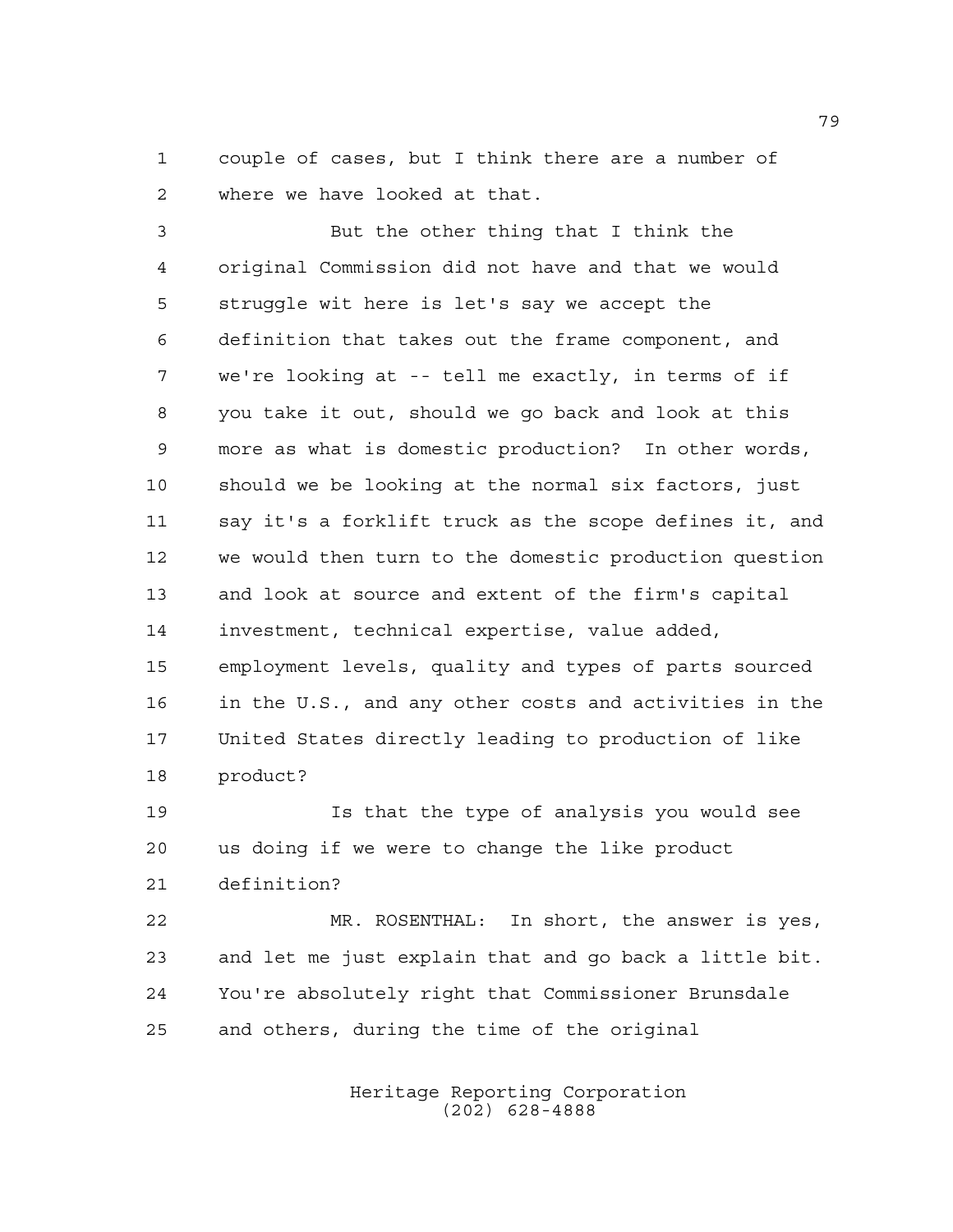couple of cases, but I think there are a number of where we have looked at that.

But the other thing that I think the original Commission did not have and that we would struggle wit here is let's say we accept the definition that takes out the frame component, and we're looking at -- tell me exactly, in terms of if you take it out, should we go back and look at this more as what is domestic production? In other words, should we be looking at the normal six factors, just say it's a forklift truck as the scope defines it, and we would then turn to the domestic production question and look at source and extent of the firm's capital investment, technical expertise, value added, employment levels, quality and types of parts sourced in the U.S., and any other costs and activities in the United States directly leading to production of like product?

Is that the type of analysis you would see us doing if we were to change the like product definition?

MR. ROSENTHAL: In short, the answer is yes, and let me just explain that and go back a little bit. You're absolutely right that Commissioner Brunsdale and others, during the time of the original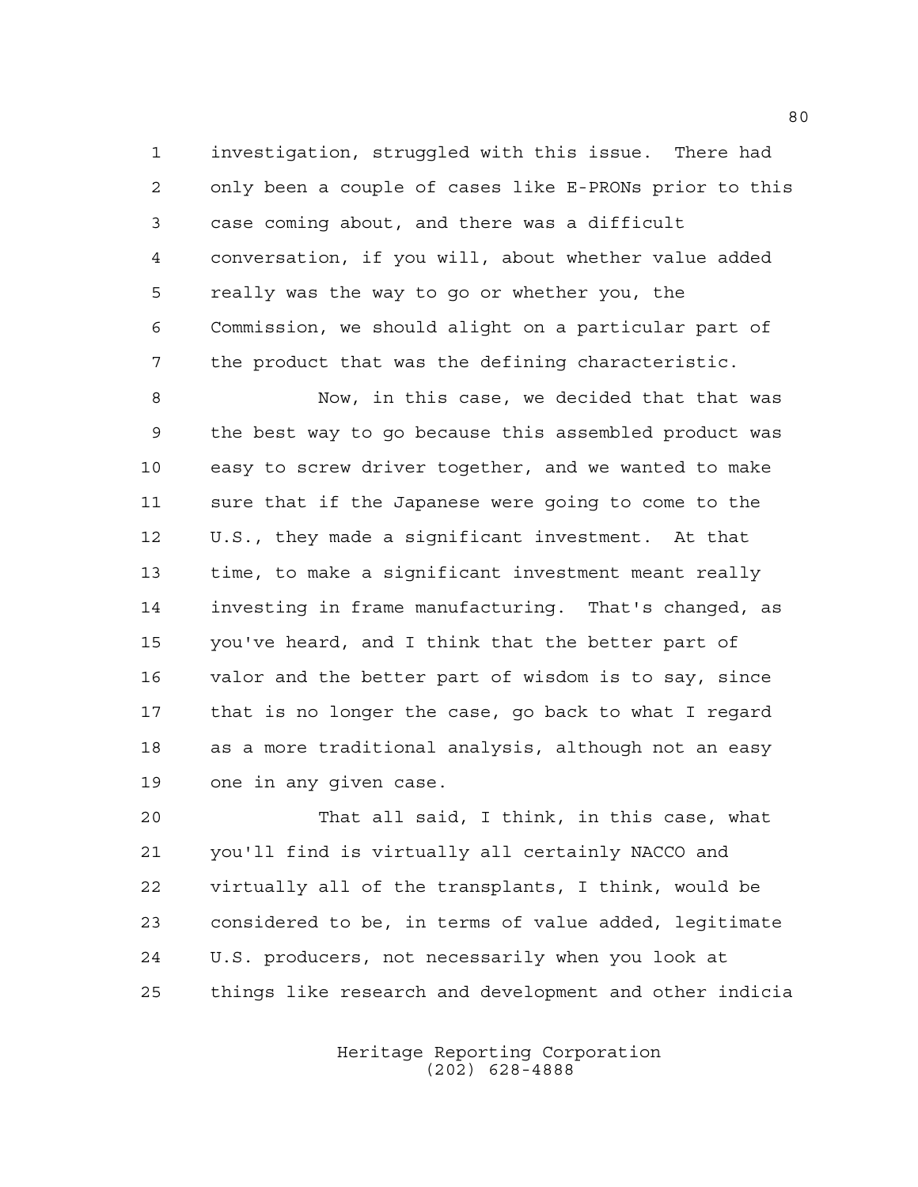investigation, struggled with this issue. There had only been a couple of cases like E-PRONs prior to this case coming about, and there was a difficult conversation, if you will, about whether value added really was the way to go or whether you, the Commission, we should alight on a particular part of the product that was the defining characteristic.

Now, in this case, we decided that that was the best way to go because this assembled product was easy to screw driver together, and we wanted to make sure that if the Japanese were going to come to the U.S., they made a significant investment. At that time, to make a significant investment meant really investing in frame manufacturing. That's changed, as you've heard, and I think that the better part of valor and the better part of wisdom is to say, since that is no longer the case, go back to what I regard as a more traditional analysis, although not an easy one in any given case.

That all said, I think, in this case, what you'll find is virtually all certainly NACCO and virtually all of the transplants, I think, would be considered to be, in terms of value added, legitimate U.S. producers, not necessarily when you look at things like research and development and other indicia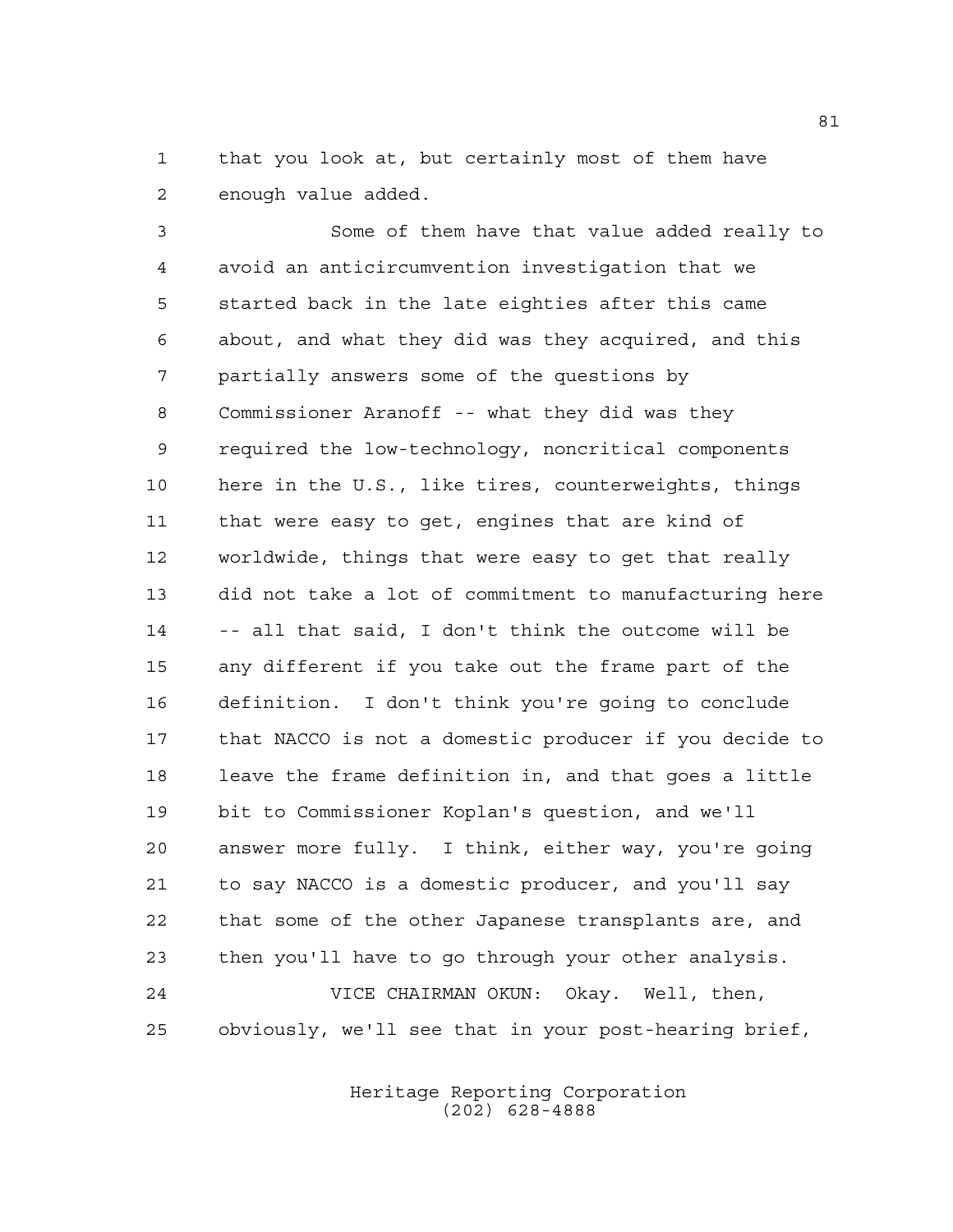that you look at, but certainly most of them have enough value added.

Some of them have that value added really to avoid an anticircumvention investigation that we started back in the late eighties after this came about, and what they did was they acquired, and this partially answers some of the questions by Commissioner Aranoff -- what they did was they required the low-technology, noncritical components here in the U.S., like tires, counterweights, things that were easy to get, engines that are kind of worldwide, things that were easy to get that really did not take a lot of commitment to manufacturing here -- all that said, I don't think the outcome will be any different if you take out the frame part of the definition. I don't think you're going to conclude that NACCO is not a domestic producer if you decide to leave the frame definition in, and that goes a little bit to Commissioner Koplan's question, and we'll answer more fully. I think, either way, you're going to say NACCO is a domestic producer, and you'll say that some of the other Japanese transplants are, and then you'll have to go through your other analysis.

VICE CHAIRMAN OKUN: Okay. Well, then, obviously, we'll see that in your post-hearing brief,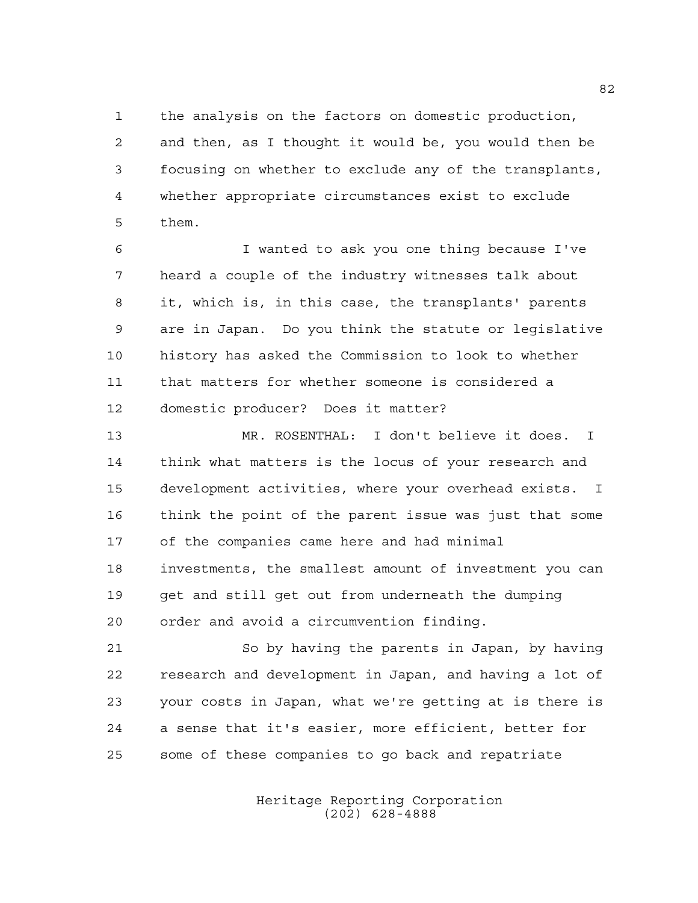the analysis on the factors on domestic production, and then, as I thought it would be, you would then be focusing on whether to exclude any of the transplants, whether appropriate circumstances exist to exclude them.

I wanted to ask you one thing because I've heard a couple of the industry witnesses talk about it, which is, in this case, the transplants' parents are in Japan. Do you think the statute or legislative history has asked the Commission to look to whether that matters for whether someone is considered a domestic producer? Does it matter?

MR. ROSENTHAL: I don't believe it does. I think what matters is the locus of your research and development activities, where your overhead exists. I think the point of the parent issue was just that some of the companies came here and had minimal investments, the smallest amount of investment you can get and still get out from underneath the dumping order and avoid a circumvention finding.

So by having the parents in Japan, by having research and development in Japan, and having a lot of your costs in Japan, what we're getting at is there is a sense that it's easier, more efficient, better for some of these companies to go back and repatriate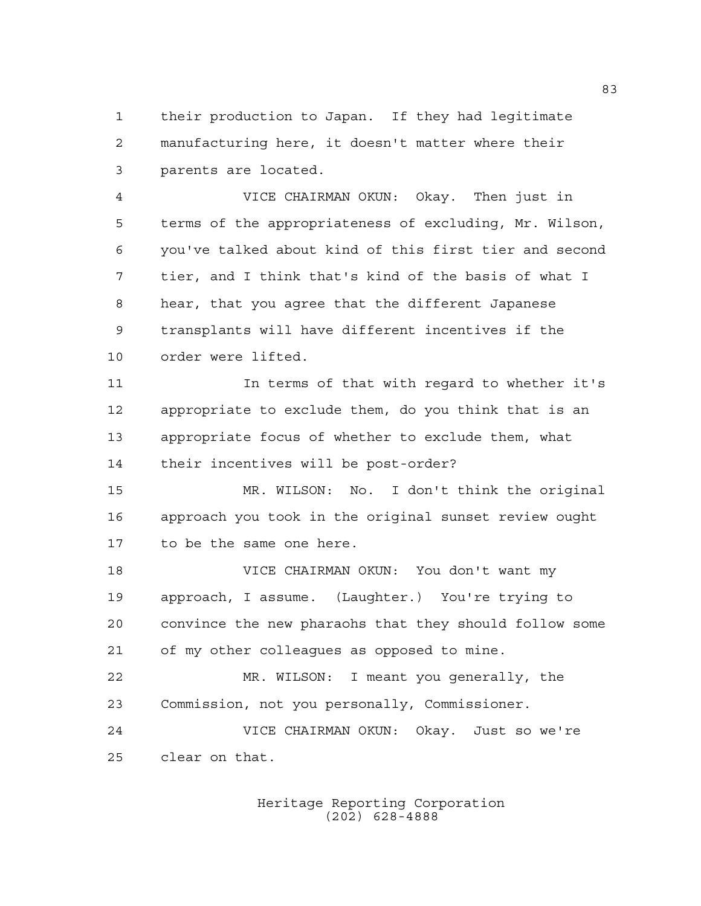their production to Japan. If they had legitimate manufacturing here, it doesn't matter where their parents are located.

VICE CHAIRMAN OKUN: Okay. Then just in terms of the appropriateness of excluding, Mr. Wilson, you've talked about kind of this first tier and second tier, and I think that's kind of the basis of what I hear, that you agree that the different Japanese transplants will have different incentives if the order were lifted.

In terms of that with regard to whether it's appropriate to exclude them, do you think that is an appropriate focus of whether to exclude them, what their incentives will be post-order?

MR. WILSON: No. I don't think the original approach you took in the original sunset review ought to be the same one here.

VICE CHAIRMAN OKUN: You don't want my approach, I assume. (Laughter.) You're trying to convince the new pharaohs that they should follow some of my other colleagues as opposed to mine.

MR. WILSON: I meant you generally, the Commission, not you personally, Commissioner.

VICE CHAIRMAN OKUN: Okay. Just so we're clear on that.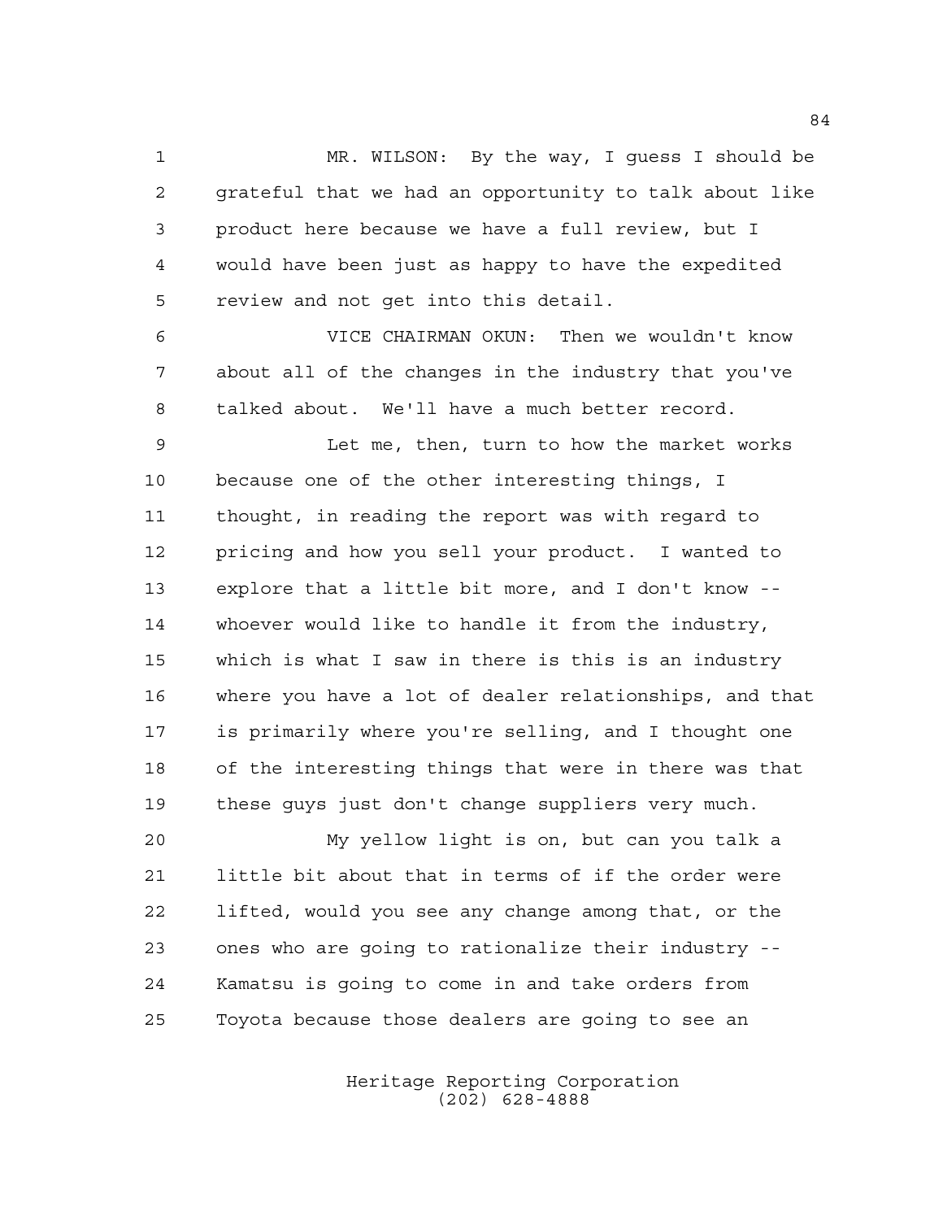MR. WILSON: By the way, I guess I should be grateful that we had an opportunity to talk about like product here because we have a full review, but I would have been just as happy to have the expedited review and not get into this detail.

VICE CHAIRMAN OKUN: Then we wouldn't know about all of the changes in the industry that you've talked about. We'll have a much better record.

Let me, then, turn to how the market works because one of the other interesting things, I thought, in reading the report was with regard to pricing and how you sell your product. I wanted to explore that a little bit more, and I don't know -- whoever would like to handle it from the industry, which is what I saw in there is this is an industry where you have a lot of dealer relationships, and that is primarily where you're selling, and I thought one of the interesting things that were in there was that these guys just don't change suppliers very much.

My yellow light is on, but can you talk a little bit about that in terms of if the order were lifted, would you see any change among that, or the ones who are going to rationalize their industry -- Kamatsu is going to come in and take orders from Toyota because those dealers are going to see an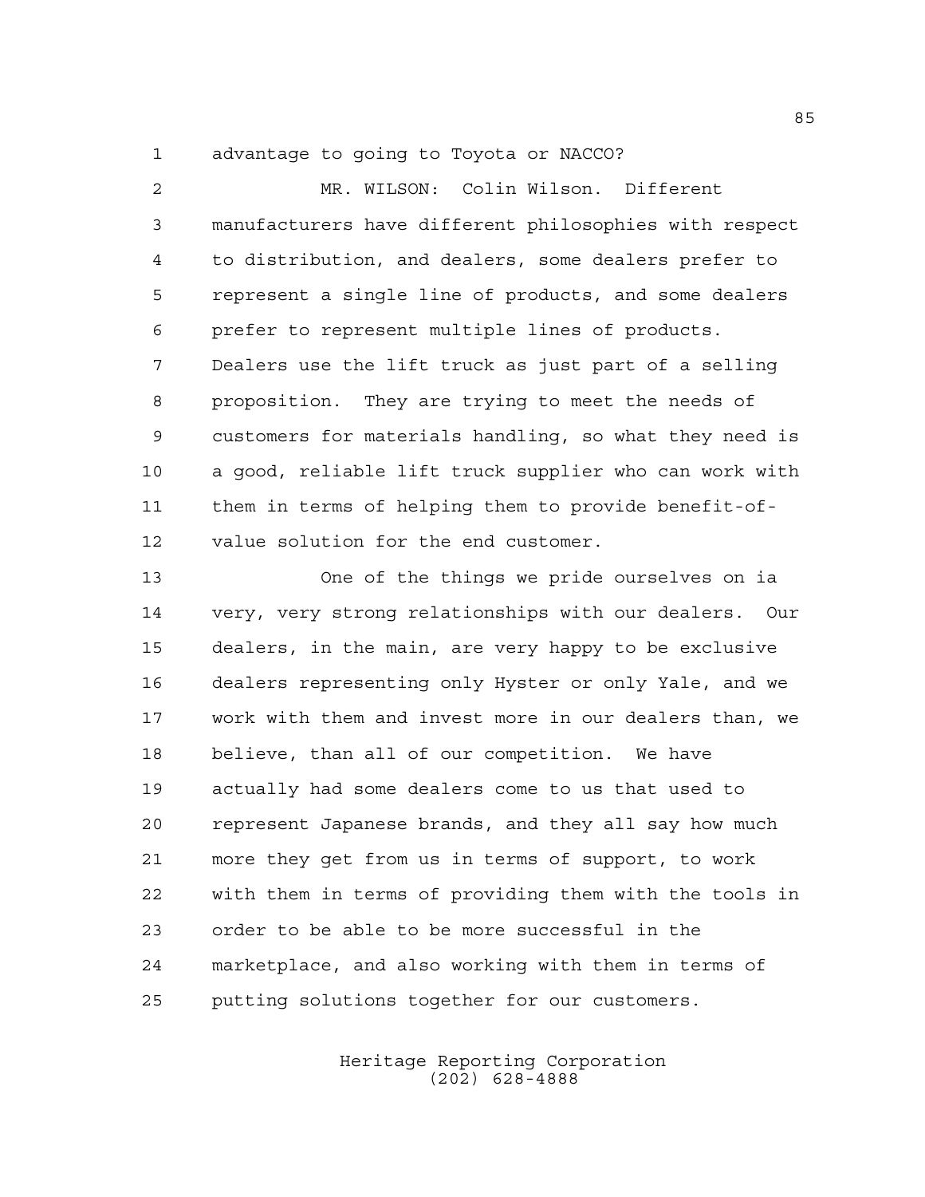advantage to going to Toyota or NACCO?

MR. WILSON: Colin Wilson. Different manufacturers have different philosophies with respect to distribution, and dealers, some dealers prefer to represent a single line of products, and some dealers prefer to represent multiple lines of products. Dealers use the lift truck as just part of a selling proposition. They are trying to meet the needs of customers for materials handling, so what they need is a good, reliable lift truck supplier who can work with them in terms of helping them to provide benefit-of-value solution for the end customer.

One of the things we pride ourselves on ia very, very strong relationships with our dealers. Our dealers, in the main, are very happy to be exclusive dealers representing only Hyster or only Yale, and we work with them and invest more in our dealers than, we believe, than all of our competition. We have actually had some dealers come to us that used to represent Japanese brands, and they all say how much more they get from us in terms of support, to work with them in terms of providing them with the tools in order to be able to be more successful in the marketplace, and also working with them in terms of putting solutions together for our customers.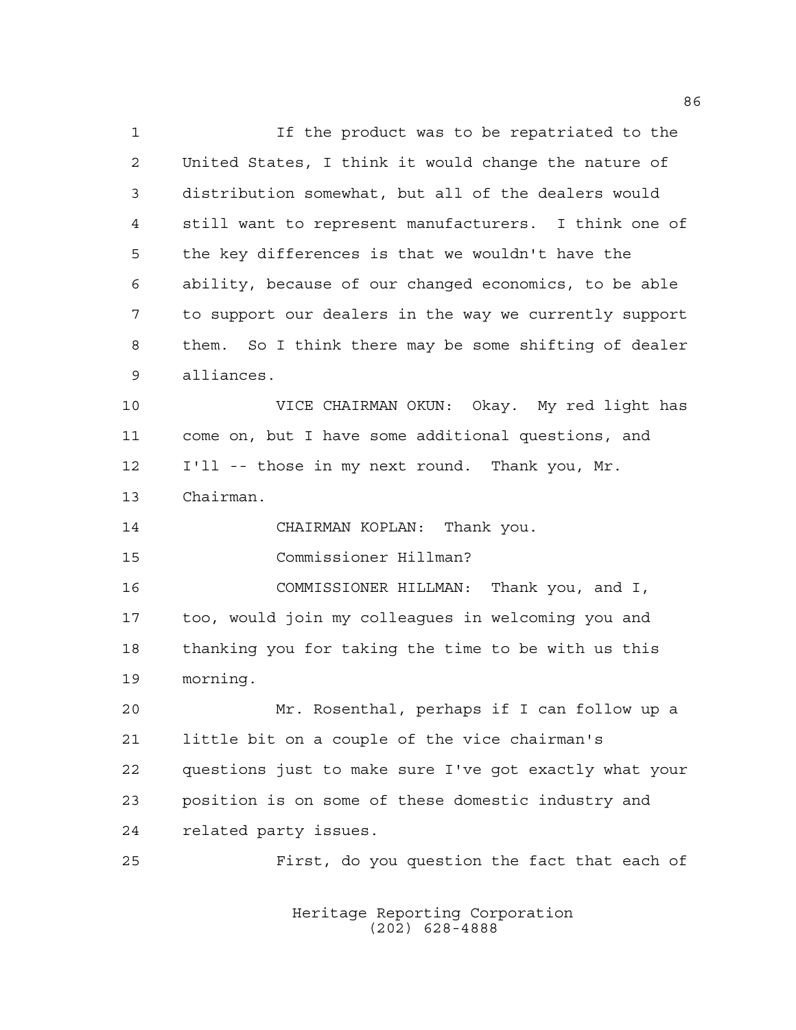If the product was to be repatriated to the United States, I think it would change the nature of distribution somewhat, but all of the dealers would still want to represent manufacturers. I think one of the key differences is that we wouldn't have the ability, because of our changed economics, to be able to support our dealers in the way we currently support them. So I think there may be some shifting of dealer alliances.

VICE CHAIRMAN OKUN: Okay. My red light has come on, but I have some additional questions, and I'll -- those in my next round. Thank you, Mr. Chairman.

CHAIRMAN KOPLAN: Thank you.

Commissioner Hillman?

COMMISSIONER HILLMAN: Thank you, and I, too, would join my colleagues in welcoming you and thanking you for taking the time to be with us this morning.

Mr. Rosenthal, perhaps if I can follow up a little bit on a couple of the vice chairman's questions just to make sure I've got exactly what your position is on some of these domestic industry and related party issues.

First, do you question the fact that each of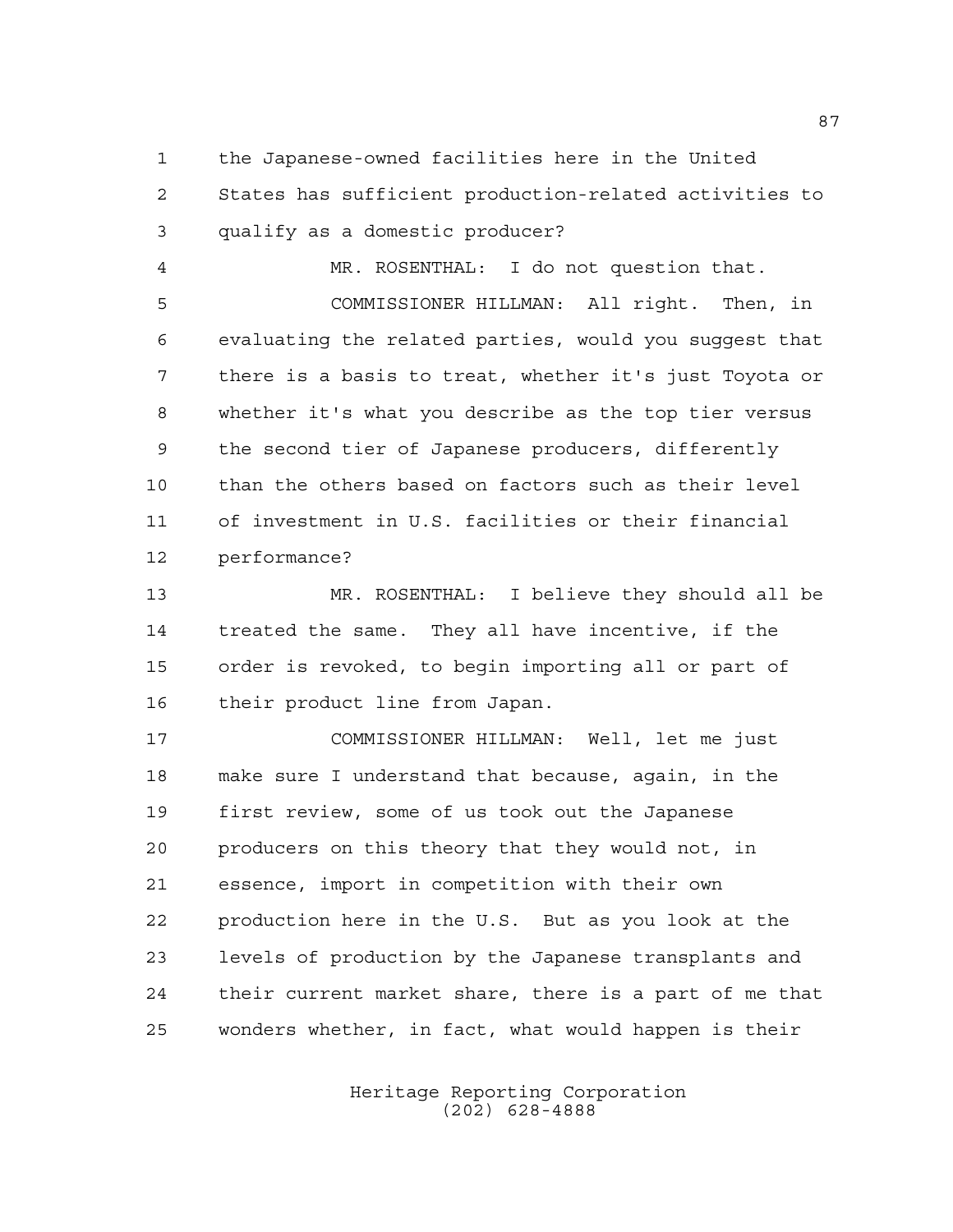the Japanese-owned facilities here in the United States has sufficient production-related activities to qualify as a domestic producer?

MR. ROSENTHAL: I do not question that.

COMMISSIONER HILLMAN: All right. Then, in evaluating the related parties, would you suggest that there is a basis to treat, whether it's just Toyota or whether it's what you describe as the top tier versus the second tier of Japanese producers, differently than the others based on factors such as their level of investment in U.S. facilities or their financial performance?

MR. ROSENTHAL: I believe they should all be treated the same. They all have incentive, if the order is revoked, to begin importing all or part of their product line from Japan.

COMMISSIONER HILLMAN: Well, let me just make sure I understand that because, again, in the first review, some of us took out the Japanese producers on this theory that they would not, in essence, import in competition with their own production here in the U.S. But as you look at the levels of production by the Japanese transplants and their current market share, there is a part of me that wonders whether, in fact, what would happen is their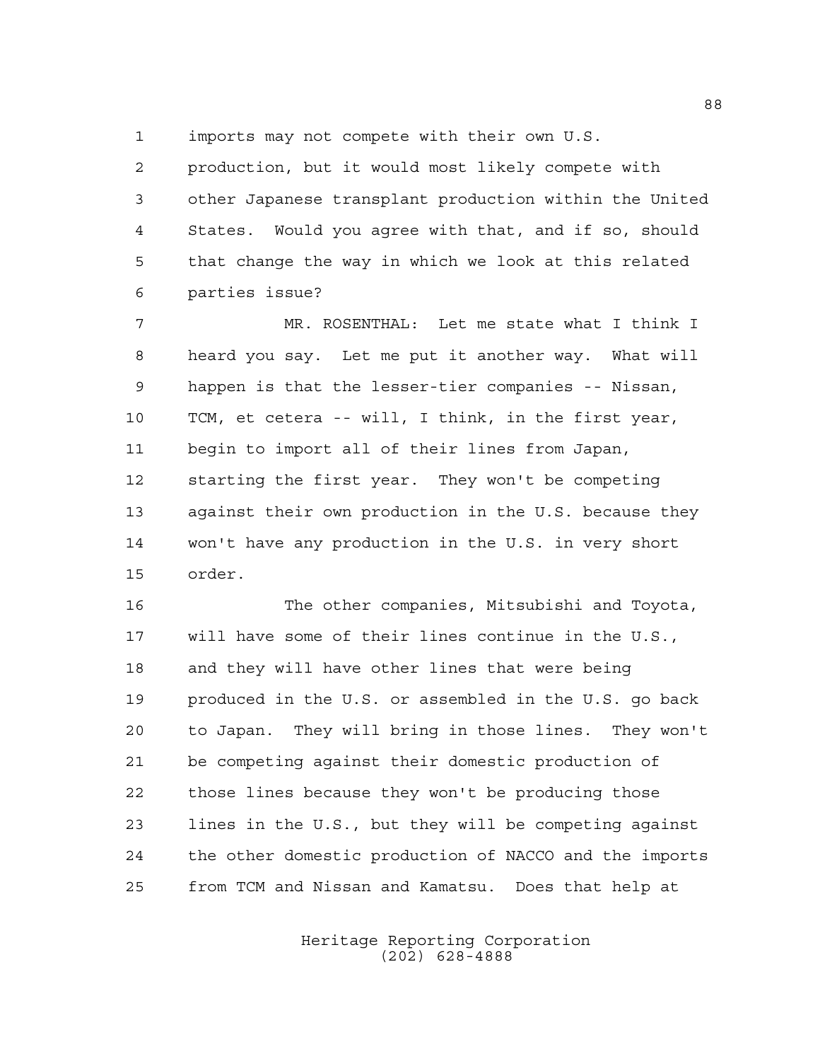imports may not compete with their own U.S. production, but it would most likely compete with other Japanese transplant production within the United States. Would you agree with that, and if so, should that change the way in which we look at this related parties issue?

MR. ROSENTHAL: Let me state what I think I heard you say. Let me put it another way. What will happen is that the lesser-tier companies -- Nissan, TCM, et cetera -- will, I think, in the first year, begin to import all of their lines from Japan, starting the first year. They won't be competing against their own production in the U.S. because they won't have any production in the U.S. in very short order.

The other companies, Mitsubishi and Toyota, will have some of their lines continue in the U.S., and they will have other lines that were being produced in the U.S. or assembled in the U.S. go back to Japan. They will bring in those lines. They won't be competing against their domestic production of those lines because they won't be producing those lines in the U.S., but they will be competing against the other domestic production of NACCO and the imports from TCM and Nissan and Kamatsu. Does that help at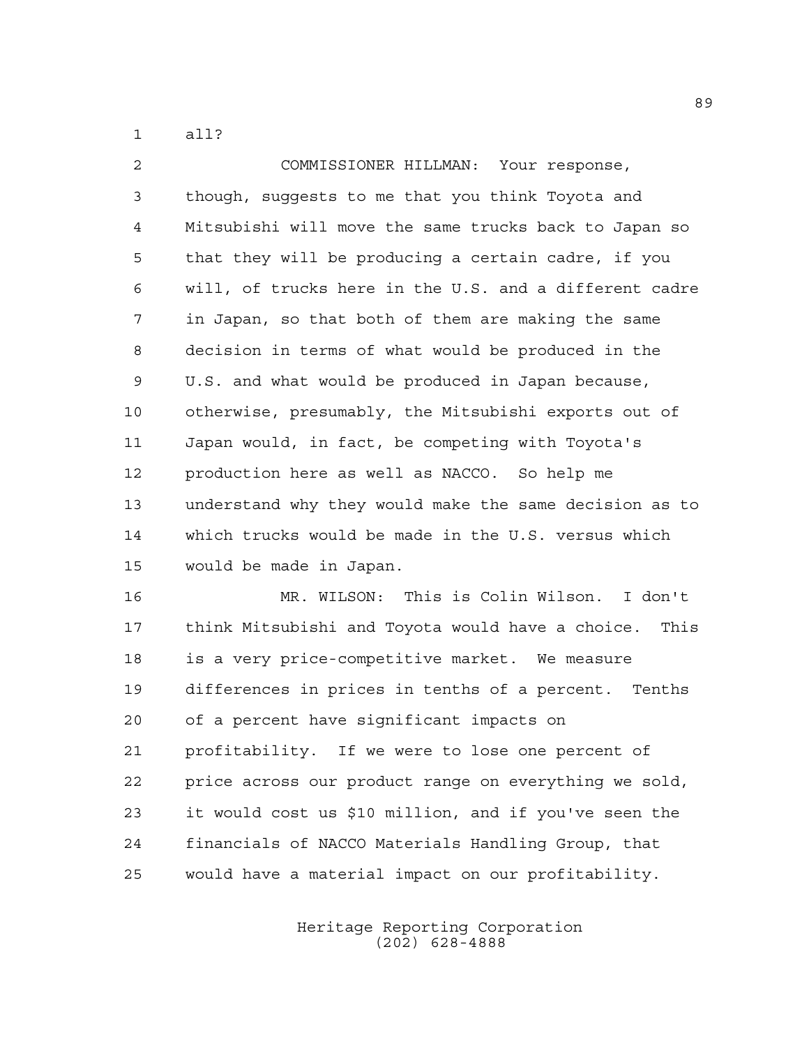all?

COMMISSIONER HILLMAN: Your response, though, suggests to me that you think Toyota and Mitsubishi will move the same trucks back to Japan so that they will be producing a certain cadre, if you will, of trucks here in the U.S. and a different cadre in Japan, so that both of them are making the same decision in terms of what would be produced in the U.S. and what would be produced in Japan because, otherwise, presumably, the Mitsubishi exports out of Japan would, in fact, be competing with Toyota's production here as well as NACCO. So help me understand why they would make the same decision as to which trucks would be made in the U.S. versus which would be made in Japan.

MR. WILSON: This is Colin Wilson. I don't think Mitsubishi and Toyota would have a choice. This is a very price-competitive market. We measure differences in prices in tenths of a percent. Tenths of a percent have significant impacts on profitability. If we were to lose one percent of price across our product range on everything we sold, it would cost us $10 million, and if you've seen the financials of NACCO Materials Handling Group, that would have a material impact on our profitability.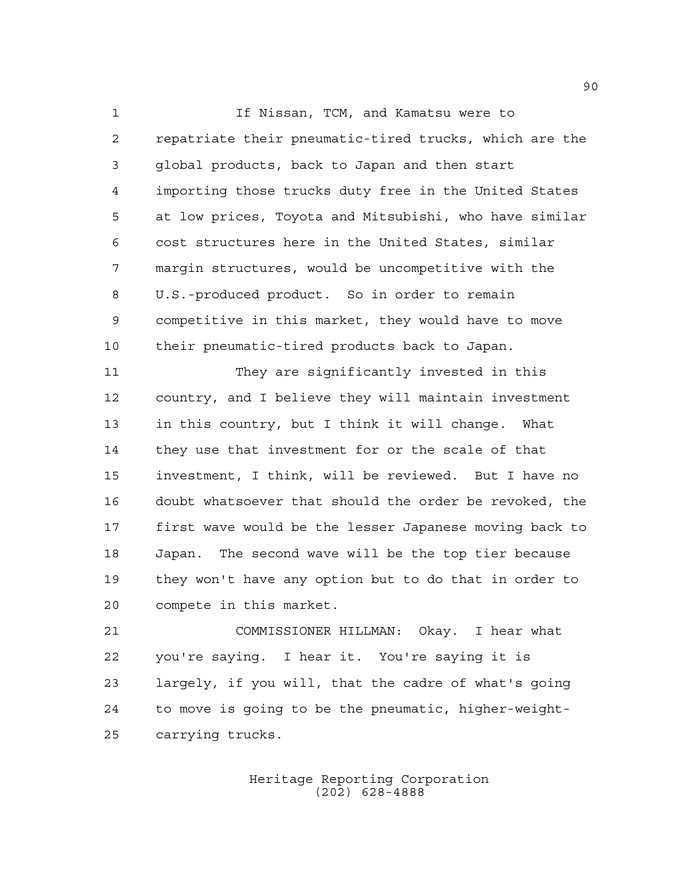If Nissan, TCM, and Kamatsu were to repatriate their pneumatic-tired trucks, which are the global products, back to Japan and then start importing those trucks duty free in the United States at low prices, Toyota and Mitsubishi, who have similar cost structures here in the United States, similar margin structures, would be uncompetitive with the U.S.-produced product. So in order to remain competitive in this market, they would have to move their pneumatic-tired products back to Japan.

They are significantly invested in this country, and I believe they will maintain investment in this country, but I think it will change. What they use that investment for or the scale of that investment, I think, will be reviewed. But I have no doubt whatsoever that should the order be revoked, the first wave would be the lesser Japanese moving back to Japan. The second wave will be the top tier because they won't have any option but to do that in order to compete in this market.

COMMISSIONER HILLMAN: Okay. I hear what you're saying. I hear it. You're saying it is largely, if you will, that the cadre of what's going to move is going to be the pneumatic, higher-weight-carrying trucks.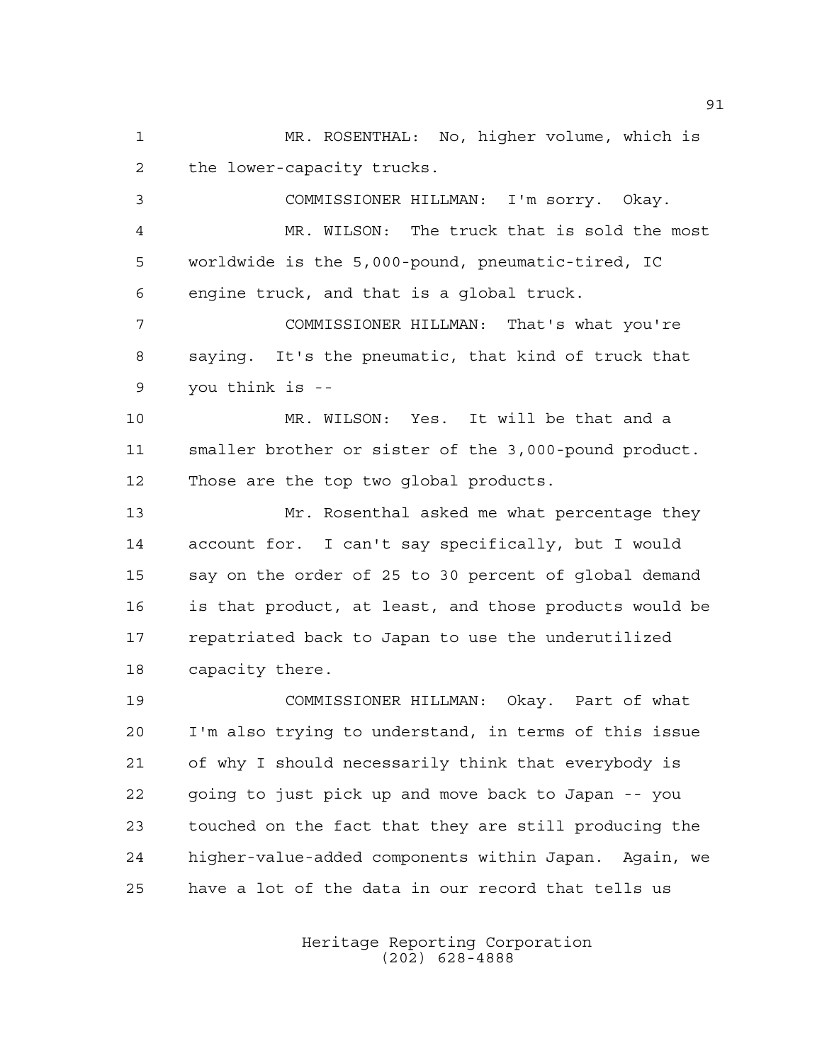MR. ROSENTHAL: No, higher volume, which is the lower-capacity trucks.

COMMISSIONER HILLMAN: I'm sorry. Okay.

MR. WILSON: The truck that is sold the most worldwide is the 5,000-pound, pneumatic-tired, IC engine truck, and that is a global truck.

COMMISSIONER HILLMAN: That's what you're saying. It's the pneumatic, that kind of truck that you think is --

MR. WILSON: Yes. It will be that and a smaller brother or sister of the 3,000-pound product. Those are the top two global products.

Mr. Rosenthal asked me what percentage they account for. I can't say specifically, but I would say on the order of 25 to 30 percent of global demand is that product, at least, and those products would be repatriated back to Japan to use the underutilized capacity there.

COMMISSIONER HILLMAN: Okay. Part of what I'm also trying to understand, in terms of this issue of why I should necessarily think that everybody is going to just pick up and move back to Japan -- you touched on the fact that they are still producing the higher-value-added components within Japan. Again, we have a lot of the data in our record that tells us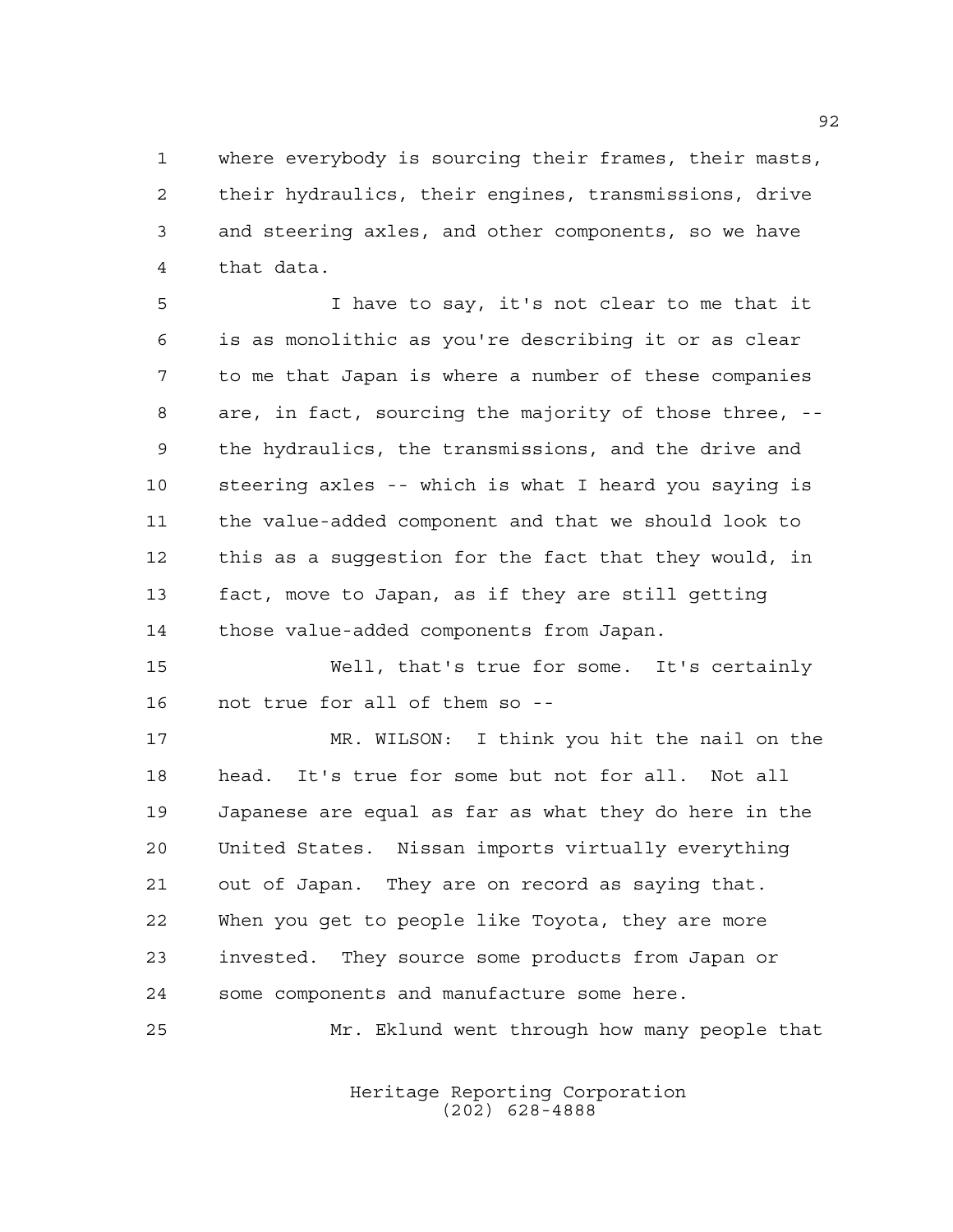where everybody is sourcing their frames, their masts, their hydraulics, their engines, transmissions, drive and steering axles, and other components, so we have that data.

I have to say, it's not clear to me that it is as monolithic as you're describing it or as clear to me that Japan is where a number of these companies are, in fact, sourcing the majority of those three, -- the hydraulics, the transmissions, and the drive and steering axles -- which is what I heard you saying is the value-added component and that we should look to this as a suggestion for the fact that they would, in fact, move to Japan, as if they are still getting those value-added components from Japan.

Well, that's true for some. It's certainly not true for all of them so --

MR. WILSON: I think you hit the nail on the head. It's true for some but not for all. Not all Japanese are equal as far as what they do here in the United States. Nissan imports virtually everything out of Japan. They are on record as saying that. When you get to people like Toyota, they are more invested. They source some products from Japan or some components and manufacture some here.

Mr. Eklund went through how many people that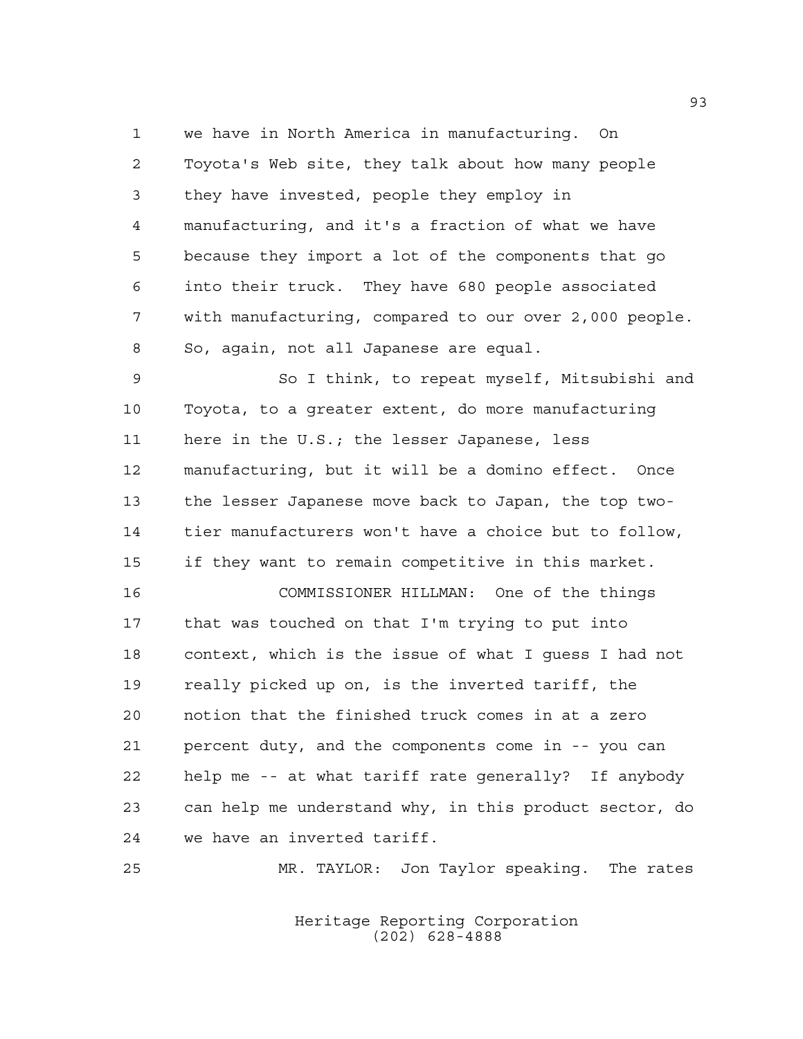we have in North America in manufacturing. On Toyota's Web site, they talk about how many people they have invested, people they employ in manufacturing, and it's a fraction of what we have because they import a lot of the components that go into their truck. They have 680 people associated with manufacturing, compared to our over 2,000 people. So, again, not all Japanese are equal.

So I think, to repeat myself, Mitsubishi and Toyota, to a greater extent, do more manufacturing here in the U.S.; the lesser Japanese, less manufacturing, but it will be a domino effect. Once the lesser Japanese move back to Japan, the top two-tier manufacturers won't have a choice but to follow, if they want to remain competitive in this market.

COMMISSIONER HILLMAN: One of the things that was touched on that I'm trying to put into context, which is the issue of what I guess I had not really picked up on, is the inverted tariff, the notion that the finished truck comes in at a zero percent duty, and the components come in -- you can help me -- at what tariff rate generally? If anybody can help me understand why, in this product sector, do we have an inverted tariff.

MR. TAYLOR: Jon Taylor speaking. The rates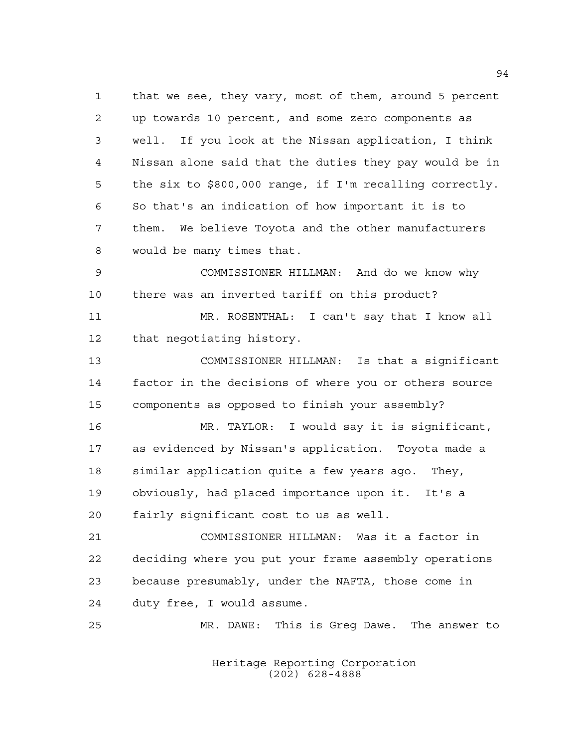that we see, they vary, most of them, around 5 percent up towards 10 percent, and some zero components as well. If you look at the Nissan application, I think Nissan alone said that the duties they pay would be in the six to $800,000 range, if I'm recalling correctly. So that's an indication of how important it is to them. We believe Toyota and the other manufacturers would be many times that.

COMMISSIONER HILLMAN: And do we know why there was an inverted tariff on this product?

MR. ROSENTHAL: I can't say that I know all that negotiating history.

COMMISSIONER HILLMAN: Is that a significant factor in the decisions of where you or others source components as opposed to finish your assembly?

MR. TAYLOR: I would say it is significant, as evidenced by Nissan's application. Toyota made a similar application quite a few years ago. They, obviously, had placed importance upon it. It's a fairly significant cost to us as well.

COMMISSIONER HILLMAN: Was it a factor in deciding where you put your frame assembly operations because presumably, under the NAFTA, those come in duty free, I would assume.

MR. DAWE: This is Greg Dawe. The answer to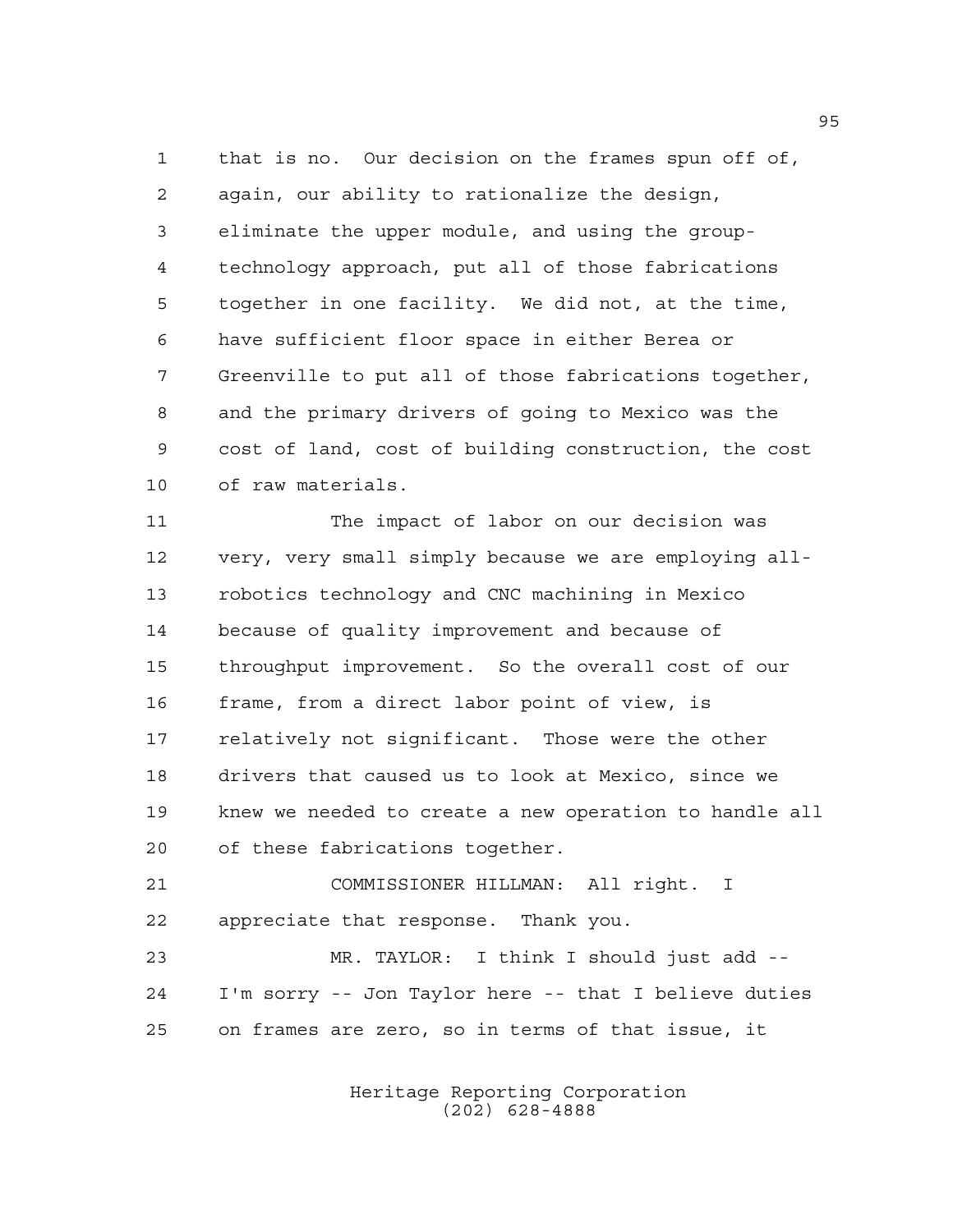that is no. Our decision on the frames spun off of, again, our ability to rationalize the design, eliminate the upper module, and using the group-technology approach, put all of those fabrications together in one facility. We did not, at the time, have sufficient floor space in either Berea or Greenville to put all of those fabrications together, and the primary drivers of going to Mexico was the cost of land, cost of building construction, the cost of raw materials.

The impact of labor on our decision was very, very small simply because we are employing all-robotics technology and CNC machining in Mexico because of quality improvement and because of throughput improvement. So the overall cost of our frame, from a direct labor point of view, is relatively not significant. Those were the other drivers that caused us to look at Mexico, since we knew we needed to create a new operation to handle all of these fabrications together.

COMMISSIONER HILLMAN: All right. I appreciate that response. Thank you.

MR. TAYLOR: I think I should just add -- I'm sorry -- Jon Taylor here -- that I believe duties on frames are zero, so in terms of that issue, it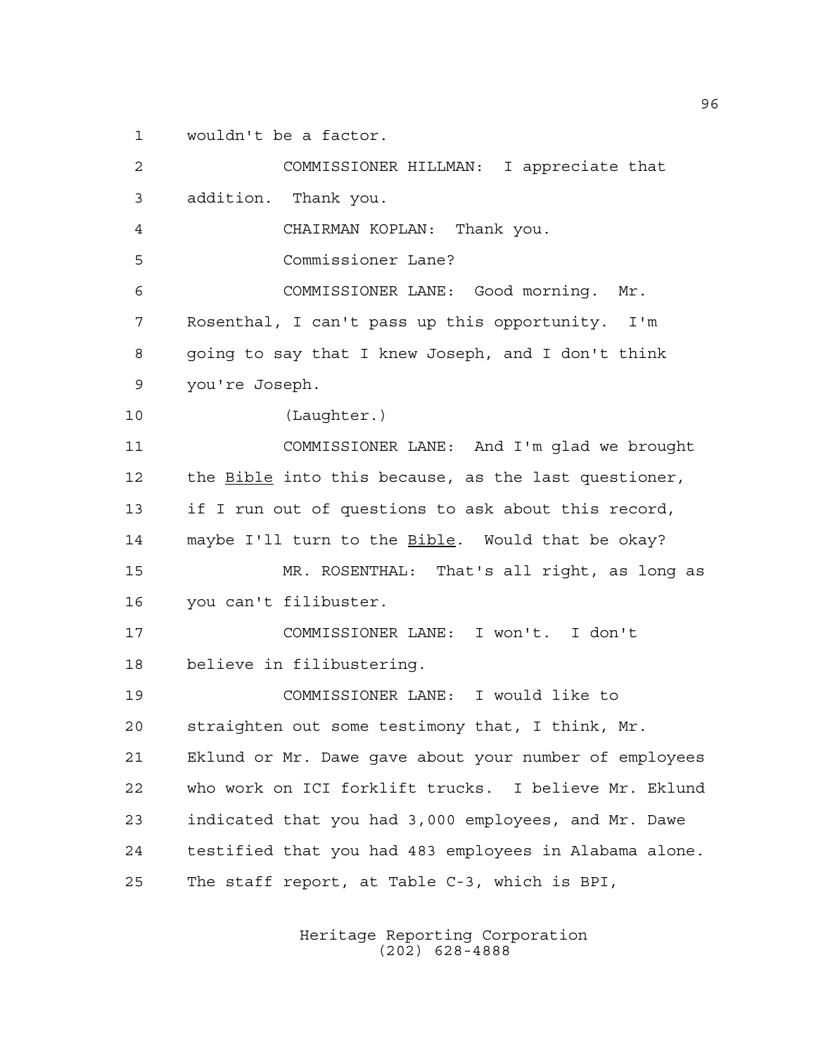wouldn't be a factor.

COMMISSIONER HILLMAN: I appreciate that addition. Thank you.

CHAIRMAN KOPLAN: Thank you.

Commissioner Lane?

COMMISSIONER LANE: Good morning. Mr. Rosenthal, I can't pass up this opportunity. I'm going to say that I knew Joseph, and I don't think you're Joseph.

(Laughter.)

COMMISSIONER LANE: And I'm glad we brought the _Bible_ into this because, as the last questioner, if I run out of questions to ask about this record, maybe I'll turn to the _Bible_. Would that be okay?

MR. ROSENTHAL: That's all right, as long as you can't filibuster.

COMMISSIONER LANE: I won't. I don't believe in filibustering.

COMMISSIONER LANE: I would like to straighten out some testimony that, I think, Mr. Eklund or Mr. Dawe gave about your number of employees who work on ICI forklift trucks. I believe Mr. Eklund indicated that you had 3,000 employees, and Mr. Dawe testified that you had 483 employees in Alabama alone. The staff report, at Table C-3, which is BPI,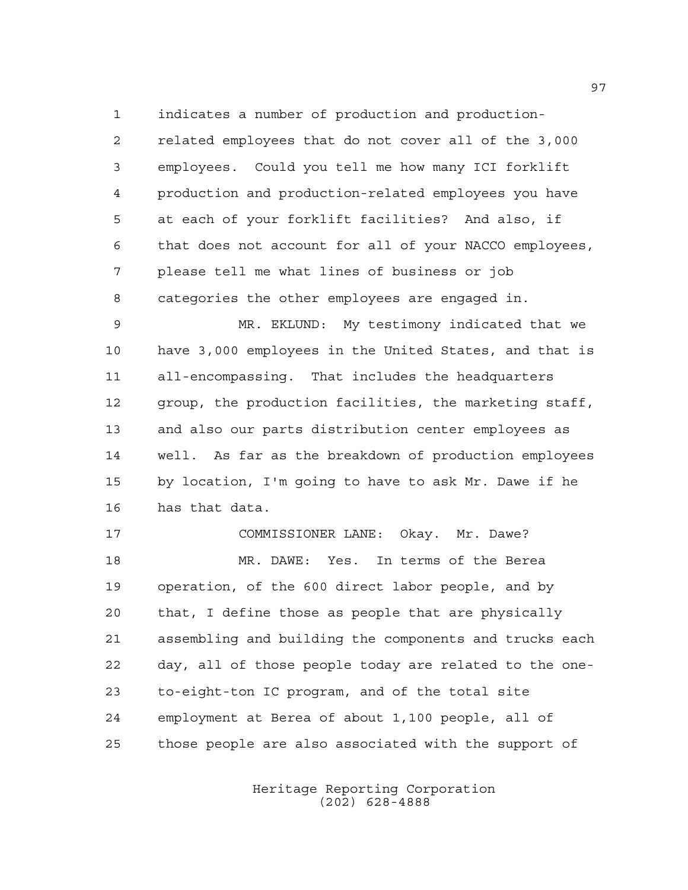indicates a number of production and production-related employees that do not cover all of the 3,000 employees. Could you tell me how many ICI forklift production and production-related employees you have at each of your forklift facilities? And also, if that does not account for all of your NACCO employees, please tell me what lines of business or job categories the other employees are engaged in.

MR. EKLUND: My testimony indicated that we have 3,000 employees in the United States, and that is all-encompassing. That includes the headquarters group, the production facilities, the marketing staff, and also our parts distribution center employees as well. As far as the breakdown of production employees by location, I'm going to have to ask Mr. Dawe if he has that data.

COMMISSIONER LANE: Okay. Mr. Dawe?

MR. DAWE: Yes. In terms of the Berea operation, of the 600 direct labor people, and by that, I define those as people that are physically assembling and building the components and trucks each day, all of those people today are related to the one-to-eight-ton IC program, and of the total site employment at Berea of about 1,100 people, all of those people are also associated with the support of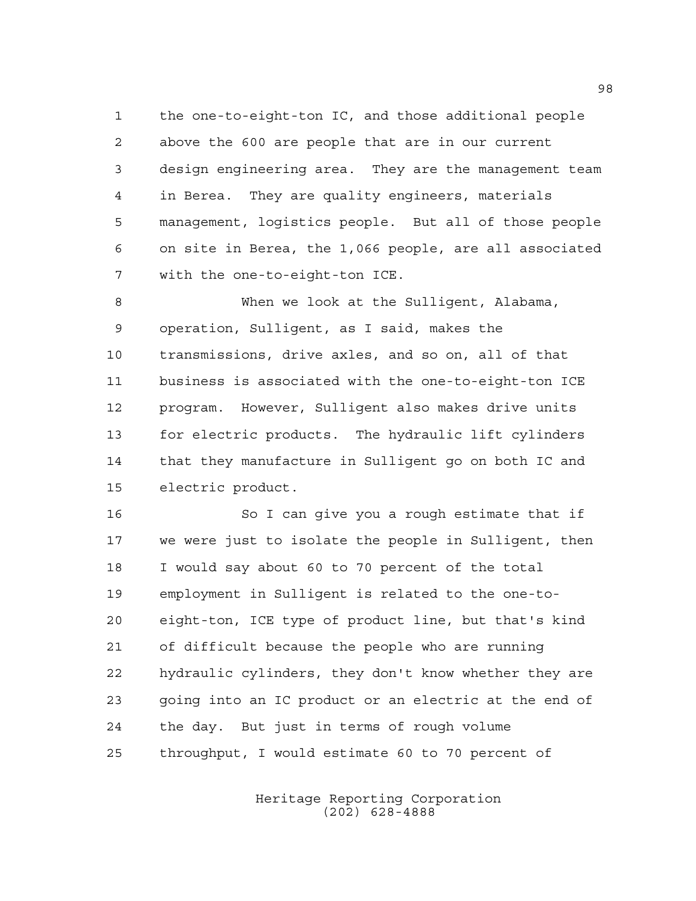the one-to-eight-ton IC, and those additional people above the 600 are people that are in our current design engineering area. They are the management team in Berea. They are quality engineers, materials management, logistics people. But all of those people on site in Berea, the 1,066 people, are all associated with the one-to-eight-ton ICE.

When we look at the Sulligent, Alabama, operation, Sulligent, as I said, makes the transmissions, drive axles, and so on, all of that business is associated with the one-to-eight-ton ICE program. However, Sulligent also makes drive units for electric products. The hydraulic lift cylinders that they manufacture in Sulligent go on both IC and electric product.

So I can give you a rough estimate that if we were just to isolate the people in Sulligent, then I would say about 60 to 70 percent of the total employment in Sulligent is related to the one-to-eight-ton, ICE type of product line, but that's kind of difficult because the people who are running hydraulic cylinders, they don't know whether they are going into an IC product or an electric at the end of the day. But just in terms of rough volume throughput, I would estimate 60 to 70 percent of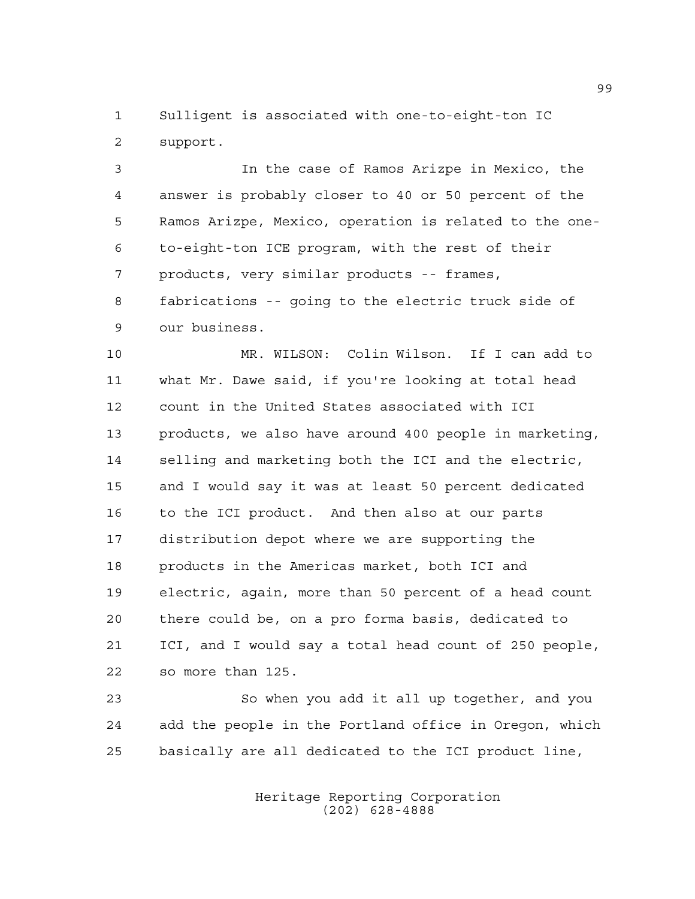Sulligent is associated with one-to-eight-ton IC support.

In the case of Ramos Arizpe in Mexico, the answer is probably closer to 40 or 50 percent of the Ramos Arizpe, Mexico, operation is related to the one-to-eight-ton ICE program, with the rest of their products, very similar products -- frames, fabrications -- going to the electric truck side of our business.

MR. WILSON: Colin Wilson. If I can add to what Mr. Dawe said, if you're looking at total head count in the United States associated with ICI products, we also have around 400 people in marketing, selling and marketing both the ICI and the electric, and I would say it was at least 50 percent dedicated to the ICI product. And then also at our parts distribution depot where we are supporting the products in the Americas market, both ICI and electric, again, more than 50 percent of a head count there could be, on a pro forma basis, dedicated to ICI, and I would say a total head count of 250 people, so more than 125.

So when you add it all up together, and you add the people in the Portland office in Oregon, which basically are all dedicated to the ICI product line,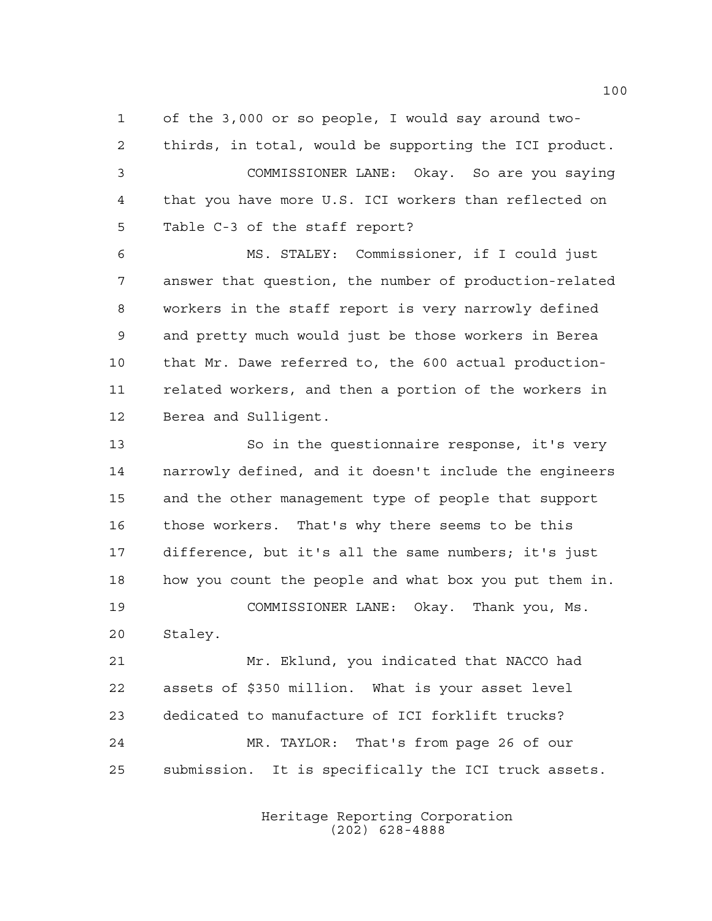of the 3,000 or so people, I would say around two-thirds, in total, would be supporting the ICI product.

COMMISSIONER LANE: Okay. So are you saying that you have more U.S. ICI workers than reflected on Table C-3 of the staff report?

MS. STALEY: Commissioner, if I could just answer that question, the number of production-related workers in the staff report is very narrowly defined and pretty much would just be those workers in Berea that Mr. Dawe referred to, the 600 actual production-related workers, and then a portion of the workers in Berea and Sulligent.

So in the questionnaire response, it's very narrowly defined, and it doesn't include the engineers and the other management type of people that support those workers. That's why there seems to be this difference, but it's all the same numbers; it's just how you count the people and what box you put them in.

COMMISSIONER LANE: Okay. Thank you, Ms. Staley.

Mr. Eklund, you indicated that NACCO had assets of $350 million. What is your asset level dedicated to manufacture of ICI forklift trucks?

MR. TAYLOR: That's from page 26 of our submission. It is specifically the ICI truck assets.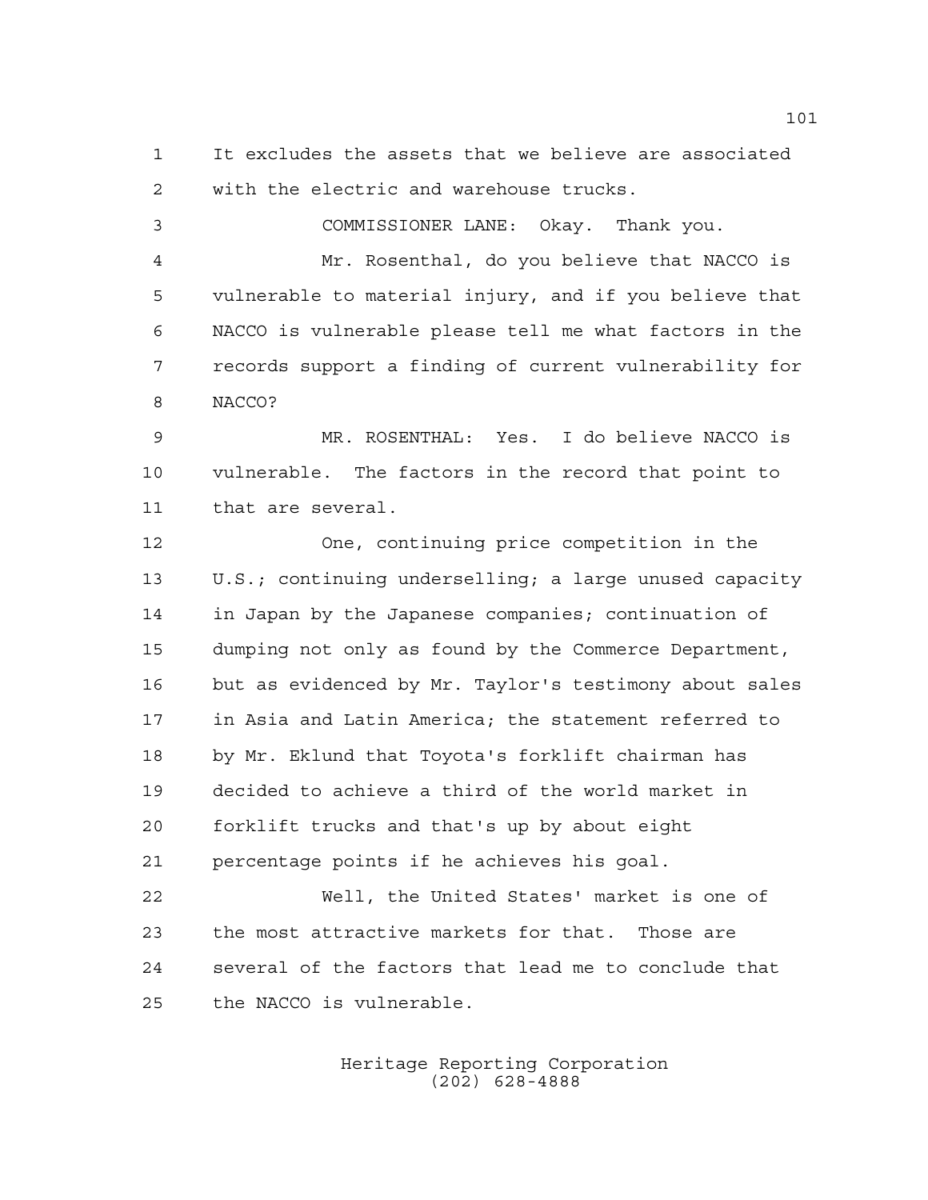It excludes the assets that we believe are associated with the electric and warehouse trucks.

COMMISSIONER LANE: Okay. Thank you.

Mr. Rosenthal, do you believe that NACCO is vulnerable to material injury, and if you believe that NACCO is vulnerable please tell me what factors in the records support a finding of current vulnerability for NACCO?

MR. ROSENTHAL: Yes. I do believe NACCO is vulnerable. The factors in the record that point to that are several.

One, continuing price competition in the U.S.; continuing underselling; a large unused capacity in Japan by the Japanese companies; continuation of dumping not only as found by the Commerce Department, but as evidenced by Mr. Taylor's testimony about sales in Asia and Latin America; the statement referred to by Mr. Eklund that Toyota's forklift chairman has decided to achieve a third of the world market in forklift trucks and that's up by about eight percentage points if he achieves his goal.

Well, the United States' market is one of the most attractive markets for that. Those are several of the factors that lead me to conclude that the NACCO is vulnerable.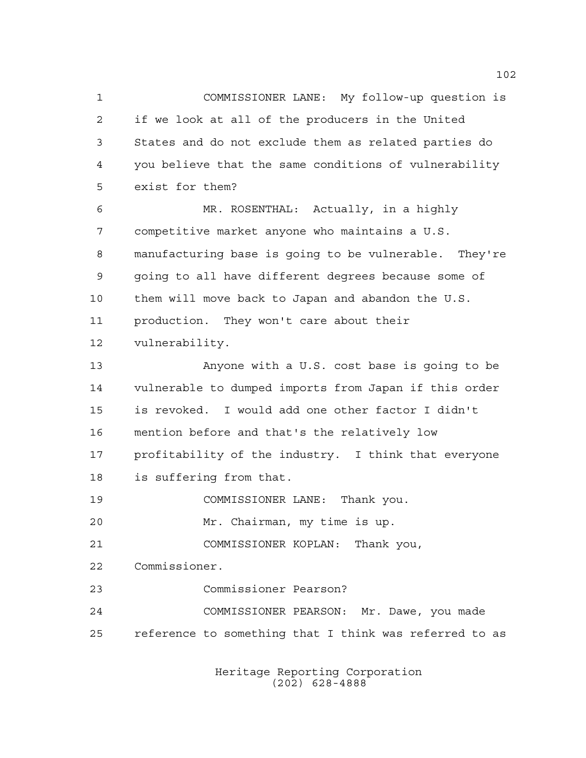COMMISSIONER LANE: My follow-up question is if we look at all of the producers in the United States and do not exclude them as related parties do you believe that the same conditions of vulnerability exist for them?

MR. ROSENTHAL: Actually, in a highly competitive market anyone who maintains a U.S. manufacturing base is going to be vulnerable. They're going to all have different degrees because some of them will move back to Japan and abandon the U.S. production. They won't care about their vulnerability.

Anyone with a U.S. cost base is going to be vulnerable to dumped imports from Japan if this order is revoked. I would add one other factor I didn't mention before and that's the relatively low profitability of the industry. I think that everyone is suffering from that.

COMMISSIONER LANE: Thank you.

Mr. Chairman, my time is up.

COMMISSIONER KOPLAN: Thank you, Commissioner.

Commissioner Pearson?

COMMISSIONER PEARSON: Mr. Dawe, you made reference to something that I think was referred to as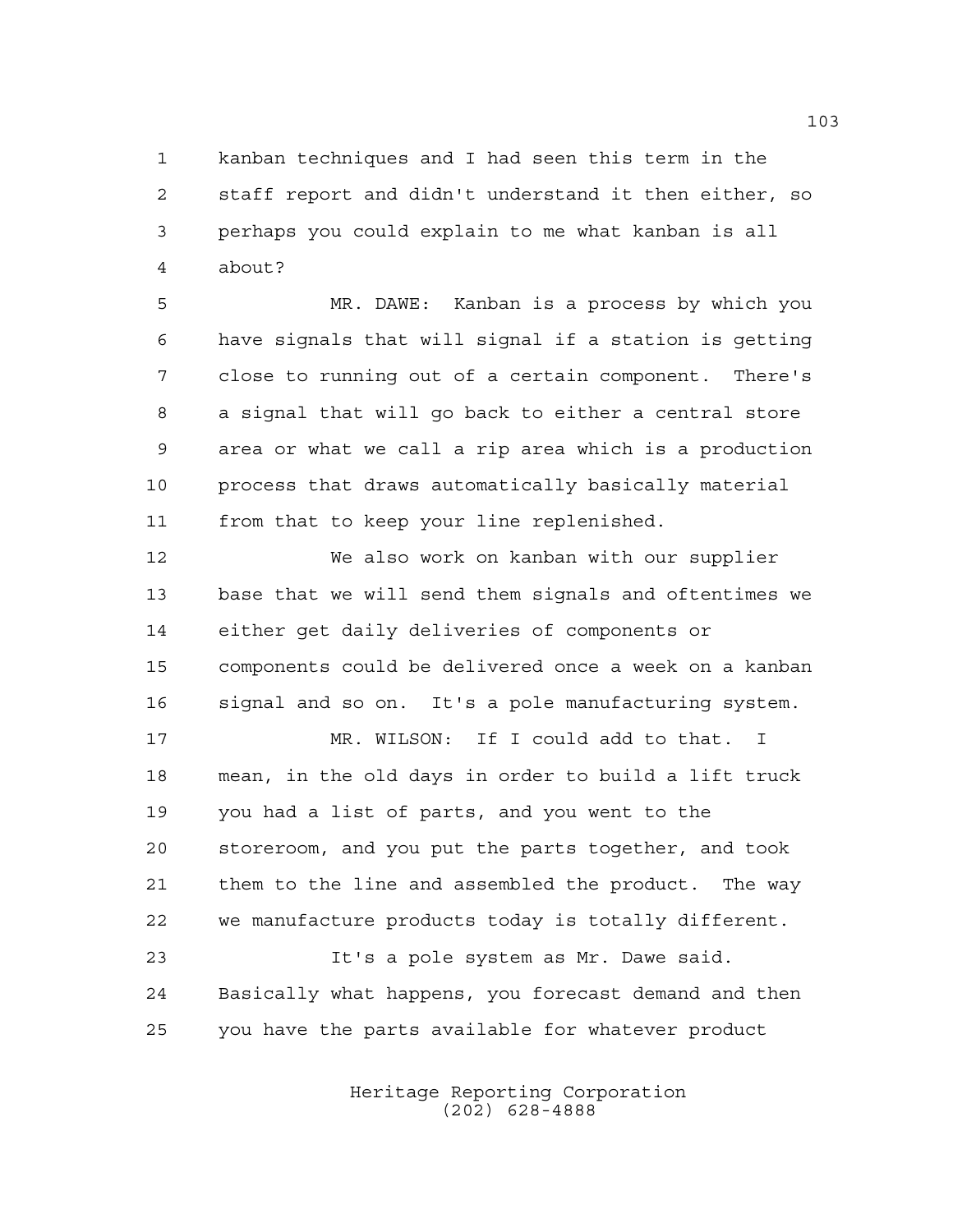kanban techniques and I had seen this term in the staff report and didn't understand it then either, so perhaps you could explain to me what kanban is all about?

MR. DAWE: Kanban is a process by which you have signals that will signal if a station is getting close to running out of a certain component. There's a signal that will go back to either a central store area or what we call a rip area which is a production process that draws automatically basically material from that to keep your line replenished.

We also work on kanban with our supplier base that we will send them signals and oftentimes we either get daily deliveries of components or components could be delivered once a week on a kanban signal and so on. It's a pole manufacturing system.

MR. WILSON: If I could add to that. I mean, in the old days in order to build a lift truck you had a list of parts, and you went to the storeroom, and you put the parts together, and took them to the line and assembled the product. The way we manufacture products today is totally different.

It's a pole system as Mr. Dawe said. Basically what happens, you forecast demand and then you have the parts available for whatever product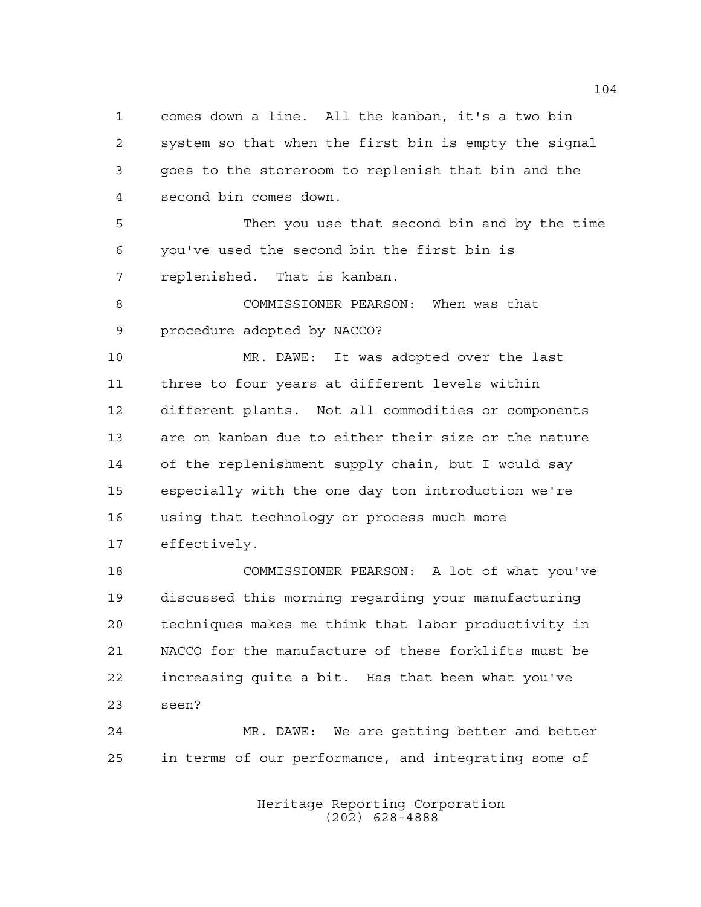comes down a line. All the kanban, it's a two bin system so that when the first bin is empty the signal goes to the storeroom to replenish that bin and the second bin comes down.

Then you use that second bin and by the time you've used the second bin the first bin is replenished. That is kanban.

COMMISSIONER PEARSON: When was that procedure adopted by NACCO?

MR. DAWE: It was adopted over the last three to four years at different levels within different plants. Not all commodities or components are on kanban due to either their size or the nature of the replenishment supply chain, but I would say especially with the one day ton introduction we're using that technology or process much more effectively.

COMMISSIONER PEARSON: A lot of what you've discussed this morning regarding your manufacturing techniques makes me think that labor productivity in NACCO for the manufacture of these forklifts must be increasing quite a bit. Has that been what you've seen?

MR. DAWE: We are getting better and better in terms of our performance, and integrating some of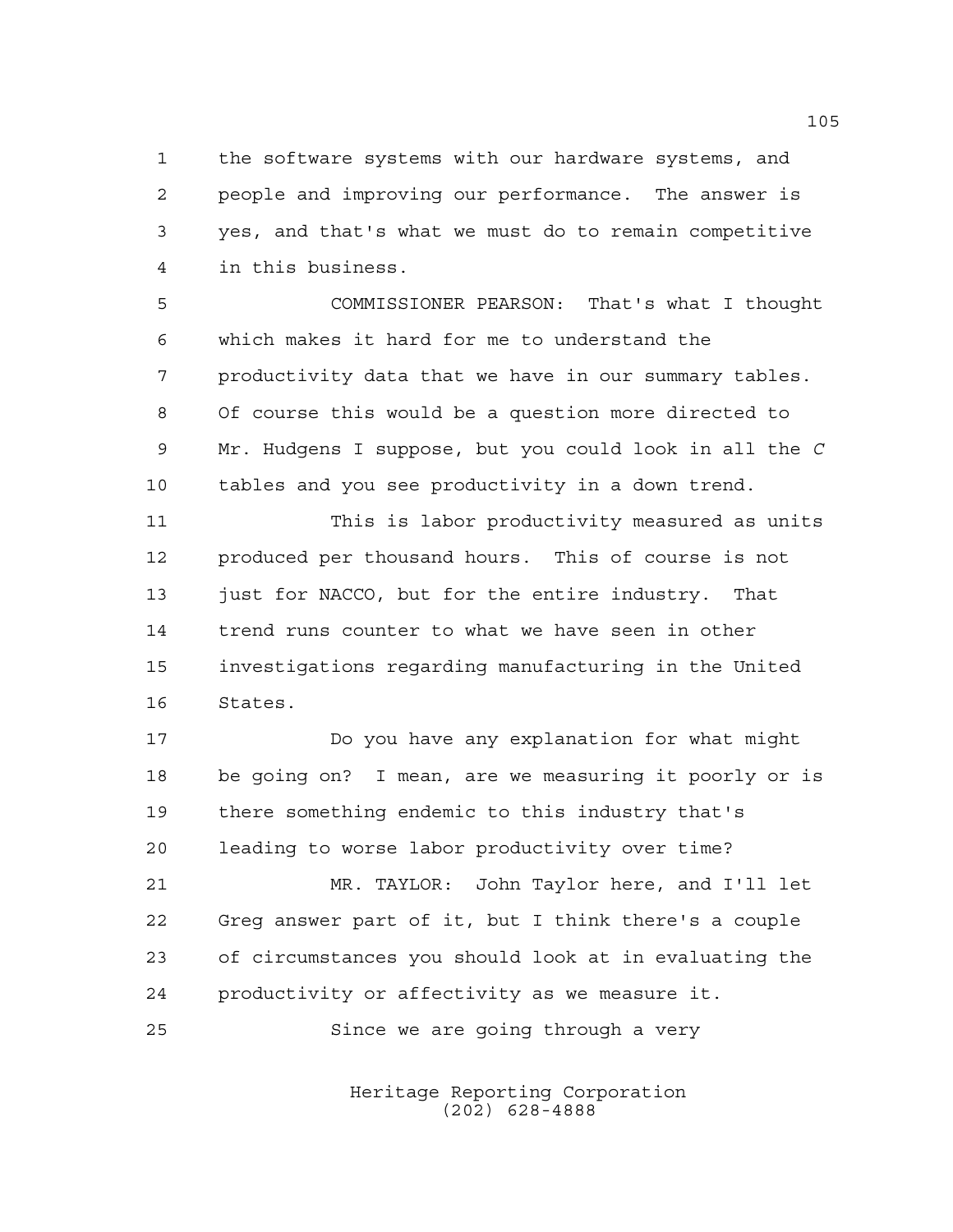the software systems with our hardware systems, and people and improving our performance. The answer is yes, and that's what we must do to remain competitive in this business.

COMMISSIONER PEARSON: That's what I thought which makes it hard for me to understand the productivity data that we have in our summary tables. Of course this would be a question more directed to Mr. Hudgens I suppose, but you could look in all the *C* tables and you see productivity in a down trend.

This is labor productivity measured as units produced per thousand hours. This of course is not just for NACCO, but for the entire industry. That trend runs counter to what we have seen in other investigations regarding manufacturing in the United States.

Do you have any explanation for what might be going on? I mean, are we measuring it poorly or is there something endemic to this industry that's leading to worse labor productivity over time?

MR. TAYLOR: John Taylor here, and I'll let Greg answer part of it, but I think there's a couple of circumstances you should look at in evaluating the productivity or affectivity as we measure it.

Since we are going through a very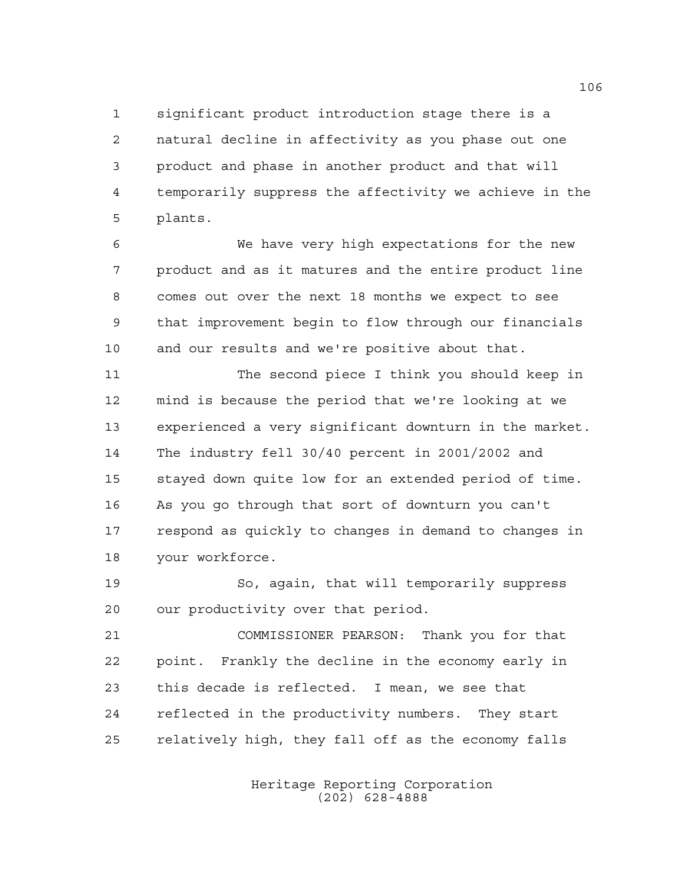significant product introduction stage there is a natural decline in affectivity as you phase out one product and phase in another product and that will temporarily suppress the affectivity we achieve in the plants.

We have very high expectations for the new product and as it matures and the entire product line comes out over the next 18 months we expect to see that improvement begin to flow through our financials and our results and we're positive about that.

The second piece I think you should keep in mind is because the period that we're looking at we experienced a very significant downturn in the market. The industry fell 30/40 percent in 2001/2002 and stayed down quite low for an extended period of time. As you go through that sort of downturn you can't respond as quickly to changes in demand to changes in your workforce.

So, again, that will temporarily suppress our productivity over that period.

COMMISSIONER PEARSON: Thank you for that point. Frankly the decline in the economy early in this decade is reflected. I mean, we see that reflected in the productivity numbers. They start relatively high, they fall off as the economy falls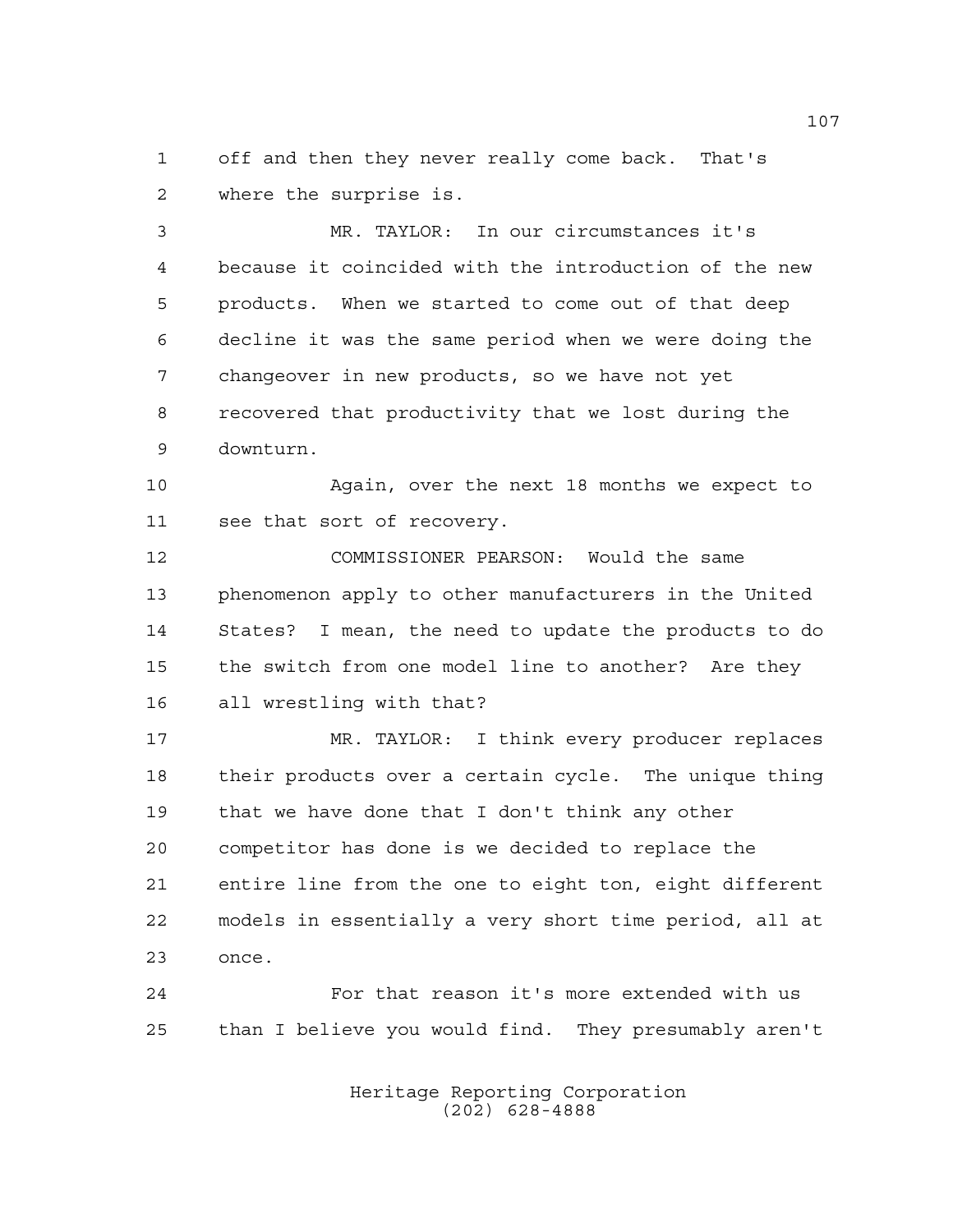off and then they never really come back. That's where the surprise is.

MR. TAYLOR: In our circumstances it's because it coincided with the introduction of the new products. When we started to come out of that deep decline it was the same period when we were doing the changeover in new products, so we have not yet recovered that productivity that we lost during the downturn.

Again, over the next 18 months we expect to see that sort of recovery.

COMMISSIONER PEARSON: Would the same phenomenon apply to other manufacturers in the United States? I mean, the need to update the products to do the switch from one model line to another? Are they all wrestling with that?

MR. TAYLOR: I think every producer replaces their products over a certain cycle. The unique thing that we have done that I don't think any other competitor has done is we decided to replace the entire line from the one to eight ton, eight different models in essentially a very short time period, all at once.

For that reason it's more extended with us than I believe you would find. They presumably aren't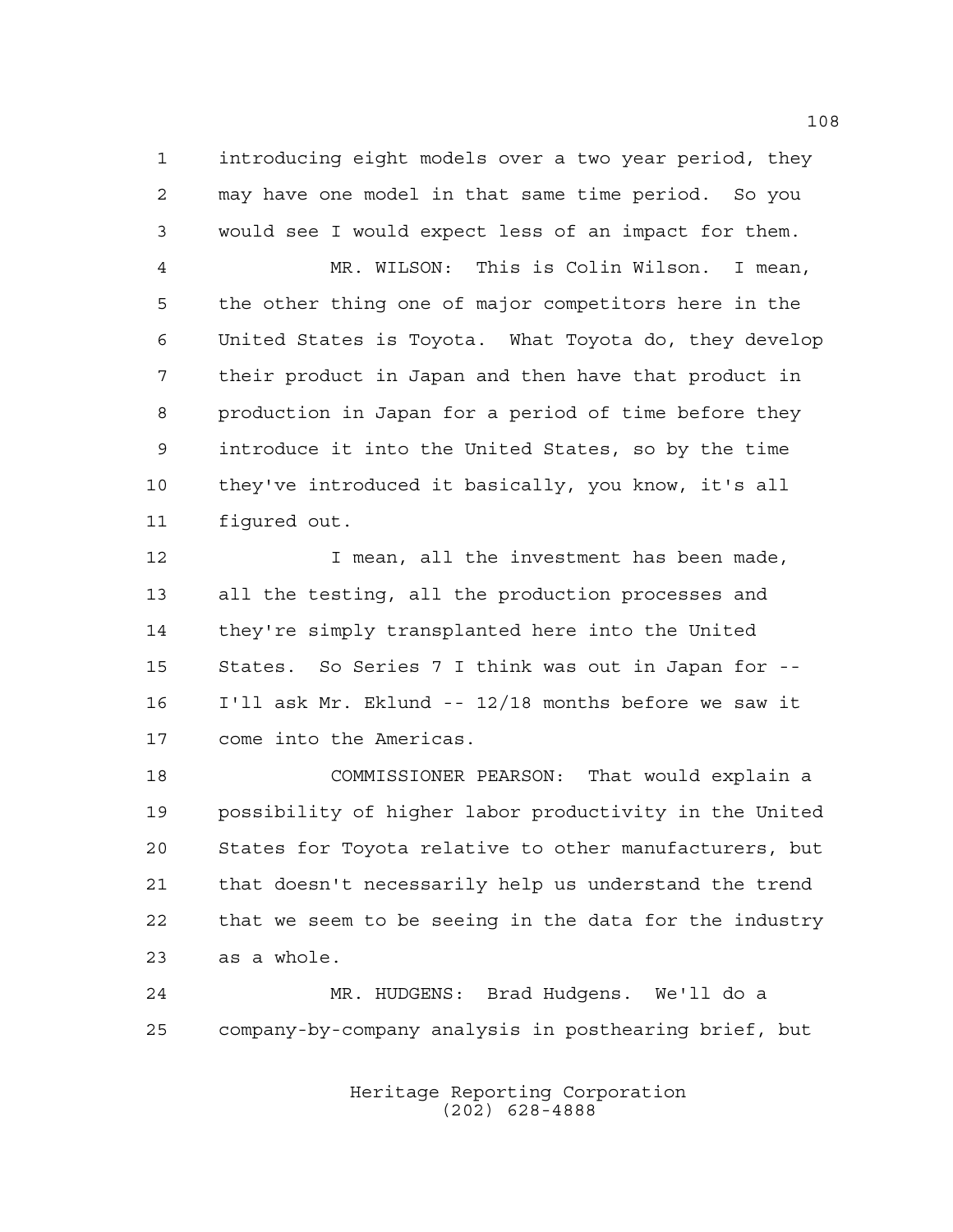introducing eight models over a two year period, they may have one model in that same time period. So you would see I would expect less of an impact for them.

MR. WILSON: This is Colin Wilson. I mean, the other thing one of major competitors here in the United States is Toyota. What Toyota do, they develop their product in Japan and then have that product in production in Japan for a period of time before they introduce it into the United States, so by the time they've introduced it basically, you know, it's all figured out.

I mean, all the investment has been made, all the testing, all the production processes and they're simply transplanted here into the United States. So Series 7 I think was out in Japan for -- I'll ask Mr. Eklund -- 12/18 months before we saw it come into the Americas.

COMMISSIONER PEARSON: That would explain a possibility of higher labor productivity in the United States for Toyota relative to other manufacturers, but that doesn't necessarily help us understand the trend that we seem to be seeing in the data for the industry as a whole.

MR. HUDGENS: Brad Hudgens. We'll do a company-by-company analysis in posthearing brief, but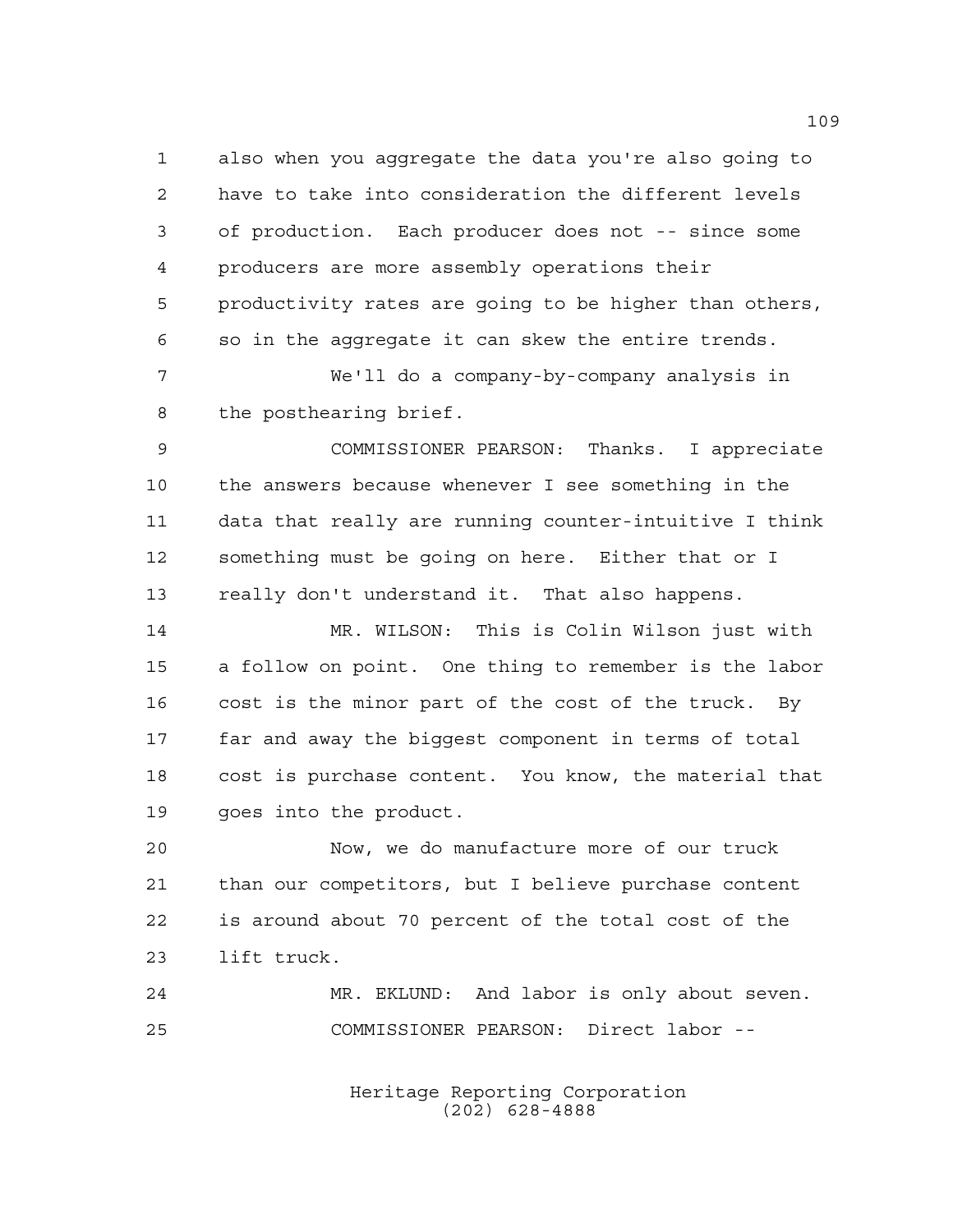also when you aggregate the data you're also going to have to take into consideration the different levels of production. Each producer does not -- since some producers are more assembly operations their productivity rates are going to be higher than others, so in the aggregate it can skew the entire trends.

We'll do a company-by-company analysis in the posthearing brief.

COMMISSIONER PEARSON: Thanks. I appreciate the answers because whenever I see something in the data that really are running counter-intuitive I think something must be going on here. Either that or I really don't understand it. That also happens.

MR. WILSON: This is Colin Wilson just with a follow on point. One thing to remember is the labor cost is the minor part of the cost of the truck. By far and away the biggest component in terms of total cost is purchase content. You know, the material that goes into the product.

Now, we do manufacture more of our truck than our competitors, but I believe purchase content is around about 70 percent of the total cost of the lift truck.

MR. EKLUND: And labor is only about seven.

COMMISSIONER PEARSON: Direct labor --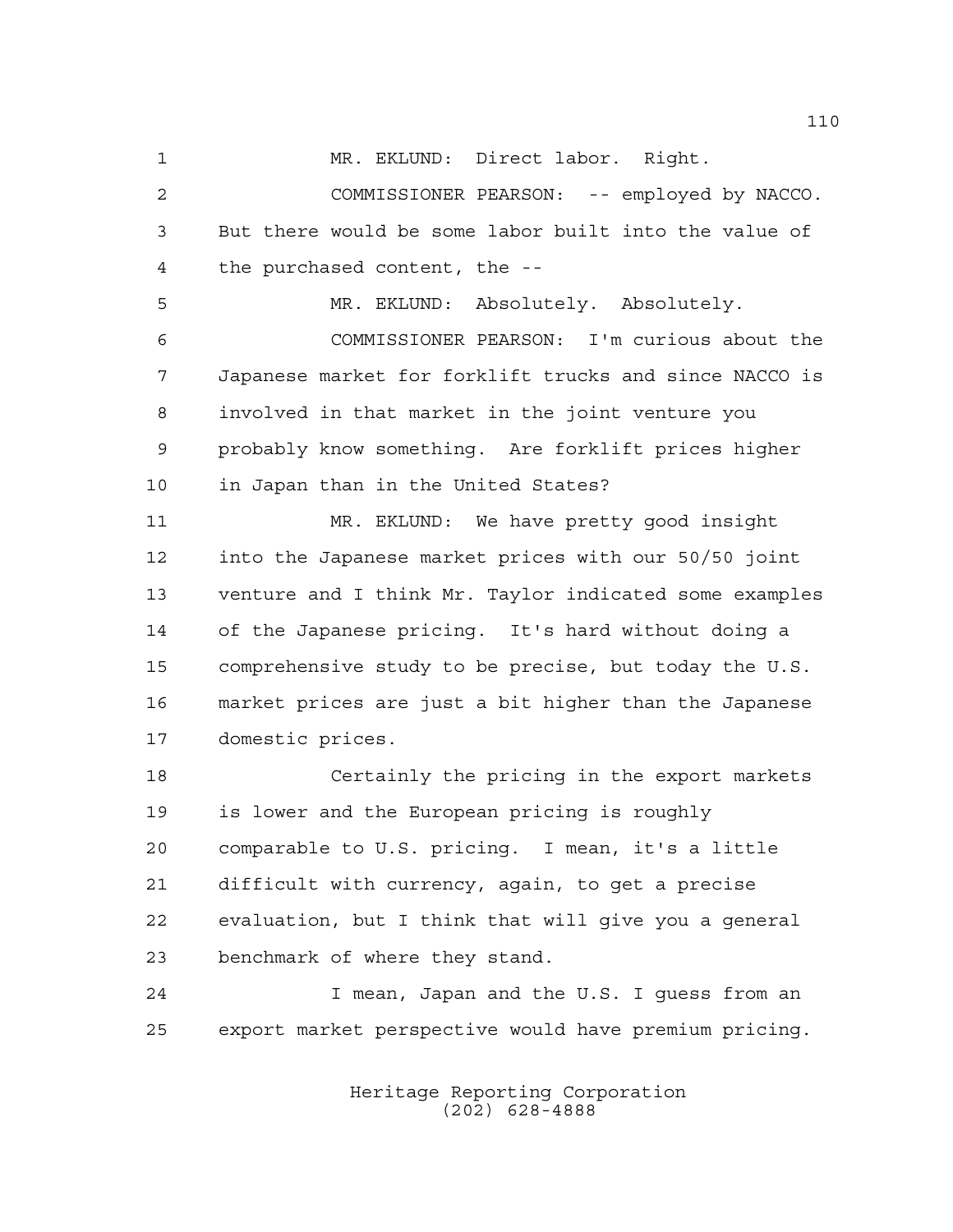MR. EKLUND: Direct labor. Right.

COMMISSIONER PEARSON: -- employed by NACCO. But there would be some labor built into the value of the purchased content, the --

MR. EKLUND: Absolutely. Absolutely.

COMMISSIONER PEARSON: I'm curious about the Japanese market for forklift trucks and since NACCO is involved in that market in the joint venture you probably know something. Are forklift prices higher in Japan than in the United States?

MR. EKLUND: We have pretty good insight into the Japanese market prices with our 50/50 joint venture and I think Mr. Taylor indicated some examples of the Japanese pricing. It's hard without doing a comprehensive study to be precise, but today the U.S. market prices are just a bit higher than the Japanese domestic prices.

Certainly the pricing in the export markets is lower and the European pricing is roughly comparable to U.S. pricing. I mean, it's a little difficult with currency, again, to get a precise evaluation, but I think that will give you a general benchmark of where they stand.

I mean, Japan and the U.S. I guess from an export market perspective would have premium pricing.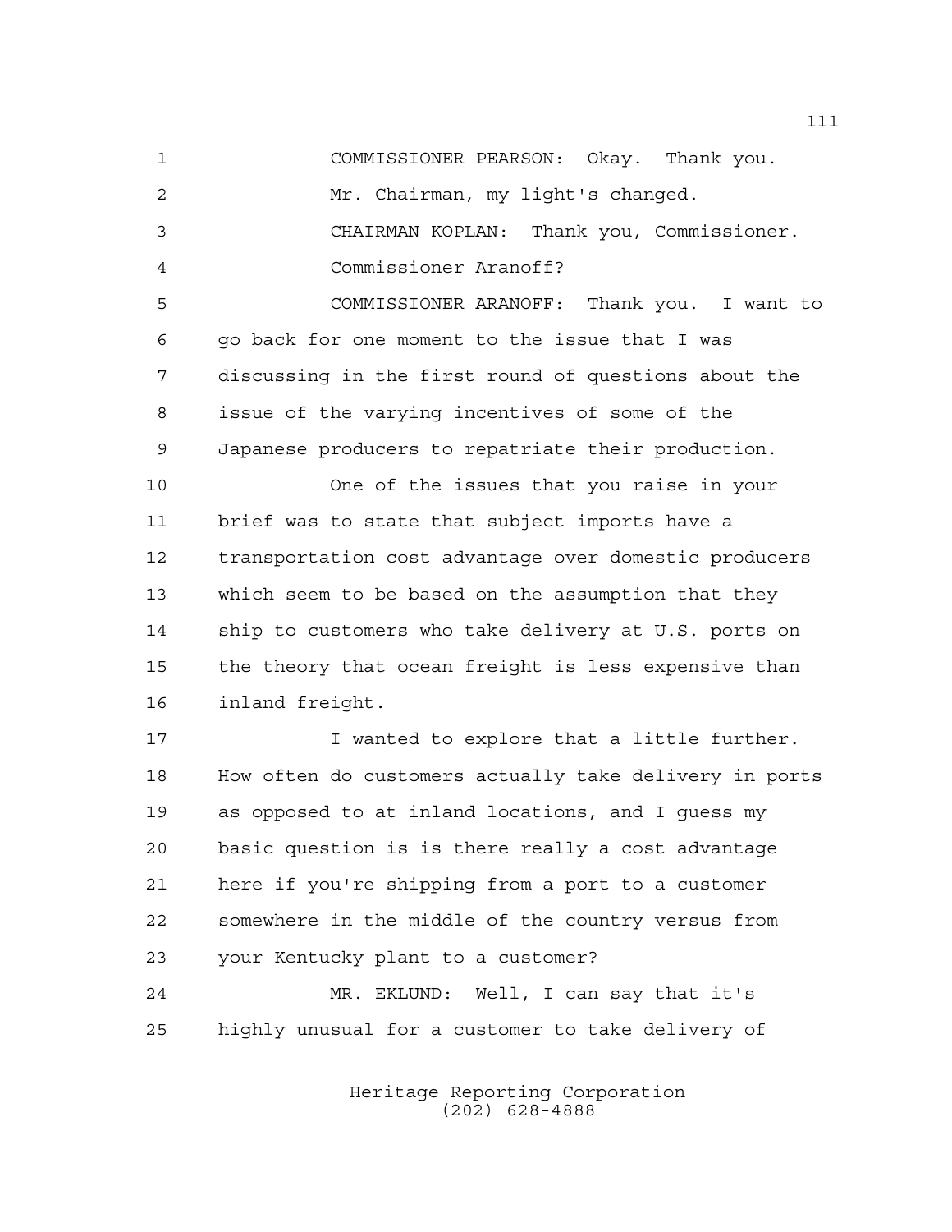COMMISSIONER PEARSON: Okay. Thank you.

Mr. Chairman, my light's changed.

CHAIRMAN KOPLAN: Thank you, Commissioner.

Commissioner Aranoff?

COMMISSIONER ARANOFF: Thank you. I want to go back for one moment to the issue that I was discussing in the first round of questions about the issue of the varying incentives of some of the Japanese producers to repatriate their production.

One of the issues that you raise in your brief was to state that subject imports have a transportation cost advantage over domestic producers which seem to be based on the assumption that they ship to customers who take delivery at U.S. ports on the theory that ocean freight is less expensive than inland freight.

I wanted to explore that a little further. How often do customers actually take delivery in ports as opposed to at inland locations, and I guess my basic question is is there really a cost advantage here if you're shipping from a port to a customer somewhere in the middle of the country versus from your Kentucky plant to a customer?

MR. EKLUND: Well, I can say that it's highly unusual for a customer to take delivery of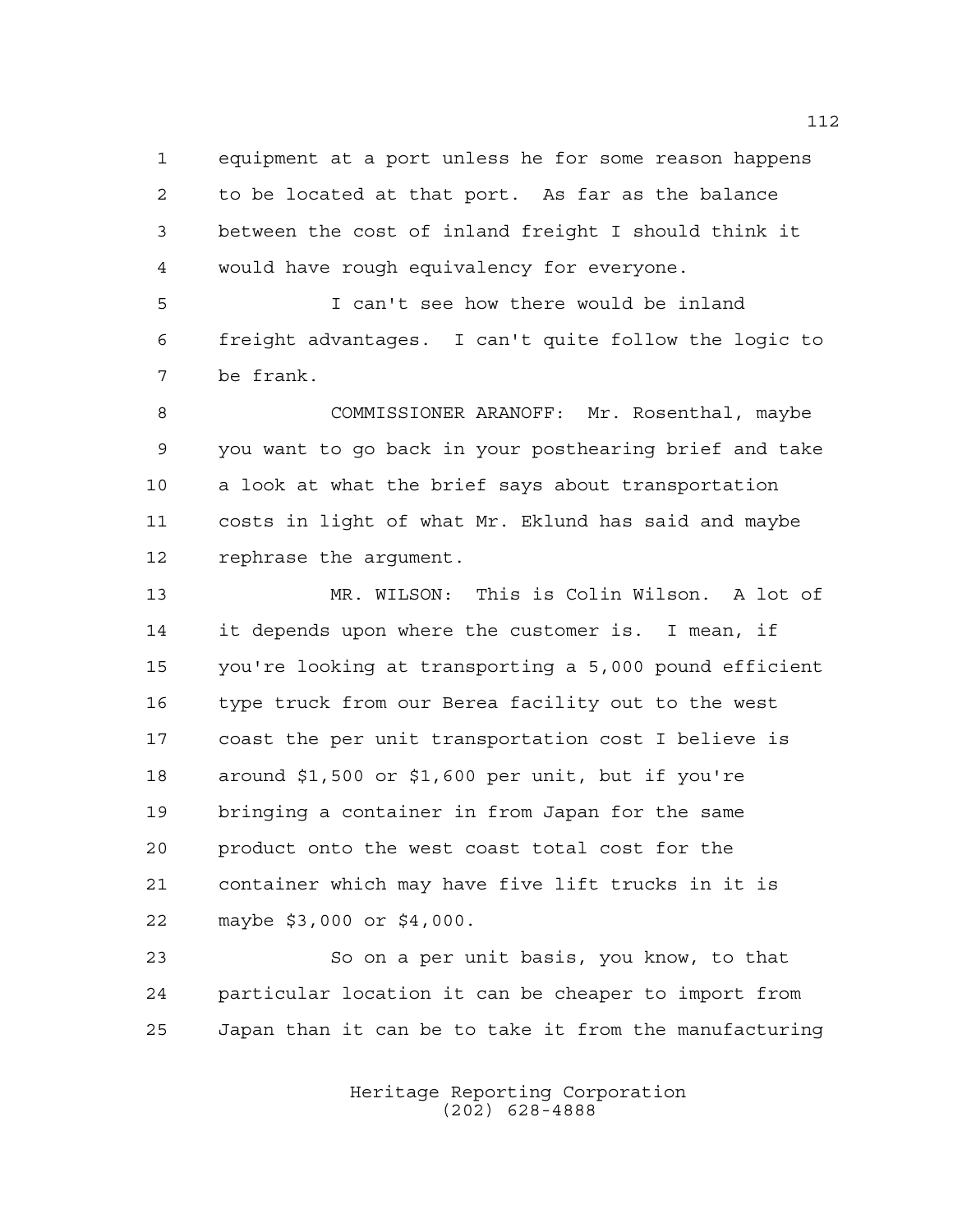equipment at a port unless he for some reason happens to be located at that port. As far as the balance between the cost of inland freight I should think it would have rough equivalency for everyone.

I can't see how there would be inland freight advantages. I can't quite follow the logic to be frank.

COMMISSIONER ARANOFF: Mr. Rosenthal, maybe you want to go back in your posthearing brief and take a look at what the brief says about transportation costs in light of what Mr. Eklund has said and maybe rephrase the argument.

MR. WILSON: This is Colin Wilson. A lot of it depends upon where the customer is. I mean, if you're looking at transporting a 5,000 pound efficient type truck from our Berea facility out to the west coast the per unit transportation cost I believe is around $1,500 or $1,600 per unit, but if you're bringing a container in from Japan for the same product onto the west coast total cost for the container which may have five lift trucks in it is maybe $3,000 or $4,000.

So on a per unit basis, you know, to that particular location it can be cheaper to import from Japan than it can be to take it from the manufacturing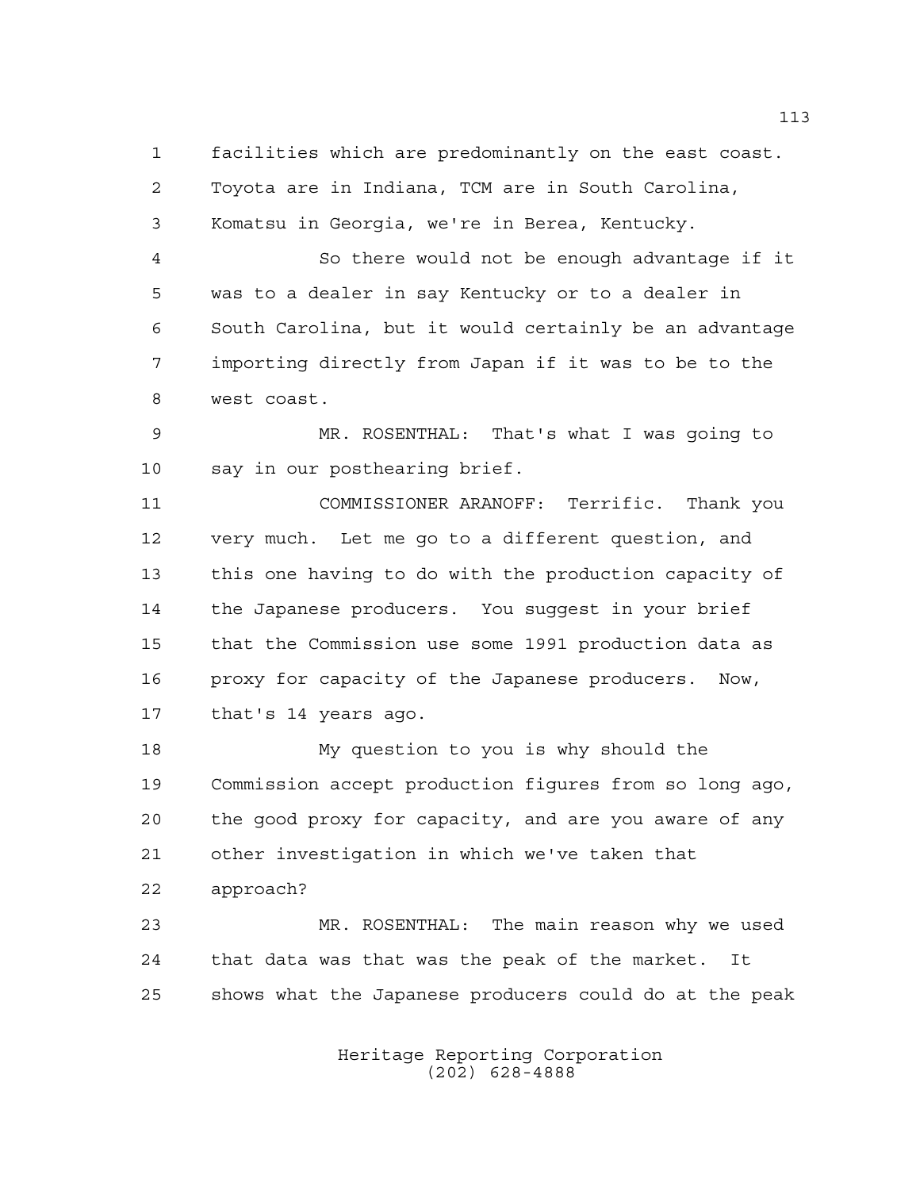facilities which are predominantly on the east coast. Toyota are in Indiana, TCM are in South Carolina, Komatsu in Georgia, we're in Berea, Kentucky.

So there would not be enough advantage if it was to a dealer in say Kentucky or to a dealer in South Carolina, but it would certainly be an advantage importing directly from Japan if it was to be to the west coast.

MR. ROSENTHAL: That's what I was going to say in our posthearing brief.

COMMISSIONER ARANOFF: Terrific. Thank you very much. Let me go to a different question, and this one having to do with the production capacity of the Japanese producers. You suggest in your brief that the Commission use some 1991 production data as proxy for capacity of the Japanese producers. Now, that's 14 years ago.

My question to you is why should the Commission accept production figures from so long ago, the good proxy for capacity, and are you aware of any other investigation in which we've taken that approach?

MR. ROSENTHAL: The main reason why we used that data was that was the peak of the market. It shows what the Japanese producers could do at the peak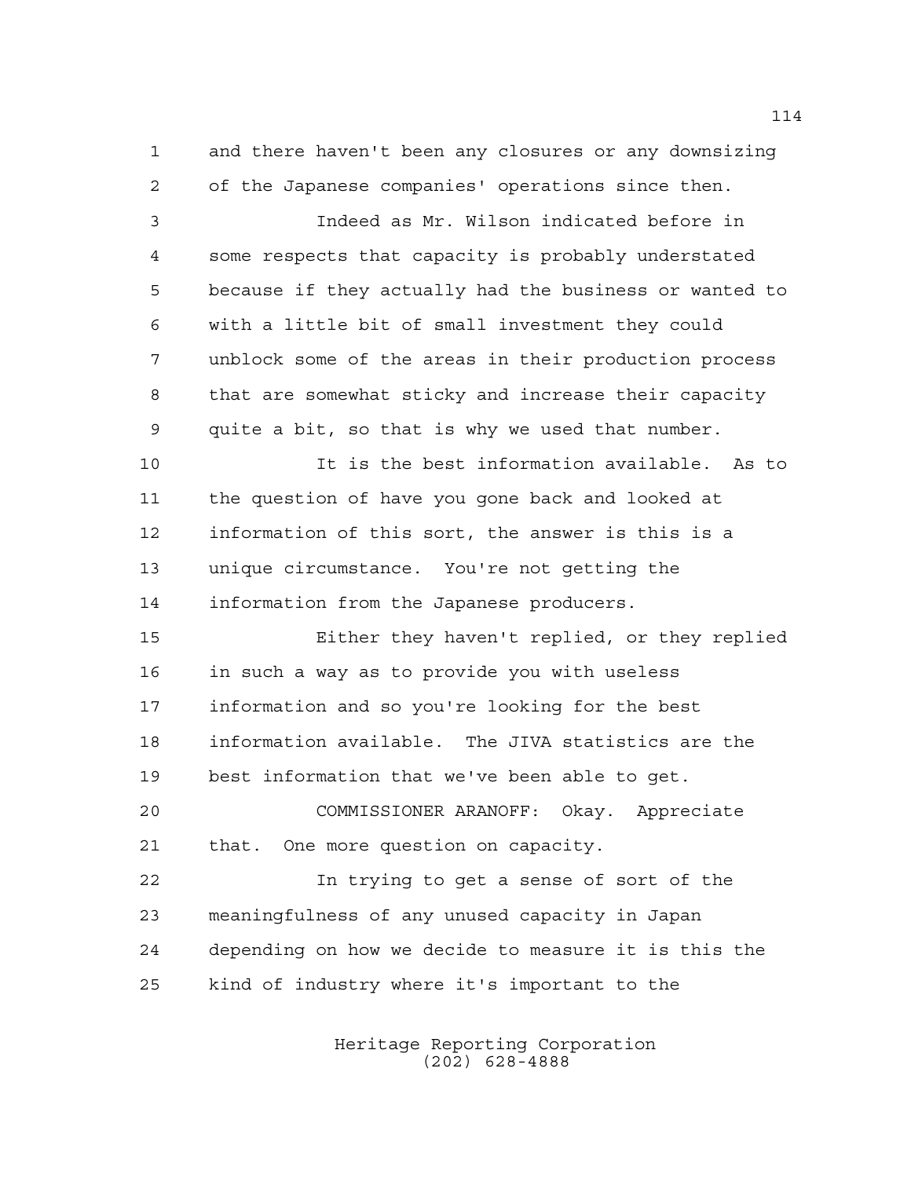and there haven't been any closures or any downsizing of the Japanese companies' operations since then.

Indeed as Mr. Wilson indicated before in some respects that capacity is probably understated because if they actually had the business or wanted to with a little bit of small investment they could unblock some of the areas in their production process that are somewhat sticky and increase their capacity quite a bit, so that is why we used that number.

It is the best information available. As to the question of have you gone back and looked at information of this sort, the answer is this is a unique circumstance. You're not getting the information from the Japanese producers.

Either they haven't replied, or they replied in such a way as to provide you with useless information and so you're looking for the best information available. The JIVA statistics are the best information that we've been able to get.

COMMISSIONER ARANOFF: Okay. Appreciate that. One more question on capacity.

In trying to get a sense of sort of the meaningfulness of any unused capacity in Japan depending on how we decide to measure it is this the kind of industry where it's important to the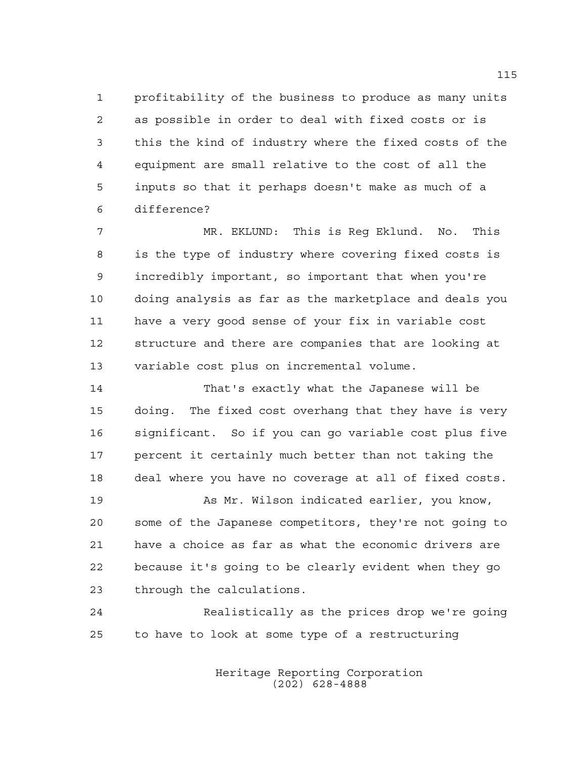profitability of the business to produce as many units as possible in order to deal with fixed costs or is this the kind of industry where the fixed costs of the equipment are small relative to the cost of all the inputs so that it perhaps doesn't make as much of a difference?

MR. EKLUND: This is Reg Eklund. No. This is the type of industry where covering fixed costs is incredibly important, so important that when you're doing analysis as far as the marketplace and deals you have a very good sense of your fix in variable cost structure and there are companies that are looking at variable cost plus on incremental volume.

That's exactly what the Japanese will be doing. The fixed cost overhang that they have is very significant. So if you can go variable cost plus five percent it certainly much better than not taking the deal where you have no coverage at all of fixed costs.

As Mr. Wilson indicated earlier, you know, some of the Japanese competitors, they're not going to have a choice as far as what the economic drivers are because it's going to be clearly evident when they go through the calculations.

Realistically as the prices drop we're going to have to look at some type of a restructuring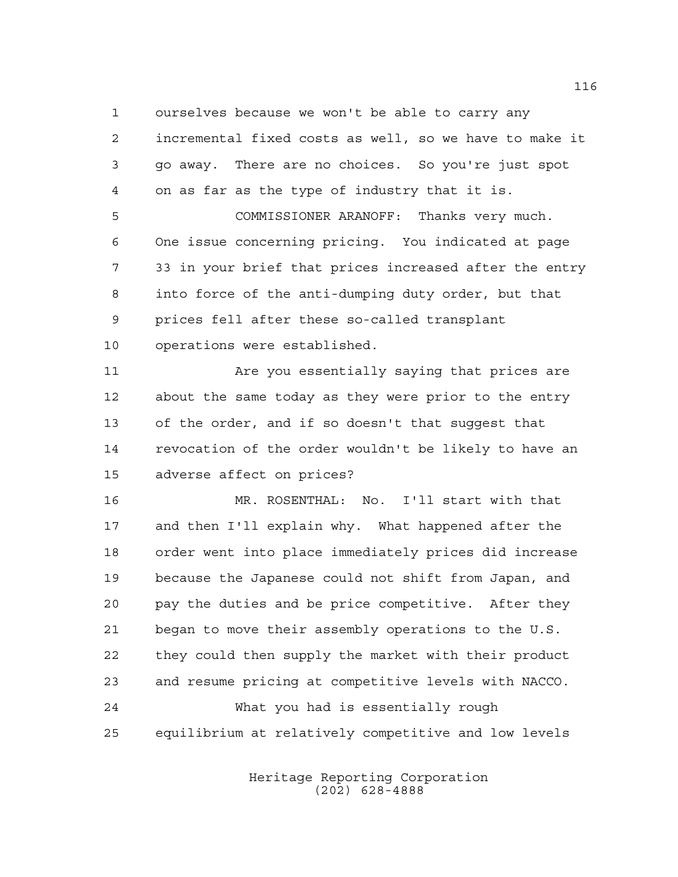ourselves because we won't be able to carry any incremental fixed costs as well, so we have to make it go away. There are no choices. So you're just spot on as far as the type of industry that it is.

COMMISSIONER ARANOFF: Thanks very much. One issue concerning pricing. You indicated at page 33 in your brief that prices increased after the entry into force of the anti-dumping duty order, but that prices fell after these so-called transplant operations were established.

Are you essentially saying that prices are about the same today as they were prior to the entry of the order, and if so doesn't that suggest that revocation of the order wouldn't be likely to have an adverse affect on prices?

MR. ROSENTHAL: No. I'll start with that and then I'll explain why. What happened after the order went into place immediately prices did increase because the Japanese could not shift from Japan, and pay the duties and be price competitive. After they began to move their assembly operations to the U.S. they could then supply the market with their product and resume pricing at competitive levels with NACCO.

What you had is essentially rough equilibrium at relatively competitive and low levels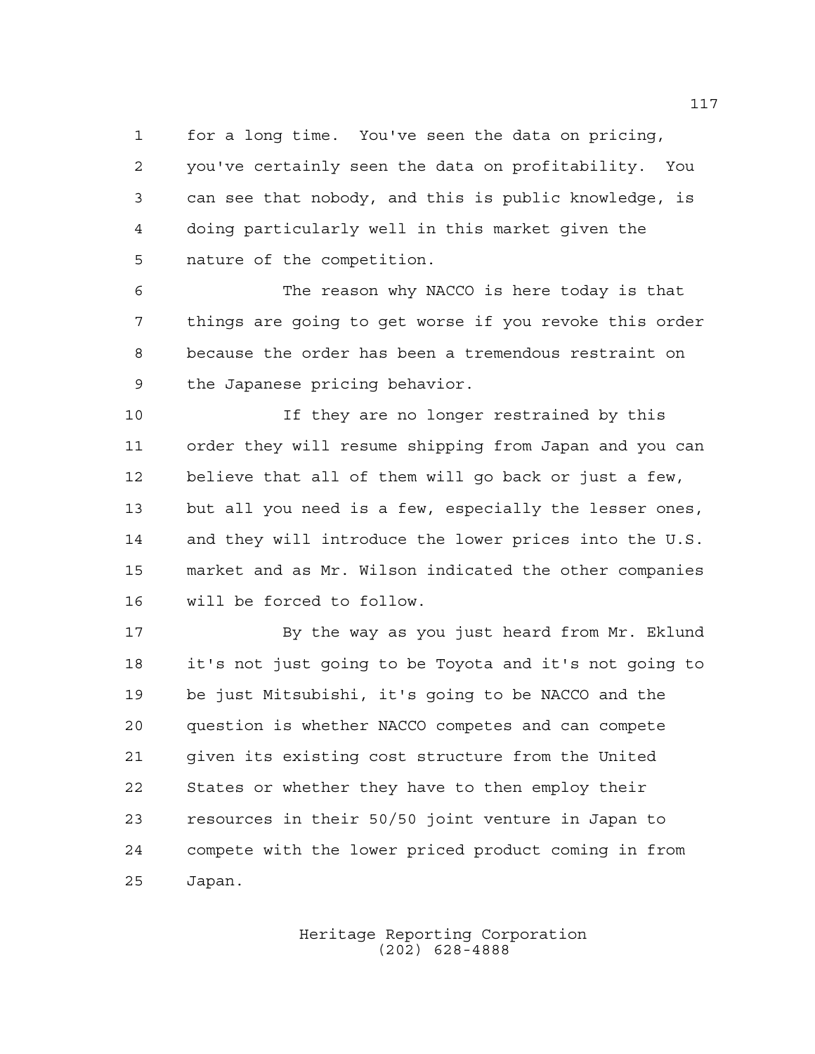for a long time. You've seen the data on pricing, you've certainly seen the data on profitability. You can see that nobody, and this is public knowledge, is doing particularly well in this market given the nature of the competition.

The reason why NACCO is here today is that things are going to get worse if you revoke this order because the order has been a tremendous restraint on the Japanese pricing behavior.

If they are no longer restrained by this order they will resume shipping from Japan and you can believe that all of them will go back or just a few, but all you need is a few, especially the lesser ones, and they will introduce the lower prices into the U.S. market and as Mr. Wilson indicated the other companies will be forced to follow.

By the way as you just heard from Mr. Eklund it's not just going to be Toyota and it's not going to be just Mitsubishi, it's going to be NACCO and the question is whether NACCO competes and can compete given its existing cost structure from the United States or whether they have to then employ their resources in their 50/50 joint venture in Japan to compete with the lower priced product coming in from Japan.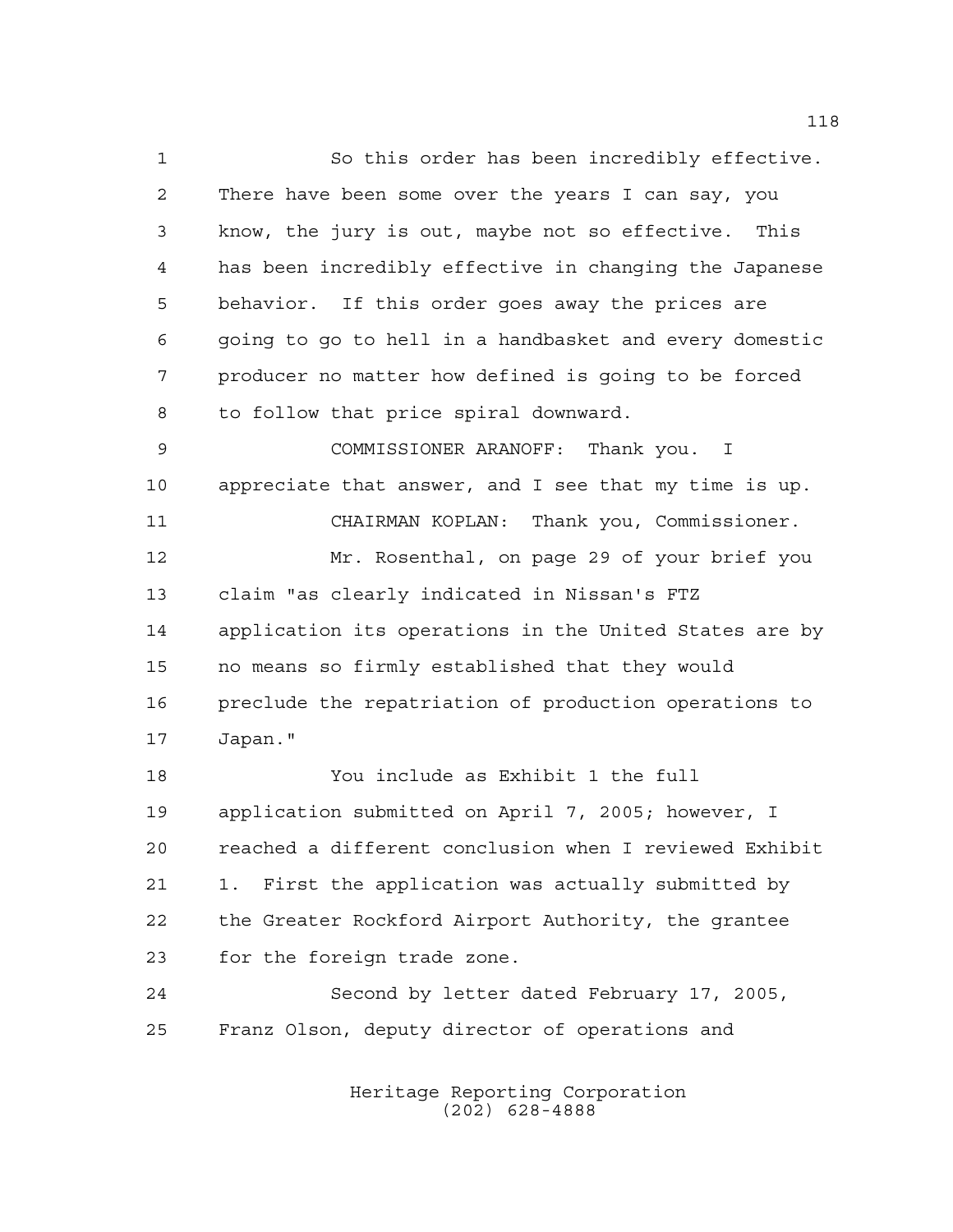So this order has been incredibly effective. There have been some over the years I can say, you know, the jury is out, maybe not so effective. This has been incredibly effective in changing the Japanese behavior. If this order goes away the prices are going to go to hell in a handbasket and every domestic producer no matter how defined is going to be forced to follow that price spiral downward.

COMMISSIONER ARANOFF: Thank you. I appreciate that answer, and I see that my time is up.

CHAIRMAN KOPLAN: Thank you, Commissioner.

Mr. Rosenthal, on page 29 of your brief you claim "as clearly indicated in Nissan's FTZ application its operations in the United States are by no means so firmly established that they would preclude the repatriation of production operations to Japan."

You include as Exhibit 1 the full application submitted on April 7, 2005; however, I reached a different conclusion when I reviewed Exhibit 1. First the application was actually submitted by the Greater Rockford Airport Authority, the grantee for the foreign trade zone.

Second by letter dated February 17, 2005, Franz Olson, deputy director of operations and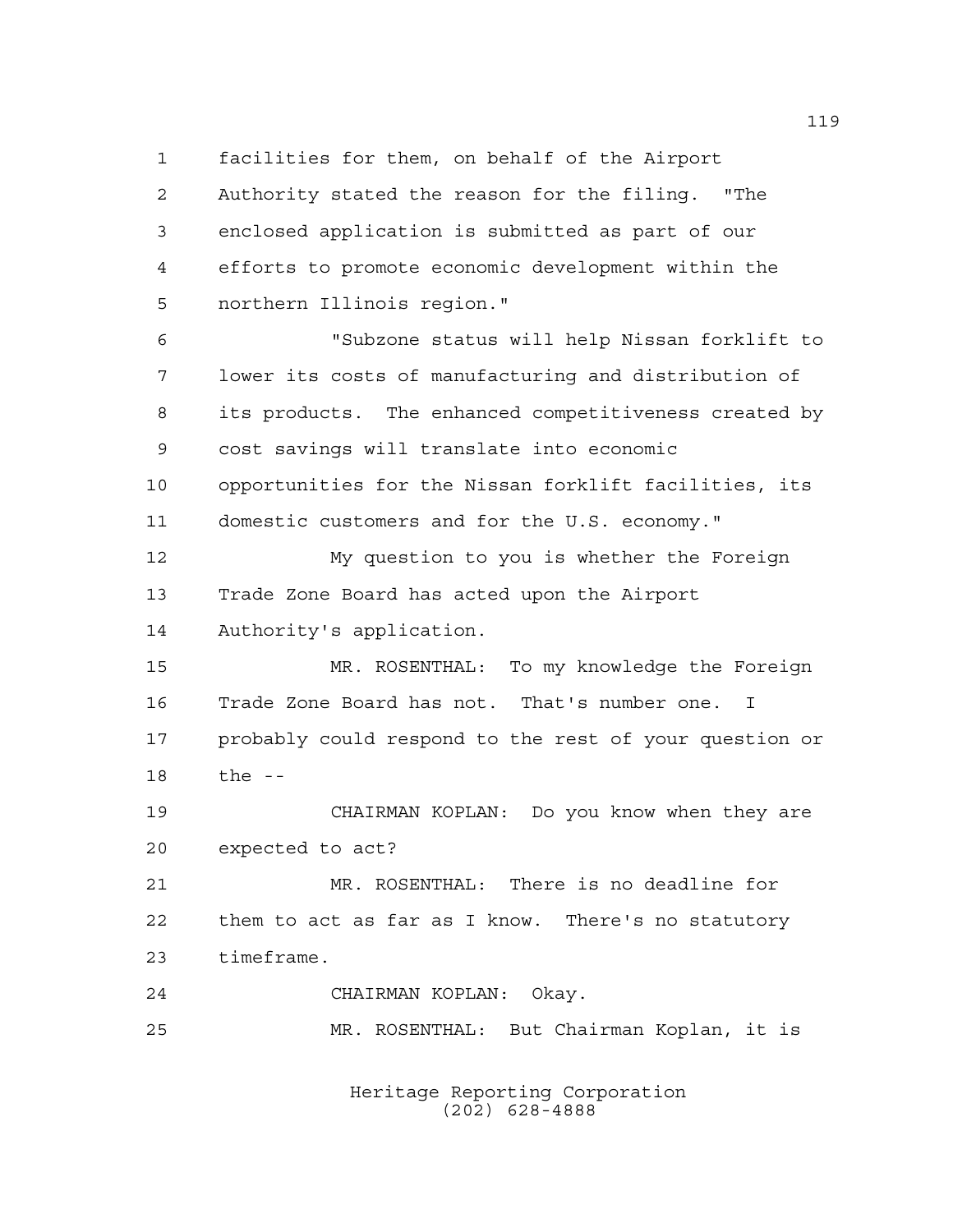facilities for them, on behalf of the Airport Authority stated the reason for the filing. "The enclosed application is submitted as part of our efforts to promote economic development within the northern Illinois region."

"Subzone status will help Nissan forklift to lower its costs of manufacturing and distribution of its products. The enhanced competitiveness created by cost savings will translate into economic opportunities for the Nissan forklift facilities, its domestic customers and for the U.S. economy."

My question to you is whether the Foreign Trade Zone Board has acted upon the Airport Authority's application.

MR. ROSENTHAL: To my knowledge the Foreign Trade Zone Board has not. That's number one. I probably could respond to the rest of your question or the --

CHAIRMAN KOPLAN: Do you know when they are expected to act?

MR. ROSENTHAL: There is no deadline for them to act as far as I know. There's no statutory timeframe.

CHAIRMAN KOPLAN: Okay.

MR. ROSENTHAL: But Chairman Koplan, it is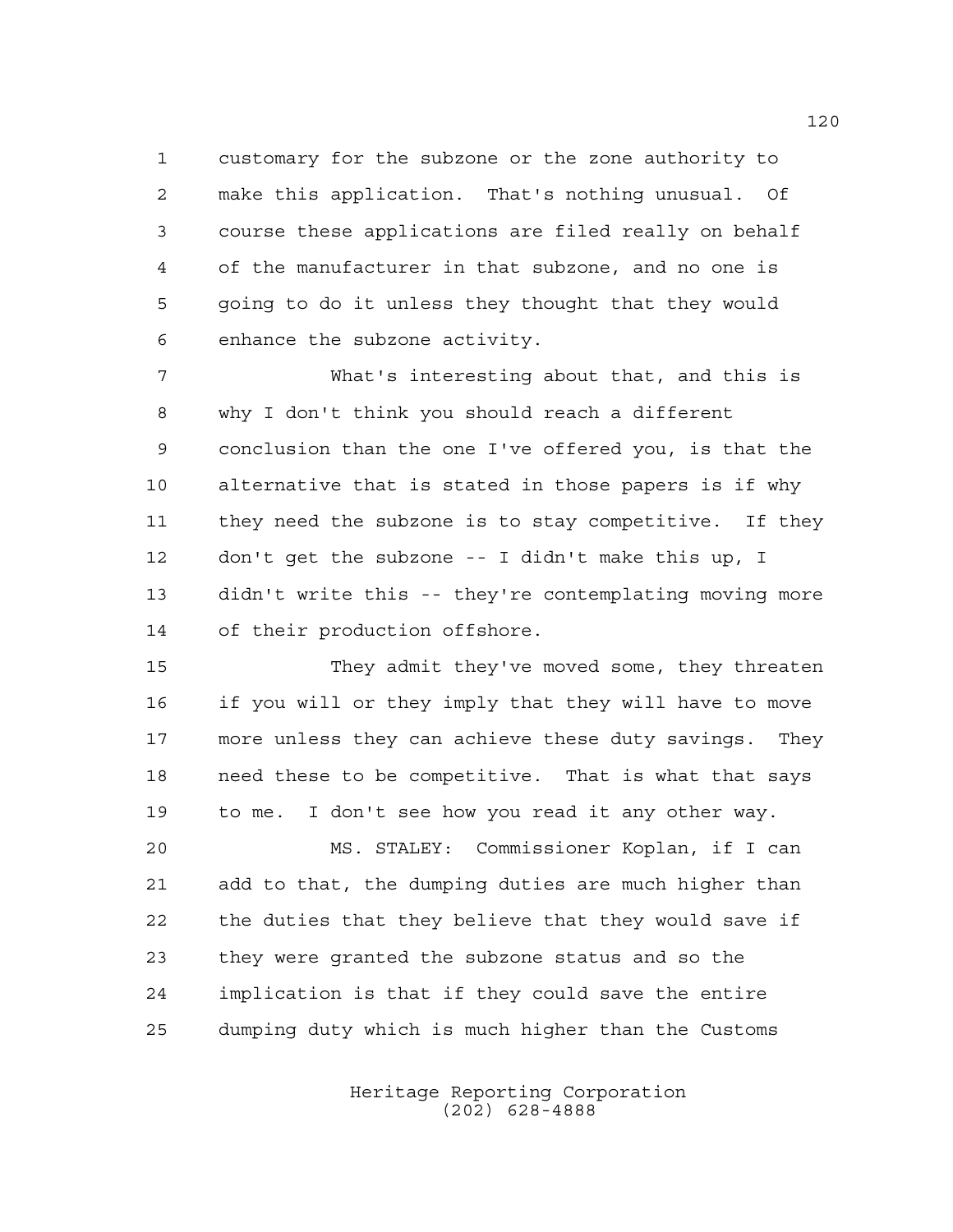customary for the subzone or the zone authority to make this application. That's nothing unusual. Of course these applications are filed really on behalf of the manufacturer in that subzone, and no one is going to do it unless they thought that they would enhance the subzone activity.

What's interesting about that, and this is why I don't think you should reach a different conclusion than the one I've offered you, is that the alternative that is stated in those papers is if why they need the subzone is to stay competitive. If they don't get the subzone -- I didn't make this up, I didn't write this -- they're contemplating moving more of their production offshore.

They admit they've moved some, they threaten if you will or they imply that they will have to move more unless they can achieve these duty savings. They need these to be competitive. That is what that says to me. I don't see how you read it any other way.

MS. STALEY: Commissioner Koplan, if I can add to that, the dumping duties are much higher than the duties that they believe that they would save if they were granted the subzone status and so the implication is that if they could save the entire dumping duty which is much higher than the Customs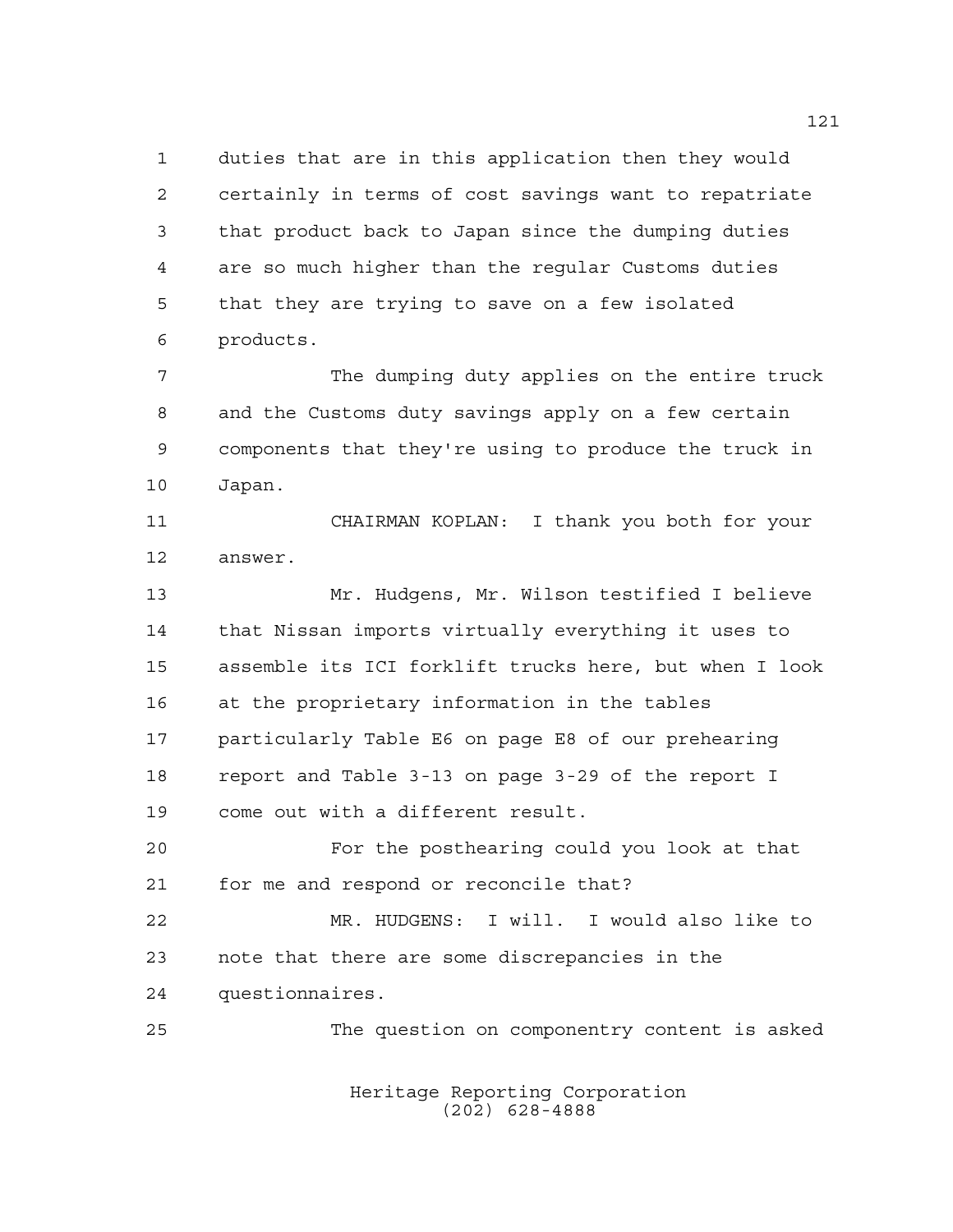duties that are in this application then they would certainly in terms of cost savings want to repatriate that product back to Japan since the dumping duties are so much higher than the regular Customs duties that they are trying to save on a few isolated products.

The dumping duty applies on the entire truck and the Customs duty savings apply on a few certain components that they're using to produce the truck in Japan.

CHAIRMAN KOPLAN: I thank you both for your answer.

Mr. Hudgens, Mr. Wilson testified I believe that Nissan imports virtually everything it uses to assemble its ICI forklift trucks here, but when I look at the proprietary information in the tables particularly Table E6 on page E8 of our prehearing report and Table 3-13 on page 3-29 of the report I come out with a different result.

For the posthearing could you look at that for me and respond or reconcile that?

MR. HUDGENS: I will. I would also like to note that there are some discrepancies in the questionnaires.

The question on componentry content is asked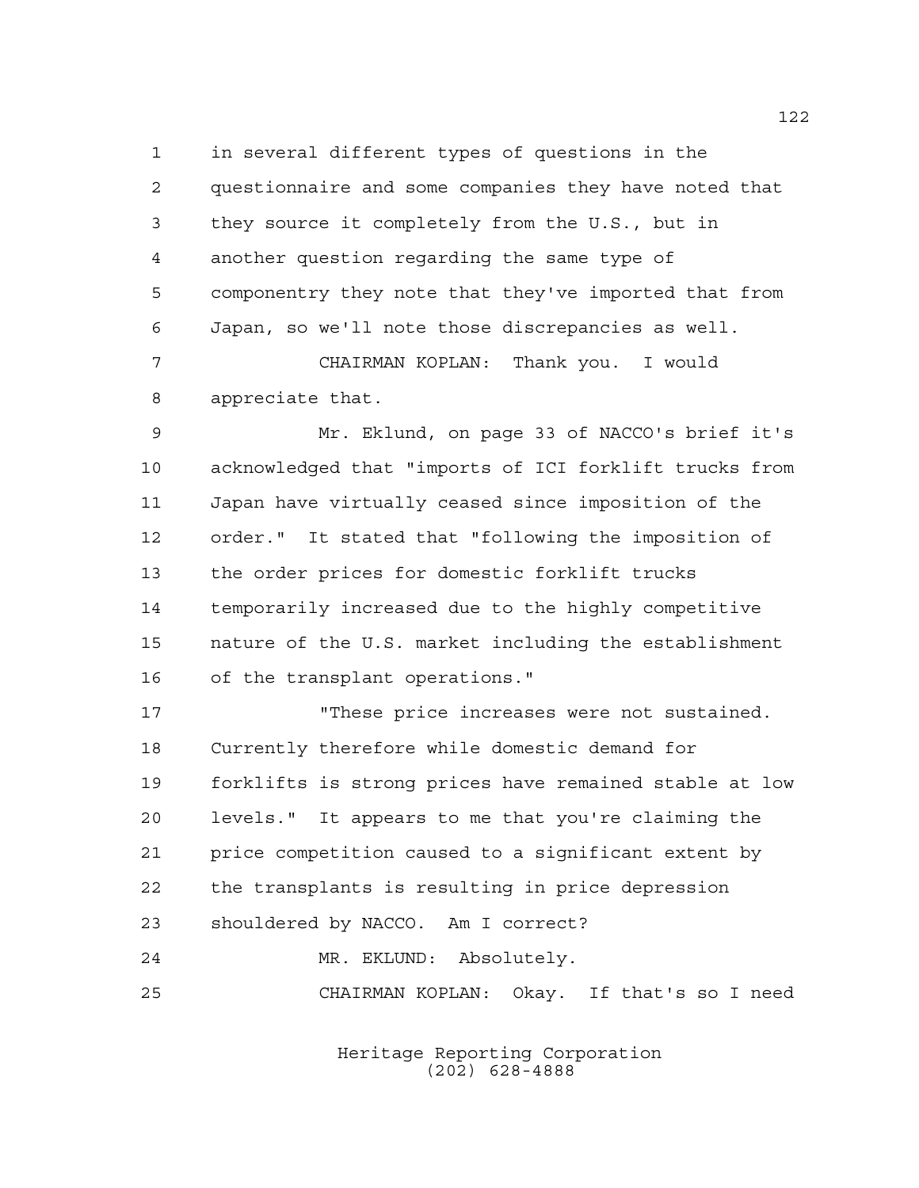in several different types of questions in the questionnaire and some companies they have noted that they source it completely from the U.S., but in another question regarding the same type of componentry they note that they've imported that from Japan, so we'll note those discrepancies as well.

CHAIRMAN KOPLAN: Thank you. I would appreciate that.

Mr. Eklund, on page 33 of NACCO's brief it's acknowledged that "imports of ICI forklift trucks from Japan have virtually ceased since imposition of the order." It stated that "following the imposition of the order prices for domestic forklift trucks temporarily increased due to the highly competitive nature of the U.S. market including the establishment of the transplant operations."

"These price increases were not sustained. Currently therefore while domestic demand for forklifts is strong prices have remained stable at low levels." It appears to me that you're claiming the price competition caused to a significant extent by the transplants is resulting in price depression shouldered by NACCO. Am I correct?

MR. EKLUND: Absolutely.

CHAIRMAN KOPLAN: Okay. If that's so I need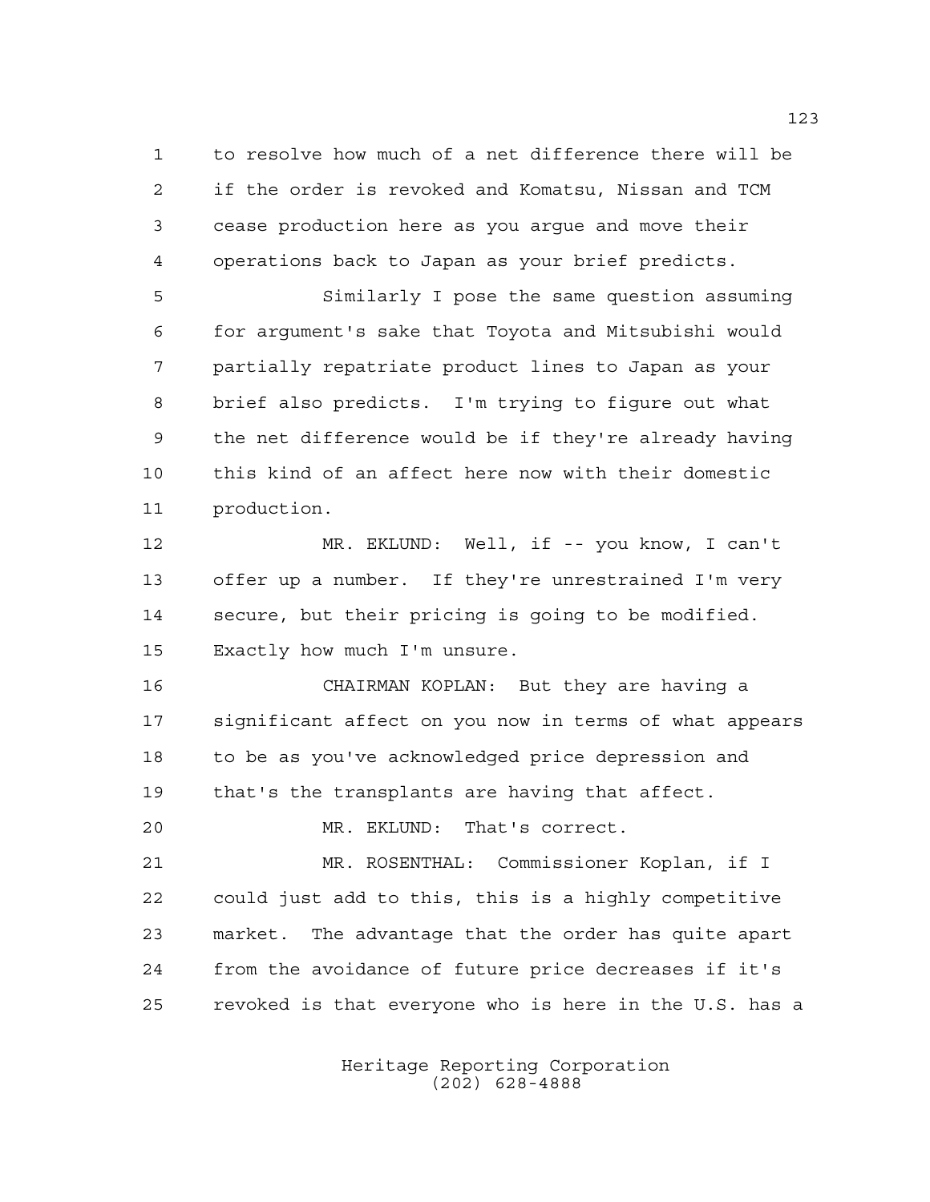to resolve how much of a net difference there will be if the order is revoked and Komatsu, Nissan and TCM cease production here as you argue and move their operations back to Japan as your brief predicts.

Similarly I pose the same question assuming for argument's sake that Toyota and Mitsubishi would partially repatriate product lines to Japan as your brief also predicts. I'm trying to figure out what the net difference would be if they're already having this kind of an affect here now with their domestic production.

MR. EKLUND: Well, if -- you know, I can't offer up a number. If they're unrestrained I'm very secure, but their pricing is going to be modified. Exactly how much I'm unsure.

CHAIRMAN KOPLAN: But they are having a significant affect on you now in terms of what appears to be as you've acknowledged price depression and that's the transplants are having that affect.

MR. EKLUND: That's correct.

MR. ROSENTHAL: Commissioner Koplan, if I could just add to this, this is a highly competitive market. The advantage that the order has quite apart from the avoidance of future price decreases if it's revoked is that everyone who is here in the U.S. has a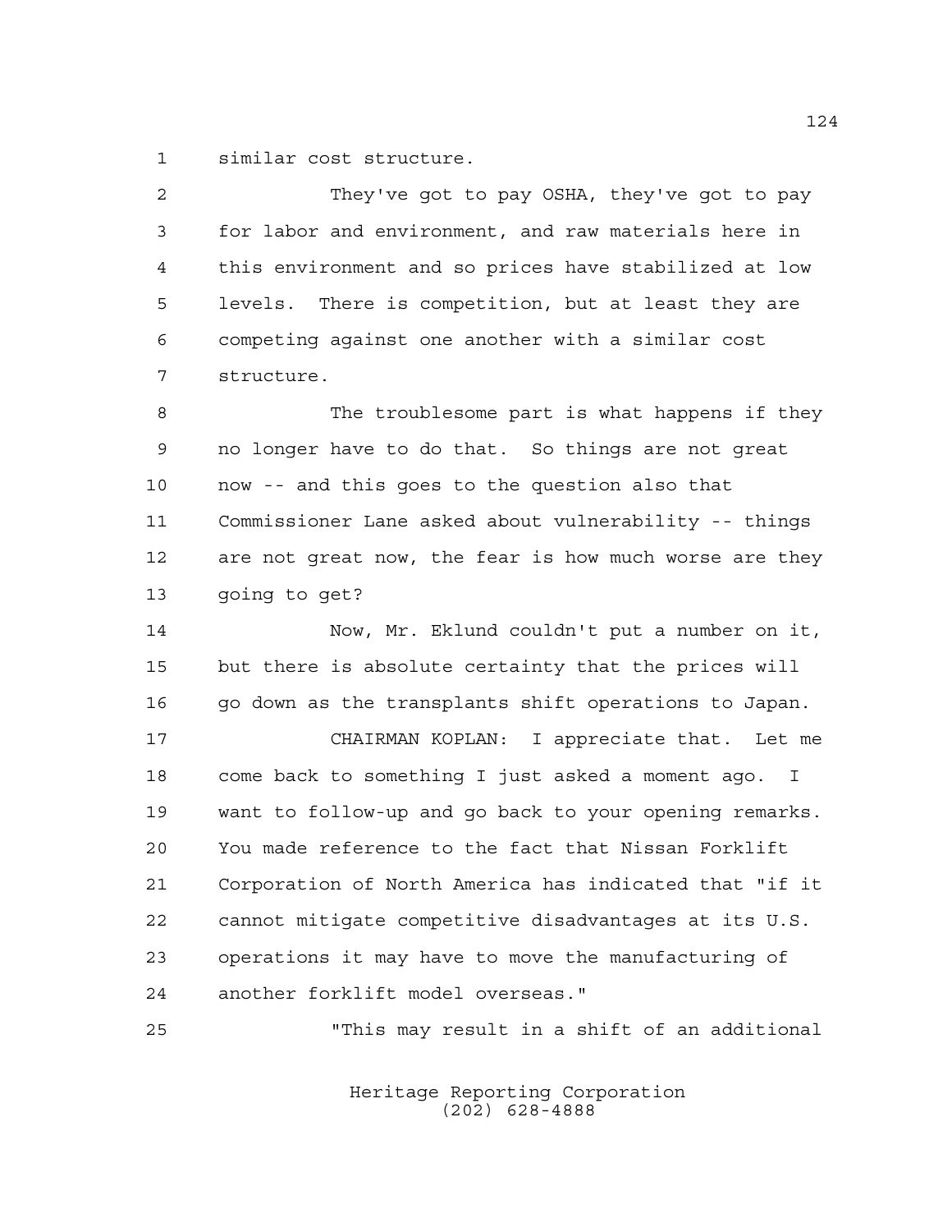similar cost structure.

They've got to pay OSHA, they've got to pay for labor and environment, and raw materials here in this environment and so prices have stabilized at low levels. There is competition, but at least they are competing against one another with a similar cost structure.

The troublesome part is what happens if they no longer have to do that. So things are not great now -- and this goes to the question also that Commissioner Lane asked about vulnerability -- things are not great now, the fear is how much worse are they going to get?

Now, Mr. Eklund couldn't put a number on it, but there is absolute certainty that the prices will go down as the transplants shift operations to Japan.

CHAIRMAN KOPLAN: I appreciate that. Let me come back to something I just asked a moment ago. I want to follow-up and go back to your opening remarks. You made reference to the fact that Nissan Forklift Corporation of North America has indicated that "if it cannot mitigate competitive disadvantages at its U.S. operations it may have to move the manufacturing of another forklift model overseas."

"This may result in a shift of an additional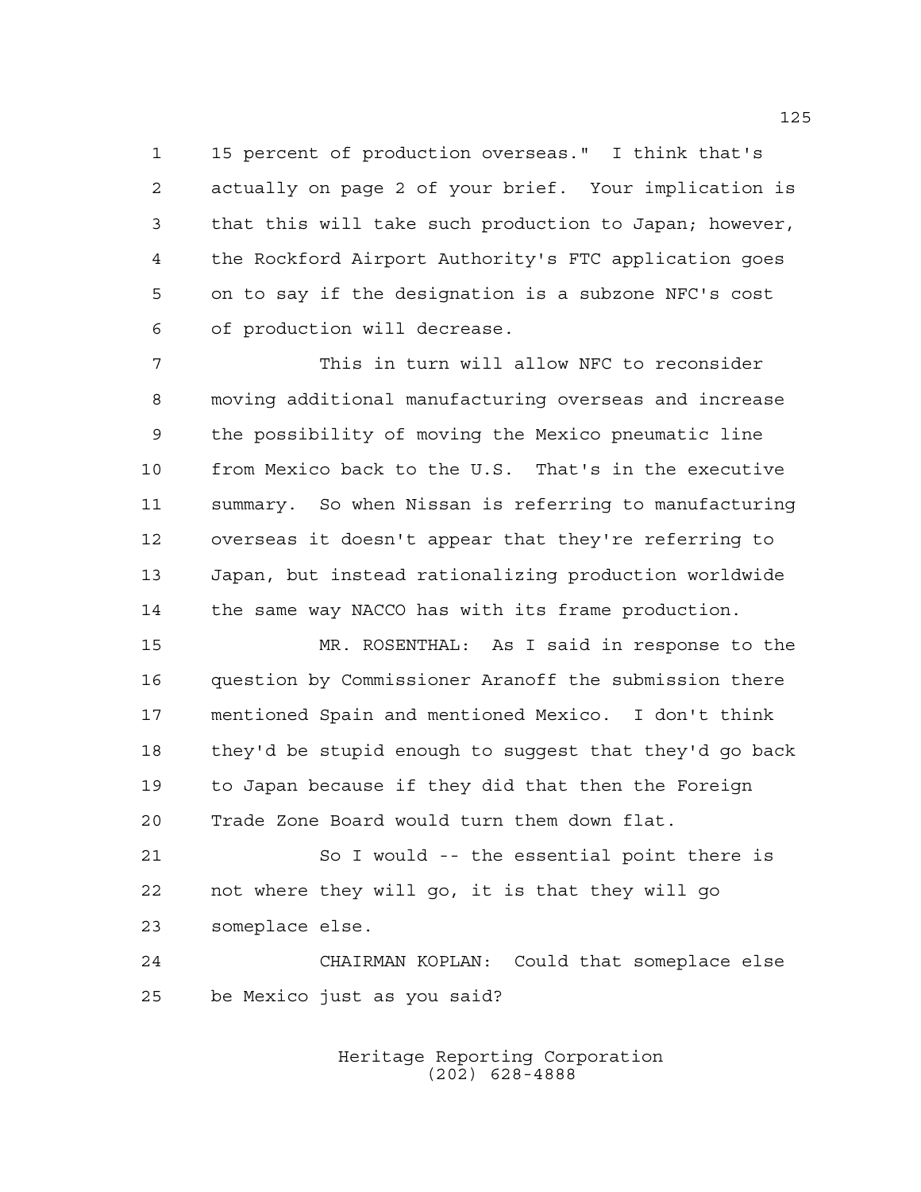15 percent of production overseas." I think that's actually on page 2 of your brief. Your implication is that this will take such production to Japan; however, the Rockford Airport Authority's FTC application goes on to say if the designation is a subzone NFC's cost of production will decrease.

This in turn will allow NFC to reconsider moving additional manufacturing overseas and increase the possibility of moving the Mexico pneumatic line from Mexico back to the U.S. That's in the executive summary. So when Nissan is referring to manufacturing overseas it doesn't appear that they're referring to Japan, but instead rationalizing production worldwide the same way NACCO has with its frame production.

MR. ROSENTHAL: As I said in response to the question by Commissioner Aranoff the submission there mentioned Spain and mentioned Mexico. I don't think they'd be stupid enough to suggest that they'd go back to Japan because if they did that then the Foreign Trade Zone Board would turn them down flat.

So I would -- the essential point there is not where they will go, it is that they will go someplace else.

CHAIRMAN KOPLAN: Could that someplace else be Mexico just as you said?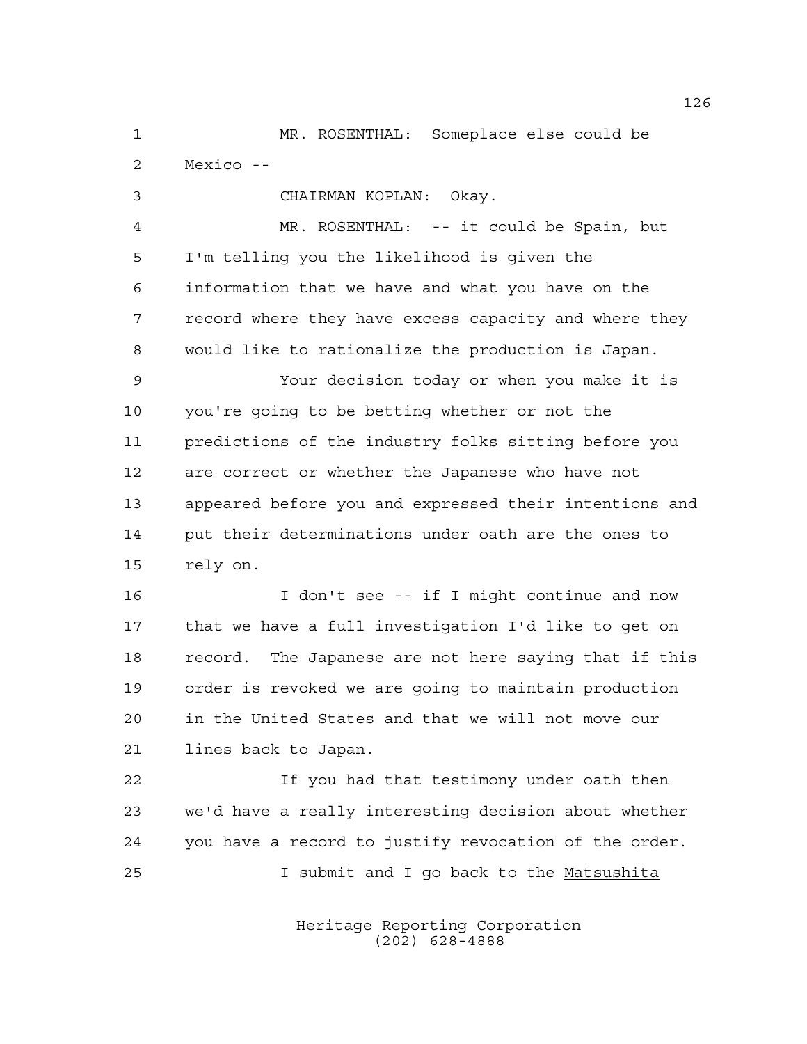MR. ROSENTHAL: Someplace else could be Mexico --

CHAIRMAN KOPLAN: Okay.

MR. ROSENTHAL: -- it could be Spain, but I'm telling you the likelihood is given the information that we have and what you have on the record where they have excess capacity and where they would like to rationalize the production is Japan.

Your decision today or when you make it is you're going to be betting whether or not the predictions of the industry folks sitting before you are correct or whether the Japanese who have not appeared before you and expressed their intentions and put their determinations under oath are the ones to rely on.

I don't see -- if I might continue and now that we have a full investigation I'd like to get on record. The Japanese are not here saying that if this order is revoked we are going to maintain production in the United States and that we will not move our lines back to Japan.

If you had that testimony under oath then we'd have a really interesting decision about whether you have a record to justify revocation of the order.

I submit and I go back to the Matsushita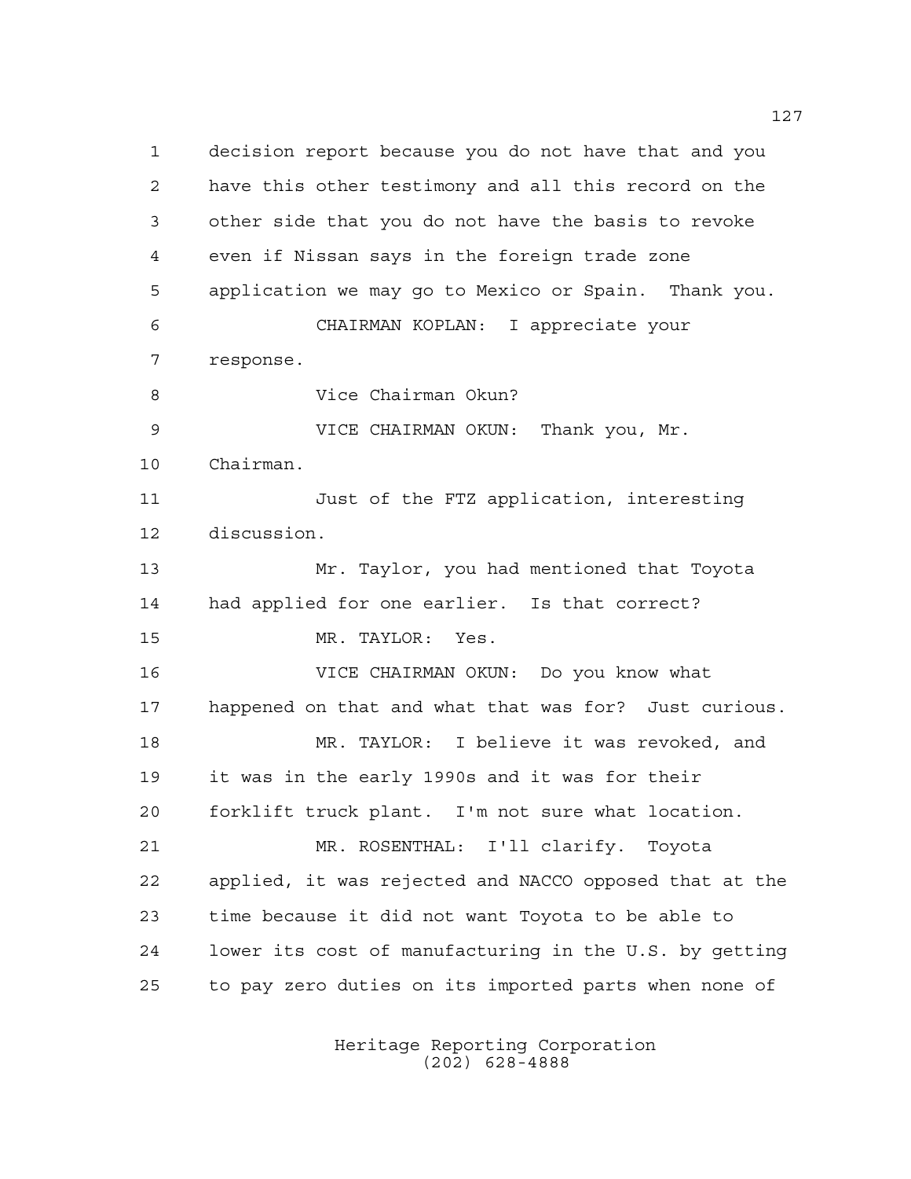decision report because you do not have that and you have this other testimony and all this record on the other side that you do not have the basis to revoke even if Nissan says in the foreign trade zone application we may go to Mexico or Spain. Thank you.

CHAIRMAN KOPLAN: I appreciate your response.

Vice Chairman Okun?

VICE CHAIRMAN OKUN: Thank you, Mr. Chairman.

Just of the FTZ application, interesting discussion.

Mr. Taylor, you had mentioned that Toyota had applied for one earlier. Is that correct?

MR. TAYLOR: Yes.

VICE CHAIRMAN OKUN: Do you know what happened on that and what that was for? Just curious.

MR. TAYLOR: I believe it was revoked, and it was in the early 1990s and it was for their forklift truck plant. I'm not sure what location.

MR. ROSENTHAL: I'll clarify. Toyota applied, it was rejected and NACCO opposed that at the time because it did not want Toyota to be able to lower its cost of manufacturing in the U.S. by getting to pay zero duties on its imported parts when none of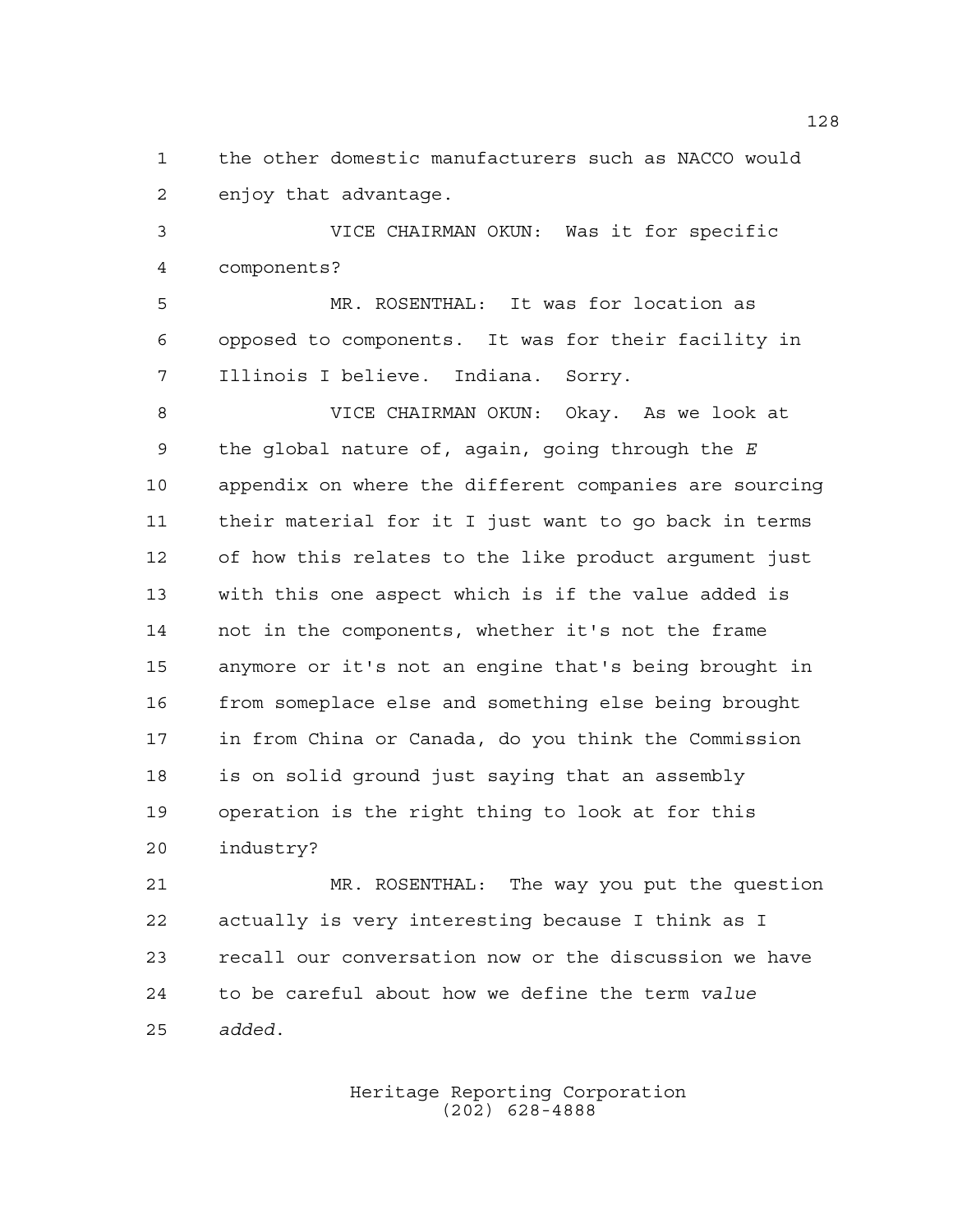the other domestic manufacturers such as NACCO would enjoy that advantage.

VICE CHAIRMAN OKUN: Was it for specific components?

MR. ROSENTHAL: It was for location as opposed to components. It was for their facility in Illinois I believe. Indiana. Sorry.

VICE CHAIRMAN OKUN: Okay. As we look at the global nature of, again, going through the *E* appendix on where the different companies are sourcing their material for it I just want to go back in terms of how this relates to the like product argument just with this one aspect which is if the value added is not in the components, whether it's not the frame anymore or it's not an engine that's being brought in from someplace else and something else being brought in from China or Canada, do you think the Commission is on solid ground just saying that an assembly operation is the right thing to look at for this industry?

MR. ROSENTHAL: The way you put the question actually is very interesting because I think as I recall our conversation now or the discussion we have to be careful about how we define the term *value added*.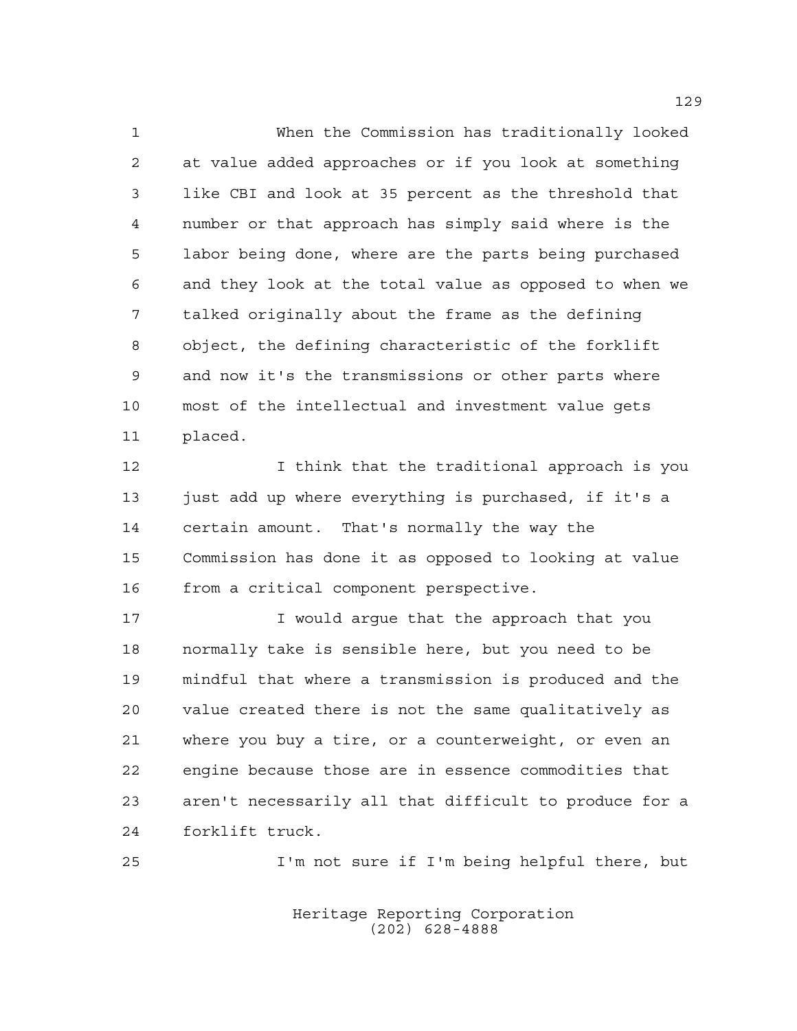When the Commission has traditionally looked at value added approaches or if you look at something like CBI and look at 35 percent as the threshold that number or that approach has simply said where is the labor being done, where are the parts being purchased and they look at the total value as opposed to when we talked originally about the frame as the defining object, the defining characteristic of the forklift and now it's the transmissions or other parts where most of the intellectual and investment value gets placed.

I think that the traditional approach is you just add up where everything is purchased, if it's a certain amount. That's normally the way the Commission has done it as opposed to looking at value from a critical component perspective.

I would argue that the approach that you normally take is sensible here, but you need to be mindful that where a transmission is produced and the value created there is not the same qualitatively as where you buy a tire, or a counterweight, or even an engine because those are in essence commodities that aren't necessarily all that difficult to produce for a forklift truck.

I'm not sure if I'm being helpful there, but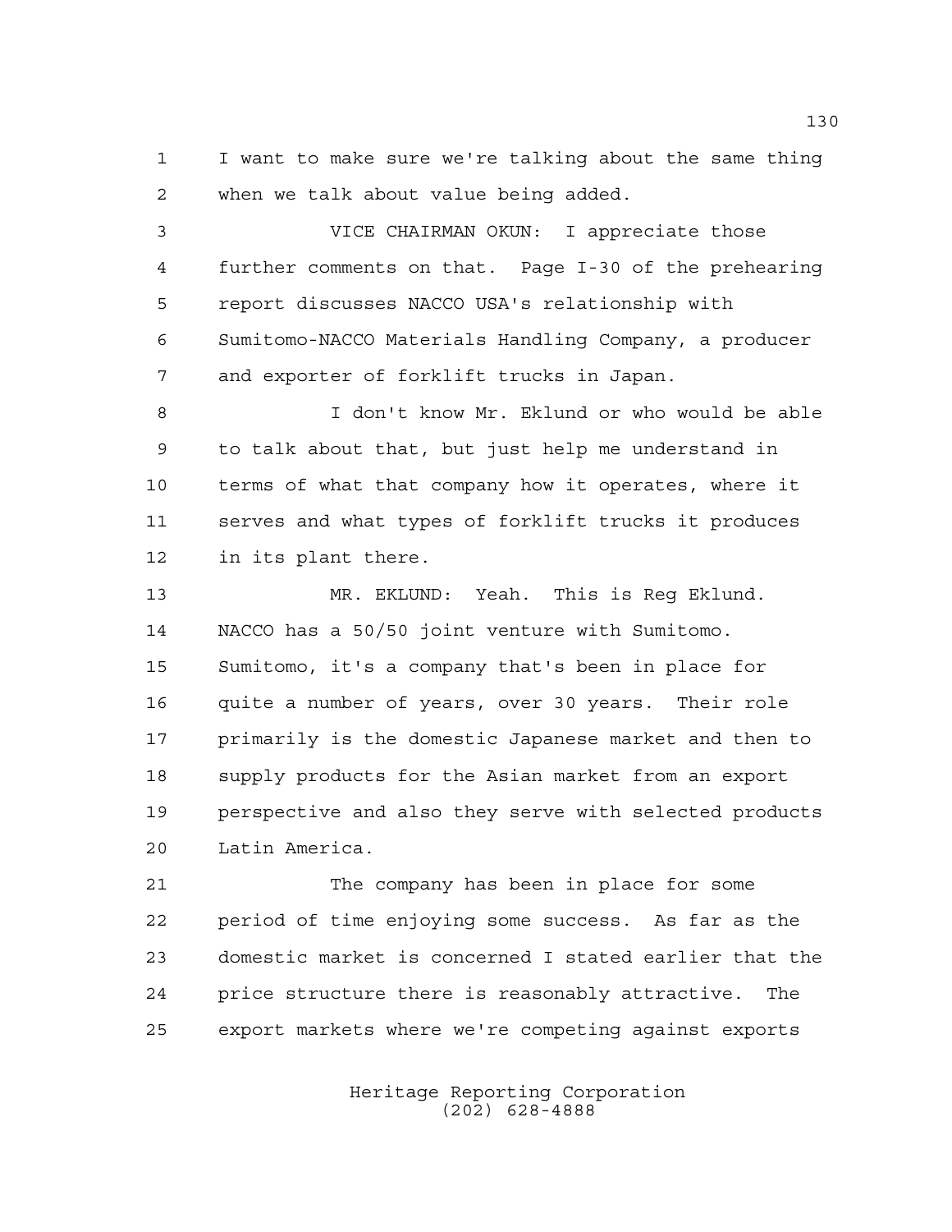I want to make sure we're talking about the same thing when we talk about value being added.

VICE CHAIRMAN OKUN: I appreciate those further comments on that. Page I-30 of the prehearing report discusses NACCO USA's relationship with Sumitomo-NACCO Materials Handling Company, a producer and exporter of forklift trucks in Japan.

I don't know Mr. Eklund or who would be able to talk about that, but just help me understand in terms of what that company how it operates, where it serves and what types of forklift trucks it produces in its plant there.

MR. EKLUND: Yeah. This is Reg Eklund. NACCO has a 50/50 joint venture with Sumitomo. Sumitomo, it's a company that's been in place for quite a number of years, over 30 years. Their role primarily is the domestic Japanese market and then to supply products for the Asian market from an export perspective and also they serve with selected products Latin America.

The company has been in place for some period of time enjoying some success. As far as the domestic market is concerned I stated earlier that the price structure there is reasonably attractive. The export markets where we're competing against exports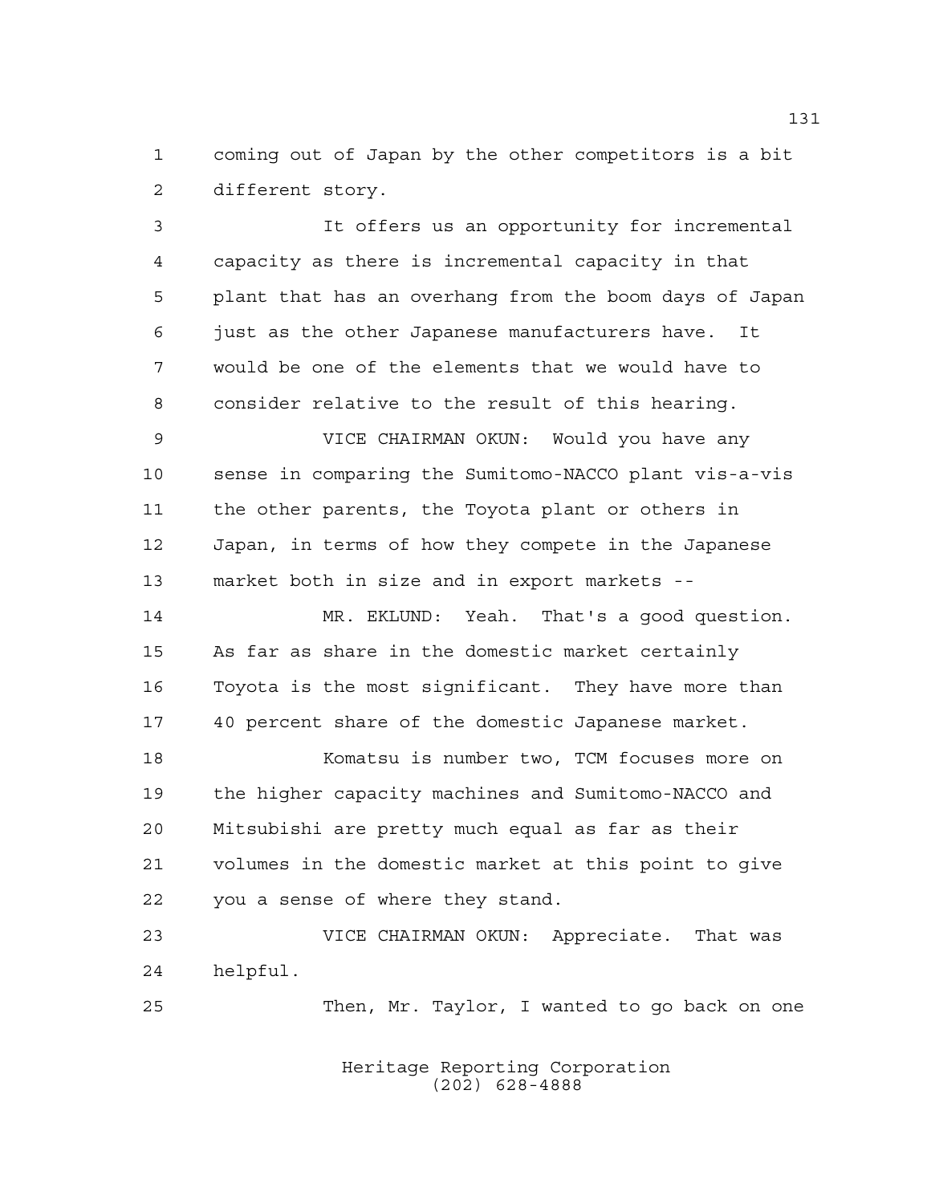coming out of Japan by the other competitors is a bit different story.

It offers us an opportunity for incremental capacity as there is incremental capacity in that plant that has an overhang from the boom days of Japan just as the other Japanese manufacturers have. It would be one of the elements that we would have to consider relative to the result of this hearing.

VICE CHAIRMAN OKUN: Would you have any sense in comparing the Sumitomo-NACCO plant vis-a-vis the other parents, the Toyota plant or others in Japan, in terms of how they compete in the Japanese market both in size and in export markets --

MR. EKLUND: Yeah. That's a good question. As far as share in the domestic market certainly Toyota is the most significant. They have more than 40 percent share of the domestic Japanese market.

Komatsu is number two, TCM focuses more on the higher capacity machines and Sumitomo-NACCO and Mitsubishi are pretty much equal as far as their volumes in the domestic market at this point to give you a sense of where they stand.

VICE CHAIRMAN OKUN: Appreciate. That was helpful.

Then, Mr. Taylor, I wanted to go back on one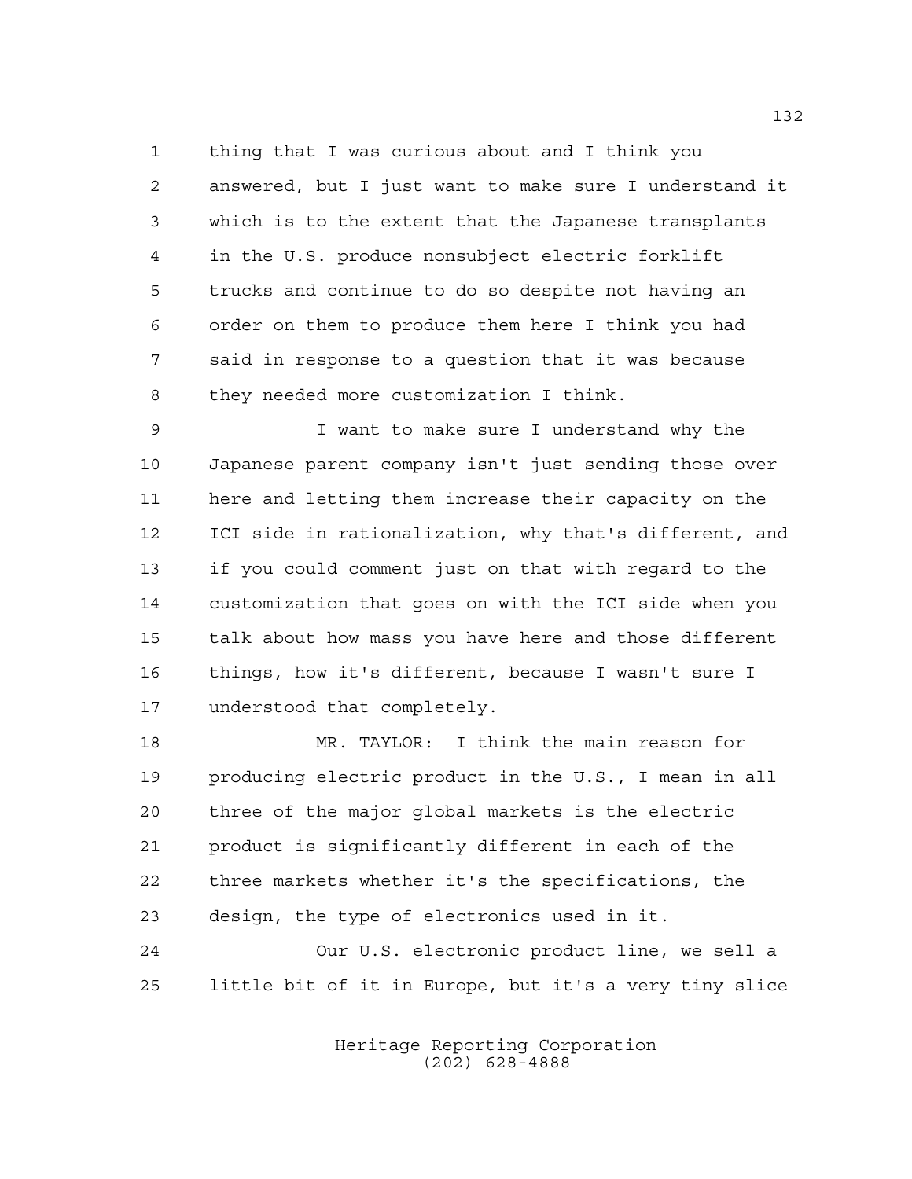thing that I was curious about and I think you answered, but I just want to make sure I understand it which is to the extent that the Japanese transplants in the U.S. produce nonsubject electric forklift trucks and continue to do so despite not having an order on them to produce them here I think you had said in response to a question that it was because they needed more customization I think.

I want to make sure I understand why the Japanese parent company isn't just sending those over here and letting them increase their capacity on the ICI side in rationalization, why that's different, and if you could comment just on that with regard to the customization that goes on with the ICI side when you talk about how mass you have here and those different things, how it's different, because I wasn't sure I understood that completely.

MR. TAYLOR: I think the main reason for producing electric product in the U.S., I mean in all three of the major global markets is the electric product is significantly different in each of the three markets whether it's the specifications, the design, the type of electronics used in it.

Our U.S. electronic product line, we sell a little bit of it in Europe, but it's a very tiny slice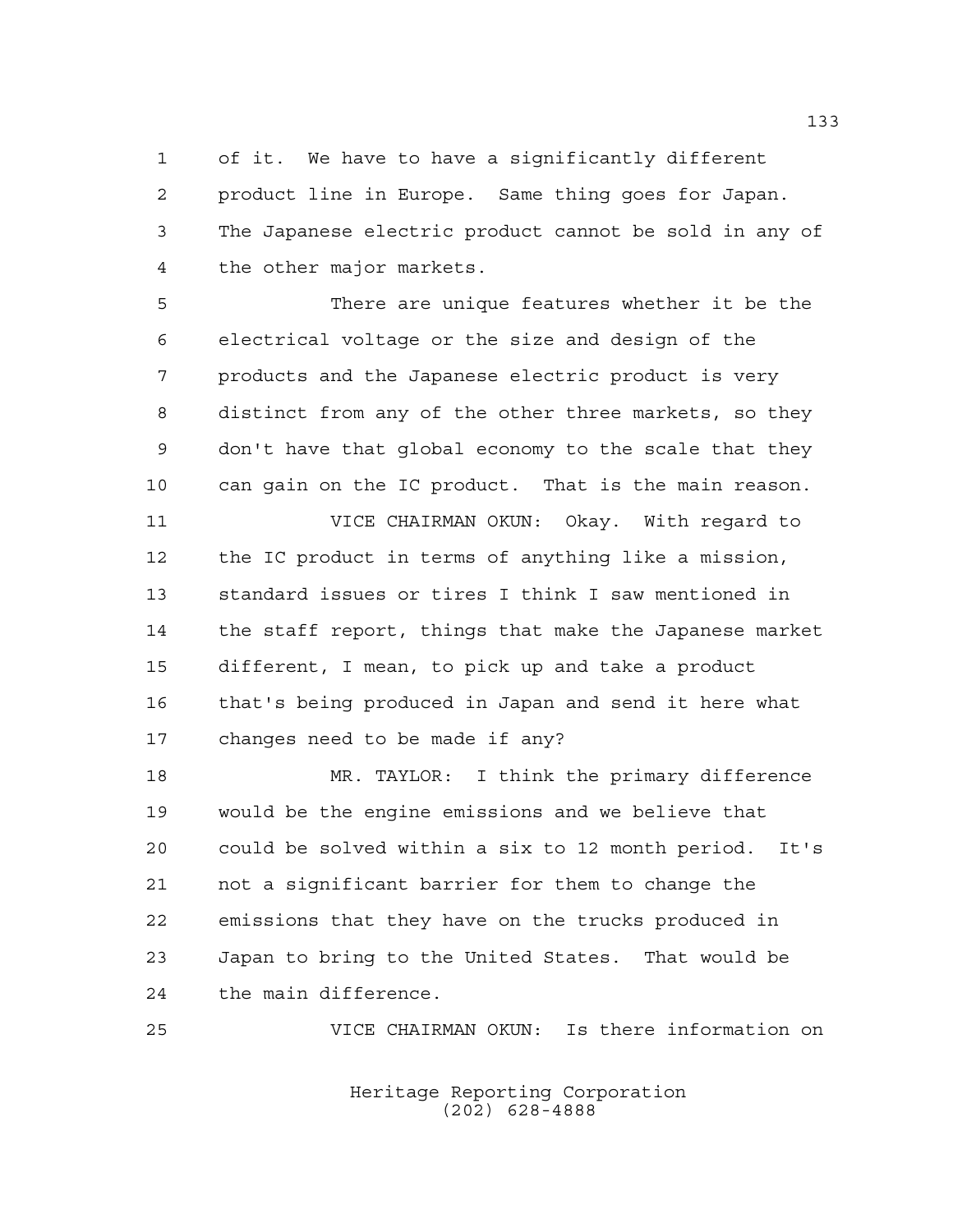of it. We have to have a significantly different product line in Europe. Same thing goes for Japan. The Japanese electric product cannot be sold in any of the other major markets.

There are unique features whether it be the electrical voltage or the size and design of the products and the Japanese electric product is very distinct from any of the other three markets, so they don't have that global economy to the scale that they can gain on the IC product. That is the main reason.

VICE CHAIRMAN OKUN: Okay. With regard to the IC product in terms of anything like a mission, standard issues or tires I think I saw mentioned in the staff report, things that make the Japanese market different, I mean, to pick up and take a product that's being produced in Japan and send it here what changes need to be made if any?

MR. TAYLOR: I think the primary difference would be the engine emissions and we believe that could be solved within a six to 12 month period. It's not a significant barrier for them to change the emissions that they have on the trucks produced in Japan to bring to the United States. That would be the main difference.

VICE CHAIRMAN OKUN: Is there information on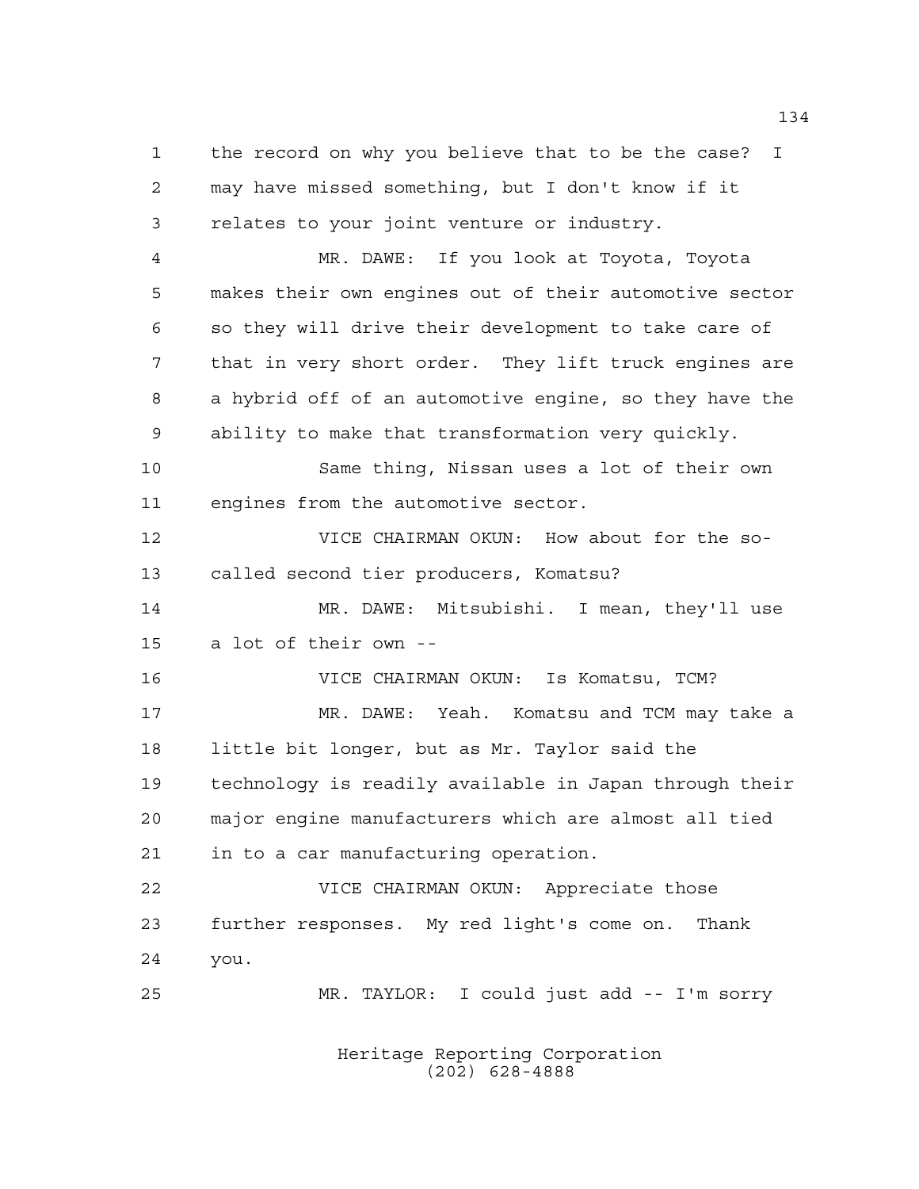the record on why you believe that to be the case? I may have missed something, but I don't know if it relates to your joint venture or industry.

MR. DAWE: If you look at Toyota, Toyota makes their own engines out of their automotive sector so they will drive their development to take care of that in very short order. They lift truck engines are a hybrid off of an automotive engine, so they have the ability to make that transformation very quickly.

Same thing, Nissan uses a lot of their own engines from the automotive sector.

VICE CHAIRMAN OKUN: How about for the so-called second tier producers, Komatsu?

MR. DAWE: Mitsubishi. I mean, they'll use a lot of their own --

VICE CHAIRMAN OKUN: Is Komatsu, TCM?

MR. DAWE: Yeah. Komatsu and TCM may take a little bit longer, but as Mr. Taylor said the technology is readily available in Japan through their major engine manufacturers which are almost all tied in to a car manufacturing operation.

VICE CHAIRMAN OKUN: Appreciate those further responses. My red light's come on. Thank you.

MR. TAYLOR: I could just add -- I'm sorry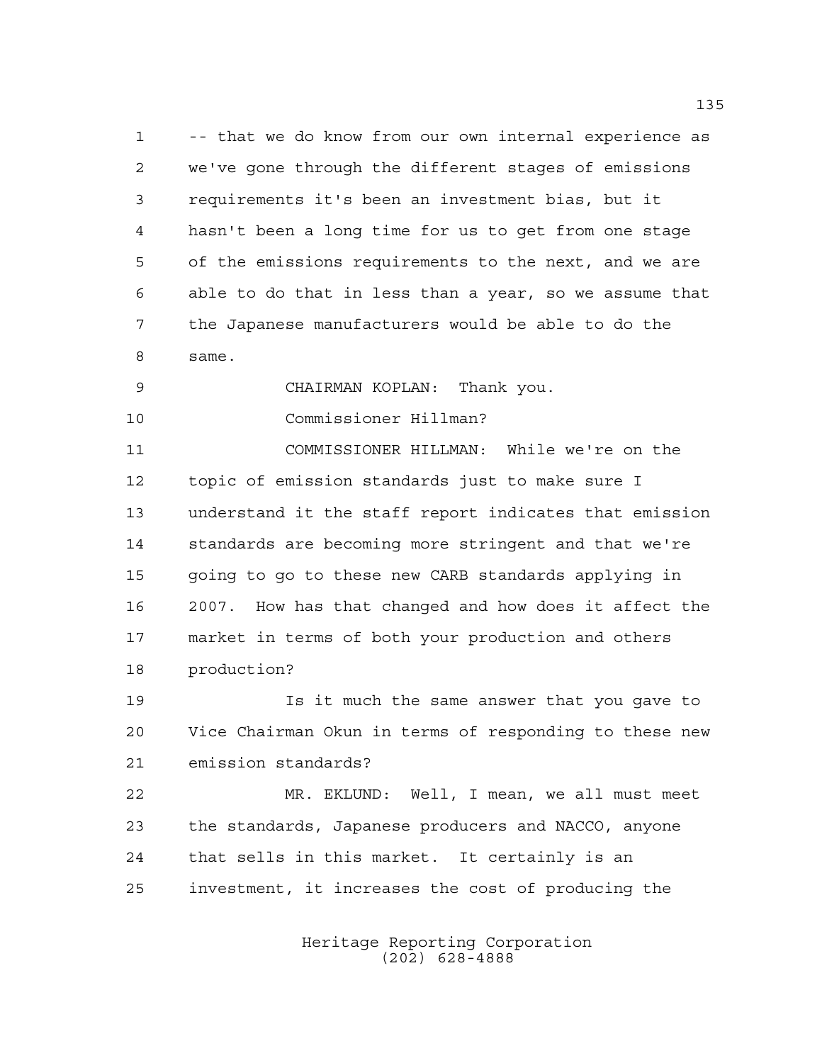-- that we do know from our own internal experience as we've gone through the different stages of emissions requirements it's been an investment bias, but it hasn't been a long time for us to get from one stage of the emissions requirements to the next, and we are able to do that in less than a year, so we assume that the Japanese manufacturers would be able to do the same.

CHAIRMAN KOPLAN: Thank you.

Commissioner Hillman?

COMMISSIONER HILLMAN: While we're on the topic of emission standards just to make sure I understand it the staff report indicates that emission standards are becoming more stringent and that we're going to go to these new CARB standards applying in 2007. How has that changed and how does it affect the market in terms of both your production and others production?

Is it much the same answer that you gave to Vice Chairman Okun in terms of responding to these new emission standards?

MR. EKLUND: Well, I mean, we all must meet the standards, Japanese producers and NACCO, anyone that sells in this market. It certainly is an investment, it increases the cost of producing the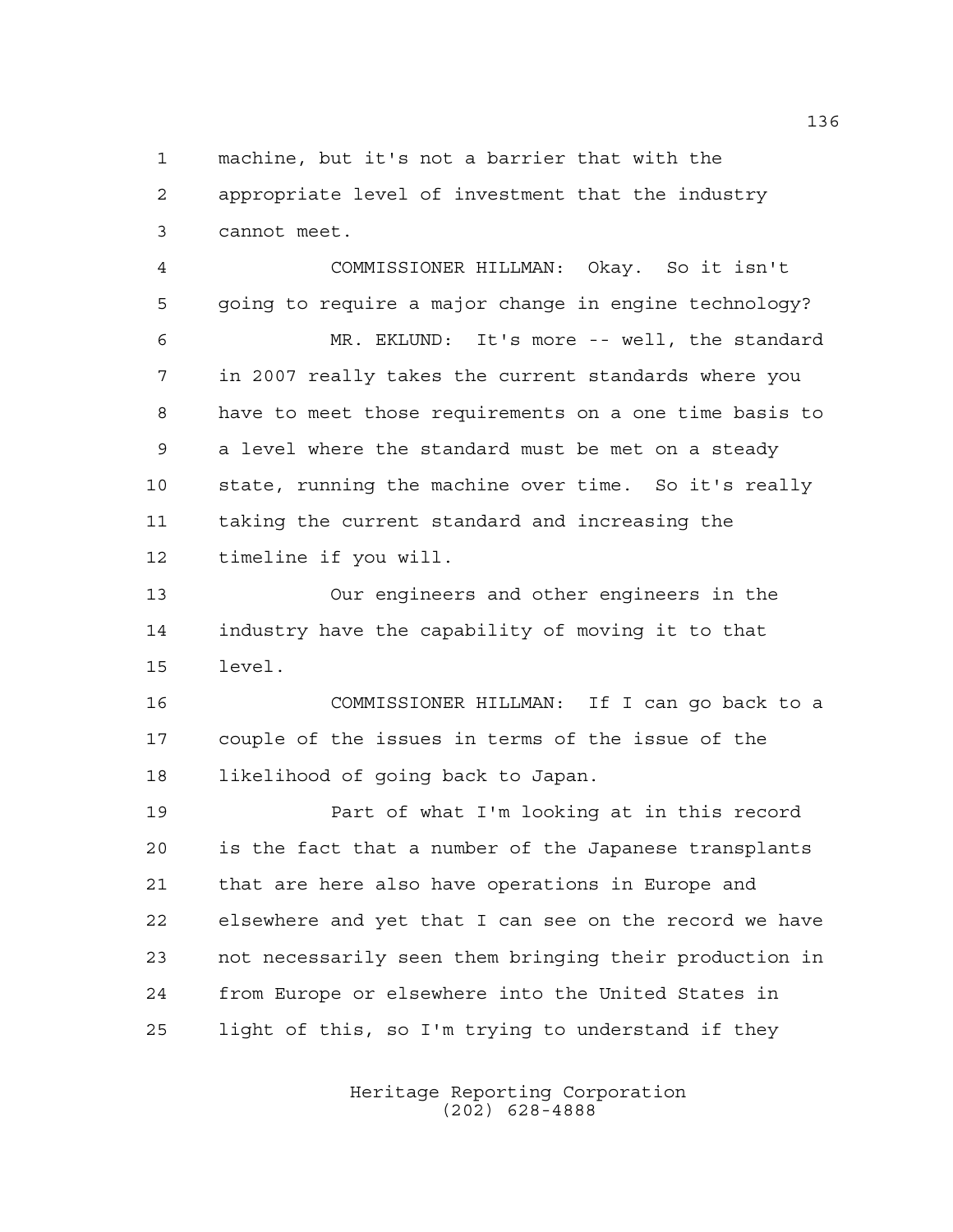machine, but it's not a barrier that with the appropriate level of investment that the industry cannot meet.

COMMISSIONER HILLMAN: Okay. So it isn't going to require a major change in engine technology?

MR. EKLUND: It's more -- well, the standard in 2007 really takes the current standards where you have to meet those requirements on a one time basis to a level where the standard must be met on a steady state, running the machine over time. So it's really taking the current standard and increasing the timeline if you will.

Our engineers and other engineers in the industry have the capability of moving it to that level.

COMMISSIONER HILLMAN: If I can go back to a couple of the issues in terms of the issue of the likelihood of going back to Japan.

Part of what I'm looking at in this record is the fact that a number of the Japanese transplants that are here also have operations in Europe and elsewhere and yet that I can see on the record we have not necessarily seen them bringing their production in from Europe or elsewhere into the United States in light of this, so I'm trying to understand if they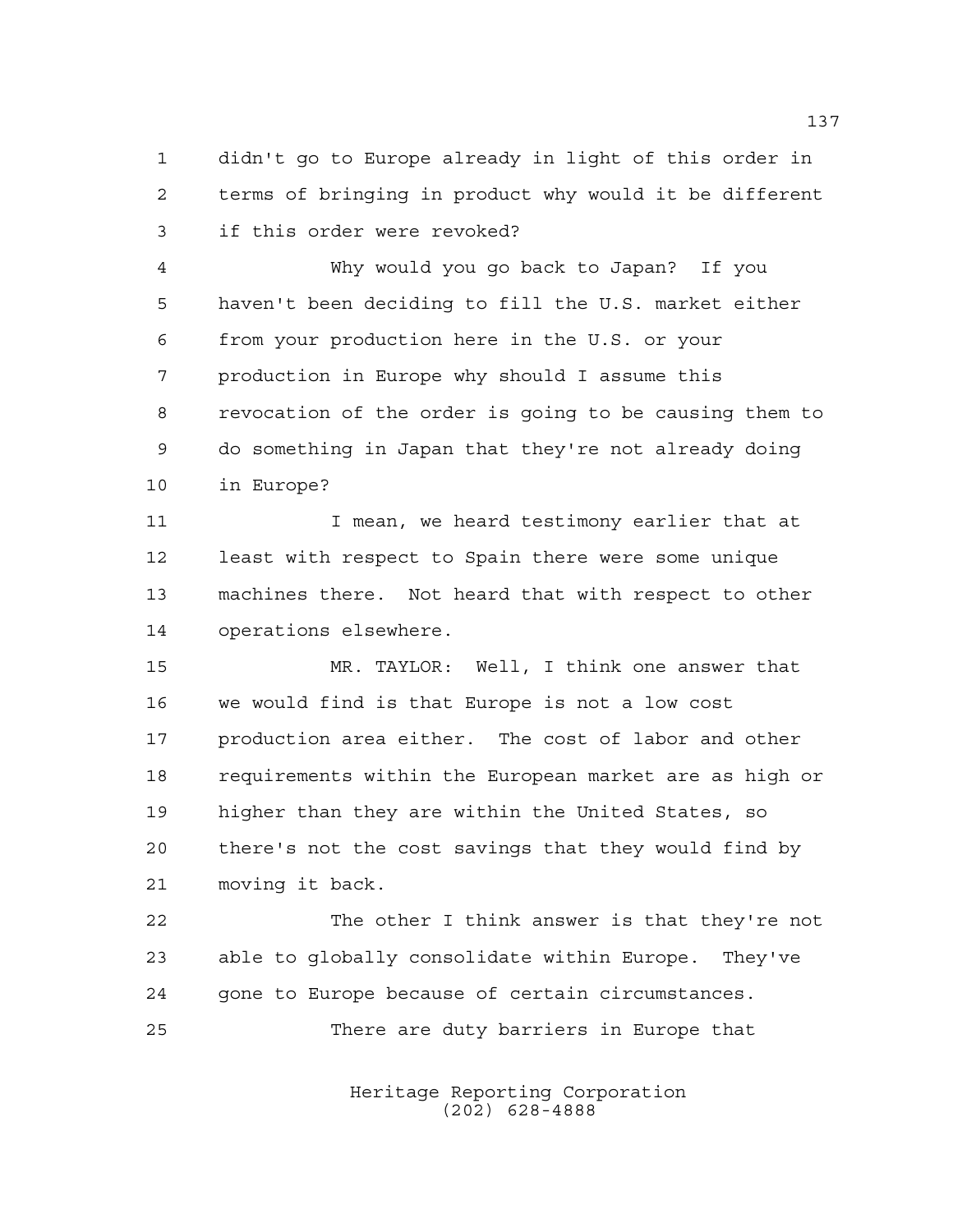didn't go to Europe already in light of this order in terms of bringing in product why would it be different if this order were revoked?

Why would you go back to Japan? If you haven't been deciding to fill the U.S. market either from your production here in the U.S. or your production in Europe why should I assume this revocation of the order is going to be causing them to do something in Japan that they're not already doing in Europe?

I mean, we heard testimony earlier that at least with respect to Spain there were some unique machines there. Not heard that with respect to other operations elsewhere.

MR. TAYLOR: Well, I think one answer that we would find is that Europe is not a low cost production area either. The cost of labor and other requirements within the European market are as high or higher than they are within the United States, so there's not the cost savings that they would find by moving it back.

The other I think answer is that they're not able to globally consolidate within Europe. They've gone to Europe because of certain circumstances.

There are duty barriers in Europe that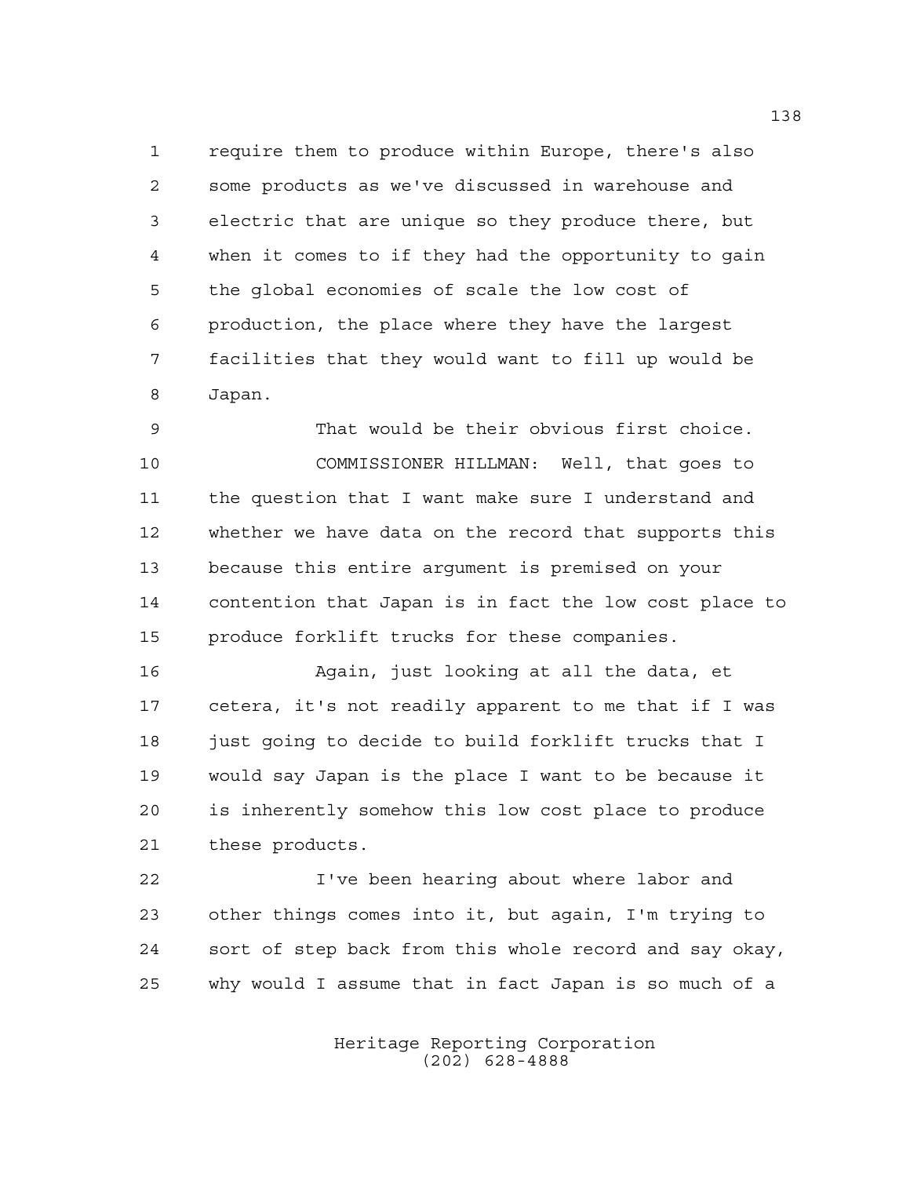require them to produce within Europe, there's also some products as we've discussed in warehouse and electric that are unique so they produce there, but when it comes to if they had the opportunity to gain the global economies of scale the low cost of production, the place where they have the largest facilities that they would want to fill up would be Japan.

That would be their obvious first choice.

COMMISSIONER HILLMAN: Well, that goes to the question that I want make sure I understand and whether we have data on the record that supports this because this entire argument is premised on your contention that Japan is in fact the low cost place to produce forklift trucks for these companies.

Again, just looking at all the data, et cetera, it's not readily apparent to me that if I was just going to decide to build forklift trucks that I would say Japan is the place I want to be because it is inherently somehow this low cost place to produce these products.

I've been hearing about where labor and other things comes into it, but again, I'm trying to sort of step back from this whole record and say okay, why would I assume that in fact Japan is so much of a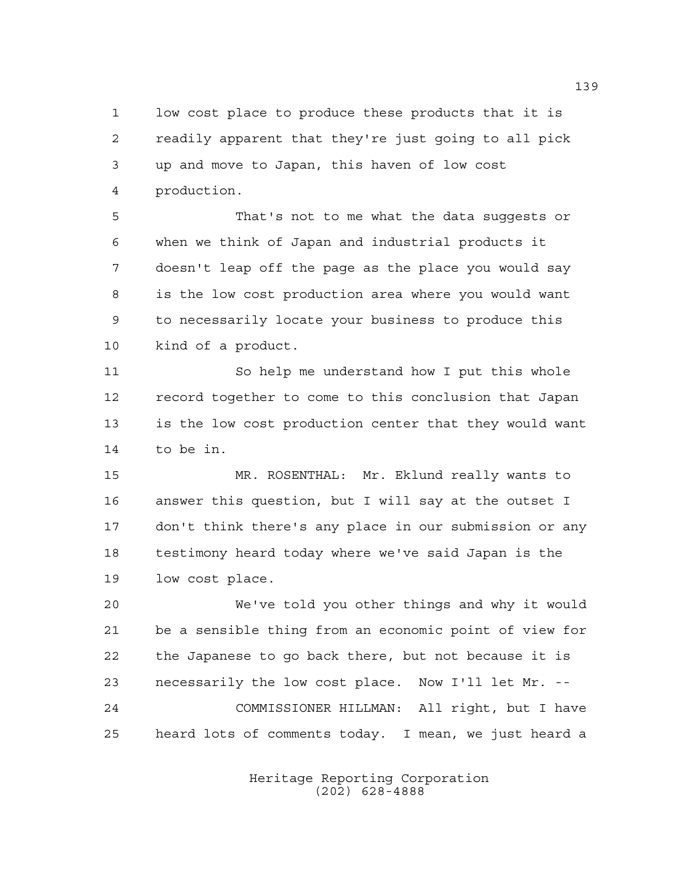low cost place to produce these products that it is readily apparent that they're just going to all pick up and move to Japan, this haven of low cost production.

That's not to me what the data suggests or when we think of Japan and industrial products it doesn't leap off the page as the place you would say is the low cost production area where you would want to necessarily locate your business to produce this kind of a product.

So help me understand how I put this whole record together to come to this conclusion that Japan is the low cost production center that they would want to be in.

MR. ROSENTHAL: Mr. Eklund really wants to answer this question, but I will say at the outset I don't think there's any place in our submission or any testimony heard today where we've said Japan is the low cost place.

We've told you other things and why it would be a sensible thing from an economic point of view for the Japanese to go back there, but not because it is necessarily the low cost place. Now I'll let Mr. --

COMMISSIONER HILLMAN: All right, but I have heard lots of comments today. I mean, we just heard a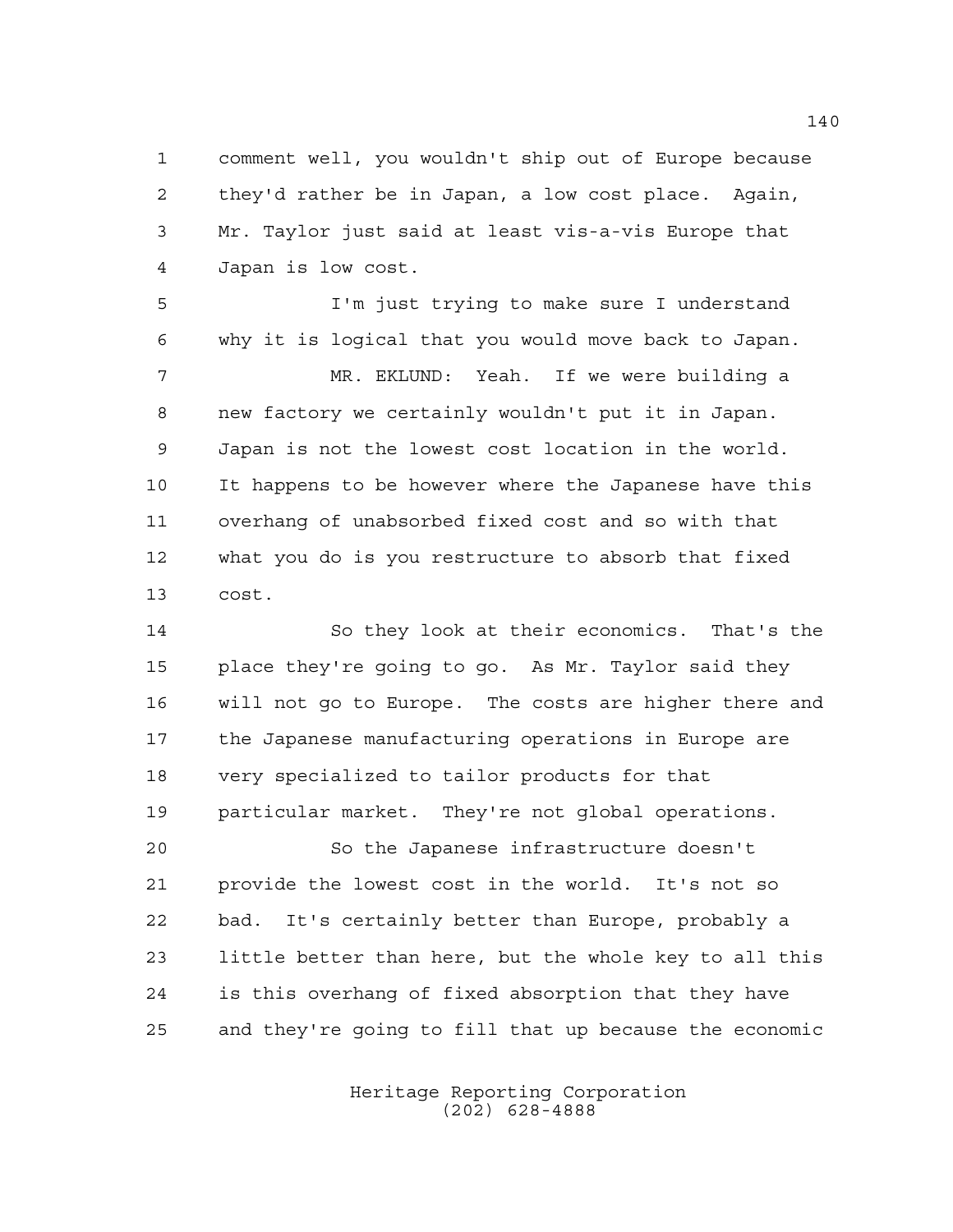comment well, you wouldn't ship out of Europe because they'd rather be in Japan, a low cost place. Again, Mr. Taylor just said at least vis-a-vis Europe that Japan is low cost.

I'm just trying to make sure I understand why it is logical that you would move back to Japan.

MR. EKLUND: Yeah. If we were building a new factory we certainly wouldn't put it in Japan. Japan is not the lowest cost location in the world. It happens to be however where the Japanese have this overhang of unabsorbed fixed cost and so with that what you do is you restructure to absorb that fixed cost.

So they look at their economics. That's the place they're going to go. As Mr. Taylor said they will not go to Europe. The costs are higher there and the Japanese manufacturing operations in Europe are very specialized to tailor products for that particular market. They're not global operations.

So the Japanese infrastructure doesn't provide the lowest cost in the world. It's not so bad. It's certainly better than Europe, probably a little better than here, but the whole key to all this is this overhang of fixed absorption that they have and they're going to fill that up because the economic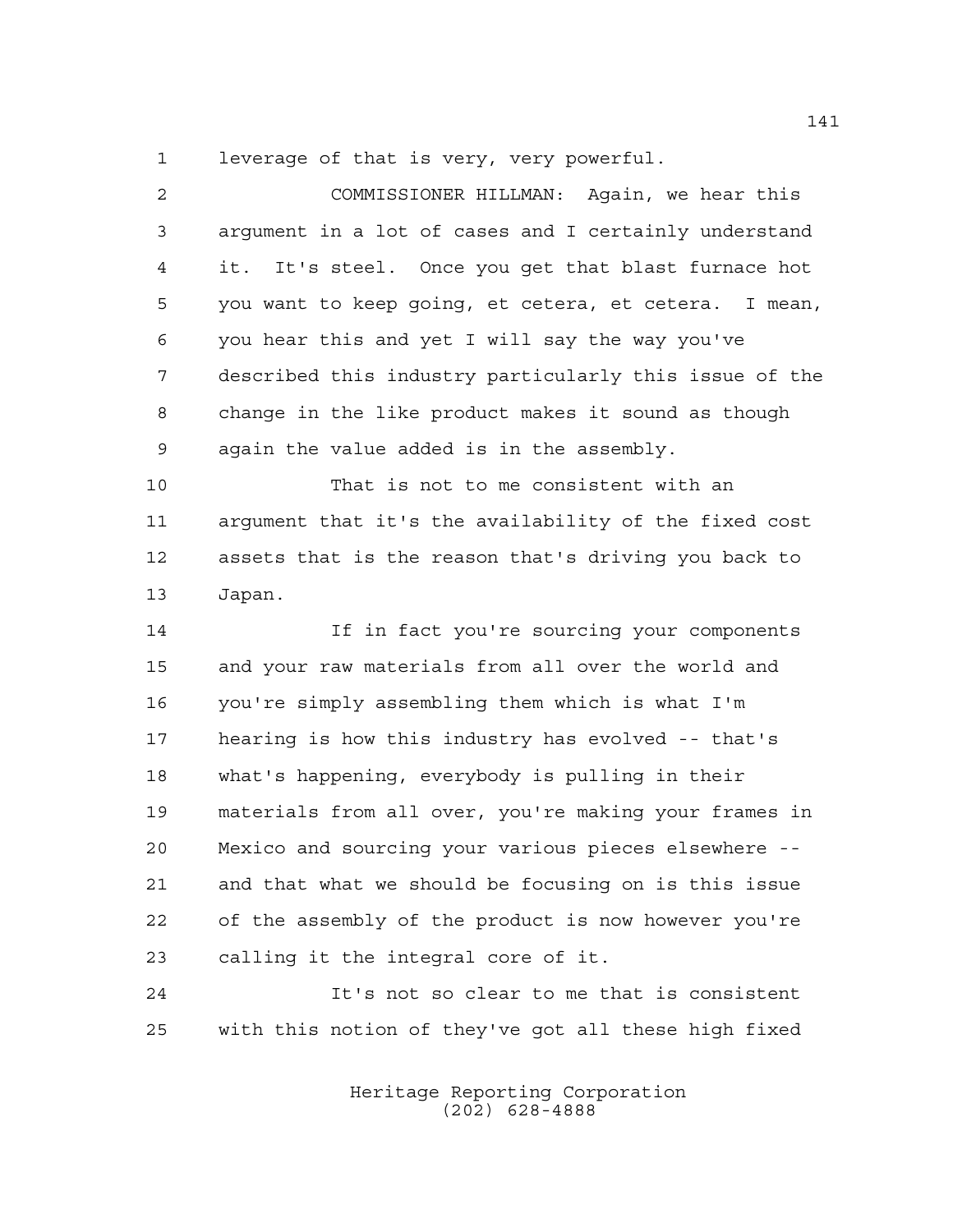leverage of that is very, very powerful.

COMMISSIONER HILLMAN: Again, we hear this argument in a lot of cases and I certainly understand it. It's steel. Once you get that blast furnace hot you want to keep going, et cetera, et cetera. I mean, you hear this and yet I will say the way you've described this industry particularly this issue of the change in the like product makes it sound as though again the value added is in the assembly.

That is not to me consistent with an argument that it's the availability of the fixed cost assets that is the reason that's driving you back to Japan.

If in fact you're sourcing your components and your raw materials from all over the world and you're simply assembling them which is what I'm hearing is how this industry has evolved -- that's what's happening, everybody is pulling in their materials from all over, you're making your frames in Mexico and sourcing your various pieces elsewhere -- and that what we should be focusing on is this issue of the assembly of the product is now however you're calling it the integral core of it.

It's not so clear to me that is consistent with this notion of they've got all these high fixed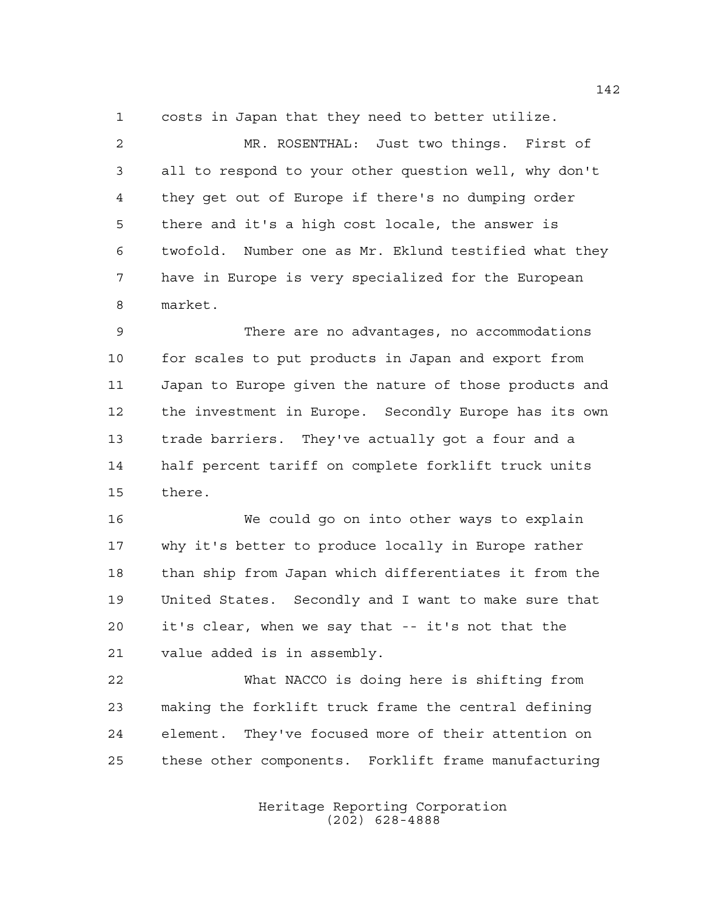costs in Japan that they need to better utilize.

MR. ROSENTHAL: Just two things. First of all to respond to your other question well, why don't they get out of Europe if there's no dumping order there and it's a high cost locale, the answer is twofold. Number one as Mr. Eklund testified what they have in Europe is very specialized for the European market.

There are no advantages, no accommodations for scales to put products in Japan and export from Japan to Europe given the nature of those products and the investment in Europe. Secondly Europe has its own trade barriers. They've actually got a four and a half percent tariff on complete forklift truck units there.

We could go on into other ways to explain why it's better to produce locally in Europe rather than ship from Japan which differentiates it from the United States. Secondly and I want to make sure that it's clear, when we say that -- it's not that the value added is in assembly.

What NACCO is doing here is shifting from making the forklift truck frame the central defining element. They've focused more of their attention on these other components. Forklift frame manufacturing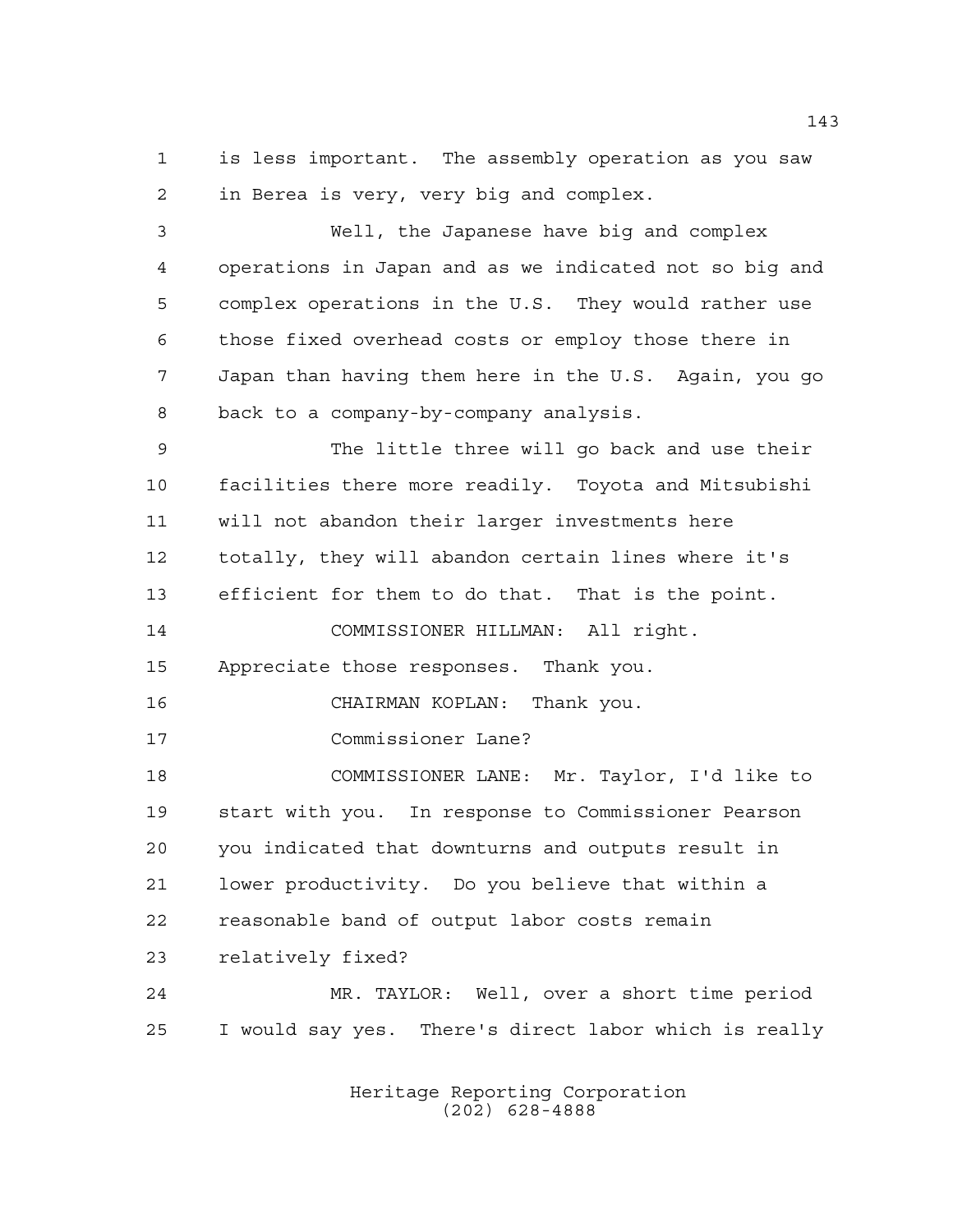is less important. The assembly operation as you saw in Berea is very, very big and complex.

Well, the Japanese have big and complex operations in Japan and as we indicated not so big and complex operations in the U.S. They would rather use those fixed overhead costs or employ those there in Japan than having them here in the U.S. Again, you go back to a company-by-company analysis.

The little three will go back and use their facilities there more readily. Toyota and Mitsubishi will not abandon their larger investments here totally, they will abandon certain lines where it's efficient for them to do that. That is the point.

COMMISSIONER HILLMAN: All right. Appreciate those responses. Thank you.

CHAIRMAN KOPLAN: Thank you.

Commissioner Lane?

COMMISSIONER LANE: Mr. Taylor, I'd like to start with you. In response to Commissioner Pearson you indicated that downturns and outputs result in lower productivity. Do you believe that within a reasonable band of output labor costs remain relatively fixed?

MR. TAYLOR: Well, over a short time period I would say yes. There's direct labor which is really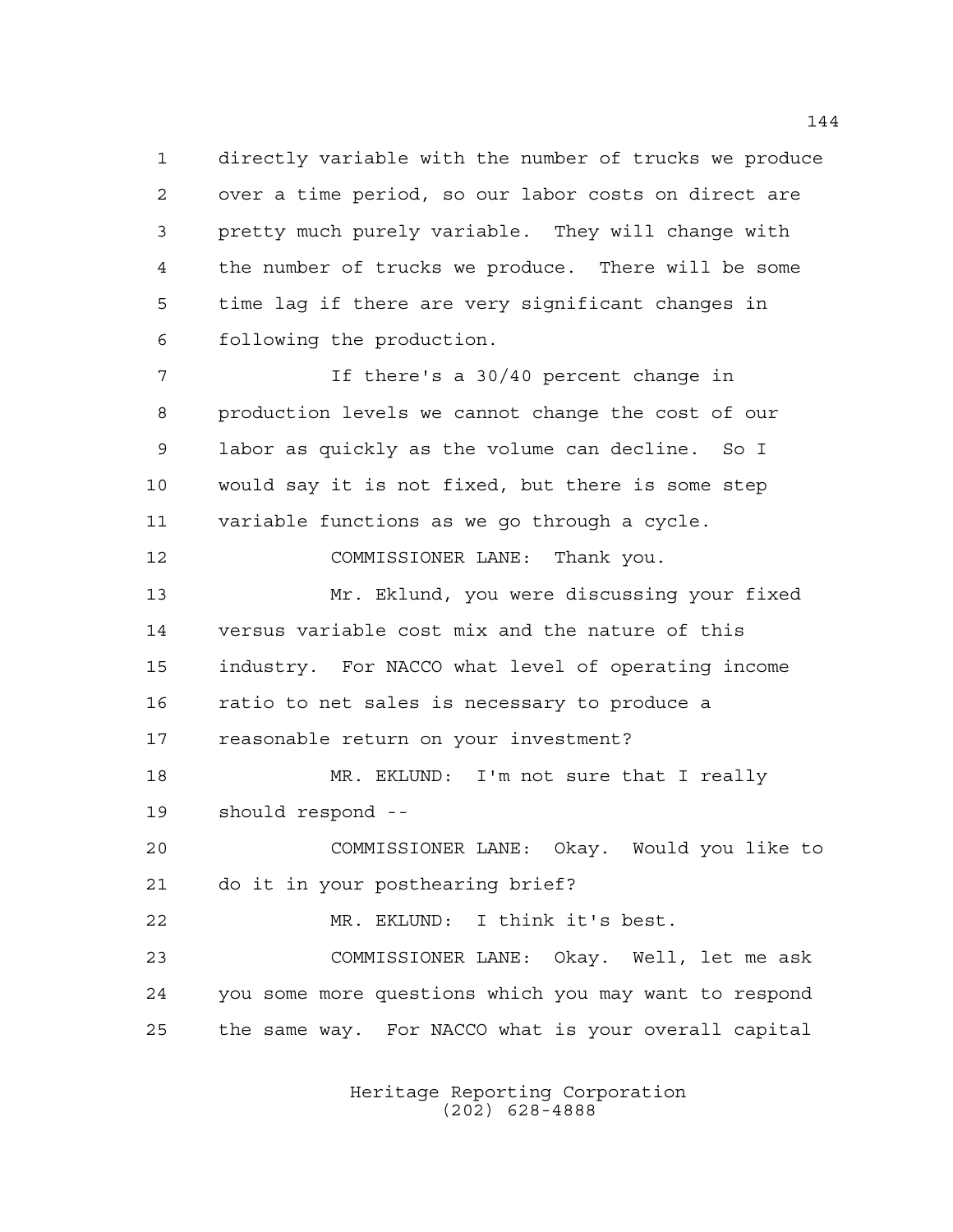directly variable with the number of trucks we produce over a time period, so our labor costs on direct are pretty much purely variable. They will change with the number of trucks we produce. There will be some time lag if there are very significant changes in following the production.

If there's a 30/40 percent change in production levels we cannot change the cost of our labor as quickly as the volume can decline. So I would say it is not fixed, but there is some step variable functions as we go through a cycle.

COMMISSIONER LANE: Thank you.

Mr. Eklund, you were discussing your fixed versus variable cost mix and the nature of this industry. For NACCO what level of operating income ratio to net sales is necessary to produce a reasonable return on your investment?

MR. EKLUND: I'm not sure that I really should respond --

COMMISSIONER LANE: Okay. Would you like to do it in your posthearing brief?

MR. EKLUND: I think it's best.

COMMISSIONER LANE: Okay. Well, let me ask you some more questions which you may want to respond the same way. For NACCO what is your overall capital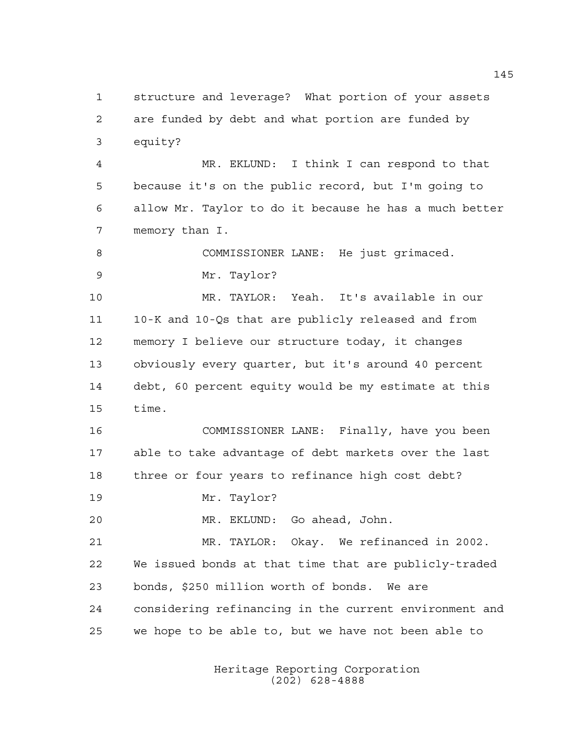structure and leverage? What portion of your assets are funded by debt and what portion are funded by equity?

MR. EKLUND: I think I can respond to that because it's on the public record, but I'm going to allow Mr. Taylor to do it because he has a much better memory than I.

COMMISSIONER LANE: He just grimaced.

Mr. Taylor?

MR. TAYLOR: Yeah. It's available in our 10-K and 10-Qs that are publicly released and from memory I believe our structure today, it changes obviously every quarter, but it's around 40 percent debt, 60 percent equity would be my estimate at this time.

COMMISSIONER LANE: Finally, have you been able to take advantage of debt markets over the last three or four years to refinance high cost debt?

Mr. Taylor?

MR. EKLUND: Go ahead, John.

MR. TAYLOR: Okay. We refinanced in 2002. We issued bonds at that time that are publicly-traded bonds, $250 million worth of bonds. We are considering refinancing in the current environment and we hope to be able to, but we have not been able to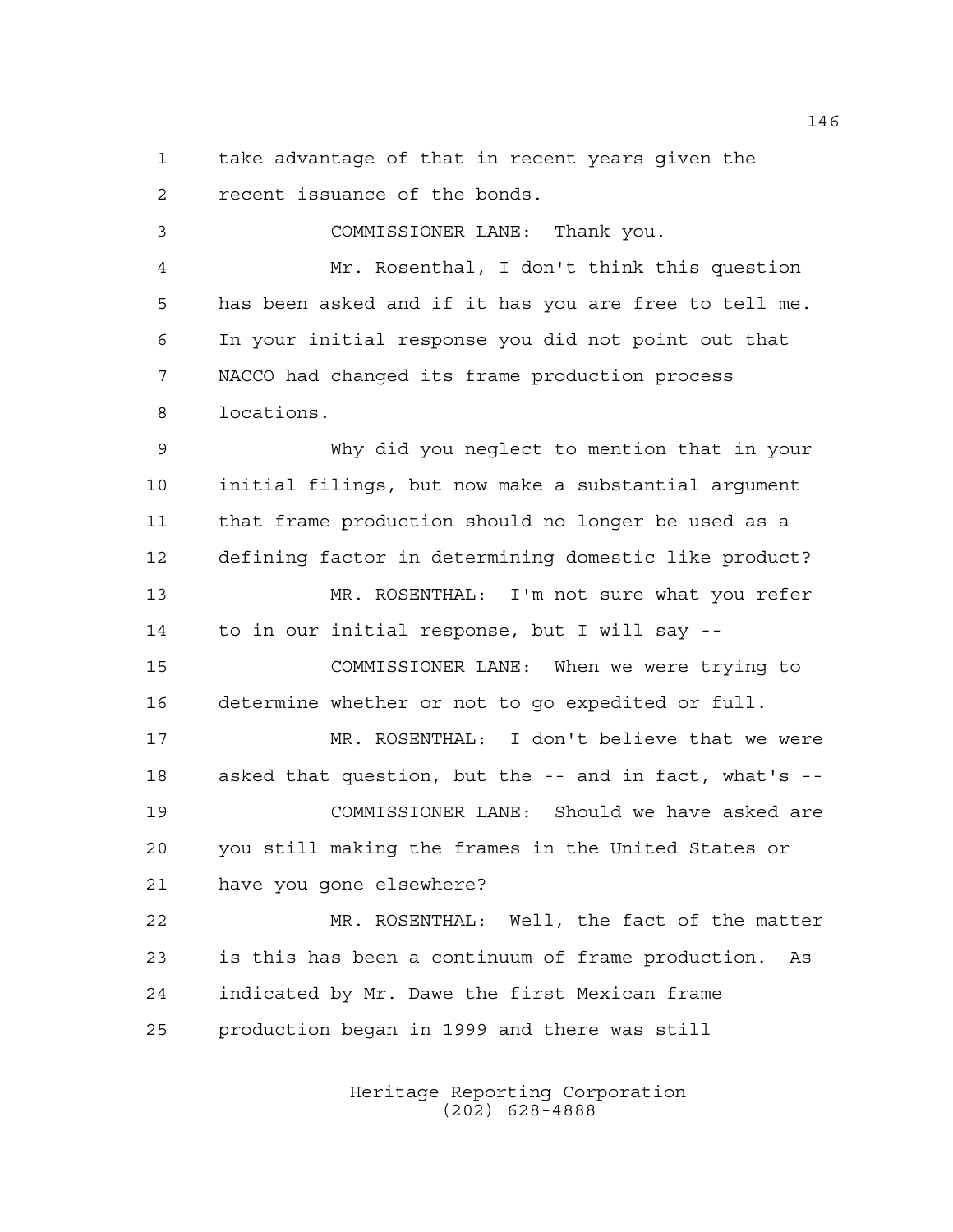take advantage of that in recent years given the recent issuance of the bonds.

COMMISSIONER LANE: Thank you.

Mr. Rosenthal, I don't think this question has been asked and if it has you are free to tell me. In your initial response you did not point out that NACCO had changed its frame production process locations.

Why did you neglect to mention that in your initial filings, but now make a substantial argument that frame production should no longer be used as a defining factor in determining domestic like product?

MR. ROSENTHAL: I'm not sure what you refer to in our initial response, but I will say --

COMMISSIONER LANE: When we were trying to determine whether or not to go expedited or full.

MR. ROSENTHAL: I don't believe that we were asked that question, but the -- and in fact, what's --

COMMISSIONER LANE: Should we have asked are you still making the frames in the United States or have you gone elsewhere?

MR. ROSENTHAL: Well, the fact of the matter is this has been a continuum of frame production. As indicated by Mr. Dawe the first Mexican frame production began in 1999 and there was still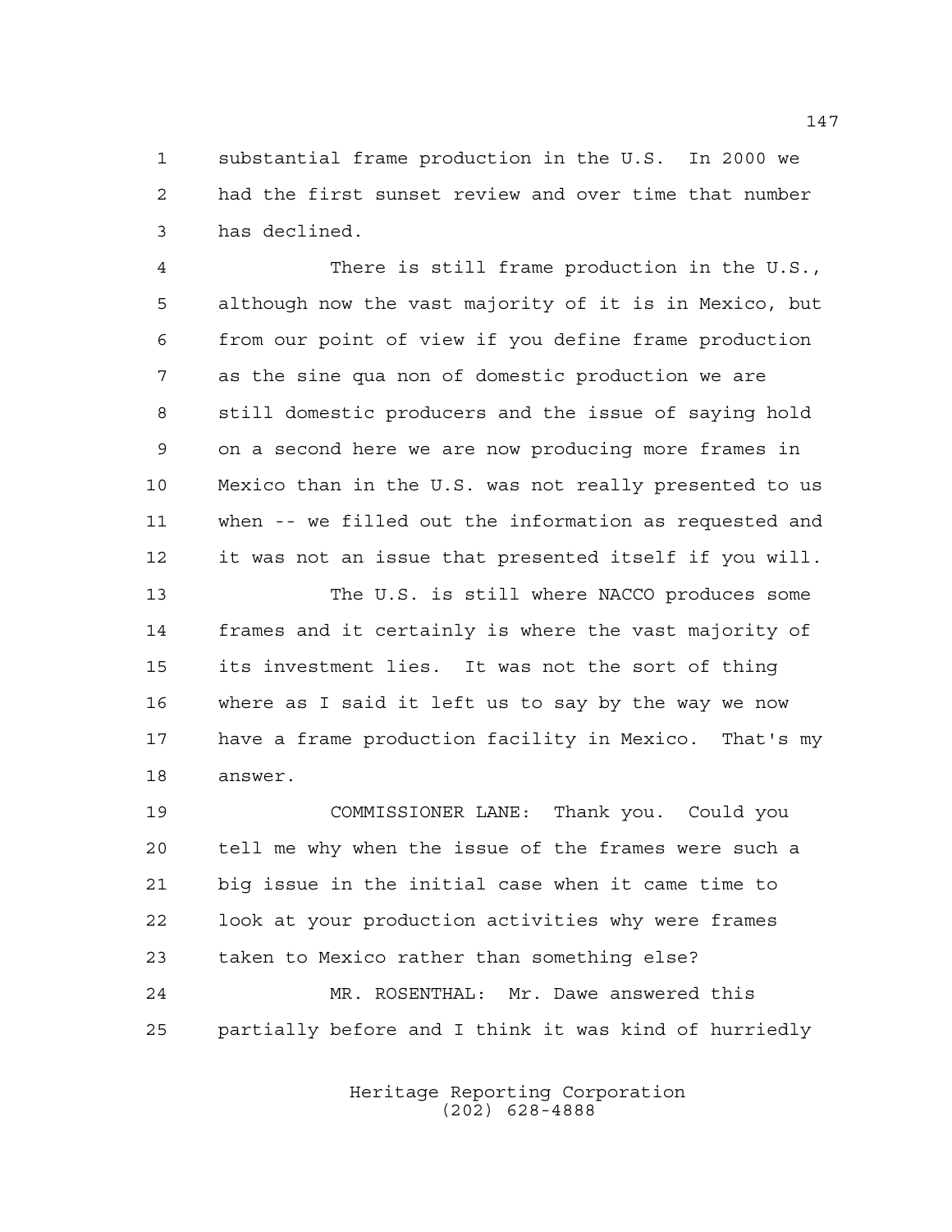substantial frame production in the U.S. In 2000 we had the first sunset review and over time that number has declined.

There is still frame production in the U.S., although now the vast majority of it is in Mexico, but from our point of view if you define frame production as the sine qua non of domestic production we are still domestic producers and the issue of saying hold on a second here we are now producing more frames in Mexico than in the U.S. was not really presented to us when -- we filled out the information as requested and it was not an issue that presented itself if you will.

The U.S. is still where NACCO produces some frames and it certainly is where the vast majority of its investment lies. It was not the sort of thing where as I said it left us to say by the way we now have a frame production facility in Mexico. That's my answer.

COMMISSIONER LANE: Thank you. Could you tell me why when the issue of the frames were such a big issue in the initial case when it came time to look at your production activities why were frames taken to Mexico rather than something else?

MR. ROSENTHAL: Mr. Dawe answered this partially before and I think it was kind of hurriedly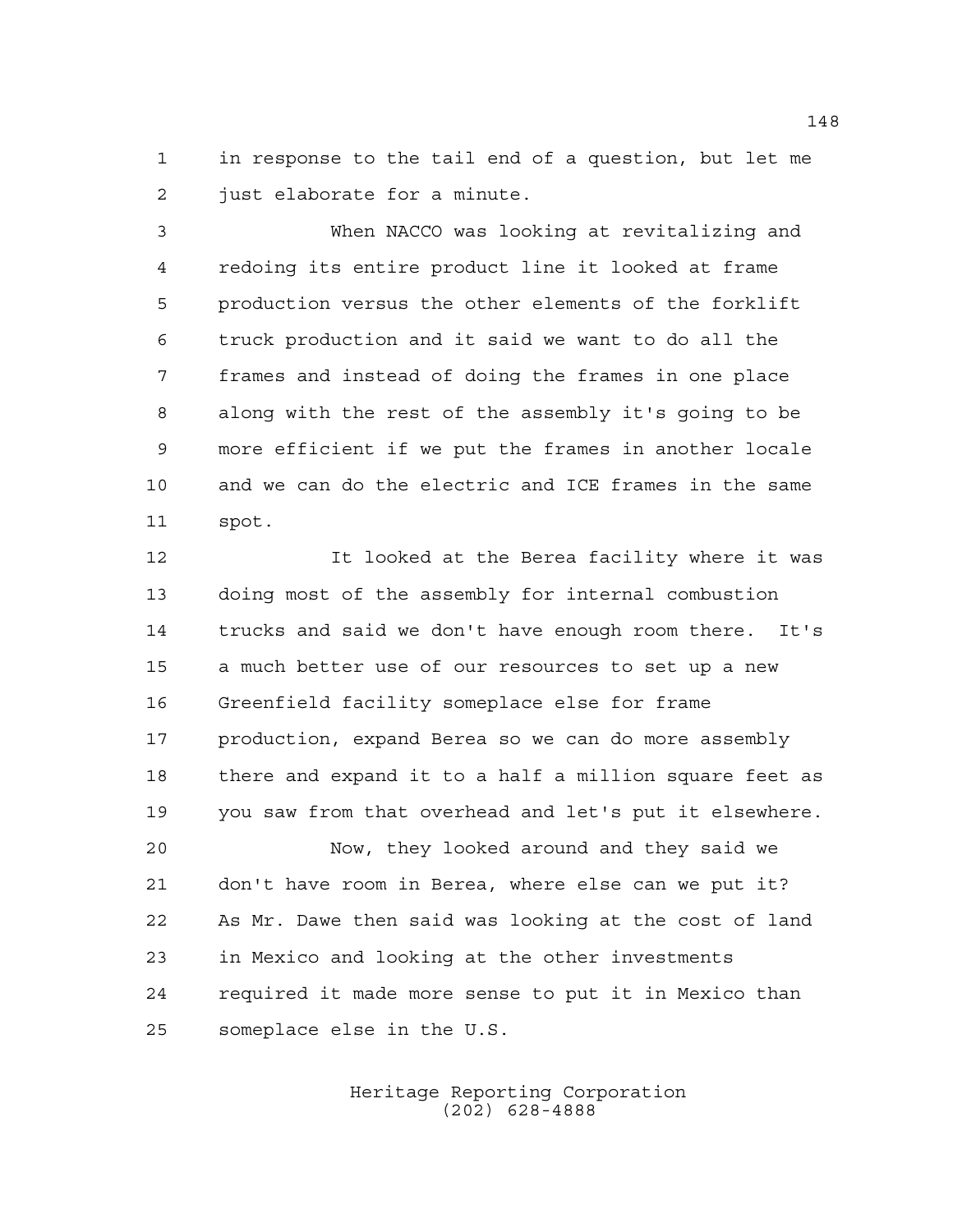in response to the tail end of a question, but let me just elaborate for a minute.

When NACCO was looking at revitalizing and redoing its entire product line it looked at frame production versus the other elements of the forklift truck production and it said we want to do all the frames and instead of doing the frames in one place along with the rest of the assembly it's going to be more efficient if we put the frames in another locale and we can do the electric and ICE frames in the same spot.

It looked at the Berea facility where it was doing most of the assembly for internal combustion trucks and said we don't have enough room there. It's a much better use of our resources to set up a new Greenfield facility someplace else for frame production, expand Berea so we can do more assembly there and expand it to a half a million square feet as you saw from that overhead and let's put it elsewhere.

Now, they looked around and they said we don't have room in Berea, where else can we put it? As Mr. Dawe then said was looking at the cost of land in Mexico and looking at the other investments required it made more sense to put it in Mexico than someplace else in the U.S.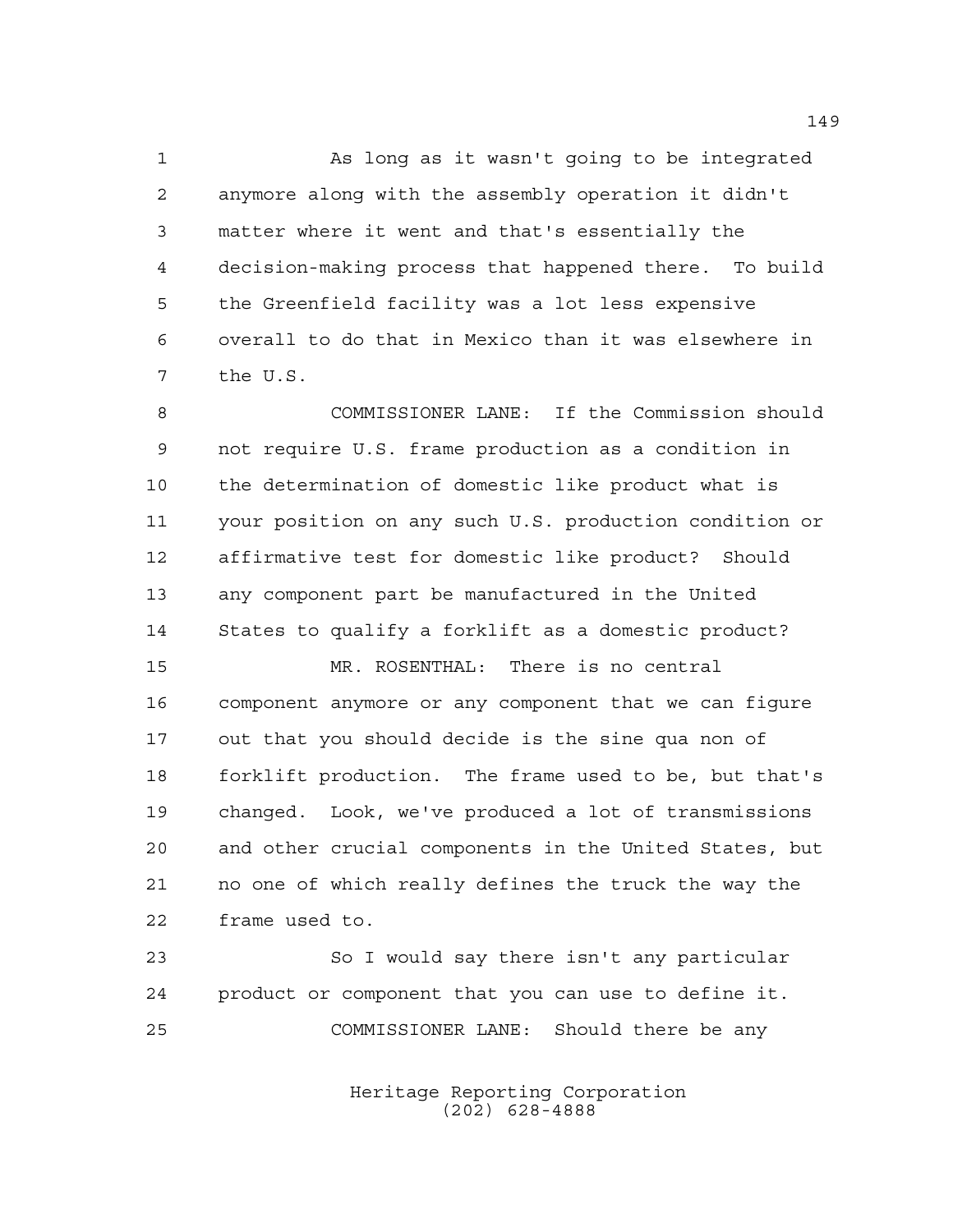As long as it wasn't going to be integrated anymore along with the assembly operation it didn't matter where it went and that's essentially the decision-making process that happened there. To build the Greenfield facility was a lot less expensive overall to do that in Mexico than it was elsewhere in the U.S.

COMMISSIONER LANE: If the Commission should not require U.S. frame production as a condition in the determination of domestic like product what is your position on any such U.S. production condition or affirmative test for domestic like product? Should any component part be manufactured in the United States to qualify a forklift as a domestic product?

MR. ROSENTHAL: There is no central component anymore or any component that we can figure out that you should decide is the sine qua non of forklift production. The frame used to be, but that's changed. Look, we've produced a lot of transmissions and other crucial components in the United States, but no one of which really defines the truck the way the frame used to.

So I would say there isn't any particular product or component that you can use to define it.

COMMISSIONER LANE: Should there be any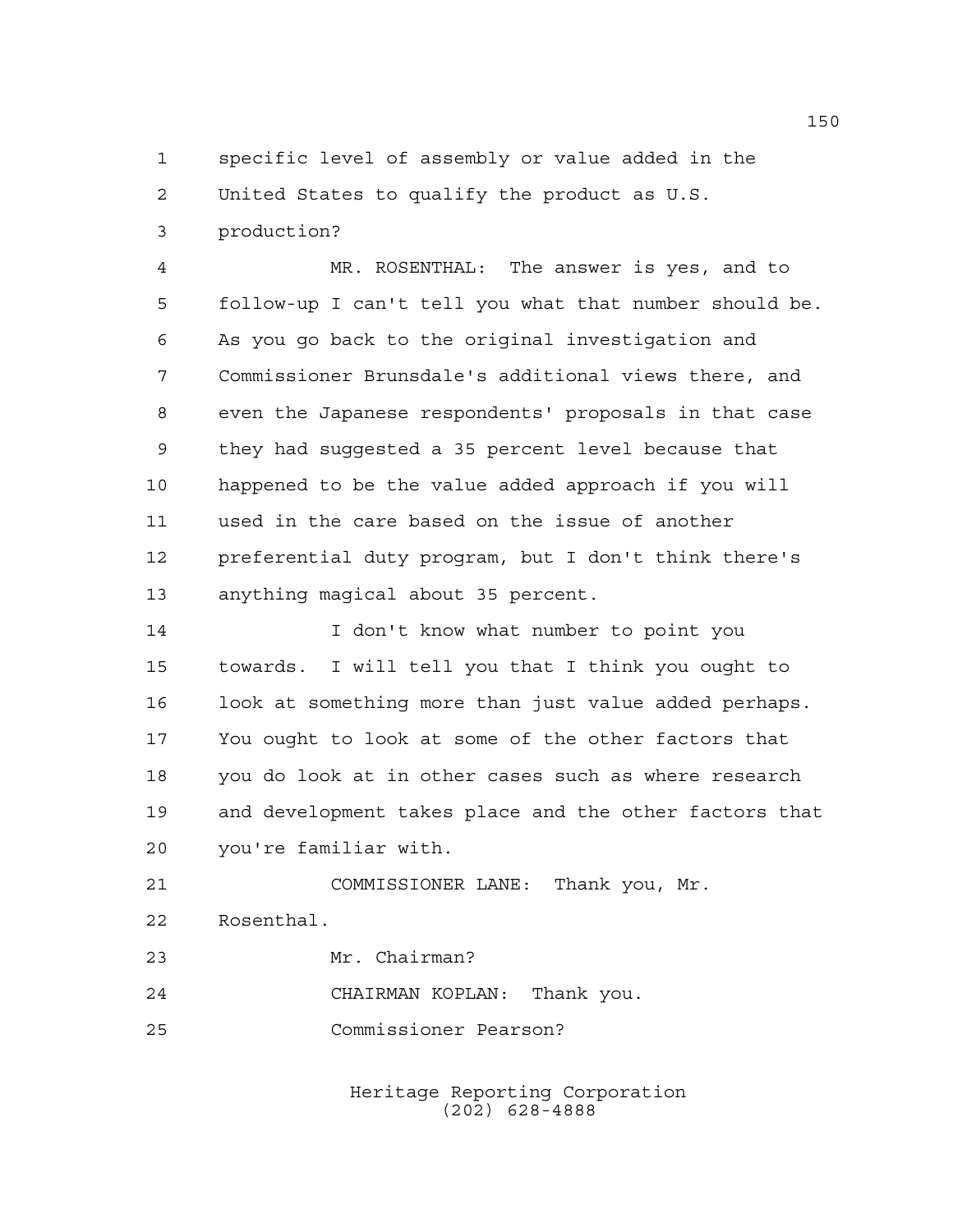specific level of assembly or value added in the United States to qualify the product as U.S. production?

MR. ROSENTHAL: The answer is yes, and to follow-up I can't tell you what that number should be. As you go back to the original investigation and Commissioner Brunsdale's additional views there, and even the Japanese respondents' proposals in that case they had suggested a 35 percent level because that happened to be the value added approach if you will used in the care based on the issue of another preferential duty program, but I don't think there's anything magical about 35 percent.

I don't know what number to point you towards. I will tell you that I think you ought to look at something more than just value added perhaps. You ought to look at some of the other factors that you do look at in other cases such as where research and development takes place and the other factors that you're familiar with.

COMMISSIONER LANE: Thank you, Mr. Rosenthal.

Mr. Chairman?

CHAIRMAN KOPLAN: Thank you.

Commissioner Pearson?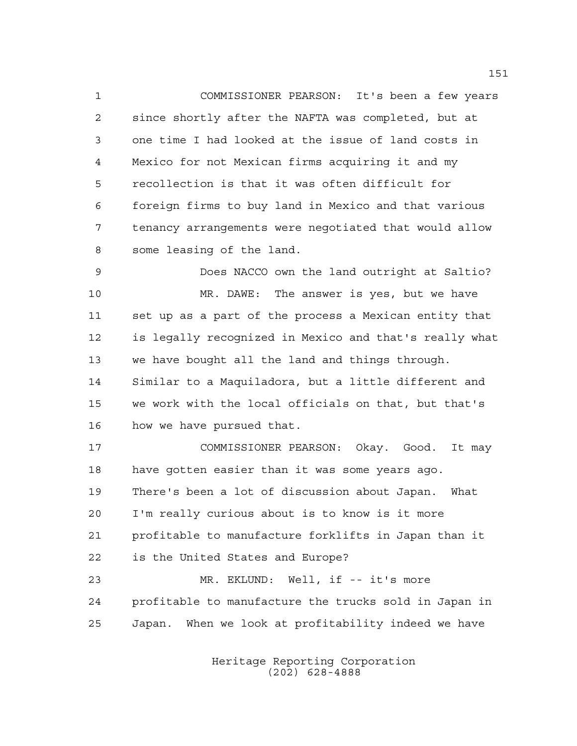COMMISSIONER PEARSON: It's been a few years since shortly after the NAFTA was completed, but at one time I had looked at the issue of land costs in Mexico for not Mexican firms acquiring it and my recollection is that it was often difficult for foreign firms to buy land in Mexico and that various tenancy arrangements were negotiated that would allow some leasing of the land.

Does NACCO own the land outright at Saltio?

MR. DAWE: The answer is yes, but we have set up as a part of the process a Mexican entity that is legally recognized in Mexico and that's really what we have bought all the land and things through. Similar to a Maquiladora, but a little different and we work with the local officials on that, but that's how we have pursued that.

COMMISSIONER PEARSON: Okay. Good. It may have gotten easier than it was some years ago. There's been a lot of discussion about Japan. What I'm really curious about is to know is it more profitable to manufacture forklifts in Japan than it is the United States and Europe?

MR. EKLUND: Well, if -- it's more profitable to manufacture the trucks sold in Japan in Japan. When we look at profitability indeed we have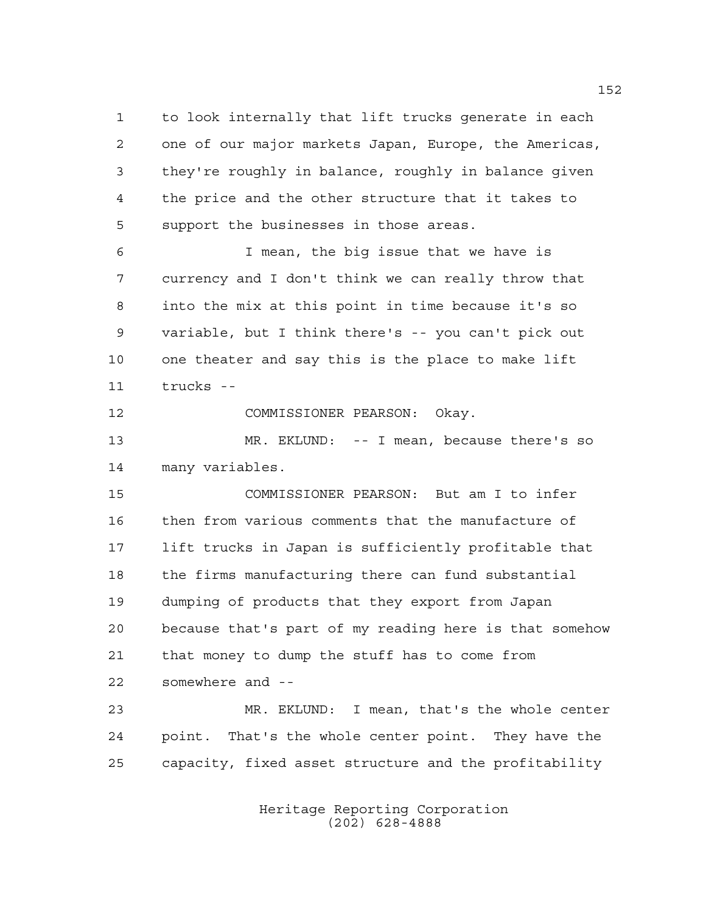to look internally that lift trucks generate in each one of our major markets Japan, Europe, the Americas, they're roughly in balance, roughly in balance given the price and the other structure that it takes to support the businesses in those areas.

I mean, the big issue that we have is currency and I don't think we can really throw that into the mix at this point in time because it's so variable, but I think there's -- you can't pick out one theater and say this is the place to make lift trucks --

COMMISSIONER PEARSON: Okay.

MR. EKLUND: -- I mean, because there's so many variables.

COMMISSIONER PEARSON: But am I to infer then from various comments that the manufacture of lift trucks in Japan is sufficiently profitable that the firms manufacturing there can fund substantial dumping of products that they export from Japan because that's part of my reading here is that somehow that money to dump the stuff has to come from somewhere and --

MR. EKLUND: I mean, that's the whole center point. That's the whole center point. They have the capacity, fixed asset structure and the profitability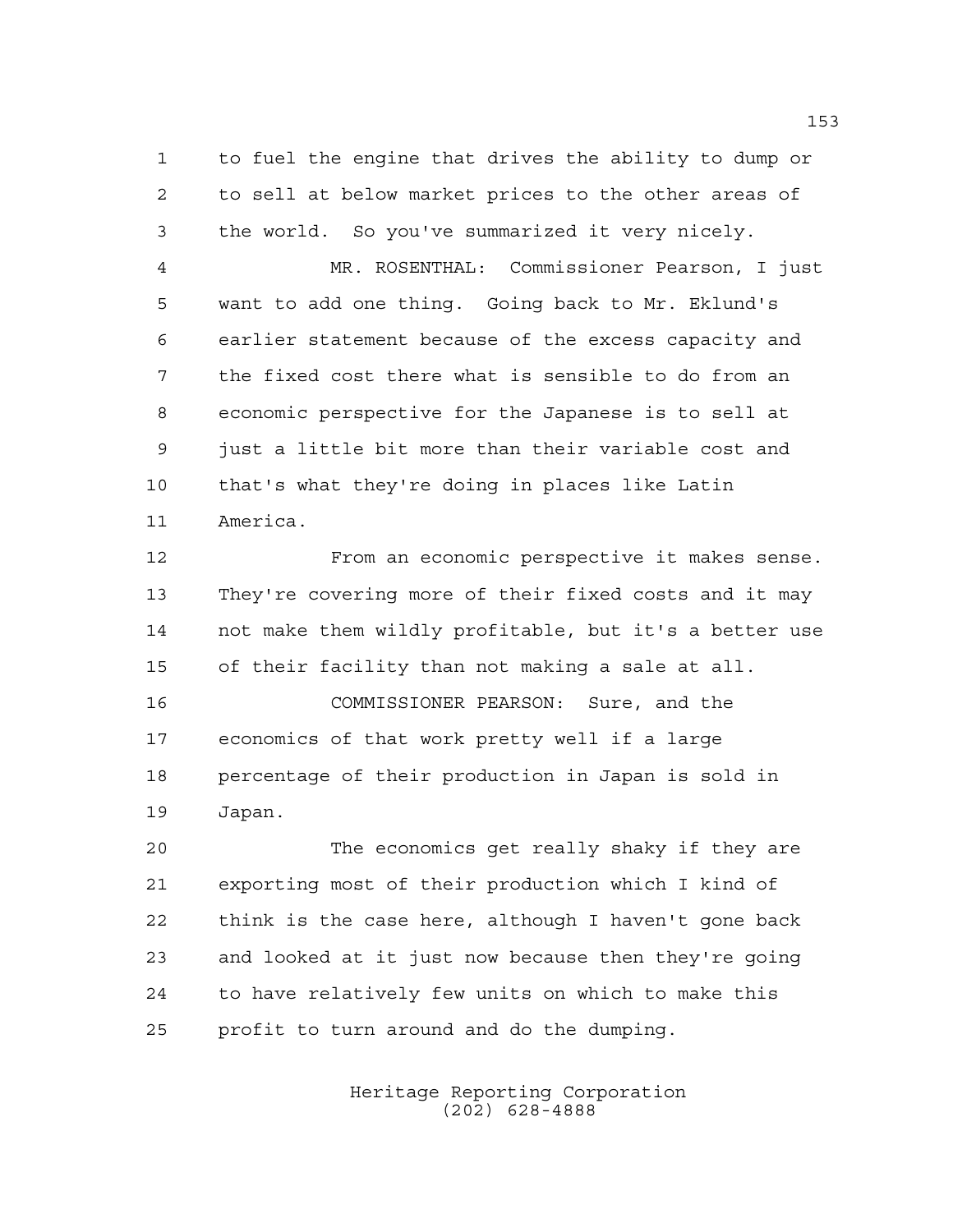to fuel the engine that drives the ability to dump or to sell at below market prices to the other areas of the world. So you've summarized it very nicely.

MR. ROSENTHAL: Commissioner Pearson, I just want to add one thing. Going back to Mr. Eklund's earlier statement because of the excess capacity and the fixed cost there what is sensible to do from an economic perspective for the Japanese is to sell at just a little bit more than their variable cost and that's what they're doing in places like Latin America.

From an economic perspective it makes sense. They're covering more of their fixed costs and it may not make them wildly profitable, but it's a better use of their facility than not making a sale at all.

COMMISSIONER PEARSON: Sure, and the economics of that work pretty well if a large percentage of their production in Japan is sold in Japan.

The economics get really shaky if they are exporting most of their production which I kind of think is the case here, although I haven't gone back and looked at it just now because then they're going to have relatively few units on which to make this profit to turn around and do the dumping.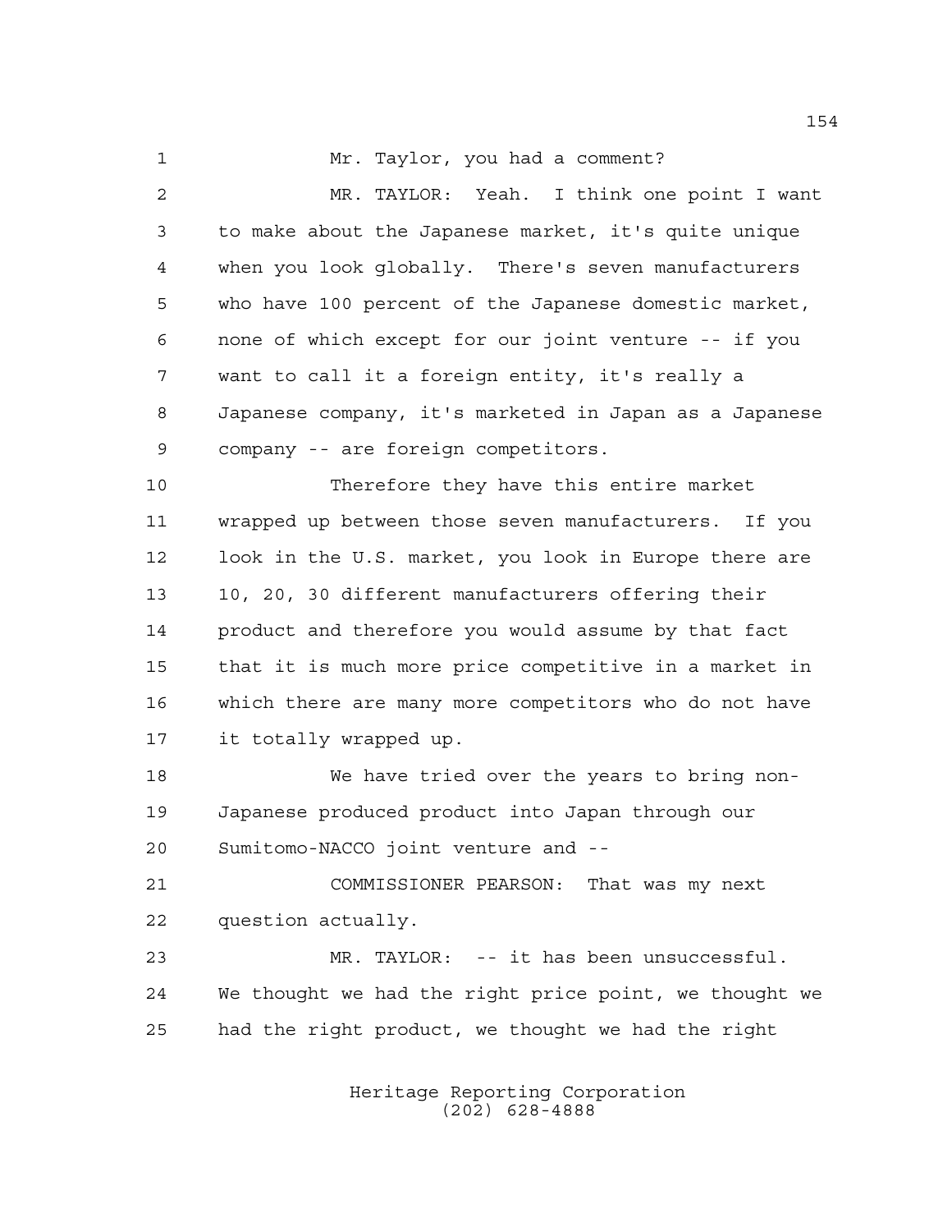Mr. Taylor, you had a comment?

MR. TAYLOR: Yeah. I think one point I want to make about the Japanese market, it's quite unique when you look globally. There's seven manufacturers who have 100 percent of the Japanese domestic market, none of which except for our joint venture -- if you want to call it a foreign entity, it's really a Japanese company, it's marketed in Japan as a Japanese company -- are foreign competitors.

Therefore they have this entire market wrapped up between those seven manufacturers. If you look in the U.S. market, you look in Europe there are 10, 20, 30 different manufacturers offering their product and therefore you would assume by that fact that it is much more price competitive in a market in which there are many more competitors who do not have it totally wrapped up.

We have tried over the years to bring non-Japanese produced product into Japan through our Sumitomo-NACCO joint venture and --

COMMISSIONER PEARSON: That was my next question actually.

MR. TAYLOR: -- it has been unsuccessful. We thought we had the right price point, we thought we had the right product, we thought we had the right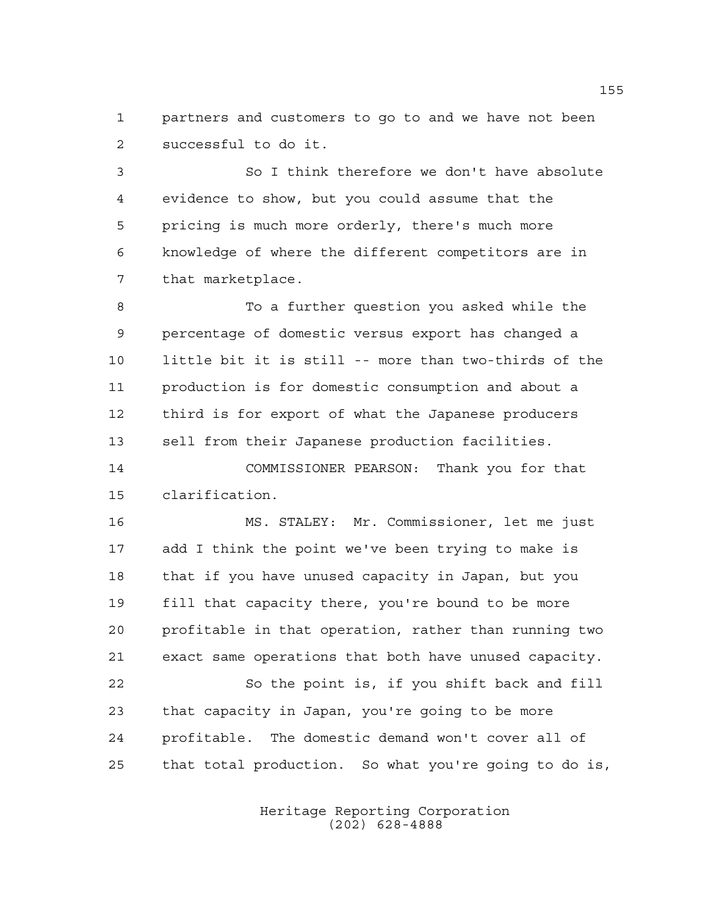partners and customers to go to and we have not been successful to do it.

So I think therefore we don't have absolute evidence to show, but you could assume that the pricing is much more orderly, there's much more knowledge of where the different competitors are in that marketplace.

To a further question you asked while the percentage of domestic versus export has changed a little bit it is still -- more than two-thirds of the production is for domestic consumption and about a third is for export of what the Japanese producers sell from their Japanese production facilities.

COMMISSIONER PEARSON: Thank you for that clarification.

MS. STALEY: Mr. Commissioner, let me just add I think the point we've been trying to make is that if you have unused capacity in Japan, but you fill that capacity there, you're bound to be more profitable in that operation, rather than running two exact same operations that both have unused capacity.

So the point is, if you shift back and fill that capacity in Japan, you're going to be more profitable. The domestic demand won't cover all of that total production. So what you're going to do is,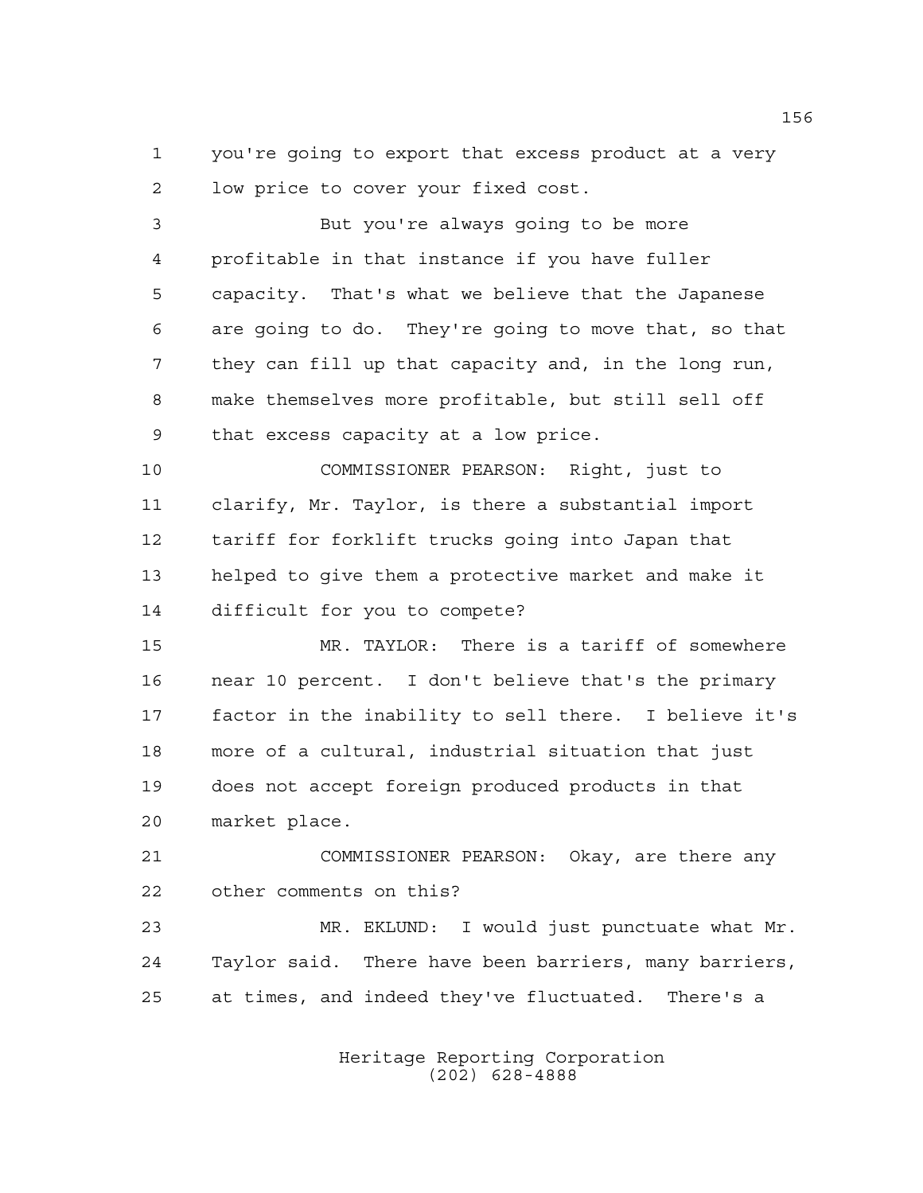you're going to export that excess product at a very low price to cover your fixed cost.

But you're always going to be more profitable in that instance if you have fuller capacity. That's what we believe that the Japanese are going to do. They're going to move that, so that they can fill up that capacity and, in the long run, make themselves more profitable, but still sell off that excess capacity at a low price.

COMMISSIONER PEARSON: Right, just to clarify, Mr. Taylor, is there a substantial import tariff for forklift trucks going into Japan that helped to give them a protective market and make it difficult for you to compete?

MR. TAYLOR: There is a tariff of somewhere near 10 percent. I don't believe that's the primary factor in the inability to sell there. I believe it's more of a cultural, industrial situation that just does not accept foreign produced products in that market place.

COMMISSIONER PEARSON: Okay, are there any other comments on this?

MR. EKLUND: I would just punctuate what Mr. Taylor said. There have been barriers, many barriers, at times, and indeed they've fluctuated. There's a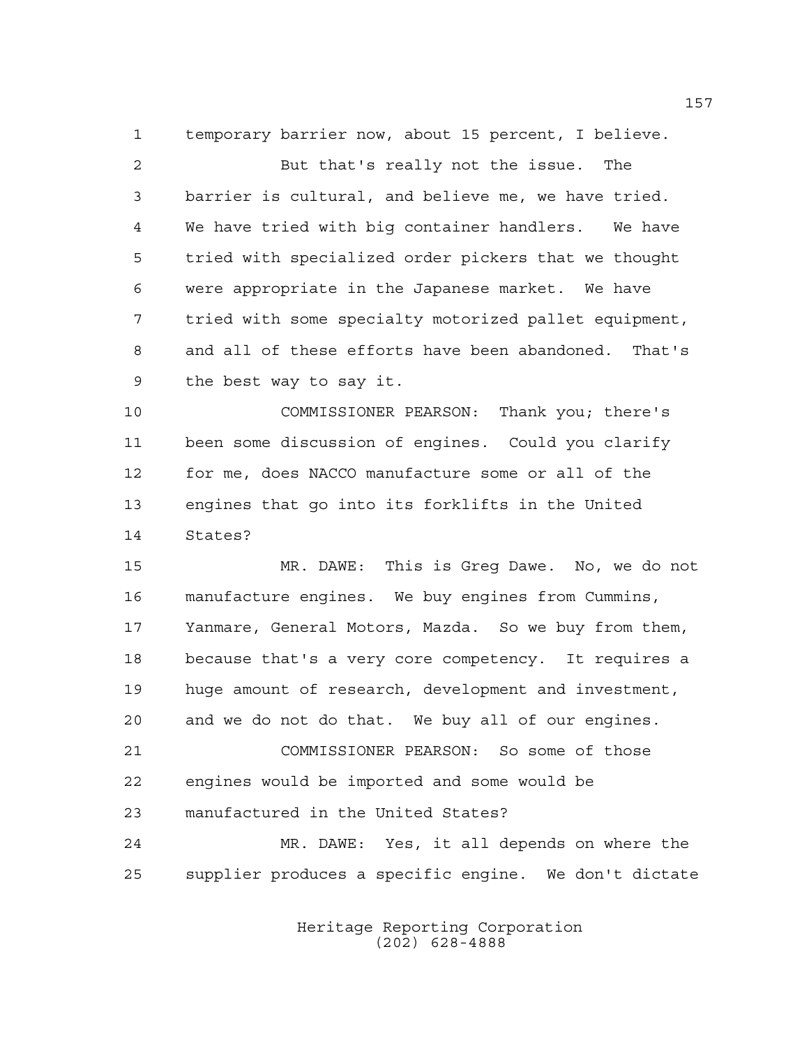temporary barrier now, about 15 percent, I believe.

But that's really not the issue. The barrier is cultural, and believe me, we have tried. We have tried with big container handlers. We have tried with specialized order pickers that we thought were appropriate in the Japanese market. We have tried with some specialty motorized pallet equipment, and all of these efforts have been abandoned. That's the best way to say it.

COMMISSIONER PEARSON: Thank you; there's been some discussion of engines. Could you clarify for me, does NACCO manufacture some or all of the engines that go into its forklifts in the United States?

MR. DAWE: This is Greg Dawe. No, we do not manufacture engines. We buy engines from Cummins, Yanmare, General Motors, Mazda. So we buy from them, because that's a very core competency. It requires a huge amount of research, development and investment, and we do not do that. We buy all of our engines.

COMMISSIONER PEARSON: So some of those engines would be imported and some would be manufactured in the United States?

MR. DAWE: Yes, it all depends on where the supplier produces a specific engine. We don't dictate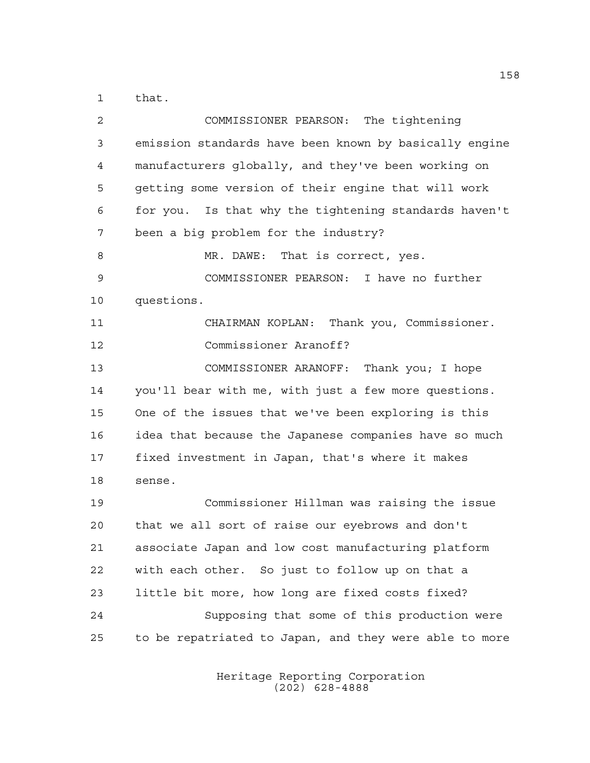that.

COMMISSIONER PEARSON: The tightening emission standards have been known by basically engine manufacturers globally, and they've been working on getting some version of their engine that will work for you. Is that why the tightening standards haven't been a big problem for the industry?

MR. DAWE: That is correct, yes.

COMMISSIONER PEARSON: I have no further questions.

CHAIRMAN KOPLAN: Thank you, Commissioner. Commissioner Aranoff?

COMMISSIONER ARANOFF: Thank you; I hope you'll bear with me, with just a few more questions. One of the issues that we've been exploring is this idea that because the Japanese companies have so much fixed investment in Japan, that's where it makes sense.

Commissioner Hillman was raising the issue that we all sort of raise our eyebrows and don't associate Japan and low cost manufacturing platform with each other. So just to follow up on that a little bit more, how long are fixed costs fixed?

Supposing that some of this production were to be repatriated to Japan, and they were able to more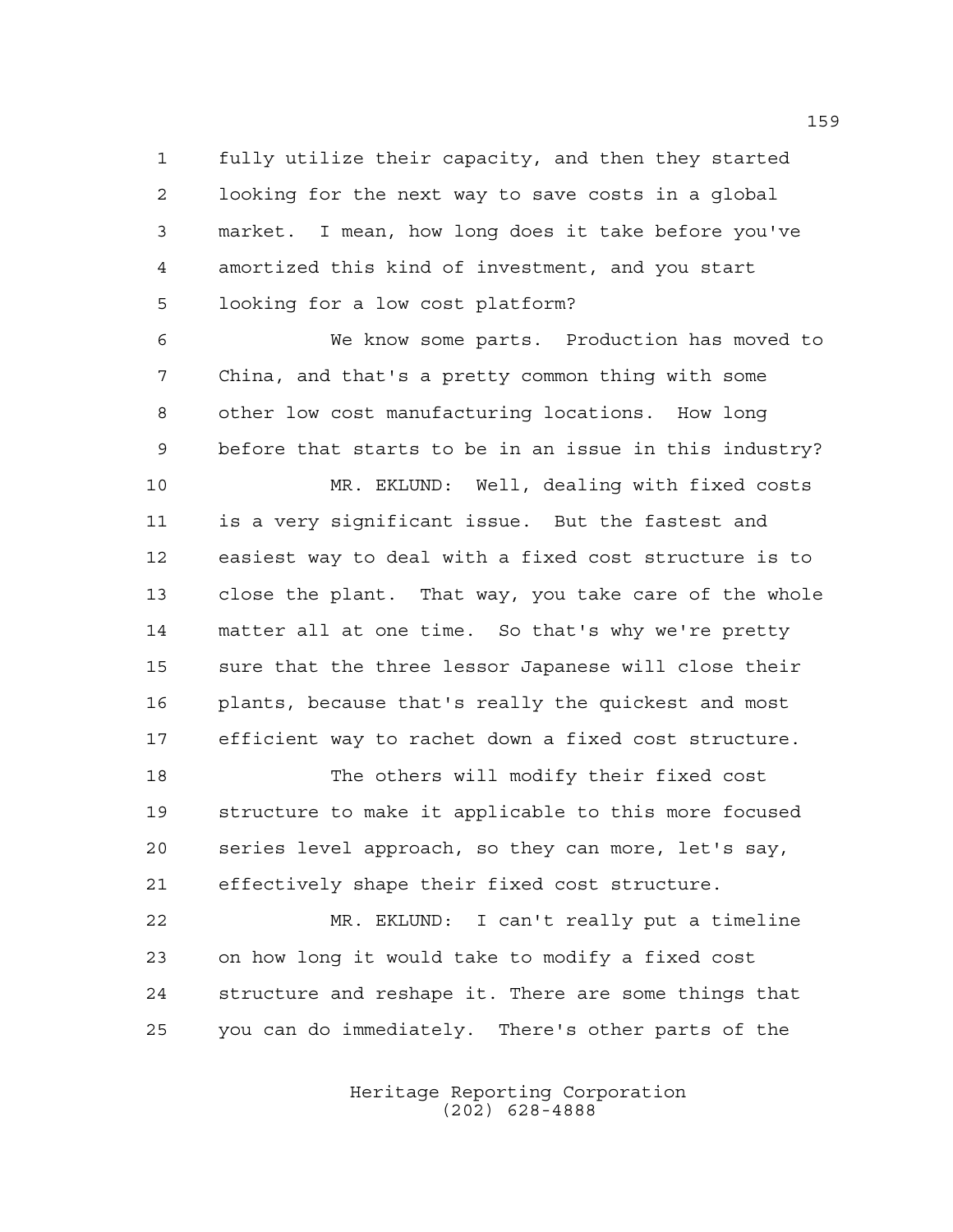fully utilize their capacity, and then they started looking for the next way to save costs in a global market. I mean, how long does it take before you've amortized this kind of investment, and you start looking for a low cost platform?

We know some parts. Production has moved to China, and that's a pretty common thing with some other low cost manufacturing locations. How long before that starts to be in an issue in this industry?

MR. EKLUND: Well, dealing with fixed costs is a very significant issue. But the fastest and easiest way to deal with a fixed cost structure is to close the plant. That way, you take care of the whole matter all at one time. So that's why we're pretty sure that the three lessor Japanese will close their plants, because that's really the quickest and most efficient way to rachet down a fixed cost structure.

The others will modify their fixed cost structure to make it applicable to this more focused series level approach, so they can more, let's say, effectively shape their fixed cost structure.

MR. EKLUND: I can't really put a timeline on how long it would take to modify a fixed cost structure and reshape it. There are some things that you can do immediately. There's other parts of the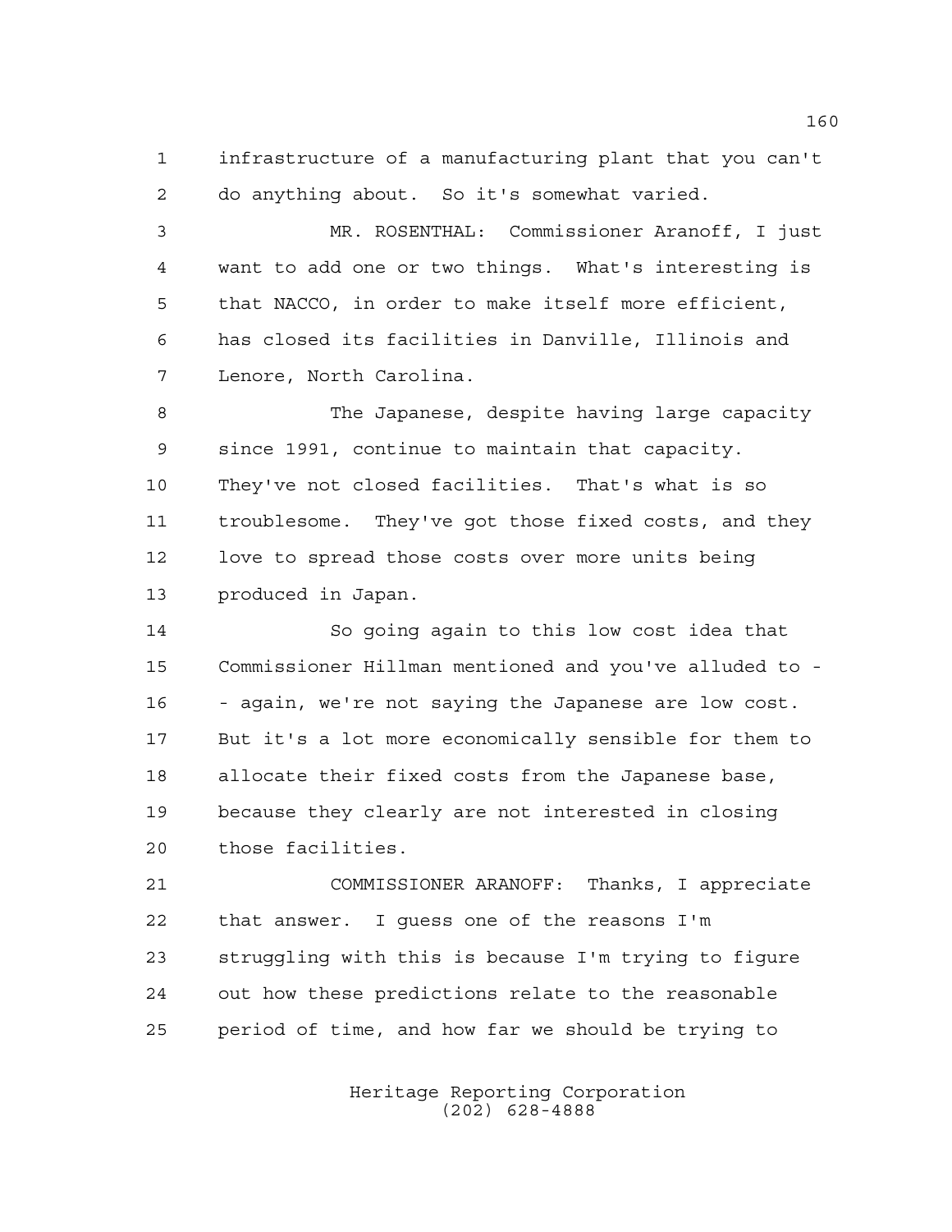infrastructure of a manufacturing plant that you can't do anything about. So it's somewhat varied.

MR. ROSENTHAL: Commissioner Aranoff, I just want to add one or two things. What's interesting is that NACCO, in order to make itself more efficient, has closed its facilities in Danville, Illinois and Lenore, North Carolina.

The Japanese, despite having large capacity since 1991, continue to maintain that capacity. They've not closed facilities. That's what is so troublesome. They've got those fixed costs, and they love to spread those costs over more units being produced in Japan.

So going again to this low cost idea that Commissioner Hillman mentioned and you've alluded to -- again, we're not saying the Japanese are low cost. But it's a lot more economically sensible for them to allocate their fixed costs from the Japanese base, because they clearly are not interested in closing those facilities.

COMMISSIONER ARANOFF: Thanks, I appreciate that answer. I guess one of the reasons I'm struggling with this is because I'm trying to figure out how these predictions relate to the reasonable period of time, and how far we should be trying to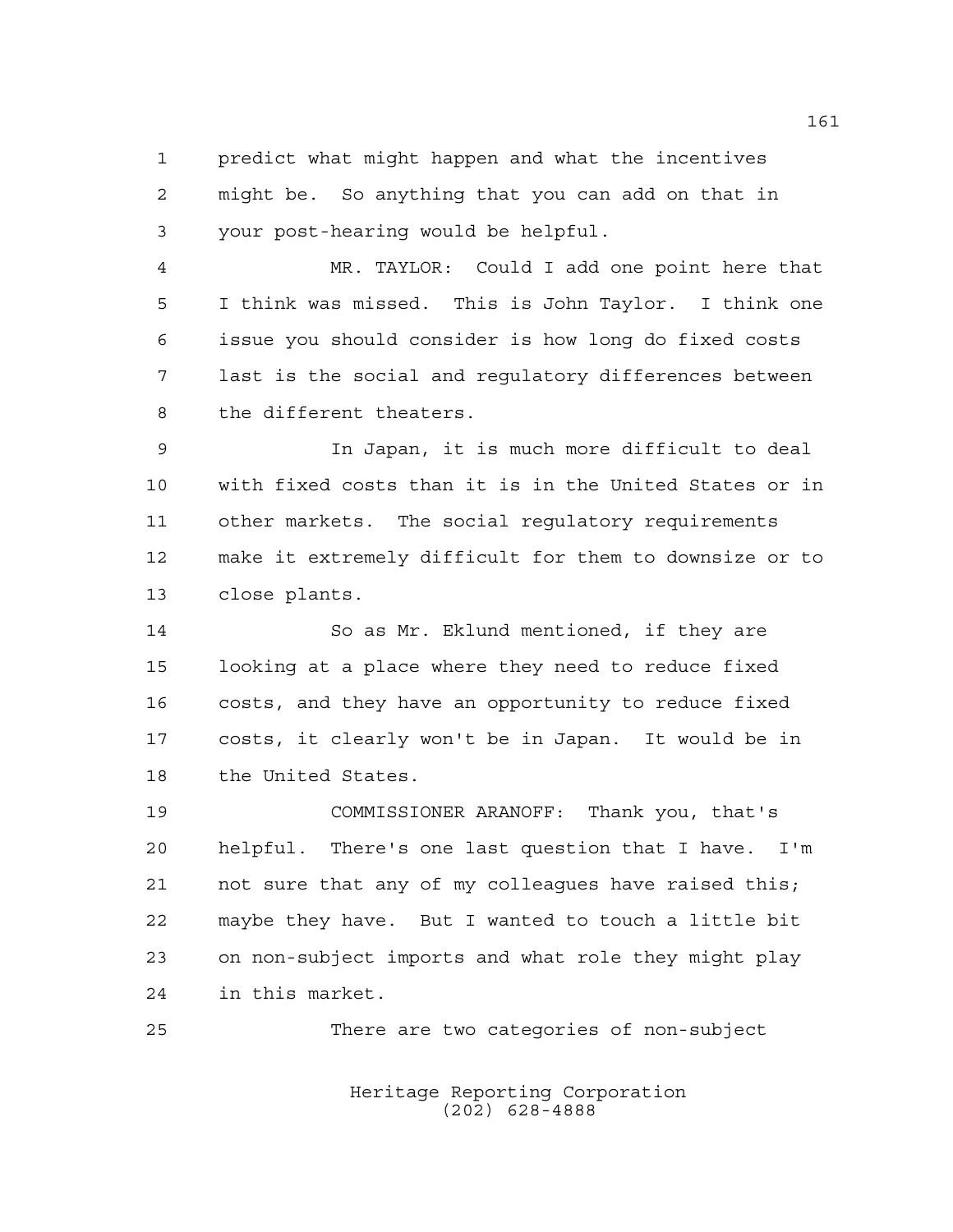predict what might happen and what the incentives might be. So anything that you can add on that in your post-hearing would be helpful.

MR. TAYLOR: Could I add one point here that I think was missed. This is John Taylor. I think one issue you should consider is how long do fixed costs last is the social and regulatory differences between the different theaters.

In Japan, it is much more difficult to deal with fixed costs than it is in the United States or in other markets. The social regulatory requirements make it extremely difficult for them to downsize or to close plants.

So as Mr. Eklund mentioned, if they are looking at a place where they need to reduce fixed costs, and they have an opportunity to reduce fixed costs, it clearly won't be in Japan. It would be in the United States.

COMMISSIONER ARANOFF: Thank you, that's helpful. There's one last question that I have. I'm not sure that any of my colleagues have raised this; maybe they have. But I wanted to touch a little bit on non-subject imports and what role they might play in this market.

There are two categories of non-subject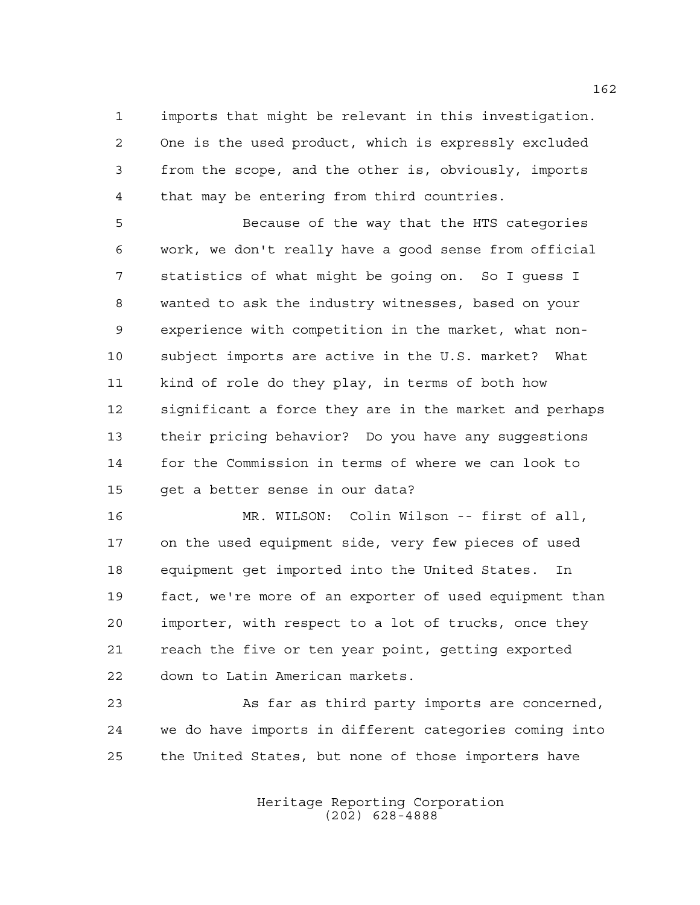imports that might be relevant in this investigation. One is the used product, which is expressly excluded from the scope, and the other is, obviously, imports that may be entering from third countries.

Because of the way that the HTS categories work, we don't really have a good sense from official statistics of what might be going on. So I guess I wanted to ask the industry witnesses, based on your experience with competition in the market, what non-subject imports are active in the U.S. market? What kind of role do they play, in terms of both how significant a force they are in the market and perhaps their pricing behavior? Do you have any suggestions for the Commission in terms of where we can look to get a better sense in our data?

MR. WILSON: Colin Wilson -- first of all, on the used equipment side, very few pieces of used equipment get imported into the United States. In fact, we're more of an exporter of used equipment than importer, with respect to a lot of trucks, once they reach the five or ten year point, getting exported down to Latin American markets.

As far as third party imports are concerned, we do have imports in different categories coming into the United States, but none of those importers have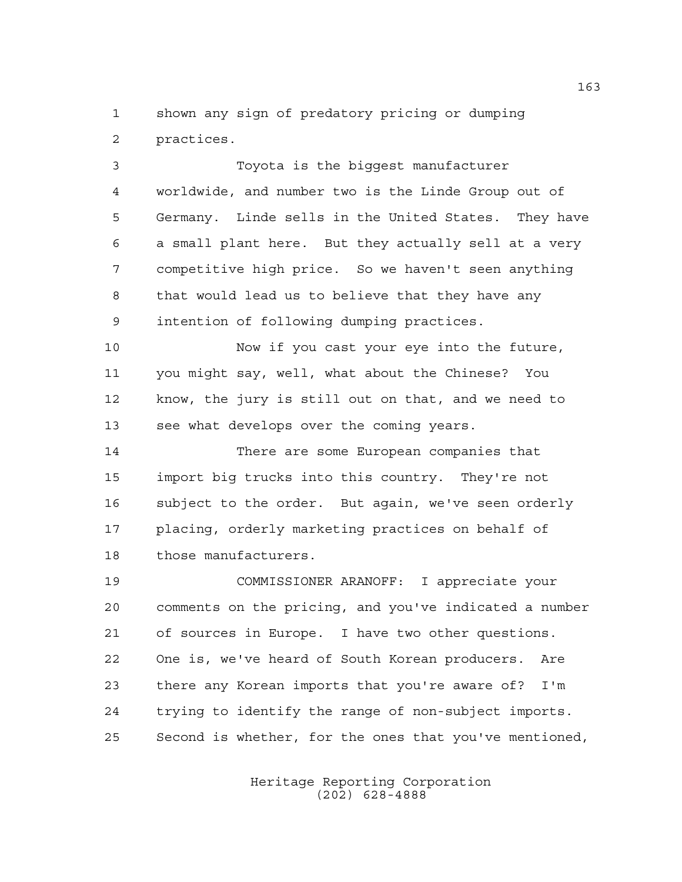shown any sign of predatory pricing or dumping practices.

Toyota is the biggest manufacturer worldwide, and number two is the Linde Group out of Germany. Linde sells in the United States. They have a small plant here. But they actually sell at a very competitive high price. So we haven't seen anything that would lead us to believe that they have any intention of following dumping practices.

Now if you cast your eye into the future, you might say, well, what about the Chinese? You know, the jury is still out on that, and we need to see what develops over the coming years.

There are some European companies that import big trucks into this country. They're not subject to the order. But again, we've seen orderly placing, orderly marketing practices on behalf of those manufacturers.

COMMISSIONER ARANOFF: I appreciate your comments on the pricing, and you've indicated a number of sources in Europe. I have two other questions. One is, we've heard of South Korean producers. Are there any Korean imports that you're aware of? I'm trying to identify the range of non-subject imports. Second is whether, for the ones that you've mentioned,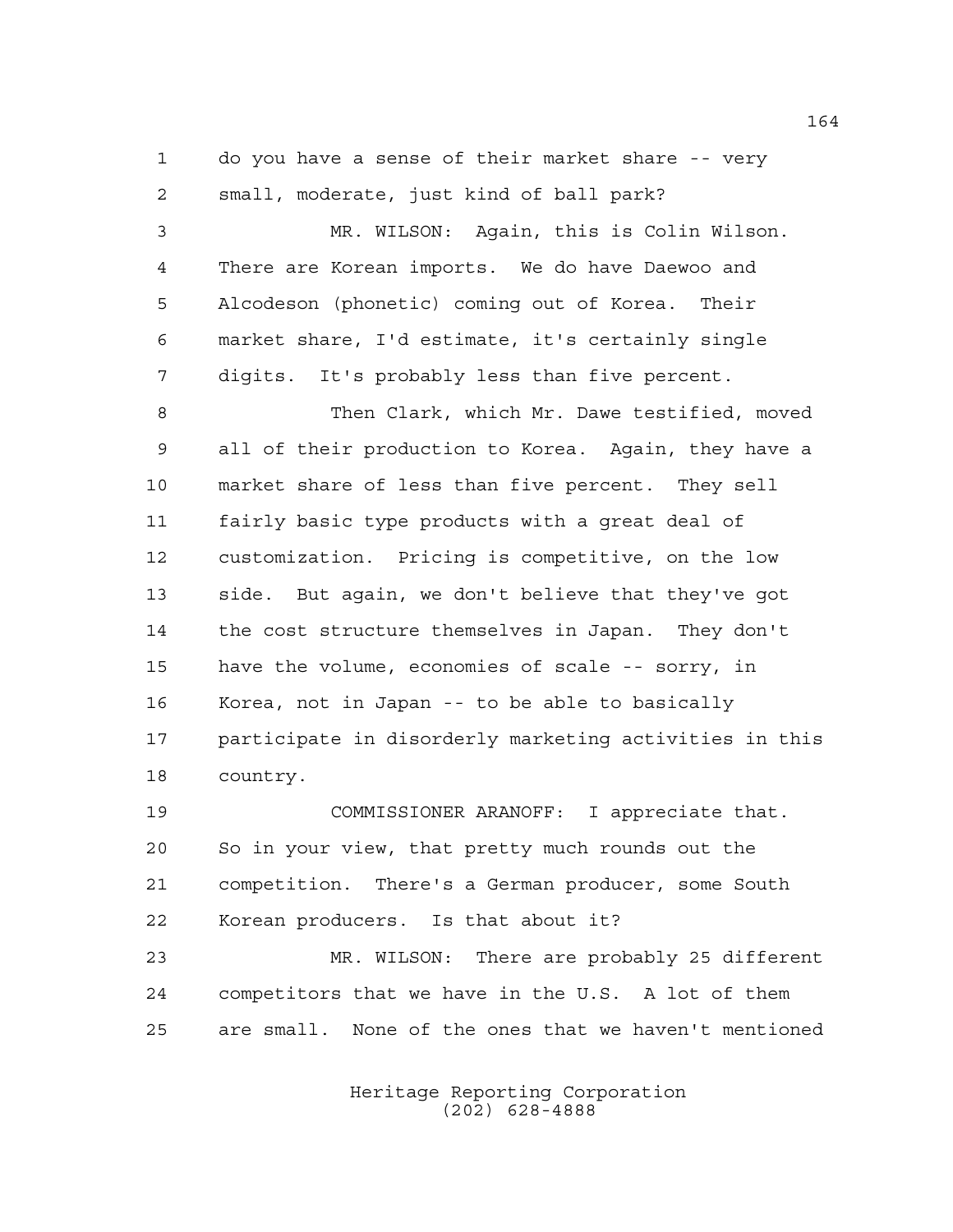1 do you have a sense of their market share -- very
2 small, moderate, just kind of ball park?
3 MR. WILSON: Again, this is Colin Wilson.
4 There are Korean imports. We do have Daewoo and
5 Alcodeson (phonetic) coming out of Korea. Their
6 market share, I'd estimate, it's certainly single
7 digits. It's probably less than five percent.
8 Then Clark, which Mr. Dawe testified, moved
9 all of their production to Korea. Again, they have a
10 market share of less than five percent. They sell
11 fairly basic type products with a great deal of
12 customization. Pricing is competitive, on the low
13 side. But again, we don't believe that they've got
14 the cost structure themselves in Japan. They don't
15 have the volume, economies of scale -- sorry, in
16 Korea, not in Japan -- to be able to basically
17 participate in disorderly marketing activities in this
18 country.
19 COMMISSIONER ARANOFF: I appreciate that.
20 So in your view, that pretty much rounds out the
21 competition. There's a German producer, some South
22 Korean producers. Is that about it?
23 MR. WILSON: There are probably 25 different
24 competitors that we have in the U.S. A lot of them
25 are small. None of the ones that we haven't mentioned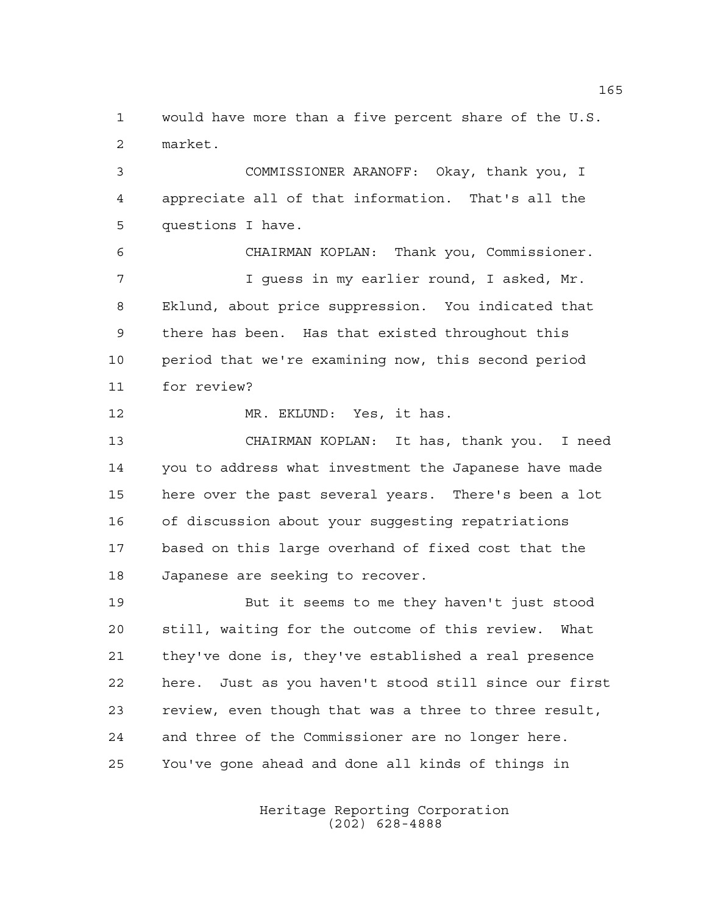would have more than a five percent share of the U.S. market.

COMMISSIONER ARANOFF: Okay, thank you, I appreciate all of that information. That's all the questions I have.

CHAIRMAN KOPLAN: Thank you, Commissioner.

I guess in my earlier round, I asked, Mr. Eklund, about price suppression. You indicated that there has been. Has that existed throughout this period that we're examining now, this second period for review?

MR. EKLUND: Yes, it has.

CHAIRMAN KOPLAN: It has, thank you. I need you to address what investment the Japanese have made here over the past several years. There's been a lot of discussion about your suggesting repatriations based on this large overhand of fixed cost that the Japanese are seeking to recover.

But it seems to me they haven't just stood still, waiting for the outcome of this review. What they've done is, they've established a real presence here. Just as you haven't stood still since our first review, even though that was a three to three result, and three of the Commissioner are no longer here. You've gone ahead and done all kinds of things in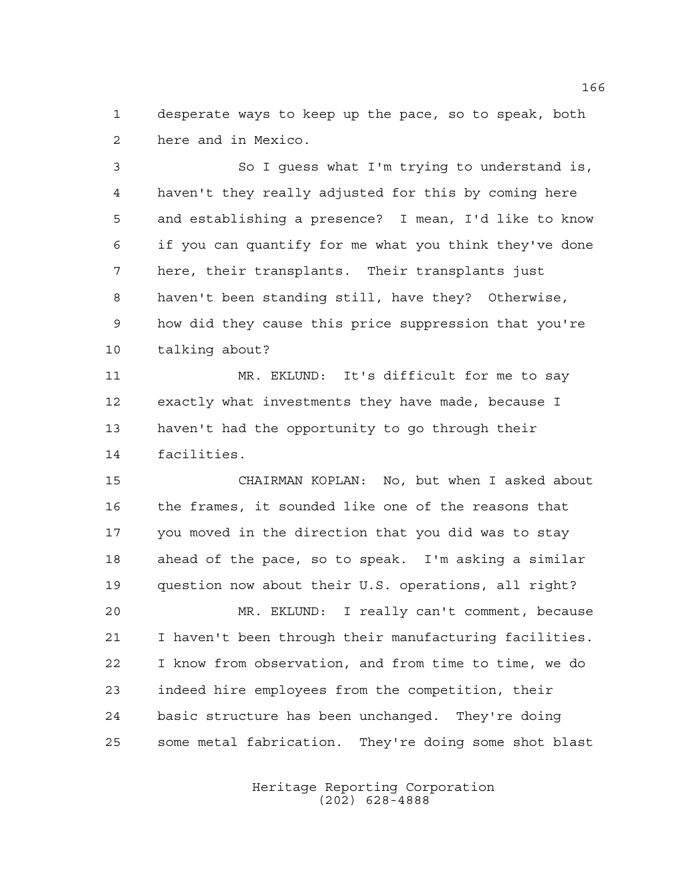desperate ways to keep up the pace, so to speak, both here and in Mexico.

So I guess what I'm trying to understand is, haven't they really adjusted for this by coming here and establishing a presence? I mean, I'd like to know if you can quantify for me what you think they've done here, their transplants. Their transplants just haven't been standing still, have they? Otherwise, how did they cause this price suppression that you're talking about?

MR. EKLUND: It's difficult for me to say exactly what investments they have made, because I haven't had the opportunity to go through their facilities.

CHAIRMAN KOPLAN: No, but when I asked about the frames, it sounded like one of the reasons that you moved in the direction that you did was to stay ahead of the pace, so to speak. I'm asking a similar question now about their U.S. operations, all right?

MR. EKLUND: I really can't comment, because I haven't been through their manufacturing facilities. I know from observation, and from time to time, we do indeed hire employees from the competition, their basic structure has been unchanged. They're doing some metal fabrication. They're doing some shot blast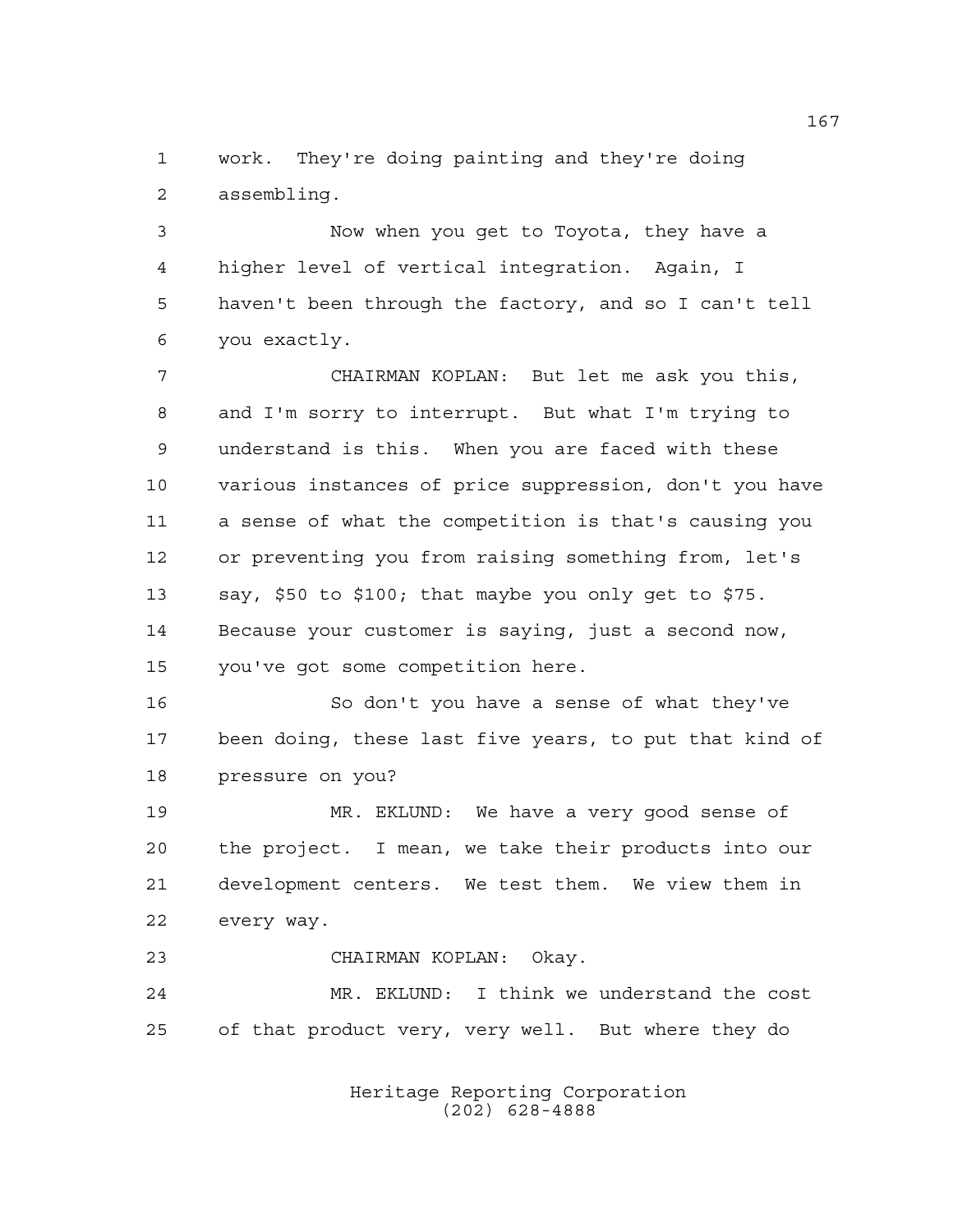work. They're doing painting and they're doing assembling.

Now when you get to Toyota, they have a higher level of vertical integration. Again, I haven't been through the factory, and so I can't tell you exactly.

CHAIRMAN KOPLAN: But let me ask you this, and I'm sorry to interrupt. But what I'm trying to understand is this. When you are faced with these various instances of price suppression, don't you have a sense of what the competition is that's causing you or preventing you from raising something from, let's say, $50 to $100; that maybe you only get to $75. Because your customer is saying, just a second now, you've got some competition here.

So don't you have a sense of what they've been doing, these last five years, to put that kind of pressure on you?

MR. EKLUND: We have a very good sense of the project. I mean, we take their products into our development centers. We test them. We view them in every way.

CHAIRMAN KOPLAN: Okay.

MR. EKLUND: I think we understand the cost of that product very, very well. But where they do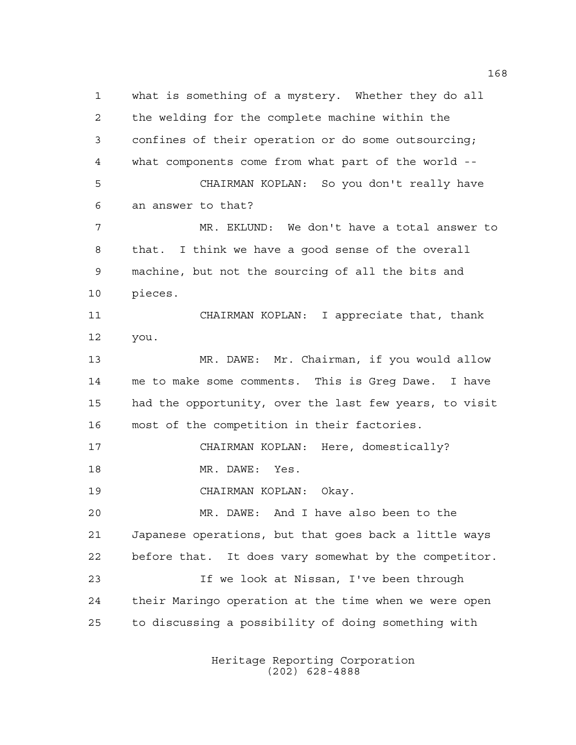what is something of a mystery. Whether they do all the welding for the complete machine within the confines of their operation or do some outsourcing; what components come from what part of the world --

CHAIRMAN KOPLAN: So you don't really have an answer to that?

MR. EKLUND: We don't have a total answer to that. I think we have a good sense of the overall machine, but not the sourcing of all the bits and pieces.

CHAIRMAN KOPLAN: I appreciate that, thank you.

MR. DAWE: Mr. Chairman, if you would allow me to make some comments. This is Greg Dawe. I have had the opportunity, over the last few years, to visit most of the competition in their factories.

CHAIRMAN KOPLAN: Here, domestically?

MR. DAWE: Yes.

CHAIRMAN KOPLAN: Okay.

MR. DAWE: And I have also been to the Japanese operations, but that goes back a little ways before that. It does vary somewhat by the competitor.

If we look at Nissan, I've been through their Maringo operation at the time when we were open to discussing a possibility of doing something with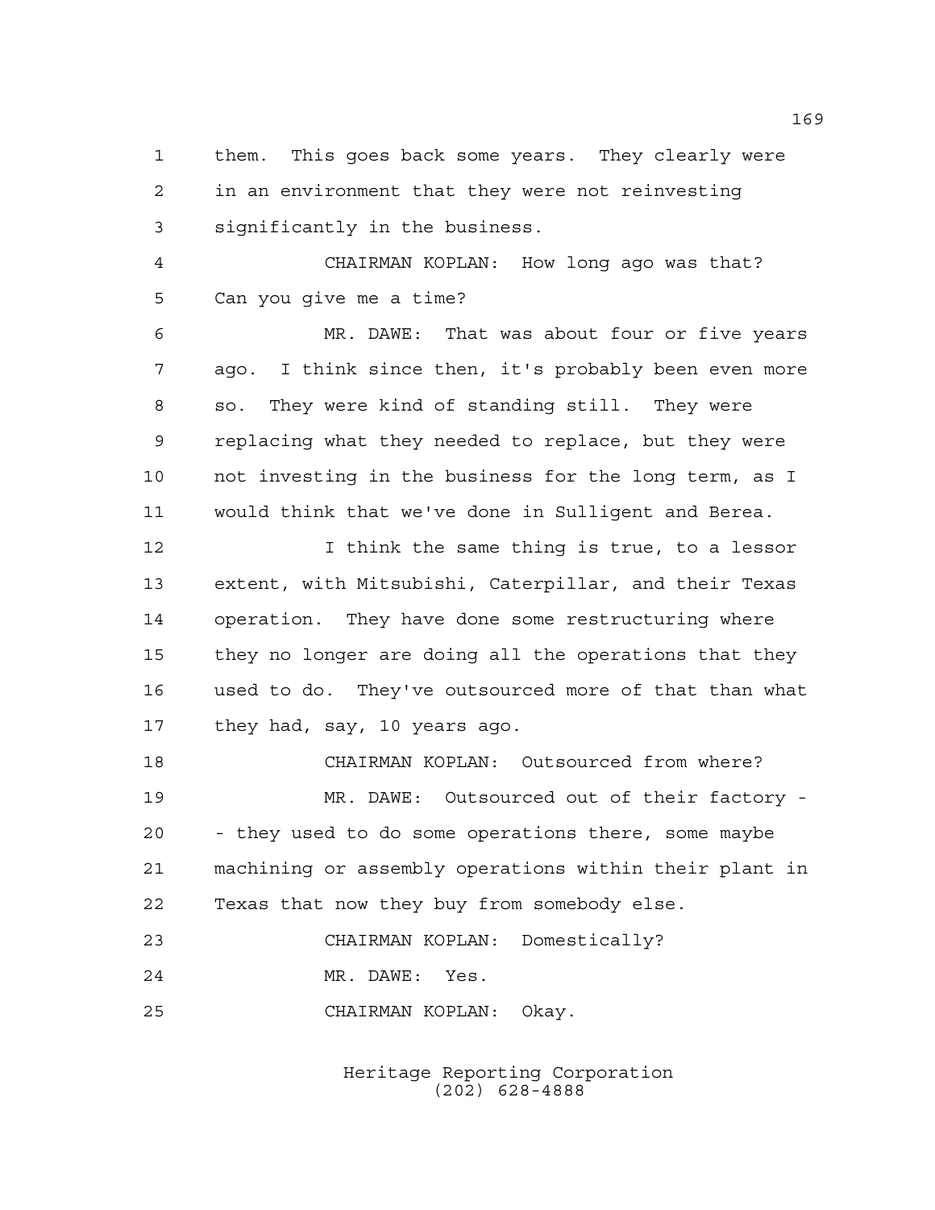them. This goes back some years. They clearly were in an environment that they were not reinvesting significantly in the business.

CHAIRMAN KOPLAN: How long ago was that? Can you give me a time?

MR. DAWE: That was about four or five years ago. I think since then, it's probably been even more so. They were kind of standing still. They were replacing what they needed to replace, but they were not investing in the business for the long term, as I would think that we've done in Sulligent and Berea.

I think the same thing is true, to a lessor extent, with Mitsubishi, Caterpillar, and their Texas operation. They have done some restructuring where they no longer are doing all the operations that they used to do. They've outsourced more of that than what they had, say, 10 years ago.

CHAIRMAN KOPLAN: Outsourced from where?

MR. DAWE: Outsourced out of their factory -- they used to do some operations there, some maybe machining or assembly operations within their plant in Texas that now they buy from somebody else.

CHAIRMAN KOPLAN: Domestically?

MR. DAWE: Yes.

CHAIRMAN KOPLAN: Okay.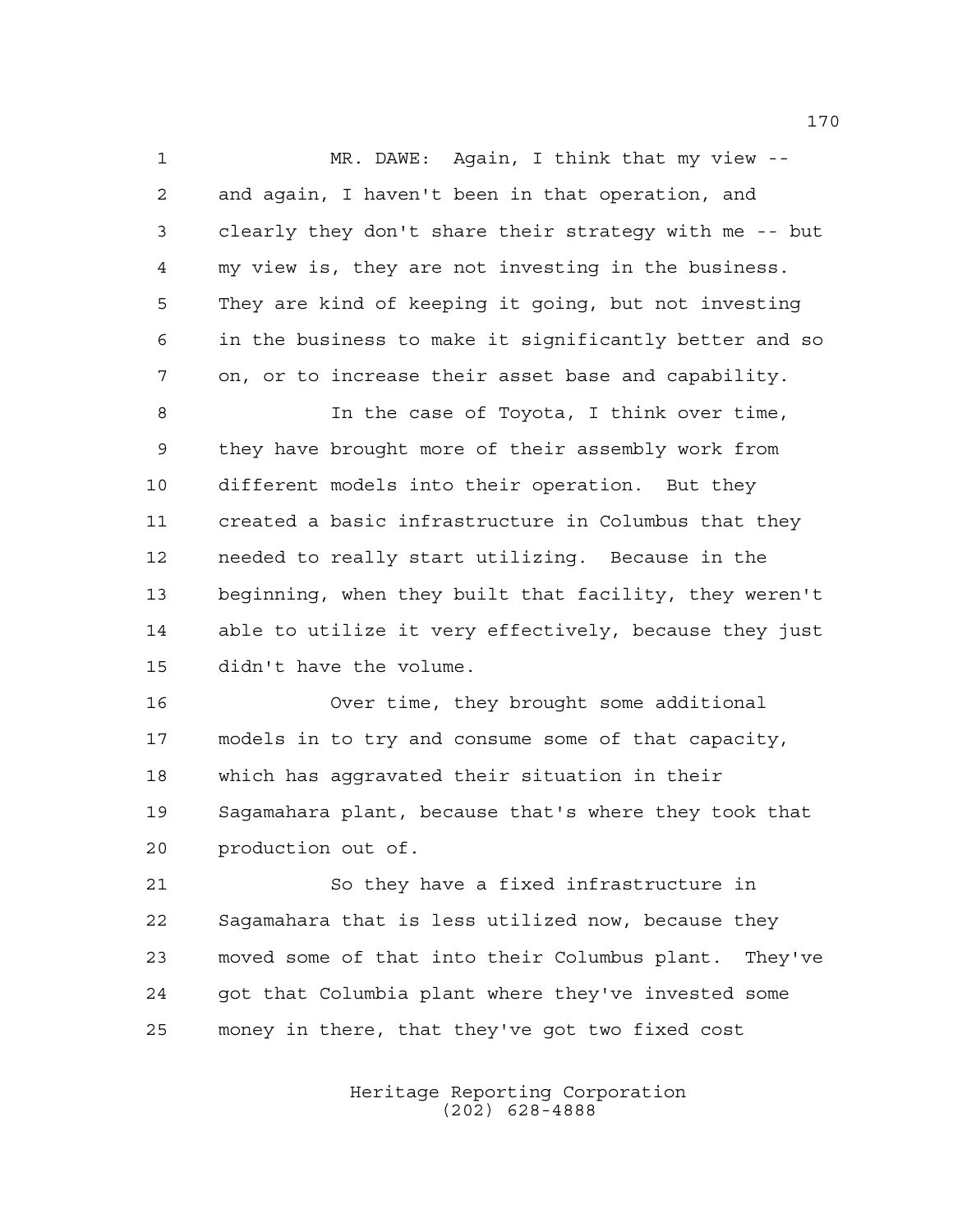MR. DAWE: Again, I think that my view -- and again, I haven't been in that operation, and clearly they don't share their strategy with me -- but my view is, they are not investing in the business. They are kind of keeping it going, but not investing in the business to make it significantly better and so on, or to increase their asset base and capability.

In the case of Toyota, I think over time, they have brought more of their assembly work from different models into their operation. But they created a basic infrastructure in Columbus that they needed to really start utilizing. Because in the beginning, when they built that facility, they weren't able to utilize it very effectively, because they just didn't have the volume.

Over time, they brought some additional models in to try and consume some of that capacity, which has aggravated their situation in their Sagamahara plant, because that's where they took that production out of.

So they have a fixed infrastructure in Sagamahara that is less utilized now, because they moved some of that into their Columbus plant. They've got that Columbia plant where they've invested some money in there, that they've got two fixed cost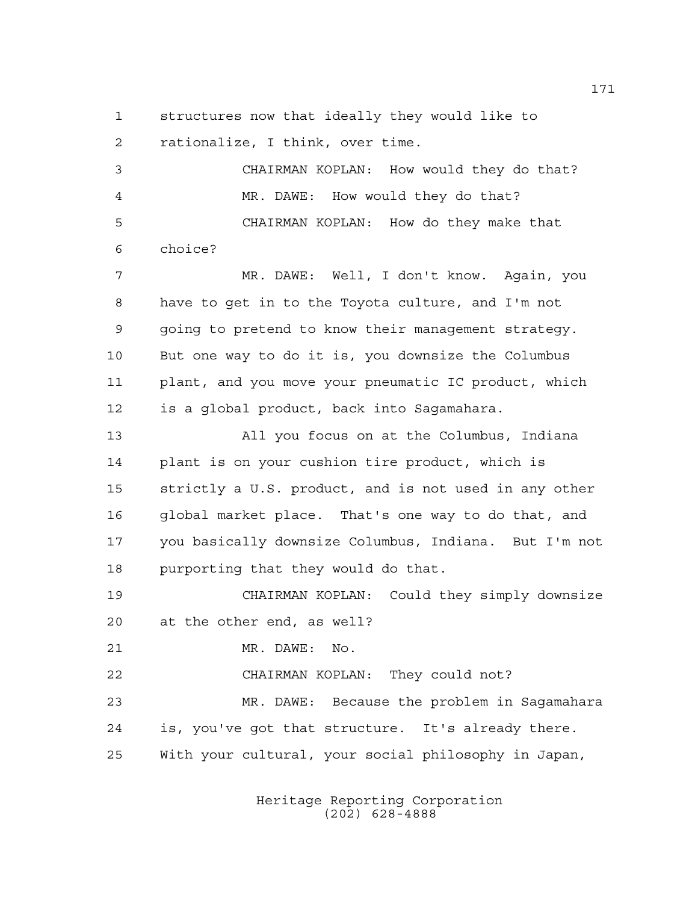structures now that ideally they would like to rationalize, I think, over time.

CHAIRMAN KOPLAN: How would they do that?

MR. DAWE: How would they do that?

CHAIRMAN KOPLAN: How do they make that choice?

MR. DAWE: Well, I don't know. Again, you have to get in to the Toyota culture, and I'm not going to pretend to know their management strategy. But one way to do it is, you downsize the Columbus plant, and you move your pneumatic IC product, which is a global product, back into Sagamahara.

All you focus on at the Columbus, Indiana plant is on your cushion tire product, which is strictly a U.S. product, and is not used in any other global market place. That's one way to do that, and you basically downsize Columbus, Indiana. But I'm not purporting that they would do that.

CHAIRMAN KOPLAN: Could they simply downsize at the other end, as well?

MR. DAWE: No.

CHAIRMAN KOPLAN: They could not?

MR. DAWE: Because the problem in Sagamahara is, you've got that structure. It's already there. With your cultural, your social philosophy in Japan,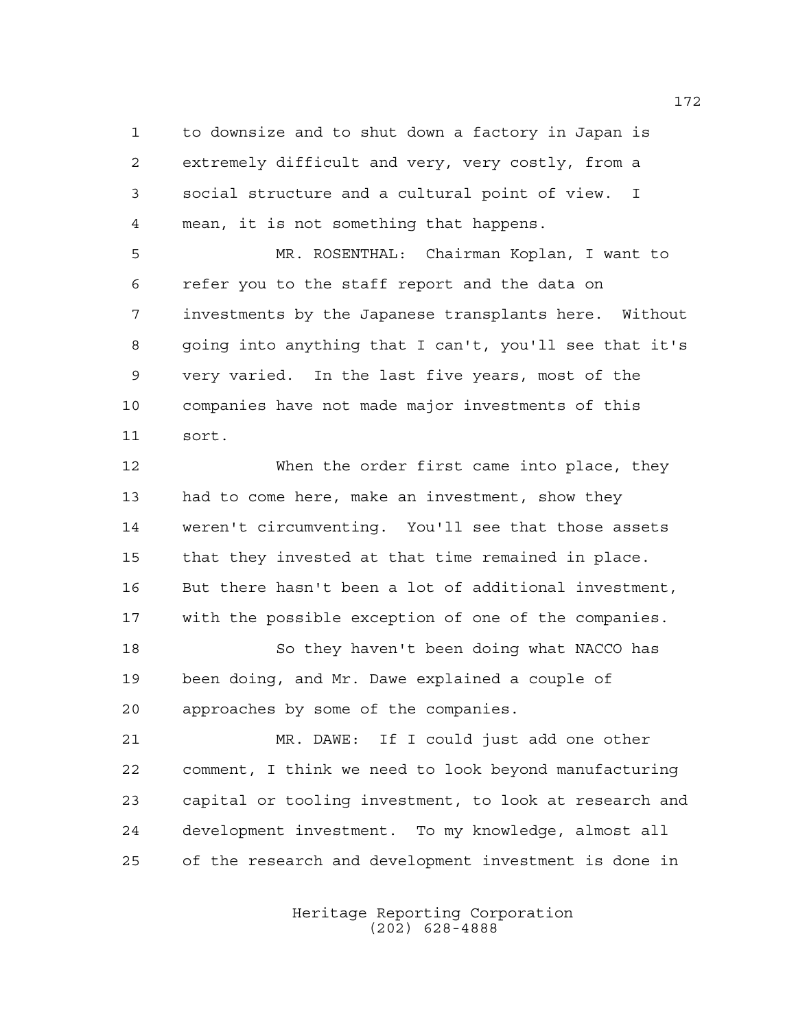to downsize and to shut down a factory in Japan is extremely difficult and very, very costly, from a social structure and a cultural point of view. I mean, it is not something that happens.

MR. ROSENTHAL: Chairman Koplan, I want to refer you to the staff report and the data on investments by the Japanese transplants here. Without going into anything that I can't, you'll see that it's very varied. In the last five years, most of the companies have not made major investments of this sort.

When the order first came into place, they had to come here, make an investment, show they weren't circumventing. You'll see that those assets that they invested at that time remained in place. But there hasn't been a lot of additional investment, with the possible exception of one of the companies.

So they haven't been doing what NACCO has been doing, and Mr. Dawe explained a couple of approaches by some of the companies.

MR. DAWE: If I could just add one other comment, I think we need to look beyond manufacturing capital or tooling investment, to look at research and development investment. To my knowledge, almost all of the research and development investment is done in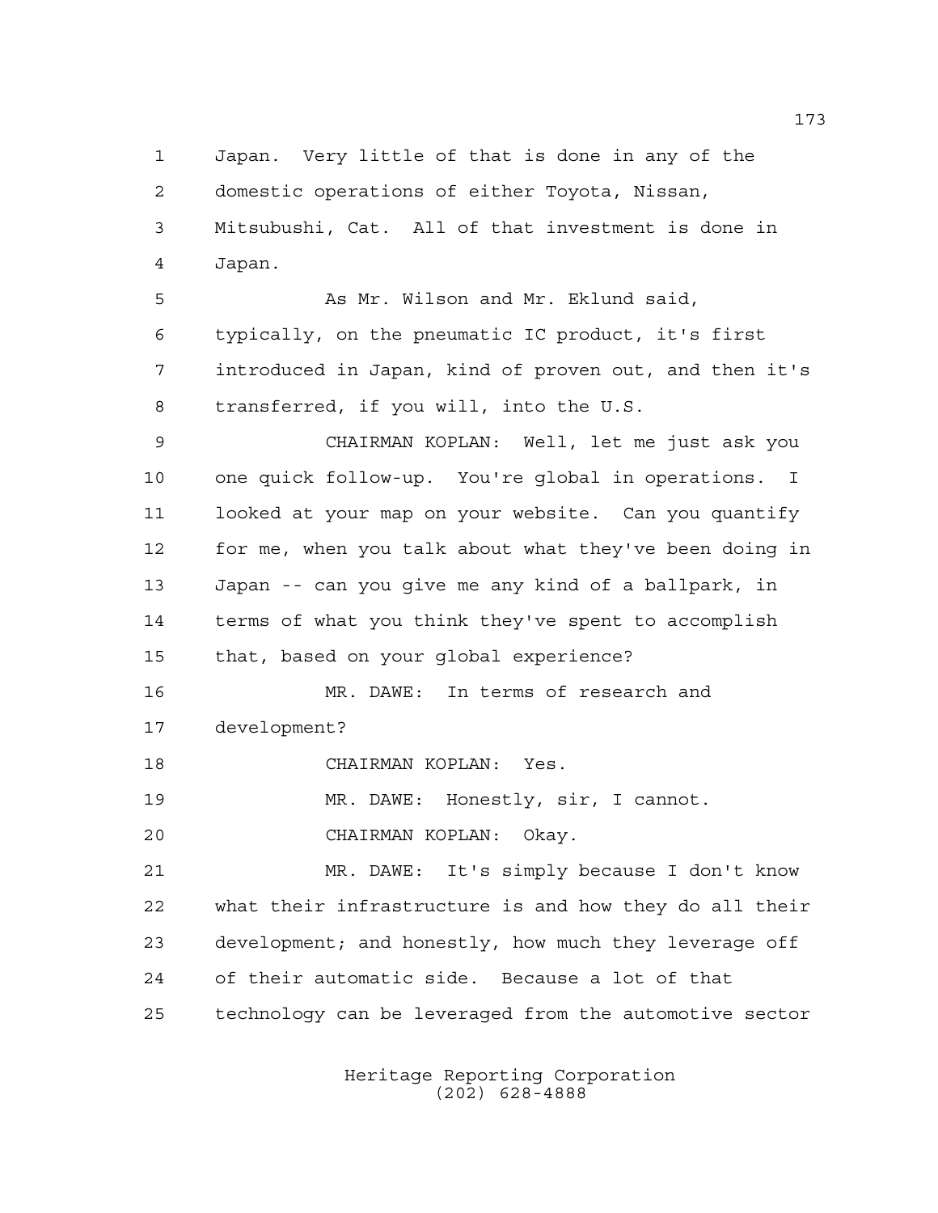Japan. Very little of that is done in any of the domestic operations of either Toyota, Nissan, Mitsubishi, Cat. All of that investment is done in Japan.

As Mr. Wilson and Mr. Eklund said, typically, on the pneumatic IC product, it's first introduced in Japan, kind of proven out, and then it's transferred, if you will, into the U.S.

CHAIRMAN KOPLAN: Well, let me just ask you one quick follow-up. You're global in operations. I looked at your map on your website. Can you quantify for me, when you talk about what they've been doing in Japan -- can you give me any kind of a ballpark, in terms of what you think they've spent to accomplish that, based on your global experience?

MR. DAWE: In terms of research and development?

CHAIRMAN KOPLAN: Yes.

MR. DAWE: Honestly, sir, I cannot.

CHAIRMAN KOPLAN: Okay.

MR. DAWE: It's simply because I don't know what their infrastructure is and how they do all their development; and honestly, how much they leverage off of their automatic side. Because a lot of that technology can be leveraged from the automotive sector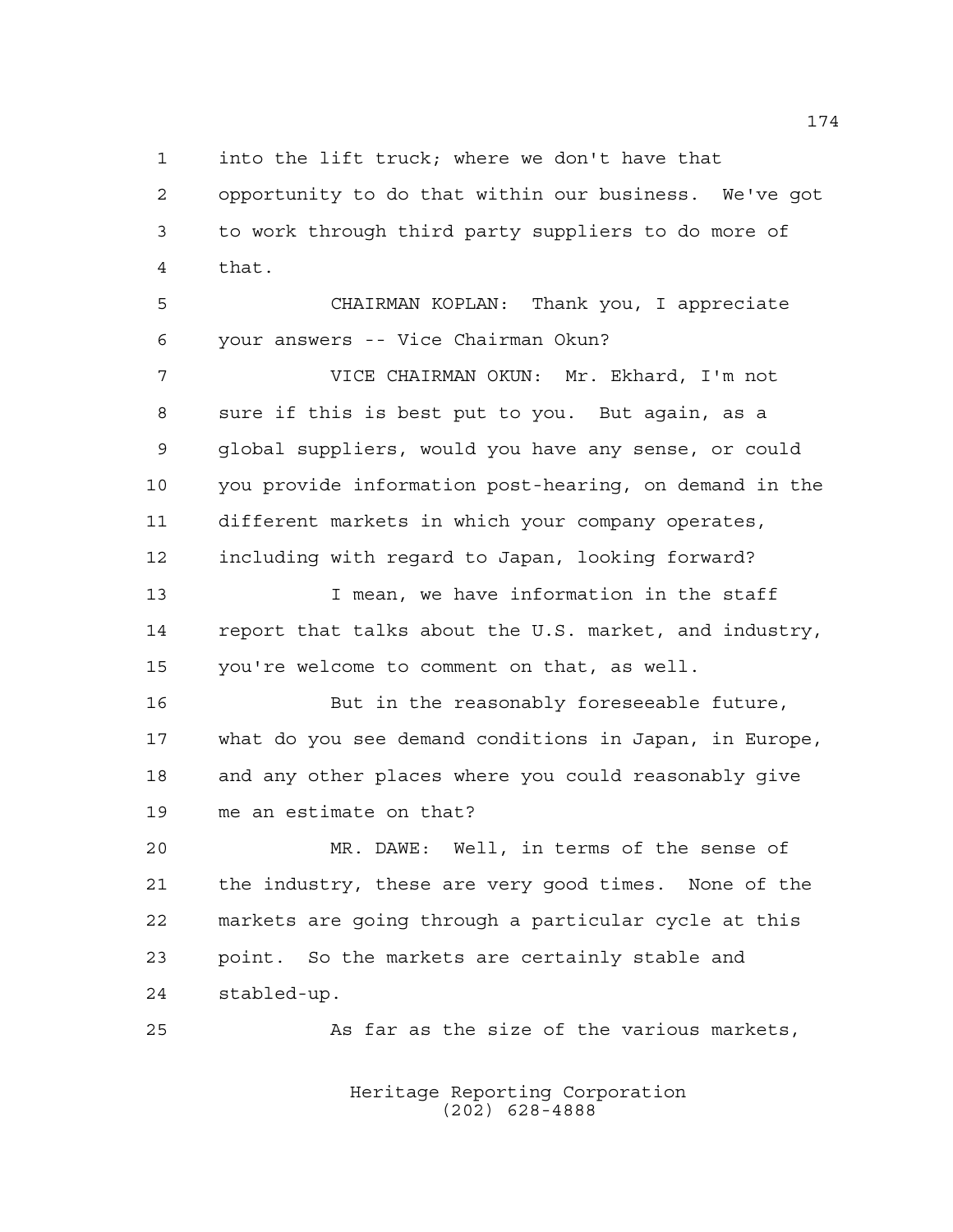into the lift truck; where we don't have that opportunity to do that within our business. We've got to work through third party suppliers to do more of that.

CHAIRMAN KOPLAN: Thank you, I appreciate your answers -- Vice Chairman Okun?

VICE CHAIRMAN OKUN: Mr. Ekhard, I'm not sure if this is best put to you. But again, as a global suppliers, would you have any sense, or could you provide information post-hearing, on demand in the different markets in which your company operates, including with regard to Japan, looking forward?

I mean, we have information in the staff report that talks about the U.S. market, and industry, you're welcome to comment on that, as well.

But in the reasonably foreseeable future, what do you see demand conditions in Japan, in Europe, and any other places where you could reasonably give me an estimate on that?

MR. DAWE: Well, in terms of the sense of the industry, these are very good times. None of the markets are going through a particular cycle at this point. So the markets are certainly stable and stabled-up.

As far as the size of the various markets,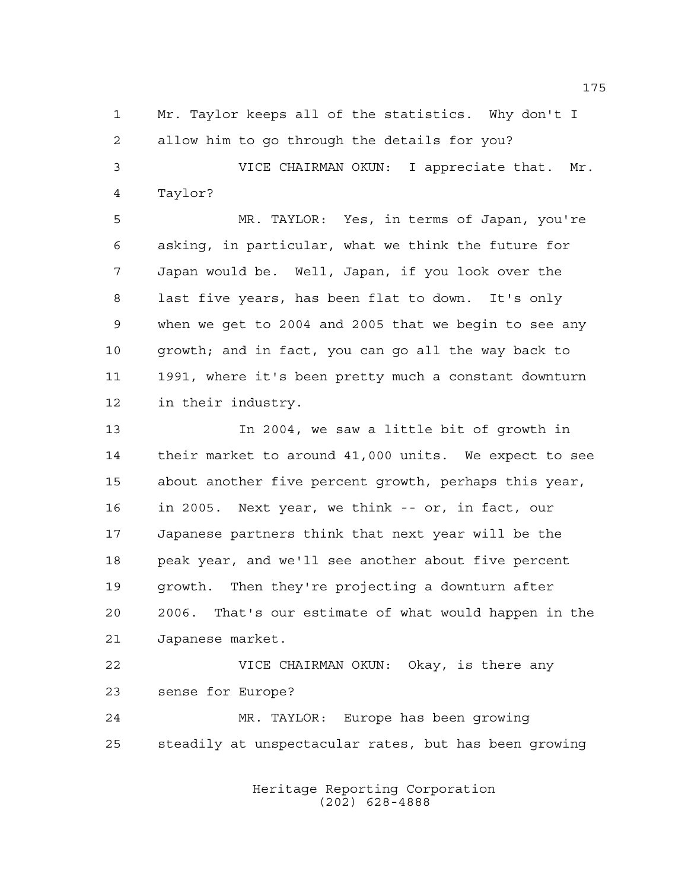Mr. Taylor keeps all of the statistics. Why don't I allow him to go through the details for you?

VICE CHAIRMAN OKUN: I appreciate that. Mr. Taylor?

MR. TAYLOR: Yes, in terms of Japan, you're asking, in particular, what we think the future for Japan would be. Well, Japan, if you look over the last five years, has been flat to down. It's only when we get to 2004 and 2005 that we begin to see any growth; and in fact, you can go all the way back to 1991, where it's been pretty much a constant downturn in their industry.

In 2004, we saw a little bit of growth in their market to around 41,000 units. We expect to see about another five percent growth, perhaps this year, in 2005. Next year, we think -- or, in fact, our Japanese partners think that next year will be the peak year, and we'll see another about five percent growth. Then they're projecting a downturn after 2006. That's our estimate of what would happen in the Japanese market.

VICE CHAIRMAN OKUN: Okay, is there any sense for Europe?

MR. TAYLOR: Europe has been growing steadily at unspectacular rates, but has been growing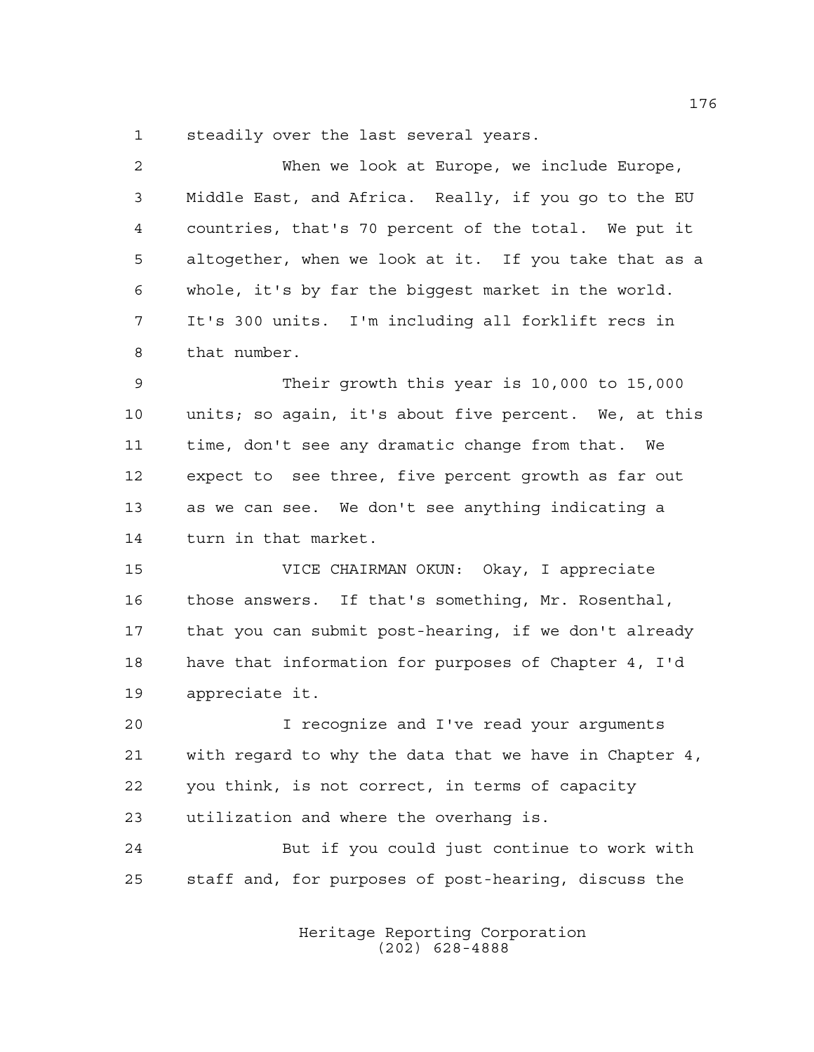steadily over the last several years.

When we look at Europe, we include Europe, Middle East, and Africa. Really, if you go to the EU countries, that's 70 percent of the total. We put it altogether, when we look at it. If you take that as a whole, it's by far the biggest market in the world. It's 300 units. I'm including all forklift recs in that number.

Their growth this year is 10,000 to 15,000 units; so again, it's about five percent. We, at this time, don't see any dramatic change from that. We expect to see three, five percent growth as far out as we can see. We don't see anything indicating a turn in that market.

VICE CHAIRMAN OKUN: Okay, I appreciate those answers. If that's something, Mr. Rosenthal, that you can submit post-hearing, if we don't already have that information for purposes of Chapter 4, I'd appreciate it.

I recognize and I've read your arguments with regard to why the data that we have in Chapter 4, you think, is not correct, in terms of capacity utilization and where the overhang is.

But if you could just continue to work with staff and, for purposes of post-hearing, discuss the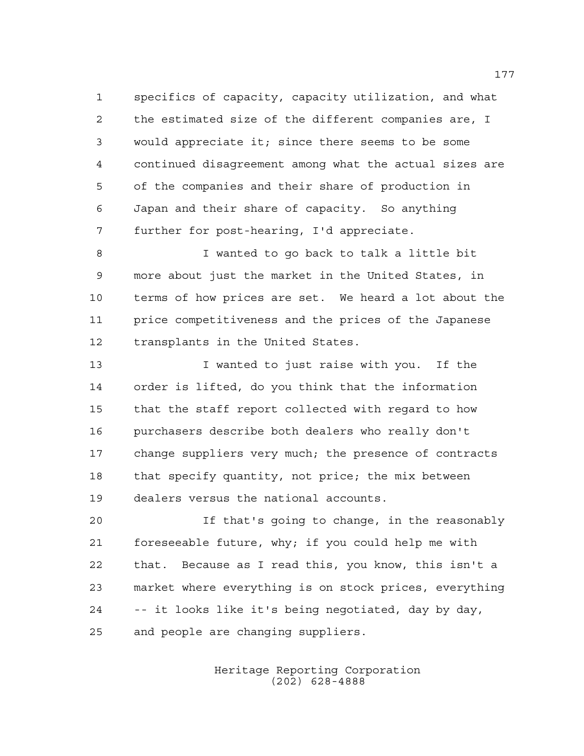specifics of capacity, capacity utilization, and what the estimated size of the different companies are, I would appreciate it; since there seems to be some continued disagreement among what the actual sizes are of the companies and their share of production in Japan and their share of capacity. So anything further for post-hearing, I'd appreciate.

I wanted to go back to talk a little bit more about just the market in the United States, in terms of how prices are set. We heard a lot about the price competitiveness and the prices of the Japanese transplants in the United States.

I wanted to just raise with you. If the order is lifted, do you think that the information that the staff report collected with regard to how purchasers describe both dealers who really don't change suppliers very much; the presence of contracts that specify quantity, not price; the mix between dealers versus the national accounts.

If that's going to change, in the reasonably foreseeable future, why; if you could help me with that. Because as I read this, you know, this isn't a market where everything is on stock prices, everything -- it looks like it's being negotiated, day by day, and people are changing suppliers.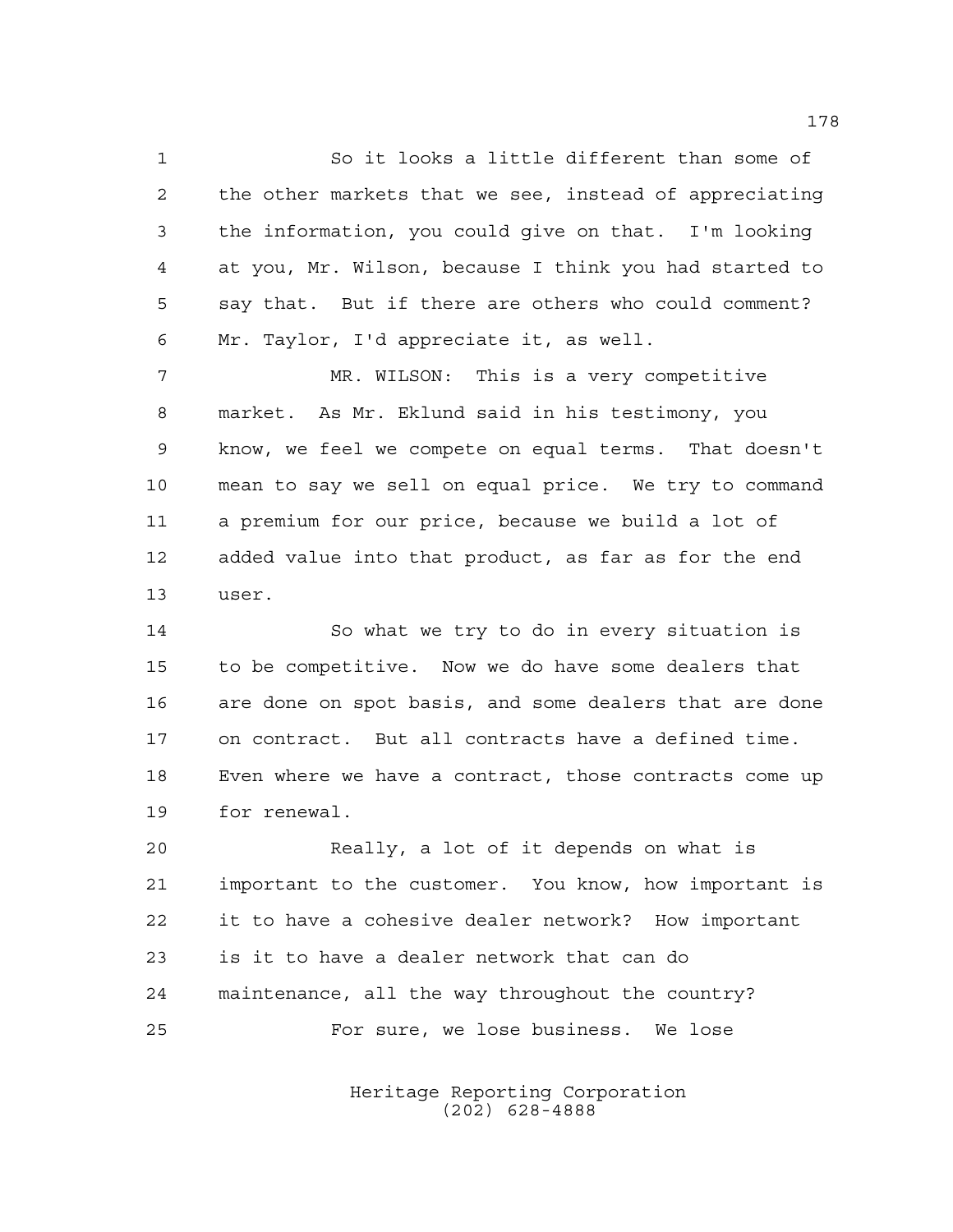So it looks a little different than some of the other markets that we see, instead of appreciating the information, you could give on that. I'm looking at you, Mr. Wilson, because I think you had started to say that. But if there are others who could comment? Mr. Taylor, I'd appreciate it, as well.

MR. WILSON: This is a very competitive market. As Mr. Eklund said in his testimony, you know, we feel we compete on equal terms. That doesn't mean to say we sell on equal price. We try to command a premium for our price, because we build a lot of added value into that product, as far as for the end user.

So what we try to do in every situation is to be competitive. Now we do have some dealers that are done on spot basis, and some dealers that are done on contract. But all contracts have a defined time. Even where we have a contract, those contracts come up for renewal.

Really, a lot of it depends on what is important to the customer. You know, how important is it to have a cohesive dealer network? How important is it to have a dealer network that can do maintenance, all the way throughout the country?

For sure, we lose business. We lose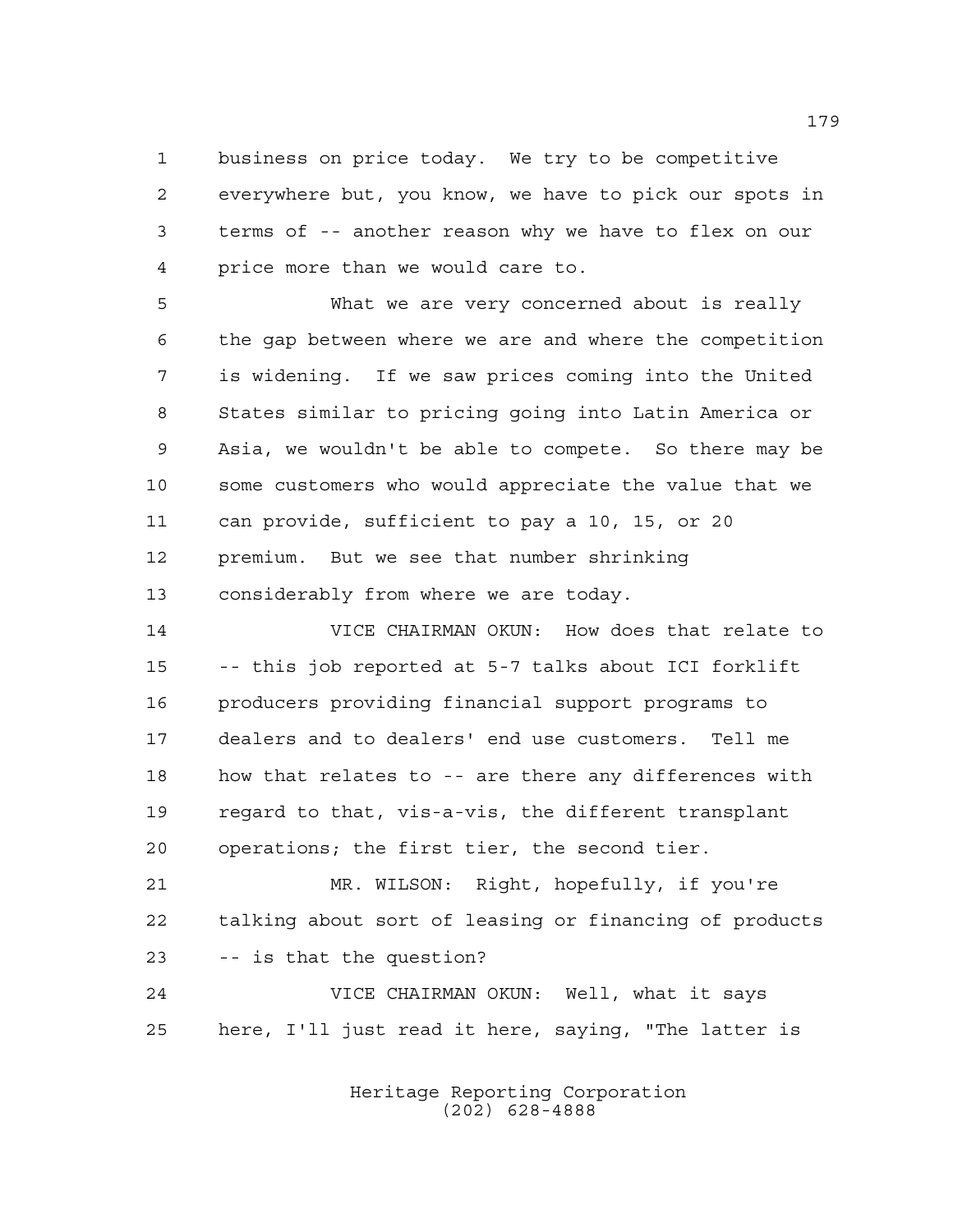business on price today. We try to be competitive everywhere but, you know, we have to pick our spots in terms of -- another reason why we have to flex on our price more than we would care to.

What we are very concerned about is really the gap between where we are and where the competition is widening. If we saw prices coming into the United States similar to pricing going into Latin America or Asia, we wouldn't be able to compete. So there may be some customers who would appreciate the value that we can provide, sufficient to pay a 10, 15, or 20 premium. But we see that number shrinking considerably from where we are today.

VICE CHAIRMAN OKUN: How does that relate to -- this job reported at 5-7 talks about ICI forklift producers providing financial support programs to dealers and to dealers' end use customers. Tell me how that relates to -- are there any differences with regard to that, vis-a-vis, the different transplant operations; the first tier, the second tier.

MR. WILSON: Right, hopefully, if you're talking about sort of leasing or financing of products -- is that the question?

VICE CHAIRMAN OKUN: Well, what it says here, I'll just read it here, saying, "The latter is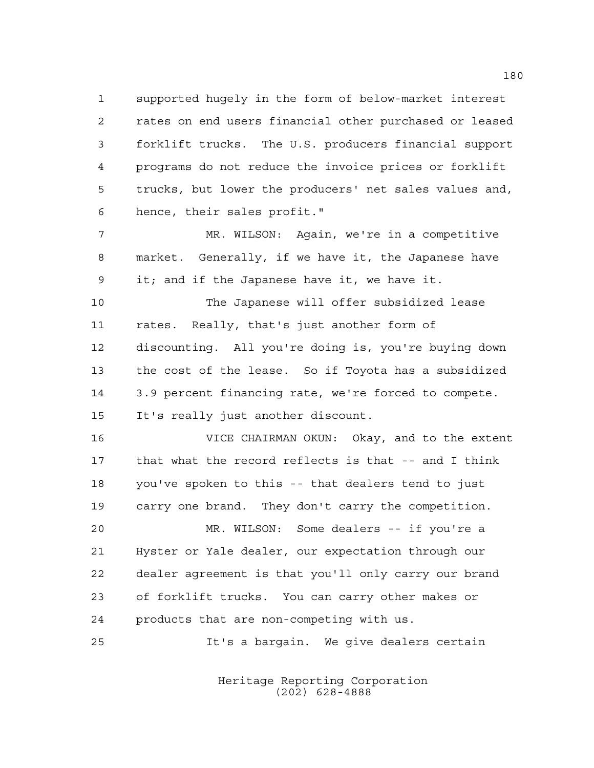supported hugely in the form of below-market interest rates on end users financial other purchased or leased forklift trucks. The U.S. producers financial support programs do not reduce the invoice prices or forklift trucks, but lower the producers' net sales values and, hence, their sales profit."

MR. WILSON: Again, we're in a competitive market. Generally, if we have it, the Japanese have it; and if the Japanese have it, we have it.

The Japanese will offer subsidized lease rates. Really, that's just another form of discounting. All you're doing is, you're buying down the cost of the lease. So if Toyota has a subsidized 3.9 percent financing rate, we're forced to compete. It's really just another discount.

VICE CHAIRMAN OKUN: Okay, and to the extent that what the record reflects is that -- and I think you've spoken to this -- that dealers tend to just carry one brand. They don't carry the competition.

MR. WILSON: Some dealers -- if you're a Hyster or Yale dealer, our expectation through our dealer agreement is that you'll only carry our brand of forklift trucks. You can carry other makes or products that are non-competing with us.

It's a bargain. We give dealers certain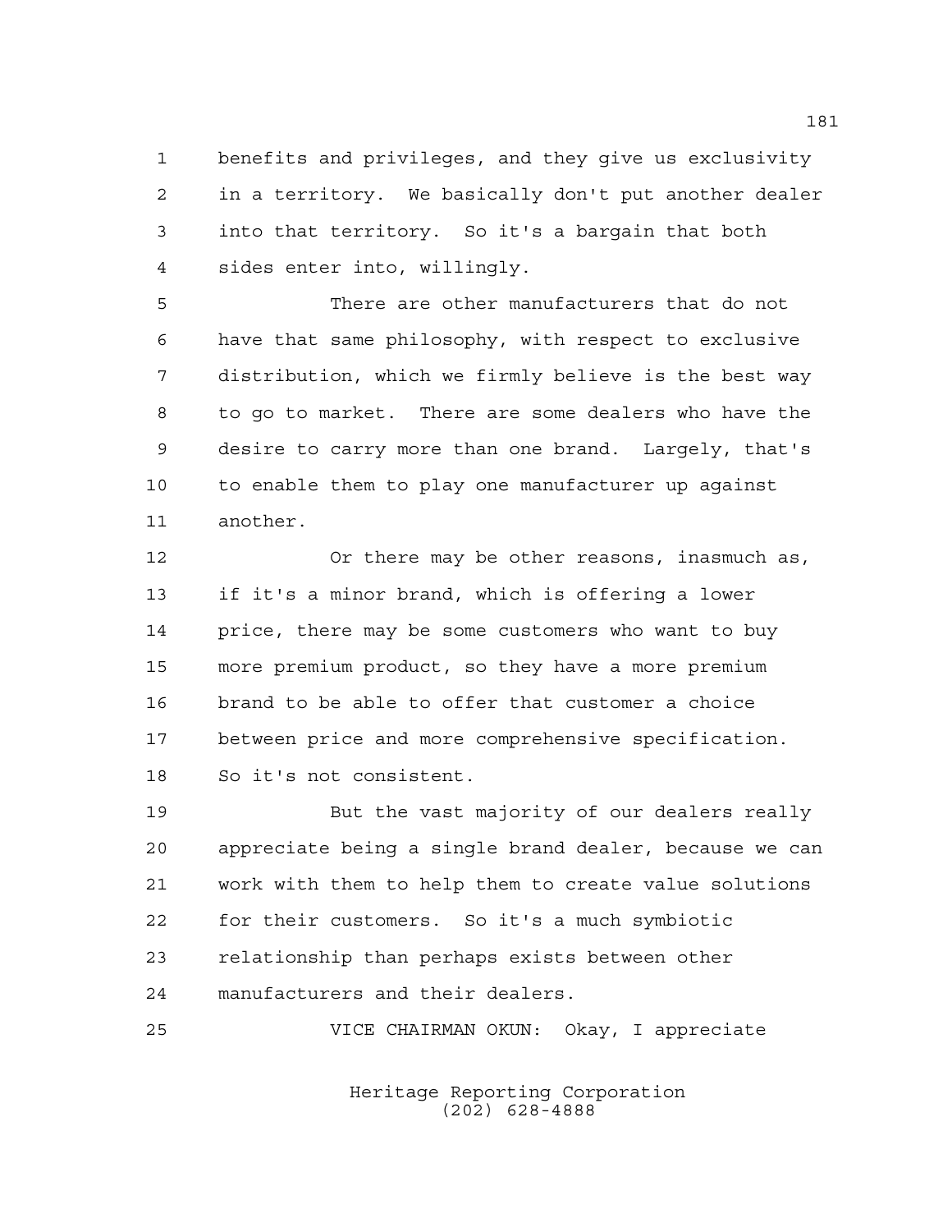benefits and privileges, and they give us exclusivity in a territory. We basically don't put another dealer into that territory. So it's a bargain that both sides enter into, willingly.

There are other manufacturers that do not have that same philosophy, with respect to exclusive distribution, which we firmly believe is the best way to go to market. There are some dealers who have the desire to carry more than one brand. Largely, that's to enable them to play one manufacturer up against another.

Or there may be other reasons, inasmuch as, if it's a minor brand, which is offering a lower price, there may be some customers who want to buy more premium product, so they have a more premium brand to be able to offer that customer a choice between price and more comprehensive specification. So it's not consistent.

But the vast majority of our dealers really appreciate being a single brand dealer, because we can work with them to help them to create value solutions for their customers. So it's a much symbiotic relationship than perhaps exists between other manufacturers and their dealers.

VICE CHAIRMAN OKUN: Okay, I appreciate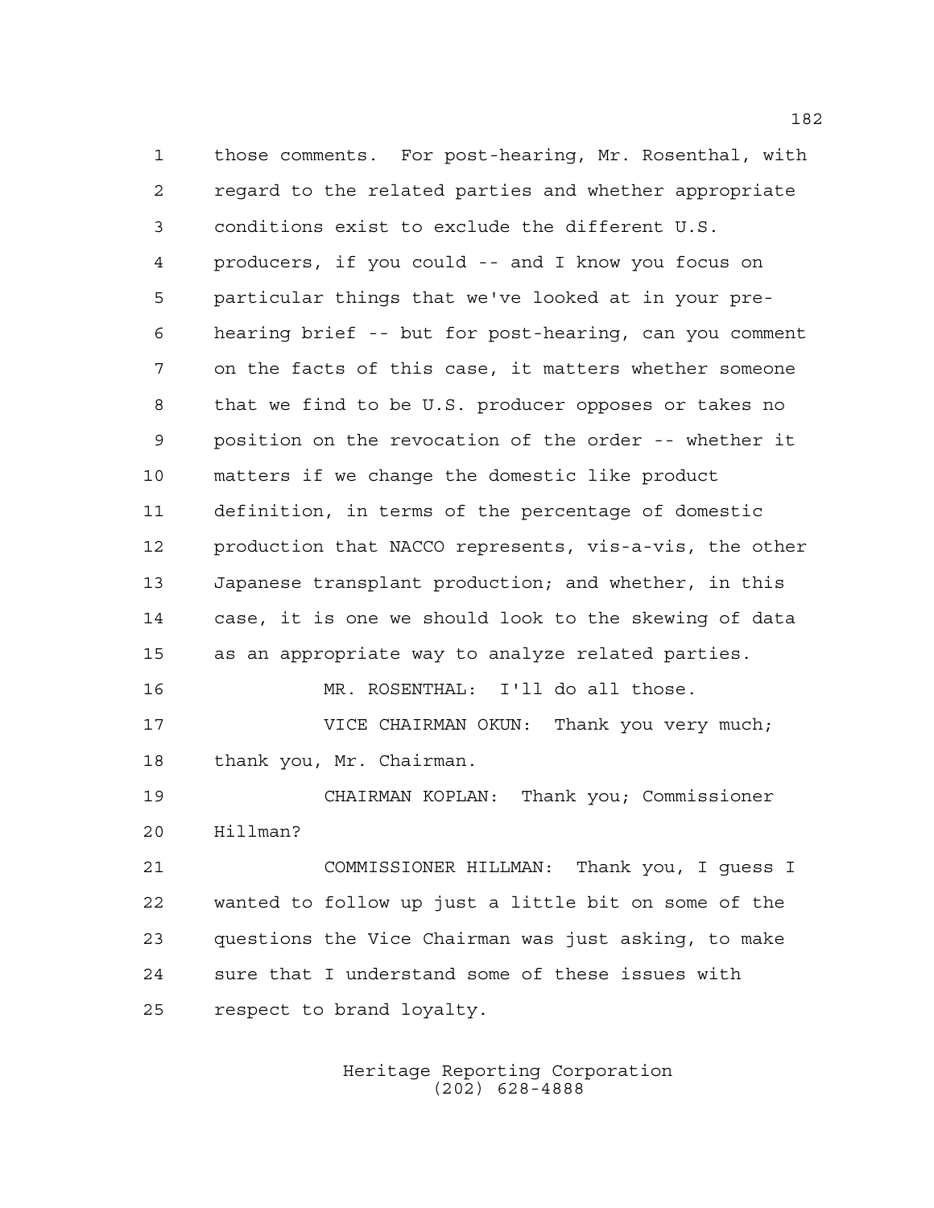those comments. For post-hearing, Mr. Rosenthal, with regard to the related parties and whether appropriate conditions exist to exclude the different U.S. producers, if you could -- and I know you focus on particular things that we've looked at in your pre-hearing brief -- but for post-hearing, can you comment on the facts of this case, it matters whether someone that we find to be U.S. producer opposes or takes no position on the revocation of the order -- whether it matters if we change the domestic like product definition, in terms of the percentage of domestic production that NACCO represents, vis-a-vis, the other Japanese transplant production; and whether, in this case, it is one we should look to the skewing of data as an appropriate way to analyze related parties.

MR. ROSENTHAL: I'll do all those.

VICE CHAIRMAN OKUN: Thank you very much; thank you, Mr. Chairman.

CHAIRMAN KOPLAN: Thank you; Commissioner Hillman?

COMMISSIONER HILLMAN: Thank you, I guess I wanted to follow up just a little bit on some of the questions the Vice Chairman was just asking, to make sure that I understand some of these issues with respect to brand loyalty.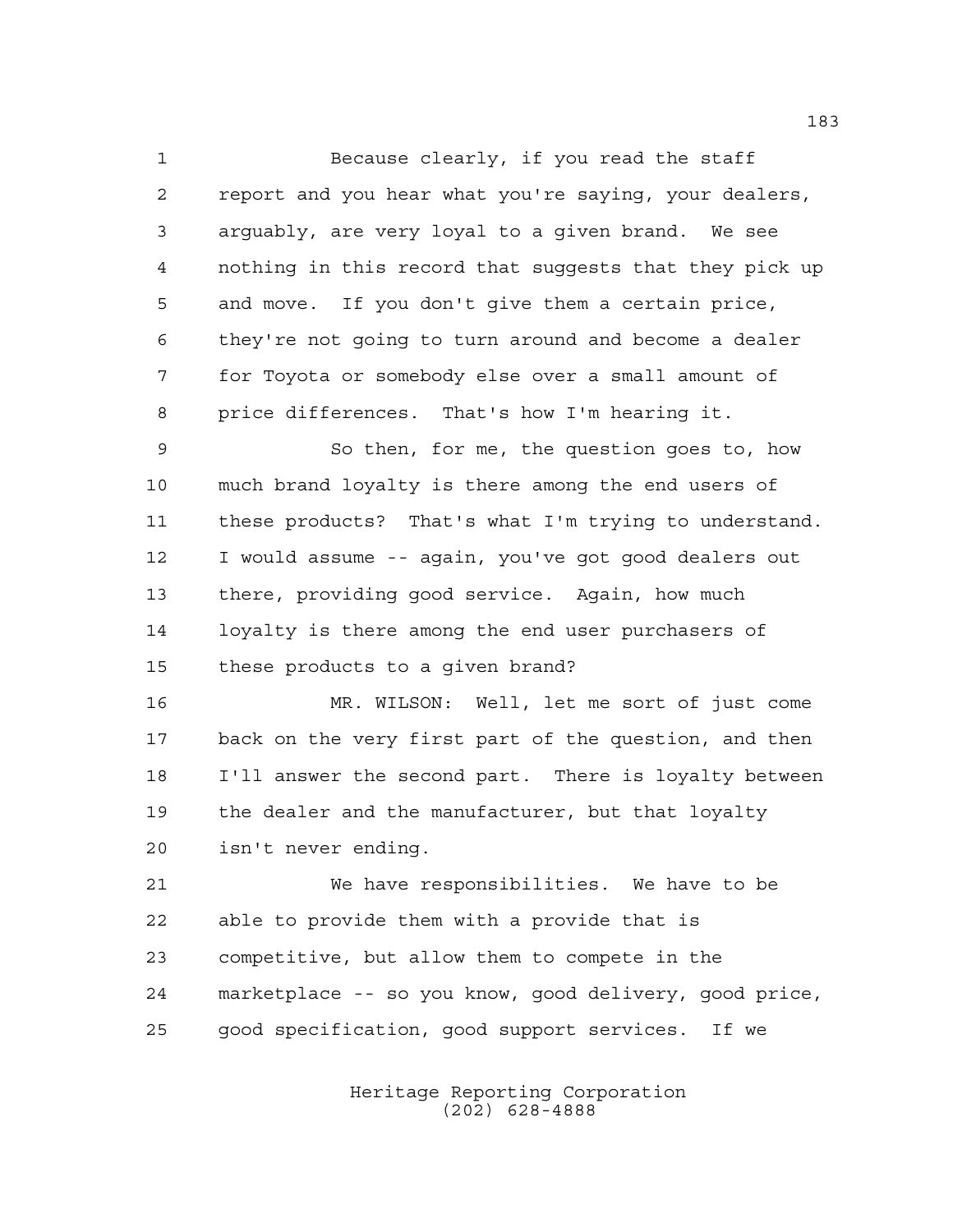Because clearly, if you read the staff report and you hear what you're saying, your dealers, arguably, are very loyal to a given brand. We see nothing in this record that suggests that they pick up and move. If you don't give them a certain price, they're not going to turn around and become a dealer for Toyota or somebody else over a small amount of price differences. That's how I'm hearing it.

So then, for me, the question goes to, how much brand loyalty is there among the end users of these products? That's what I'm trying to understand. I would assume -- again, you've got good dealers out there, providing good service. Again, how much loyalty is there among the end user purchasers of these products to a given brand?

MR. WILSON: Well, let me sort of just come back on the very first part of the question, and then I'll answer the second part. There is loyalty between the dealer and the manufacturer, but that loyalty isn't never ending.

We have responsibilities. We have to be able to provide them with a provide that is competitive, but allow them to compete in the marketplace -- so you know, good delivery, good price, good specification, good support services. If we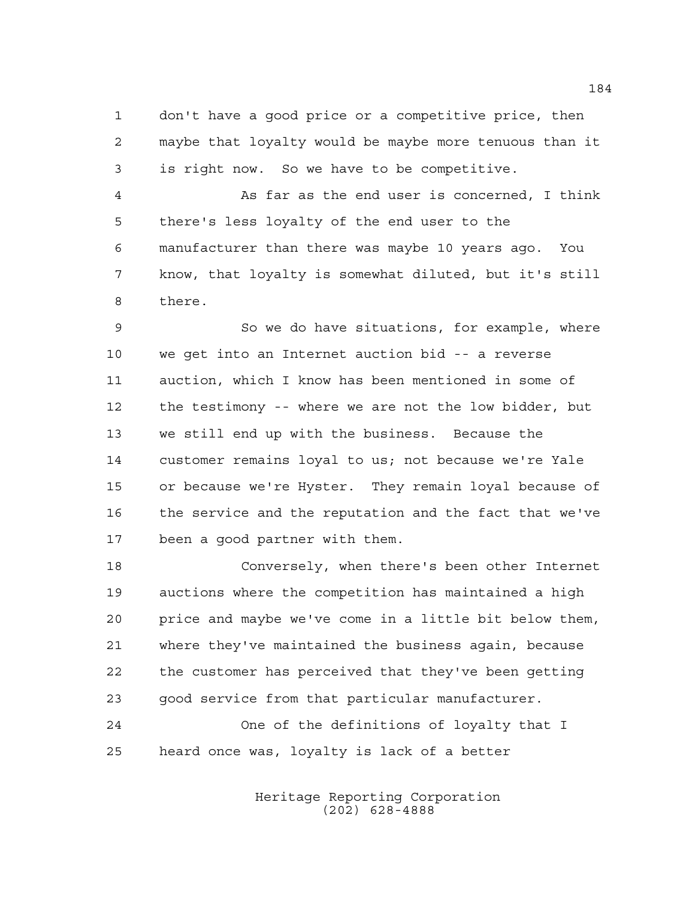don't have a good price or a competitive price, then maybe that loyalty would be maybe more tenuous than it is right now. So we have to be competitive.

As far as the end user is concerned, I think there's less loyalty of the end user to the manufacturer than there was maybe 10 years ago. You know, that loyalty is somewhat diluted, but it's still there.

So we do have situations, for example, where we get into an Internet auction bid -- a reverse auction, which I know has been mentioned in some of the testimony -- where we are not the low bidder, but we still end up with the business. Because the customer remains loyal to us; not because we're Yale or because we're Hyster. They remain loyal because of the service and the reputation and the fact that we've been a good partner with them.

Conversely, when there's been other Internet auctions where the competition has maintained a high price and maybe we've come in a little bit below them, where they've maintained the business again, because the customer has perceived that they've been getting good service from that particular manufacturer.

One of the definitions of loyalty that I heard once was, loyalty is lack of a better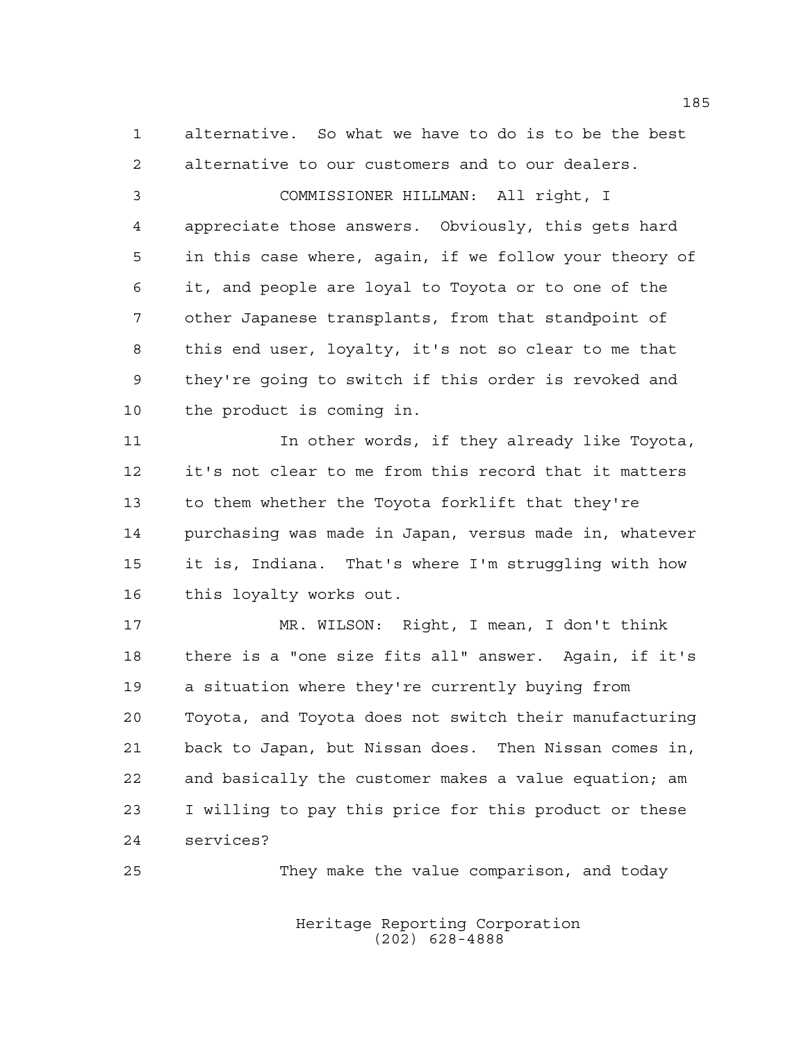alternative. So what we have to do is to be the best alternative to our customers and to our dealers.

COMMISSIONER HILLMAN: All right, I appreciate those answers. Obviously, this gets hard in this case where, again, if we follow your theory of it, and people are loyal to Toyota or to one of the other Japanese transplants, from that standpoint of this end user, loyalty, it's not so clear to me that they're going to switch if this order is revoked and the product is coming in.

In other words, if they already like Toyota, it's not clear to me from this record that it matters to them whether the Toyota forklift that they're purchasing was made in Japan, versus made in, whatever it is, Indiana. That's where I'm struggling with how this loyalty works out.

MR. WILSON: Right, I mean, I don't think there is a "one size fits all" answer. Again, if it's a situation where they're currently buying from Toyota, and Toyota does not switch their manufacturing back to Japan, but Nissan does. Then Nissan comes in, and basically the customer makes a value equation; am I willing to pay this price for this product or these services?

They make the value comparison, and today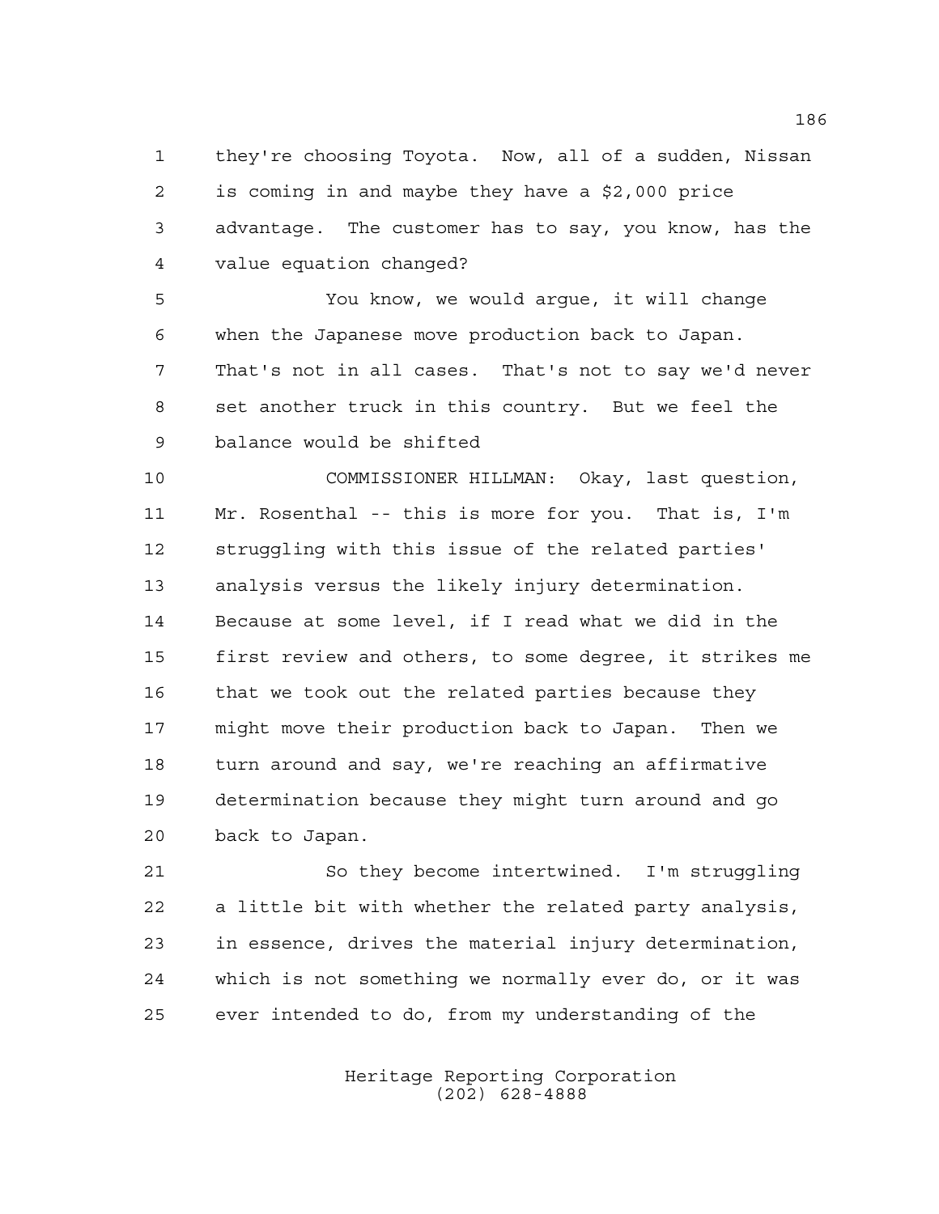they're choosing Toyota. Now, all of a sudden, Nissan is coming in and maybe they have a $2,000 price advantage. The customer has to say, you know, has the value equation changed?

You know, we would argue, it will change when the Japanese move production back to Japan. That's not in all cases. That's not to say we'd never set another truck in this country. But we feel the balance would be shifted

COMMISSIONER HILLMAN: Okay, last question, Mr. Rosenthal -- this is more for you. That is, I'm struggling with this issue of the related parties' analysis versus the likely injury determination. Because at some level, if I read what we did in the first review and others, to some degree, it strikes me that we took out the related parties because they might move their production back to Japan. Then we turn around and say, we're reaching an affirmative determination because they might turn around and go back to Japan.

So they become intertwined. I'm struggling a little bit with whether the related party analysis, in essence, drives the material injury determination, which is not something we normally ever do, or it was ever intended to do, from my understanding of the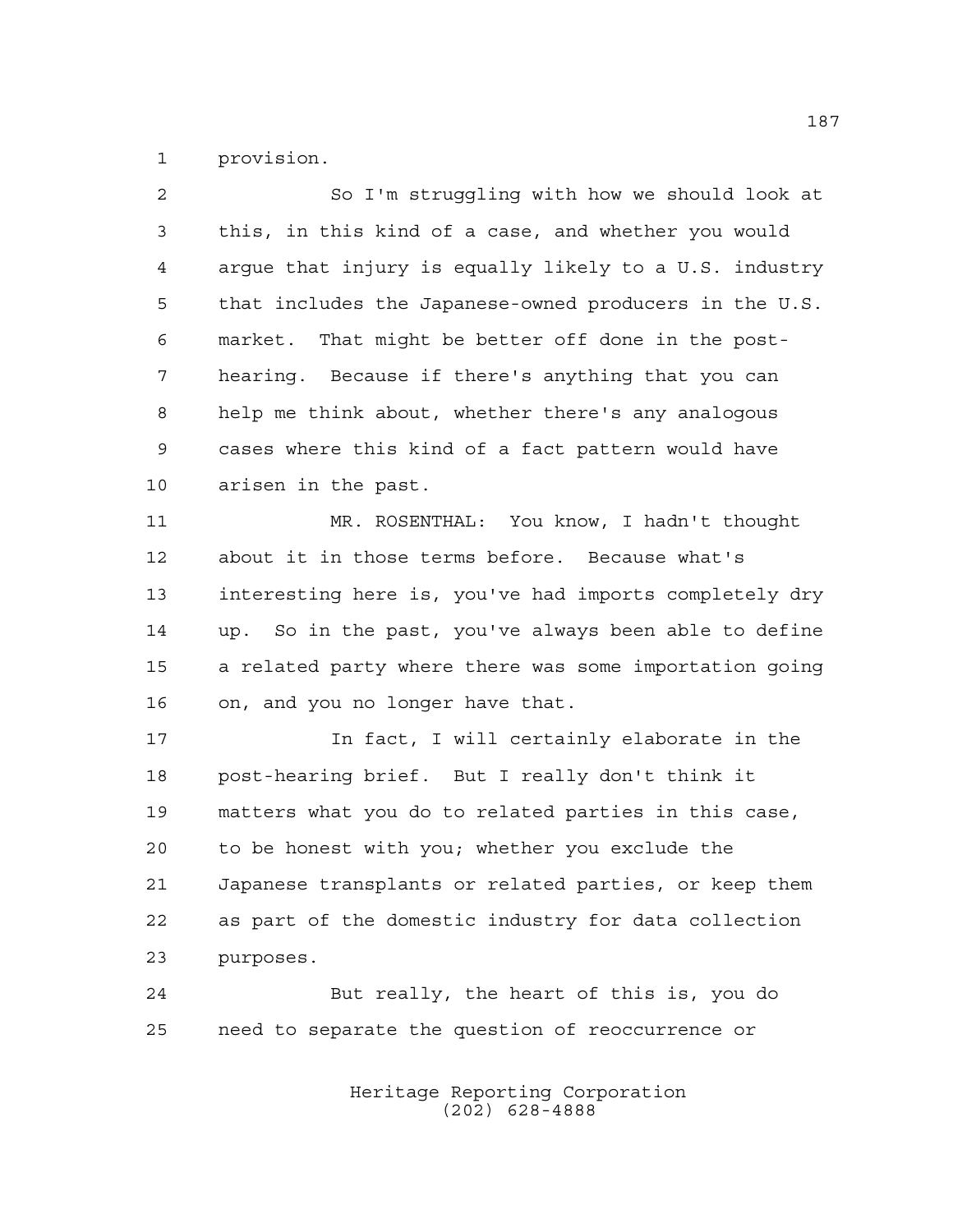provision.

So I'm struggling with how we should look at this, in this kind of a case, and whether you would argue that injury is equally likely to a U.S. industry that includes the Japanese-owned producers in the U.S. market. That might be better off done in the post-hearing. Because if there's anything that you can help me think about, whether there's any analogous cases where this kind of a fact pattern would have arisen in the past.

MR. ROSENTHAL: You know, I hadn't thought about it in those terms before. Because what's interesting here is, you've had imports completely dry up. So in the past, you've always been able to define a related party where there was some importation going on, and you no longer have that.

In fact, I will certainly elaborate in the post-hearing brief. But I really don't think it matters what you do to related parties in this case, to be honest with you; whether you exclude the Japanese transplants or related parties, or keep them as part of the domestic industry for data collection purposes.

But really, the heart of this is, you do need to separate the question of reoccurrence or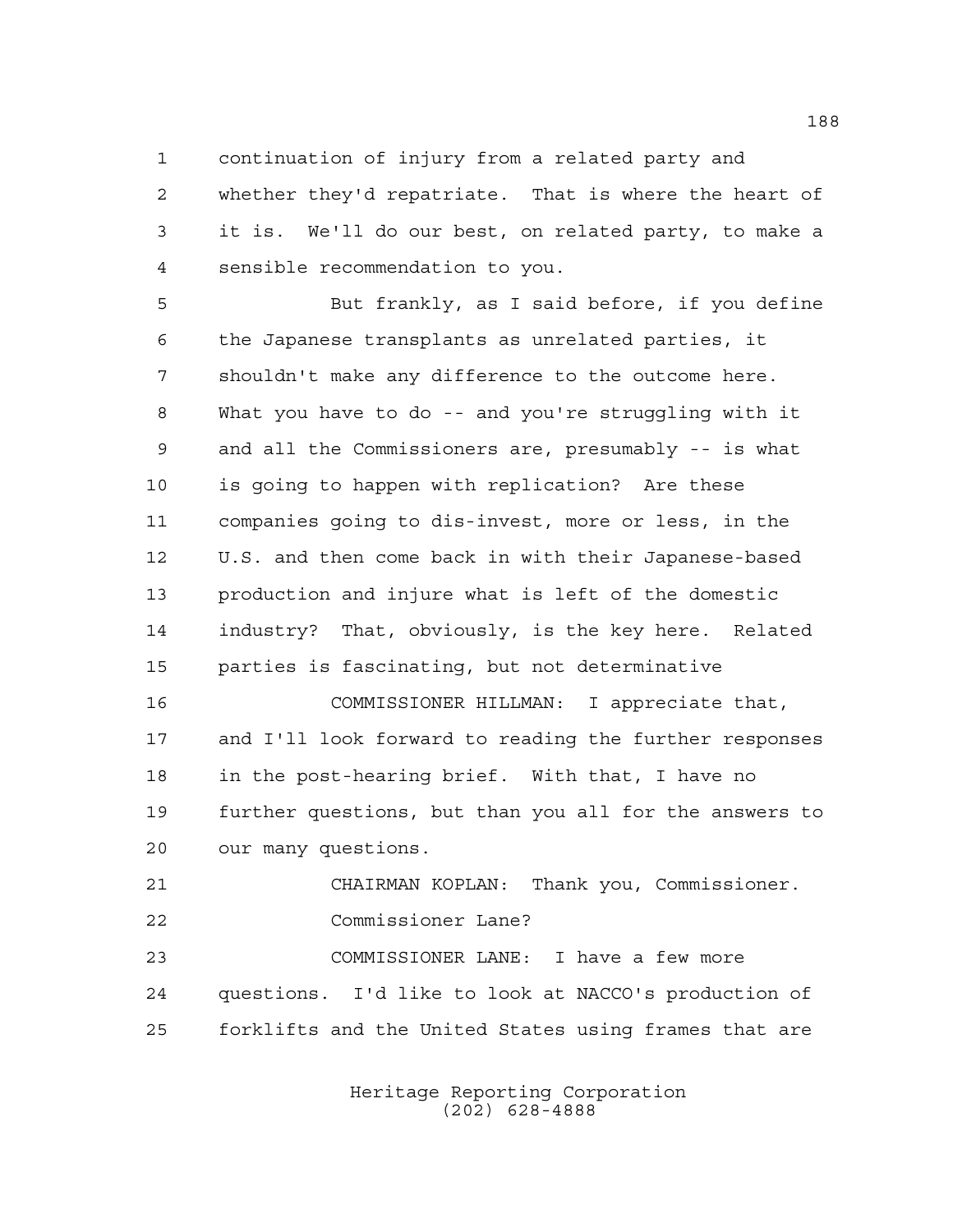continuation of injury from a related party and whether they'd repatriate. That is where the heart of it is. We'll do our best, on related party, to make a sensible recommendation to you.

But frankly, as I said before, if you define the Japanese transplants as unrelated parties, it shouldn't make any difference to the outcome here. What you have to do -- and you're struggling with it and all the Commissioners are, presumably -- is what is going to happen with replication? Are these companies going to dis-invest, more or less, in the U.S. and then come back in with their Japanese-based production and injure what is left of the domestic industry? That, obviously, is the key here. Related parties is fascinating, but not determinative

COMMISSIONER HILLMAN: I appreciate that, and I'll look forward to reading the further responses in the post-hearing brief. With that, I have no further questions, but than you all for the answers to our many questions.

CHAIRMAN KOPLAN: Thank you, Commissioner.

Commissioner Lane?

COMMISSIONER LANE: I have a few more questions. I'd like to look at NACCO's production of forklifts and the United States using frames that are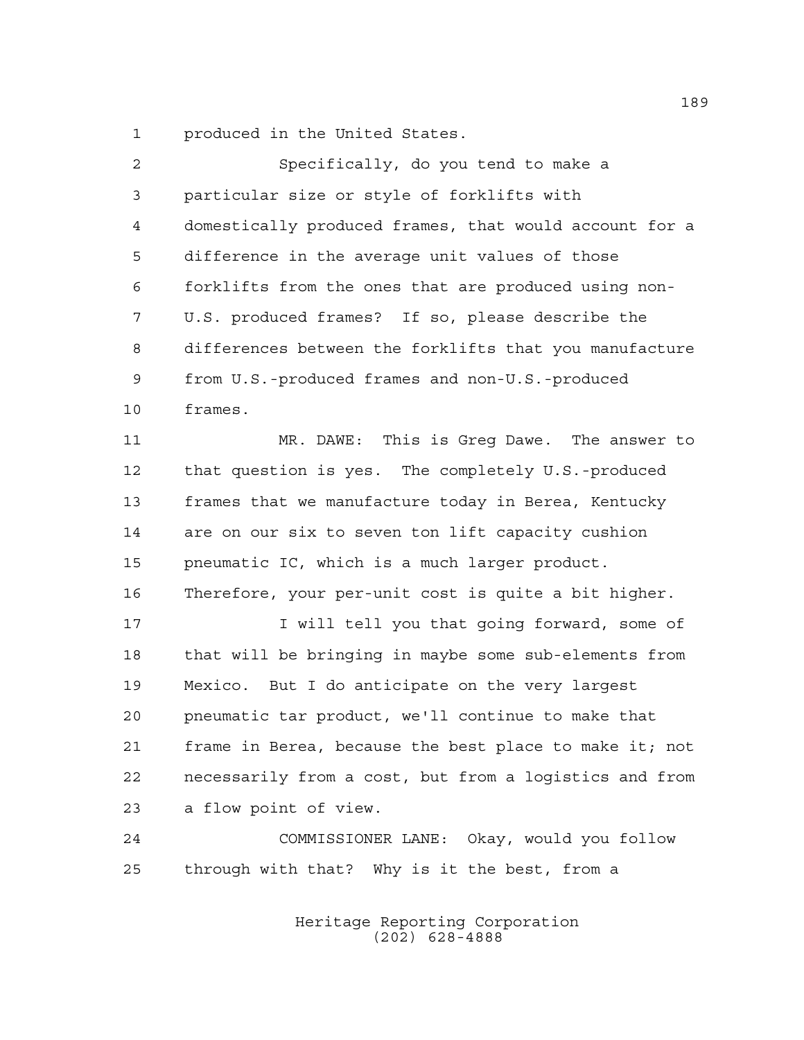produced in the United States.

Specifically, do you tend to make a particular size or style of forklifts with domestically produced frames, that would account for a difference in the average unit values of those forklifts from the ones that are produced using non-U.S. produced frames? If so, please describe the differences between the forklifts that you manufacture from U.S.-produced frames and non-U.S.-produced frames.

MR. DAWE: This is Greg Dawe. The answer to that question is yes. The completely U.S.-produced frames that we manufacture today in Berea, Kentucky are on our six to seven ton lift capacity cushion pneumatic IC, which is a much larger product. Therefore, your per-unit cost is quite a bit higher.

I will tell you that going forward, some of that will be bringing in maybe some sub-elements from Mexico. But I do anticipate on the very largest pneumatic tar product, we'll continue to make that frame in Berea, because the best place to make it; not necessarily from a cost, but from a logistics and from a flow point of view.

COMMISSIONER LANE: Okay, would you follow through with that? Why is it the best, from a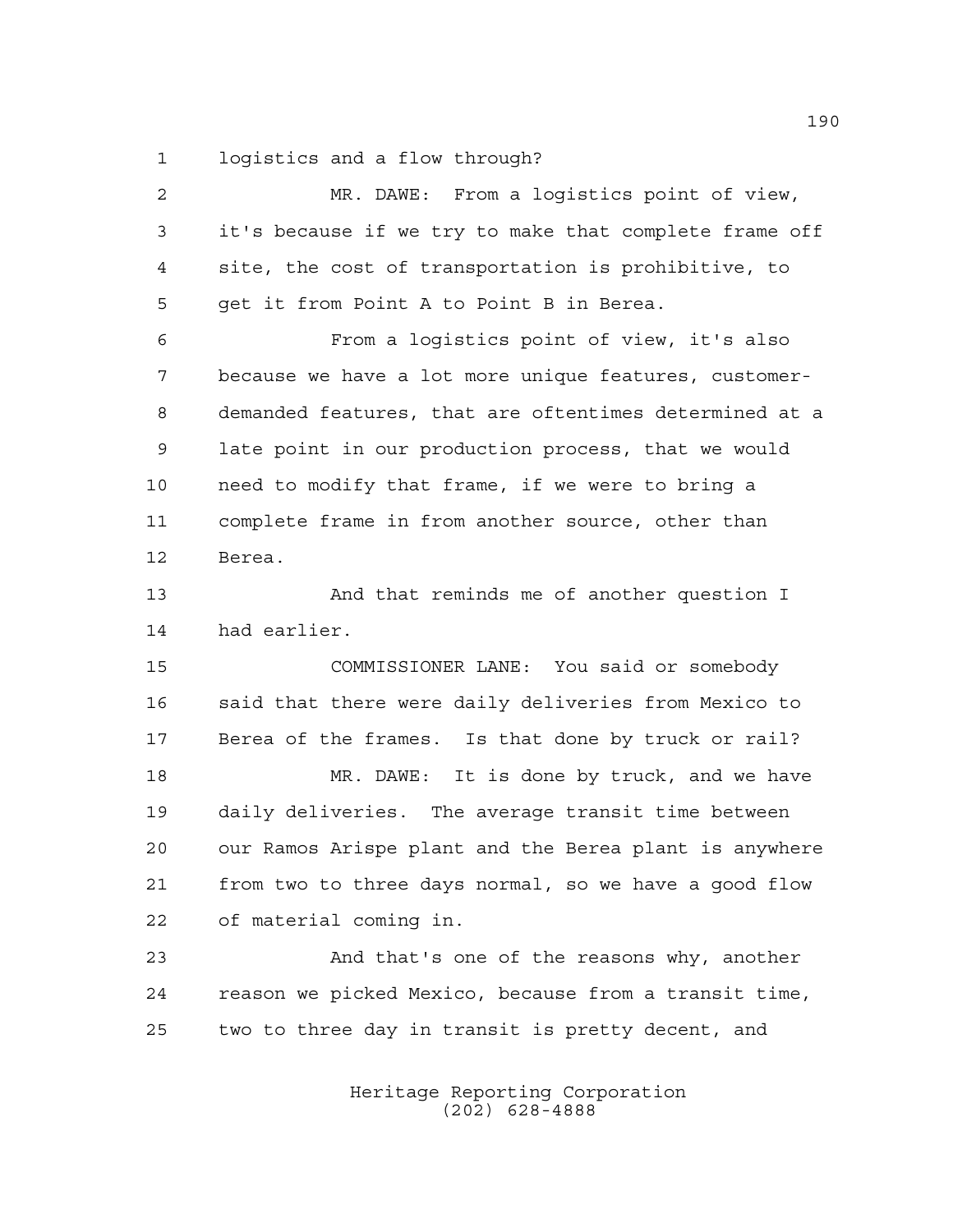logistics and a flow through?

MR. DAWE: From a logistics point of view, it's because if we try to make that complete frame off site, the cost of transportation is prohibitive, to get it from Point A to Point B in Berea.

From a logistics point of view, it's also because we have a lot more unique features, customer-demanded features, that are oftentimes determined at a late point in our production process, that we would need to modify that frame, if we were to bring a complete frame in from another source, other than Berea.

And that reminds me of another question I had earlier.

COMMISSIONER LANE: You said or somebody said that there were daily deliveries from Mexico to Berea of the frames. Is that done by truck or rail?

MR. DAWE: It is done by truck, and we have daily deliveries. The average transit time between our Ramos Arispe plant and the Berea plant is anywhere from two to three days normal, so we have a good flow of material coming in.

And that's one of the reasons why, another reason we picked Mexico, because from a transit time, two to three day in transit is pretty decent, and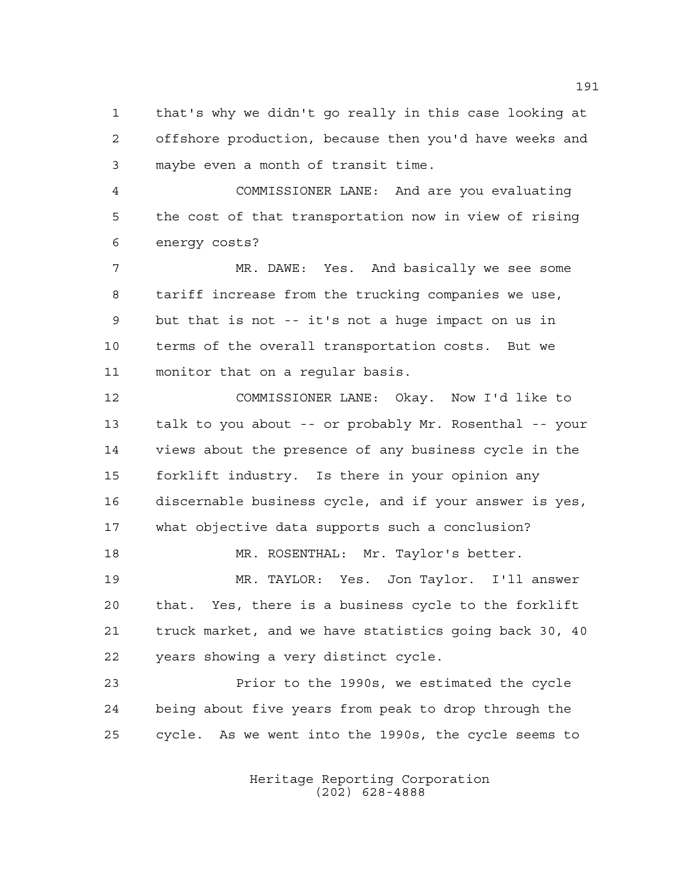that's why we didn't go really in this case looking at offshore production, because then you'd have weeks and maybe even a month of transit time.

COMMISSIONER LANE: And are you evaluating the cost of that transportation now in view of rising energy costs?

MR. DAWE: Yes. And basically we see some tariff increase from the trucking companies we use, but that is not -- it's not a huge impact on us in terms of the overall transportation costs. But we monitor that on a regular basis.

COMMISSIONER LANE: Okay. Now I'd like to talk to you about -- or probably Mr. Rosenthal -- your views about the presence of any business cycle in the forklift industry. Is there in your opinion any discernable business cycle, and if your answer is yes, what objective data supports such a conclusion?

MR. ROSENTHAL: Mr. Taylor's better.

MR. TAYLOR: Yes. Jon Taylor. I'll answer that. Yes, there is a business cycle to the forklift truck market, and we have statistics going back 30, 40 years showing a very distinct cycle.

Prior to the 1990s, we estimated the cycle being about five years from peak to drop through the cycle. As we went into the 1990s, the cycle seems to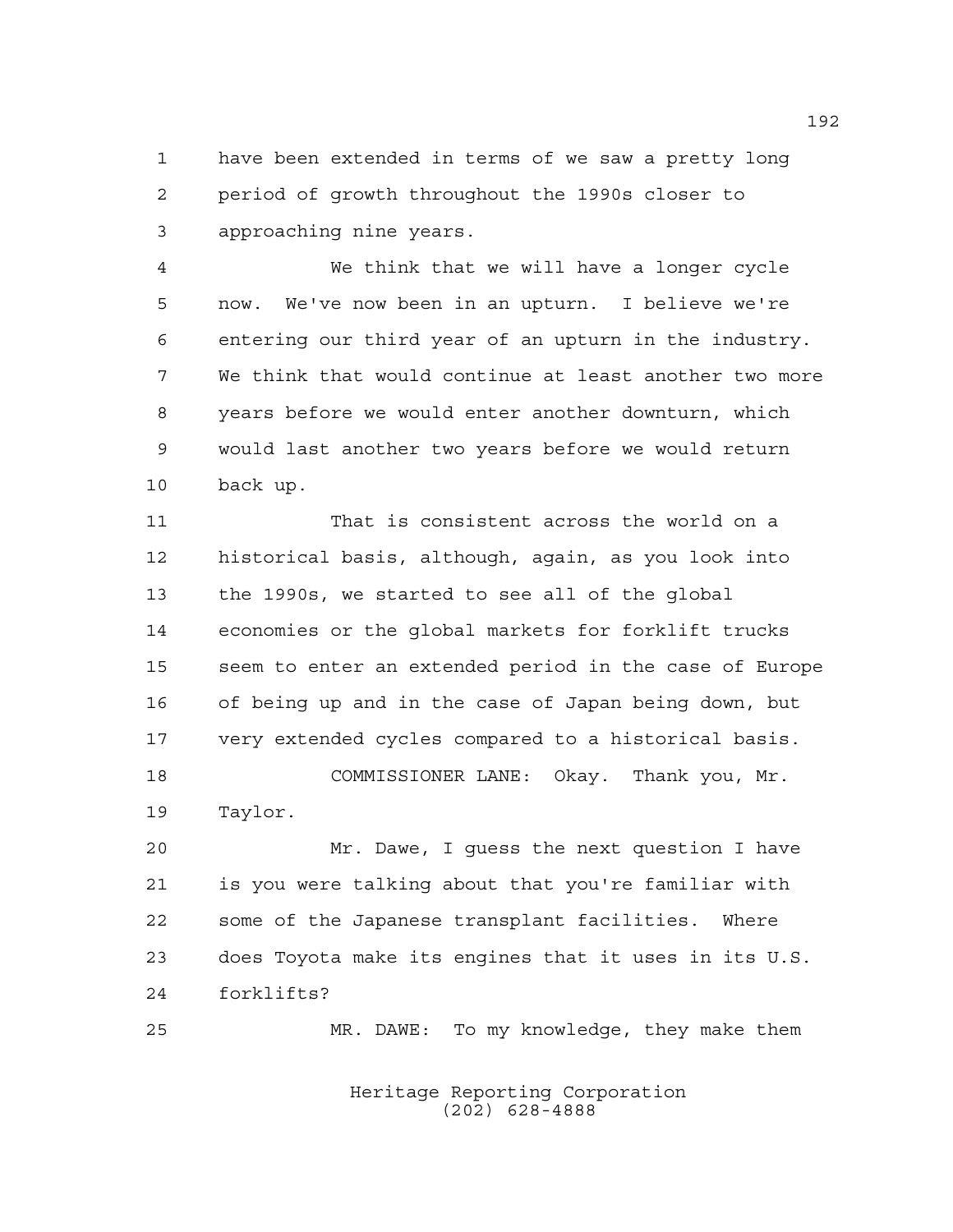have been extended in terms of we saw a pretty long period of growth throughout the 1990s closer to approaching nine years.

We think that we will have a longer cycle now. We've now been in an upturn. I believe we're entering our third year of an upturn in the industry. We think that would continue at least another two more years before we would enter another downturn, which would last another two years before we would return back up.

That is consistent across the world on a historical basis, although, again, as you look into the 1990s, we started to see all of the global economies or the global markets for forklift trucks seem to enter an extended period in the case of Europe of being up and in the case of Japan being down, but very extended cycles compared to a historical basis.

COMMISSIONER LANE: Okay. Thank you, Mr. Taylor.

Mr. Dawe, I guess the next question I have is you were talking about that you're familiar with some of the Japanese transplant facilities. Where does Toyota make its engines that it uses in its U.S. forklifts?

MR. DAWE: To my knowledge, they make them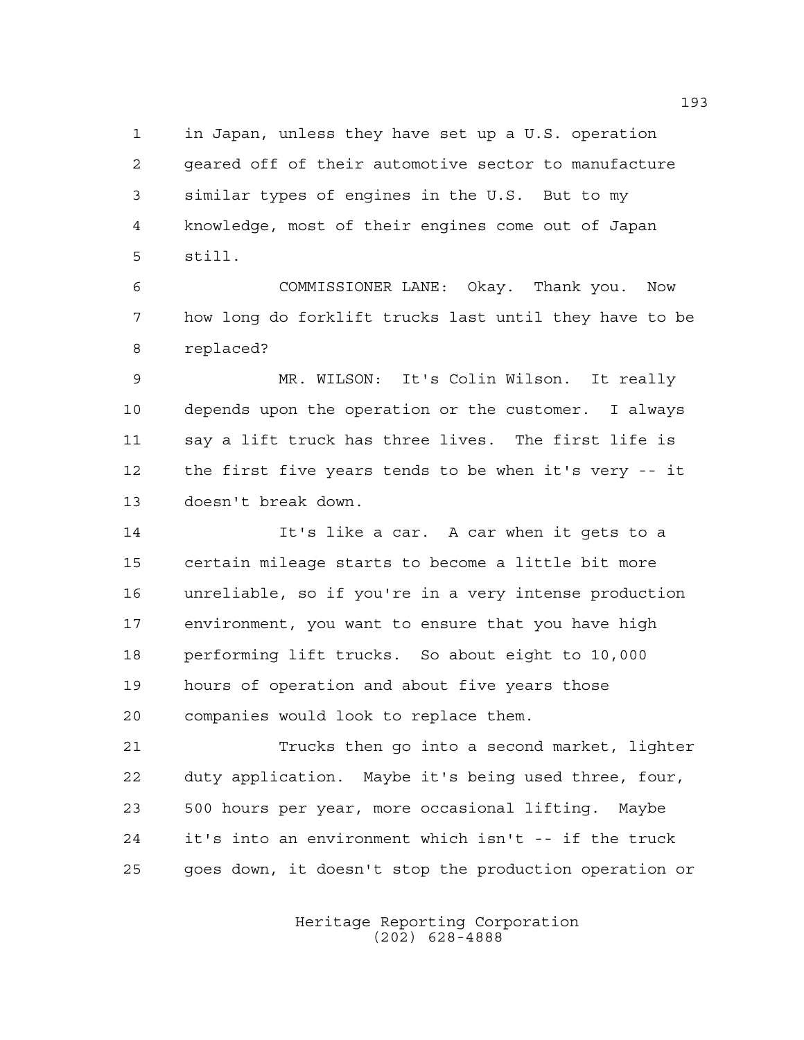in Japan, unless they have set up a U.S. operation geared off of their automotive sector to manufacture similar types of engines in the U.S. But to my knowledge, most of their engines come out of Japan still.

COMMISSIONER LANE: Okay. Thank you. Now how long do forklift trucks last until they have to be replaced?

MR. WILSON: It's Colin Wilson. It really depends upon the operation or the customer. I always say a lift truck has three lives. The first life is the first five years tends to be when it's very -- it doesn't break down.

It's like a car. A car when it gets to a certain mileage starts to become a little bit more unreliable, so if you're in a very intense production environment, you want to ensure that you have high performing lift trucks. So about eight to 10,000 hours of operation and about five years those companies would look to replace them.

Trucks then go into a second market, lighter duty application. Maybe it's being used three, four, 500 hours per year, more occasional lifting. Maybe it's into an environment which isn't -- if the truck goes down, it doesn't stop the production operation or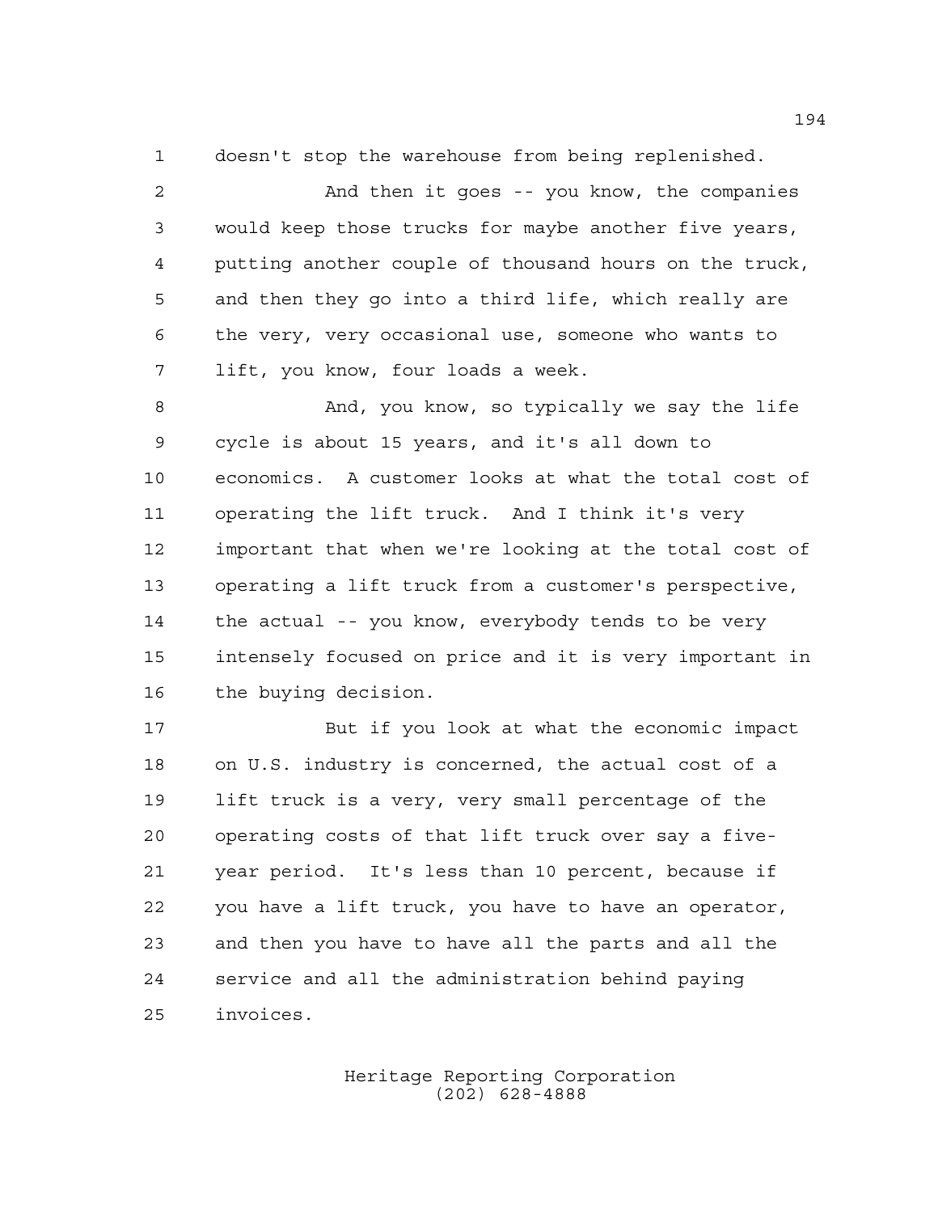doesn't stop the warehouse from being replenished.

And then it goes -- you know, the companies would keep those trucks for maybe another five years, putting another couple of thousand hours on the truck, and then they go into a third life, which really are the very, very occasional use, someone who wants to lift, you know, four loads a week.

And, you know, so typically we say the life cycle is about 15 years, and it's all down to economics. A customer looks at what the total cost of operating the lift truck. And I think it's very important that when we're looking at the total cost of operating a lift truck from a customer's perspective, the actual -- you know, everybody tends to be very intensely focused on price and it is very important in the buying decision.

But if you look at what the economic impact on U.S. industry is concerned, the actual cost of a lift truck is a very, very small percentage of the operating costs of that lift truck over say a five-year period. It's less than 10 percent, because if you have a lift truck, you have to have an operator, and then you have to have all the parts and all the service and all the administration behind paying invoices.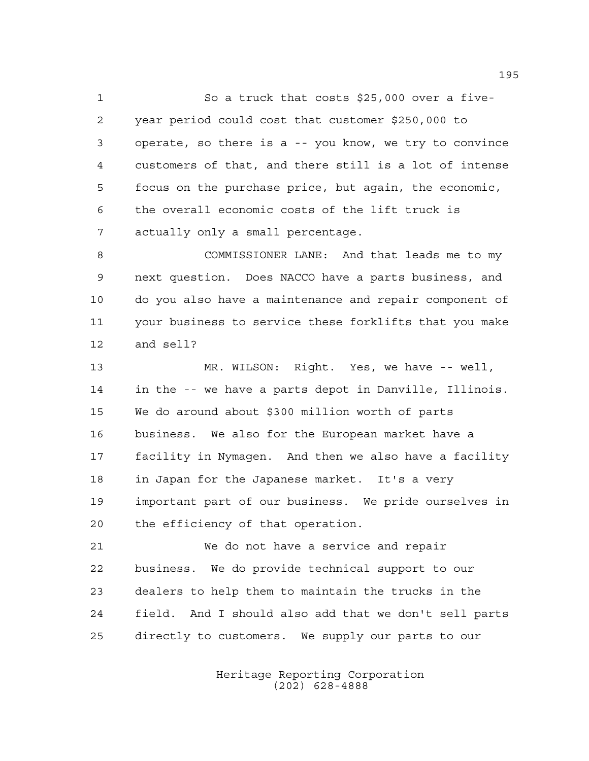So a truck that costs $25,000 over a five-year period could cost that customer $250,000 to operate, so there is a -- you know, we try to convince customers of that, and there still is a lot of intense focus on the purchase price, but again, the economic, the overall economic costs of the lift truck is actually only a small percentage.

COMMISSIONER LANE: And that leads me to my next question. Does NACCO have a parts business, and do you also have a maintenance and repair component of your business to service these forklifts that you make and sell?

MR. WILSON: Right. Yes, we have -- well, in the -- we have a parts depot in Danville, Illinois. We do around about $300 million worth of parts business. We also for the European market have a facility in Nymagen. And then we also have a facility in Japan for the Japanese market. It's a very important part of our business. We pride ourselves in the efficiency of that operation.

We do not have a service and repair business. We do provide technical support to our dealers to help them to maintain the trucks in the field. And I should also add that we don't sell parts directly to customers. We supply our parts to our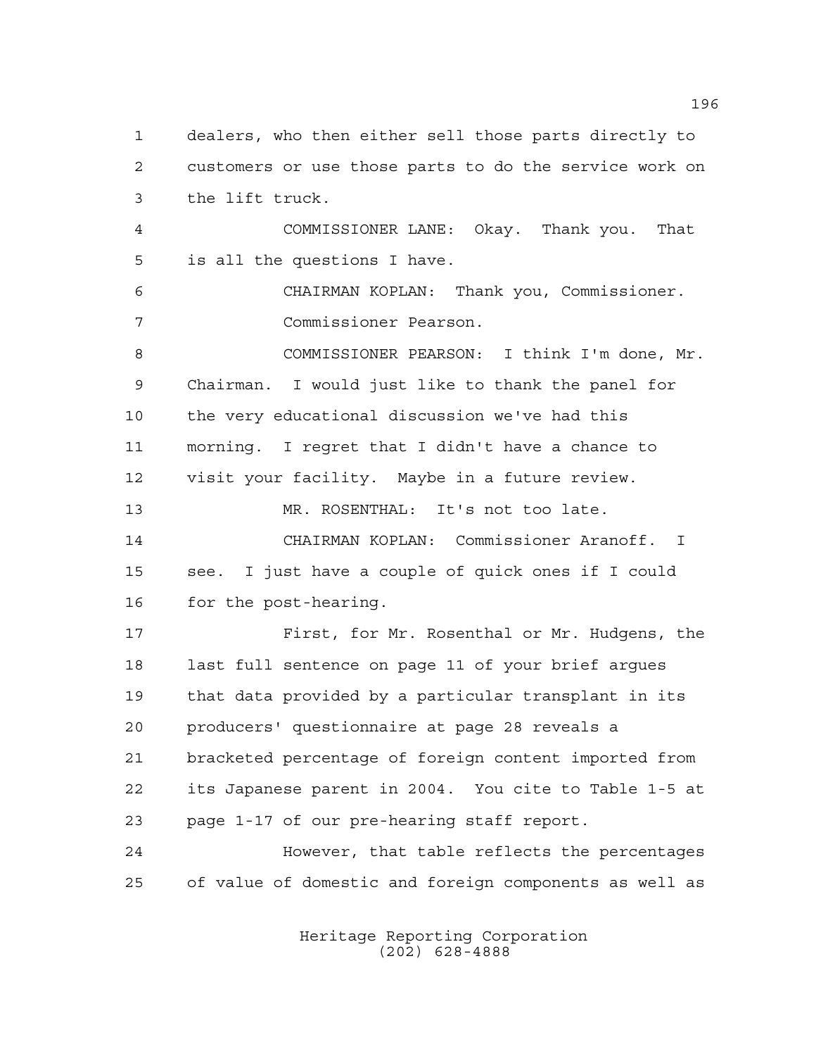dealers, who then either sell those parts directly to customers or use those parts to do the service work on the lift truck.

COMMISSIONER LANE: Okay. Thank you. That is all the questions I have.

CHAIRMAN KOPLAN: Thank you, Commissioner. Commissioner Pearson.

COMMISSIONER PEARSON: I think I'm done, Mr. Chairman. I would just like to thank the panel for the very educational discussion we've had this morning. I regret that I didn't have a chance to visit your facility. Maybe in a future review.

MR. ROSENTHAL: It's not too late.

CHAIRMAN KOPLAN: Commissioner Aranoff. I see. I just have a couple of quick ones if I could for the post-hearing.

First, for Mr. Rosenthal or Mr. Hudgens, the last full sentence on page 11 of your brief argues that data provided by a particular transplant in its producers' questionnaire at page 28 reveals a bracketed percentage of foreign content imported from its Japanese parent in 2004. You cite to Table 1-5 at page 1-17 of our pre-hearing staff report.

However, that table reflects the percentages of value of domestic and foreign components as well as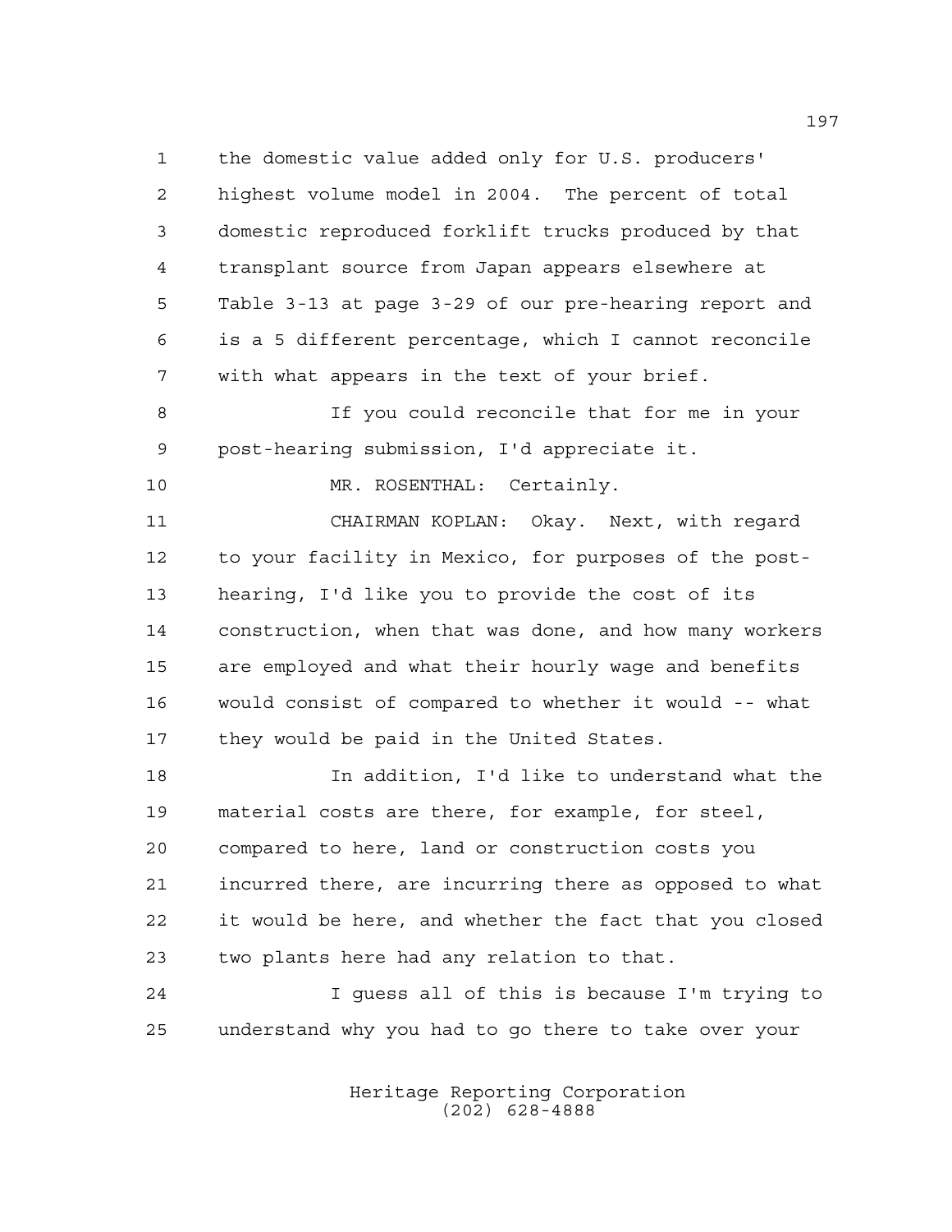the domestic value added only for U.S. producers' highest volume model in 2004. The percent of total domestic reproduced forklift trucks produced by that transplant source from Japan appears elsewhere at Table 3-13 at page 3-29 of our pre-hearing report and is a 5 different percentage, which I cannot reconcile with what appears in the text of your brief.

If you could reconcile that for me in your post-hearing submission, I'd appreciate it.

MR. ROSENTHAL: Certainly.

CHAIRMAN KOPLAN: Okay. Next, with regard to your facility in Mexico, for purposes of the post-hearing, I'd like you to provide the cost of its construction, when that was done, and how many workers are employed and what their hourly wage and benefits would consist of compared to whether it would -- what they would be paid in the United States.

In addition, I'd like to understand what the material costs are there, for example, for steel, compared to here, land or construction costs you incurred there, are incurring there as opposed to what it would be here, and whether the fact that you closed two plants here had any relation to that.

I guess all of this is because I'm trying to understand why you had to go there to take over your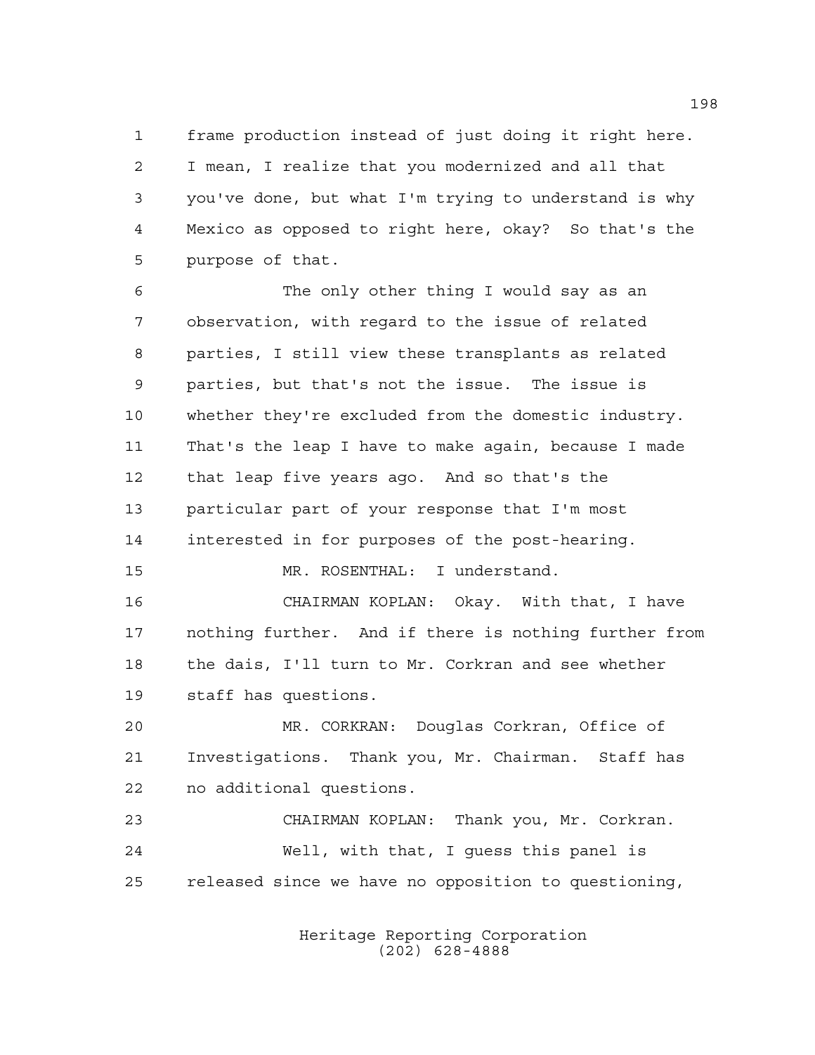frame production instead of just doing it right here. I mean, I realize that you modernized and all that you've done, but what I'm trying to understand is why Mexico as opposed to right here, okay? So that's the purpose of that.

The only other thing I would say as an observation, with regard to the issue of related parties, I still view these transplants as related parties, but that's not the issue. The issue is whether they're excluded from the domestic industry. That's the leap I have to make again, because I made that leap five years ago. And so that's the particular part of your response that I'm most interested in for purposes of the post-hearing.

MR. ROSENTHAL: I understand.

CHAIRMAN KOPLAN: Okay. With that, I have nothing further. And if there is nothing further from the dais, I'll turn to Mr. Corkran and see whether staff has questions.

MR. CORKRAN: Douglas Corkran, Office of Investigations. Thank you, Mr. Chairman. Staff has no additional questions.

CHAIRMAN KOPLAN: Thank you, Mr. Corkran.

Well, with that, I guess this panel is released since we have no opposition to questioning,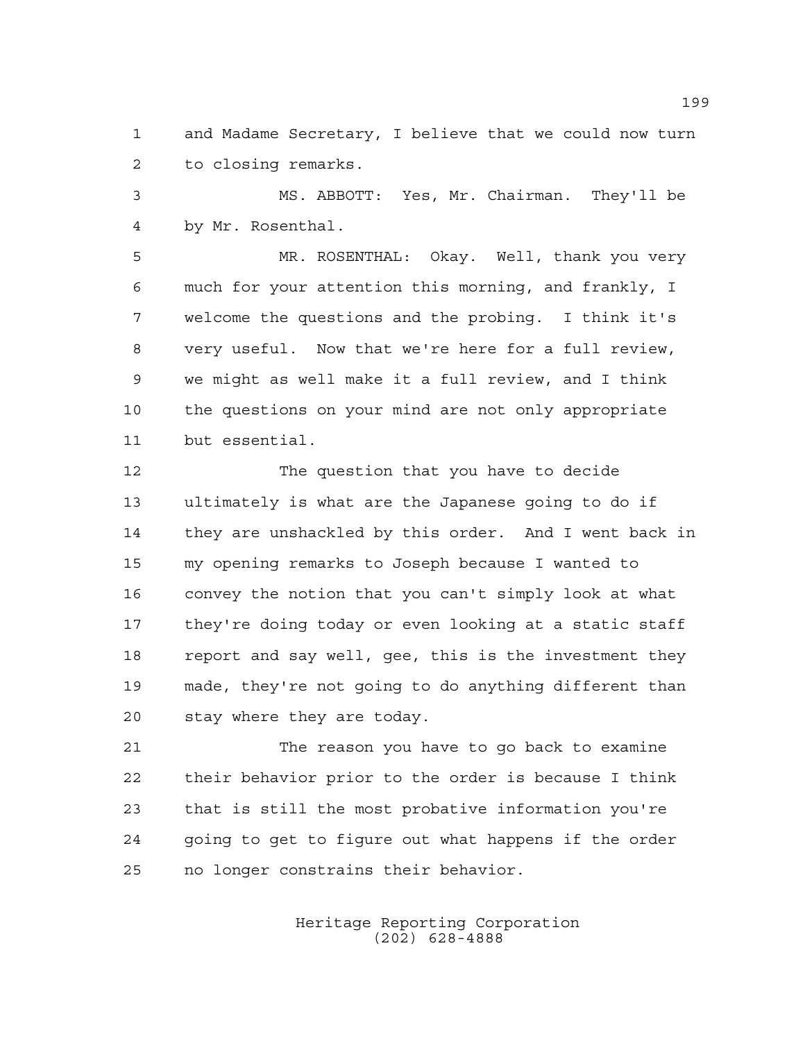and Madame Secretary, I believe that we could now turn to closing remarks.

MS. ABBOTT: Yes, Mr. Chairman. They'll be by Mr. Rosenthal.

MR. ROSENTHAL: Okay. Well, thank you very much for your attention this morning, and frankly, I welcome the questions and the probing. I think it's very useful. Now that we're here for a full review, we might as well make it a full review, and I think the questions on your mind are not only appropriate but essential.

The question that you have to decide ultimately is what are the Japanese going to do if they are unshackled by this order. And I went back in my opening remarks to Joseph because I wanted to convey the notion that you can't simply look at what they're doing today or even looking at a static staff report and say well, gee, this is the investment they made, they're not going to do anything different than stay where they are today.

The reason you have to go back to examine their behavior prior to the order is because I think that is still the most probative information you're going to get to figure out what happens if the order no longer constrains their behavior.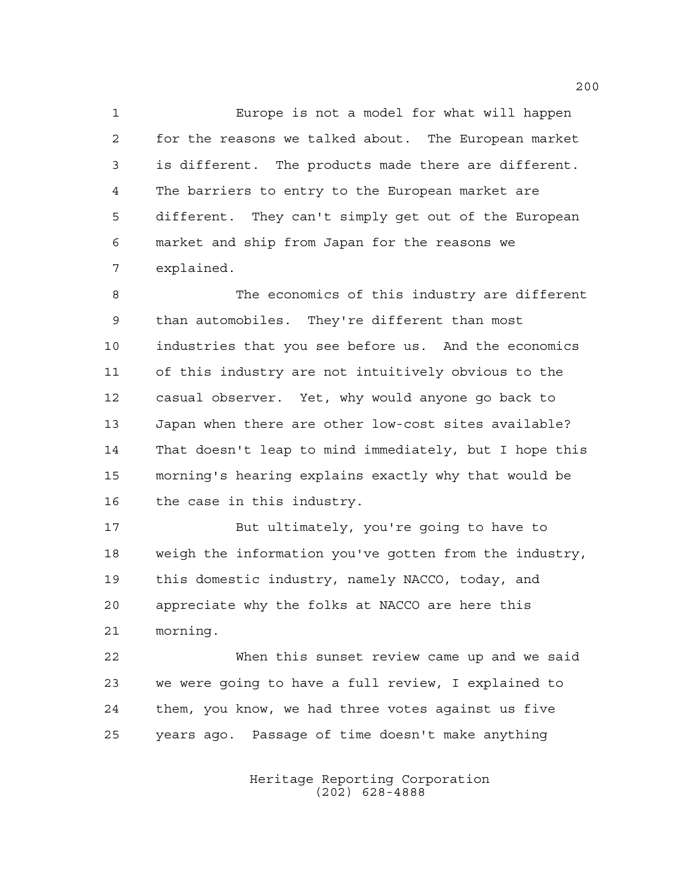Europe is not a model for what will happen for the reasons we talked about. The European market is different. The products made there are different. The barriers to entry to the European market are different. They can't simply get out of the European market and ship from Japan for the reasons we explained.

The economics of this industry are different than automobiles. They're different than most industries that you see before us. And the economics of this industry are not intuitively obvious to the casual observer. Yet, why would anyone go back to Japan when there are other low-cost sites available? That doesn't leap to mind immediately, but I hope this morning's hearing explains exactly why that would be the case in this industry.

But ultimately, you're going to have to weigh the information you've gotten from the industry, this domestic industry, namely NACCO, today, and appreciate why the folks at NACCO are here this morning.

When this sunset review came up and we said we were going to have a full review, I explained to them, you know, we had three votes against us five years ago. Passage of time doesn't make anything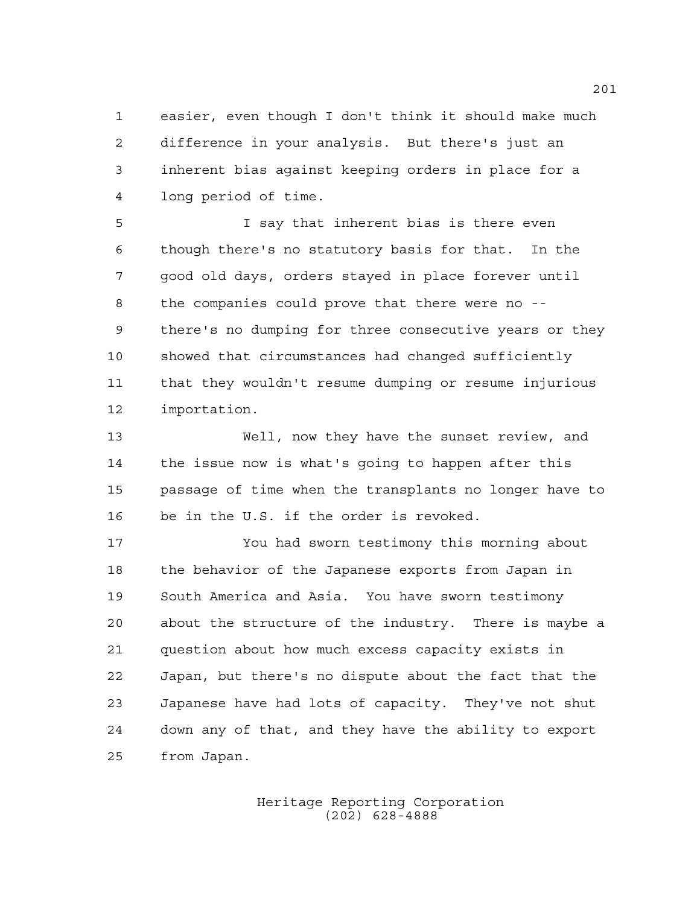easier, even though I don't think it should make much difference in your analysis. But there's just an inherent bias against keeping orders in place for a long period of time.

I say that inherent bias is there even though there's no statutory basis for that. In the good old days, orders stayed in place forever until the companies could prove that there were no -- there's no dumping for three consecutive years or they showed that circumstances had changed sufficiently that they wouldn't resume dumping or resume injurious importation.

Well, now they have the sunset review, and the issue now is what's going to happen after this passage of time when the transplants no longer have to be in the U.S. if the order is revoked.

You had sworn testimony this morning about the behavior of the Japanese exports from Japan in South America and Asia. You have sworn testimony about the structure of the industry. There is maybe a question about how much excess capacity exists in Japan, but there's no dispute about the fact that the Japanese have had lots of capacity. They've not shut down any of that, and they have the ability to export from Japan.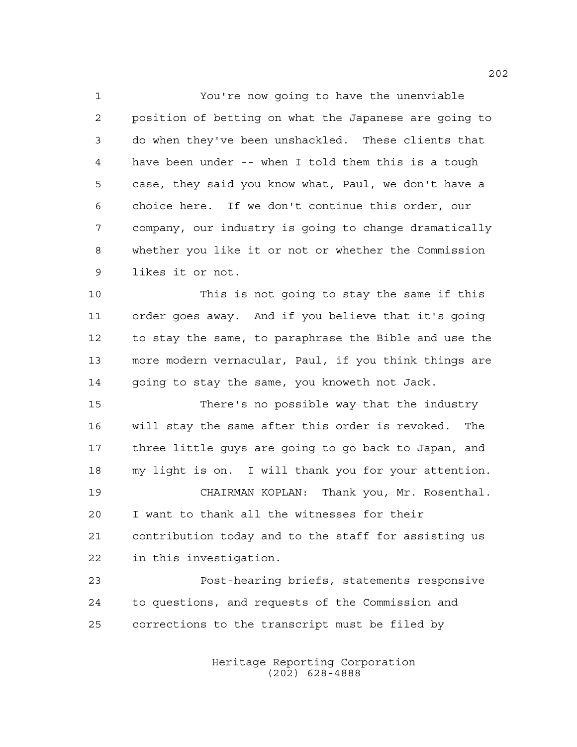You're now going to have the unenviable position of betting on what the Japanese are going to do when they've been unshackled. These clients that have been under -- when I told them this is a tough case, they said you know what, Paul, we don't have a choice here. If we don't continue this order, our company, our industry is going to change dramatically whether you like it or not or whether the Commission likes it or not.

This is not going to stay the same if this order goes away. And if you believe that it's going to stay the same, to paraphrase the Bible and use the more modern vernacular, Paul, if you think things are going to stay the same, you knoweth not Jack.

There's no possible way that the industry will stay the same after this order is revoked. The three little guys are going to go back to Japan, and my light is on. I will thank you for your attention.

CHAIRMAN KOPLAN: Thank you, Mr. Rosenthal. I want to thank all the witnesses for their contribution today and to the staff for assisting us in this investigation.

Post-hearing briefs, statements responsive to questions, and requests of the Commission and corrections to the transcript must be filed by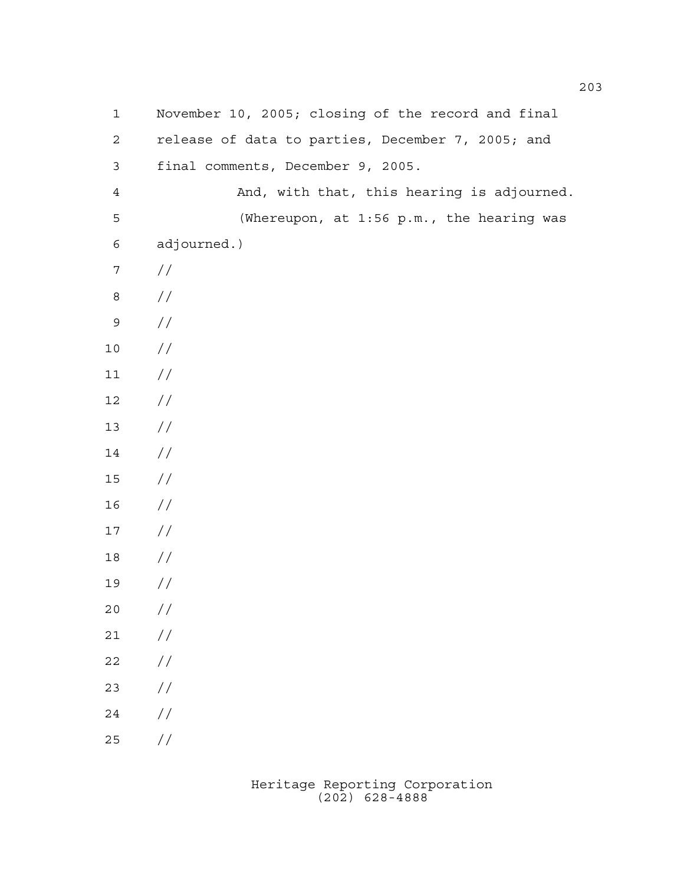November 10, 2005; closing of the record and final release of data to parties, December 7, 2005; and final comments, December 9, 2005.

And, with that, this hearing is adjourned.

(Whereupon, at 1:56 p.m., the hearing was adjourned.)

//

//

//

//

//

//

//

//

//

//

//

//

//

//

//

//

//

//

//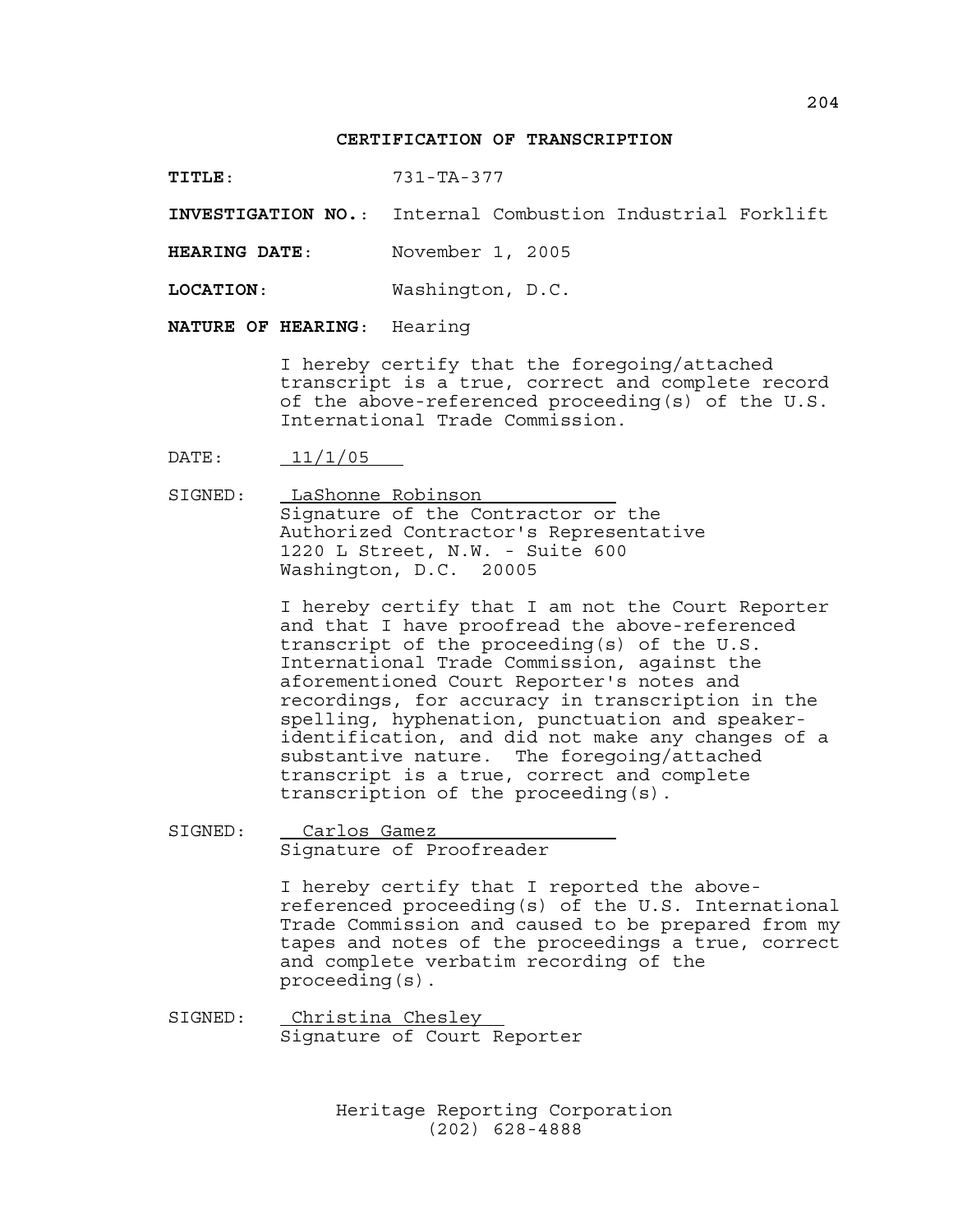**CERTIFICATION OF TRANSCRIPTION**

**TITLE**: 731-TA-377

**INVESTIGATION NO.**: Internal Combustion Industrial Forklift

**HEARING DATE**: November 1, 2005

**LOCATION**: Washington, D.C.

**NATURE OF HEARING**: Hearing

I hereby certify that the foregoing/attached transcript is a true, correct and complete record of the above-referenced proceeding(s) of the U.S. International Trade Commission.

DATE: 11/1/05

SIGNED: LaShonne Robinson
Signature of the Contractor or the Authorized Contractor's Representative
1220 L Street, N.W. - Suite 600
Washington, D.C. 20005

I hereby certify that I am not the Court Reporter and that I have proofread the above-referenced transcript of the proceeding(s) of the U.S. International Trade Commission, against the aforementioned Court Reporter's notes and recordings, for accuracy in transcription in the spelling, hyphenation, punctuation and speaker-identification, and did not make any changes of a substantive nature. The foregoing/attached transcript is a true, correct and complete transcription of the proceeding(s).

SIGNED: Carlos Gamez
Signature of Proofreader

I hereby certify that I reported the above-referenced proceeding(s) of the U.S. International Trade Commission and caused to be prepared from my tapes and notes of the proceedings a true, correct and complete verbatim recording of the proceeding(s).

SIGNED: Christina Chesley
Signature of Court Reporter